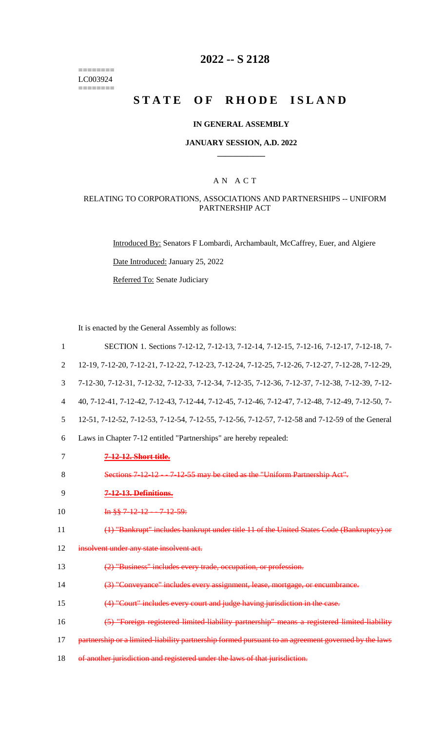========
LC003924
========

# 2022 -- S 2128

# STATE OF RHODE ISLAND

## IN GENERAL ASSEMBLY

### JANUARY SESSION, A.D. 2022

### A N A C T

RELATING TO CORPORATIONS, ASSOCIATIONS AND PARTNERSHIPS -- UNIFORM PARTNERSHIP ACT

Introduced By: Senators F Lombardi, Archambault, McCaffrey, Euer, and Algiere

Date Introduced: January 25, 2022

Referred To: Senate Judiciary

It is enacted by the General Assembly as follows:

1 SECTION 1. Sections 7-12-12, 7-12-13, 7-12-14, 7-12-15, 7-12-16, 7-12-17, 7-12-18, 7-
2 12-19, 7-12-20, 7-12-21, 7-12-22, 7-12-23, 7-12-24, 7-12-25, 7-12-26, 7-12-27, 7-12-28, 7-12-29,
3 7-12-30, 7-12-31, 7-12-32, 7-12-33, 7-12-34, 7-12-35, 7-12-36, 7-12-37, 7-12-38, 7-12-39, 7-12-
4 40, 7-12-41, 7-12-42, 7-12-43, 7-12-44, 7-12-45, 7-12-46, 7-12-47, 7-12-48, 7-12-49, 7-12-50, 7-
5 12-51, 7-12-52, 7-12-53, 7-12-54, 7-12-55, 7-12-56, 7-12-57, 7-12-58 and 7-12-59 of the General
6 Laws in Chapter 7-12 entitled "Partnerships" are hereby repealed:

7 **~~7-12-12. Short title.~~**

8 ~~Sections 7-12-12 -- 7-12-55 may be cited as the "Uniform Partnership Act".~~

9 **~~7-12-13. Definitions.~~**

10 ~~In §§ 7-12-12 -- 7-12-59:~~

11 ~~(1) "Bankrupt" includes bankrupt under title 11 of the United States Code (Bankruptcy) or~~
12 ~~insolvent under any state insolvent act.~~

13 ~~(2) "Business" includes every trade, occupation, or profession.~~

14 ~~(3) "Conveyance" includes every assignment, lease, mortgage, or encumbrance.~~

15 ~~(4) "Court" includes every court and judge having jurisdiction in the case.~~

16 ~~(5) "Foreign registered limited-liability partnership" means a registered limited-liability~~
17 ~~partnership or a limited-liability partnership formed pursuant to an agreement governed by the laws~~
18 ~~of another jurisdiction and registered under the laws of that jurisdiction.~~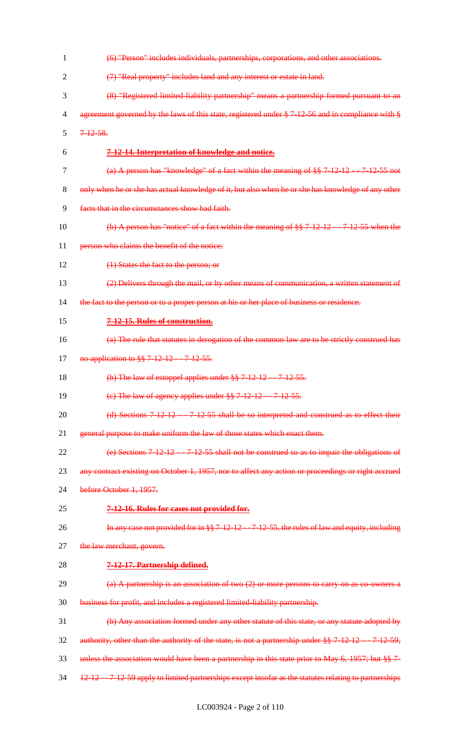~~(6) "Person" includes individuals, partnerships, corporations, and other associations.~~

~~(7) "Real property" includes land and any interest or estate in land.~~

~~(8) "Registered limited-liability partnership" means a partnership formed pursuant to an agreement governed by the laws of this state, registered under § 7-12-56 and in compliance with § 7-12-58.~~

~~**7-12-14. Interpretation of knowledge and notice.**~~

~~(a) A person has "knowledge" of a fact within the meaning of §§ 7-12-12 -- 7-12-55 not only when he or she has actual knowledge of it, but also when he or she has knowledge of any other facts that in the circumstances show bad faith.~~

~~(b) A person has "notice" of a fact within the meaning of §§ 7-12-12 -- 7-12-55 when the person who claims the benefit of the notice:~~

~~(1) States the fact to the person; or~~

~~(2) Delivers through the mail, or by other means of communication, a written statement of the fact to the person or to a proper person at his or her place of business or residence.~~

~~**7-12-15. Rules of construction.**~~

~~(a) The rule that statutes in derogation of the common law are to be strictly construed has no application to §§ 7-12-12 -- 7-12-55.~~

~~(b) The law of estoppel applies under §§ 7-12-12 -- 7-12-55.~~

~~(c) The law of agency applies under §§ 7-12-12 -- 7-12-55.~~

~~(d) Sections 7-12-12 -- 7-12-55 shall be so interpreted and construed as to effect their general purpose to make uniform the law of those states which enact them.~~

~~(e) Sections 7-12-12 -- 7-12-55 shall not be construed so as to impair the obligations of any contract existing on October 1, 1957, nor to affect any action or proceedings or right accrued before October 1, 1957.~~

~~**7-12-16. Rules for cases not provided for.**~~

~~In any case not provided for in §§ 7-12-12 -- 7-12-55, the rules of law and equity, including the law merchant, govern.~~

~~**7-12-17. Partnership defined.**~~

~~(a) A partnership is an association of two (2) or more persons to carry on as co-owners a business for profit, and includes a registered limited-liability partnership.~~

~~(b) Any association formed under any other statute of this state, or any statute adopted by authority, other than the authority of the state, is not a partnership under §§ 7-12-12 -- 7-12-59, unless the association would have been a partnership in this state prior to May 6, 1957; but §§ 7-12-12 -- 7-12-59 apply to limited partnerships except insofar as the statutes relating to partnerships~~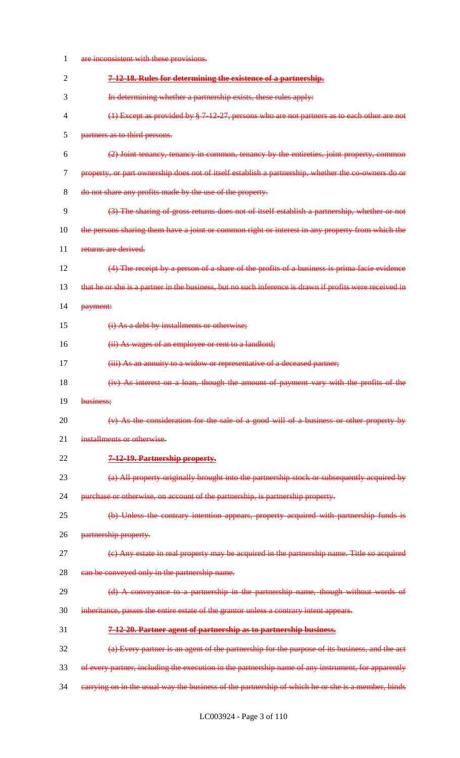~~are inconsistent with these provisions.~~

~~**7-12-18. Rules for determining the existence of a partnership.**~~

~~In determining whether a partnership exists, these rules apply:~~

~~(1) Except as provided by § 7-12-27, persons who are not partners as to each other are not partners as to third persons.~~

~~(2) Joint tenancy, tenancy in common, tenancy by the entireties, joint property, common property, or part ownership does not of itself establish a partnership, whether the co-owners do or do not share any profits made by the use of the property.~~

~~(3) The sharing of gross returns does not of itself establish a partnership, whether or not the persons sharing them have a joint or common right or interest in any property from which the returns are derived.~~

~~(4) The receipt by a person of a share of the profits of a business is prima facie evidence that he or she is a partner in the business, but no such inference is drawn if profits were received in payment:~~

~~(i) As a debt by installments or otherwise;~~

~~(ii) As wages of an employee or rent to a landlord;~~

~~(iii) As an annuity to a widow or representative of a deceased partner;~~

~~(iv) As interest on a loan, though the amount of payment vary with the profits of the business;~~

~~(v) As the consideration for the sale of a good will of a business or other property by installments or otherwise.~~

~~**7-12-19. Partnership property.**~~

~~(a) All property originally brought into the partnership stock or subsequently acquired by purchase or otherwise, on account of the partnership, is partnership property.~~

~~(b) Unless the contrary intention appears, property acquired with partnership funds is partnership property.~~

~~(c) Any estate in real property may be acquired in the partnership name. Title so acquired can be conveyed only in the partnership name.~~

~~(d) A conveyance to a partnership in the partnership name, though without words of inheritance, passes the entire estate of the grantor unless a contrary intent appears.~~

~~**7-12-20. Partner agent of partnership as to partnership business.**~~

~~(a) Every partner is an agent of the partnership for the purpose of its business, and the act of every partner, including the execution in the partnership name of any instrument, for apparently carrying on in the usual way the business of the partnership of which he or she is a member, binds~~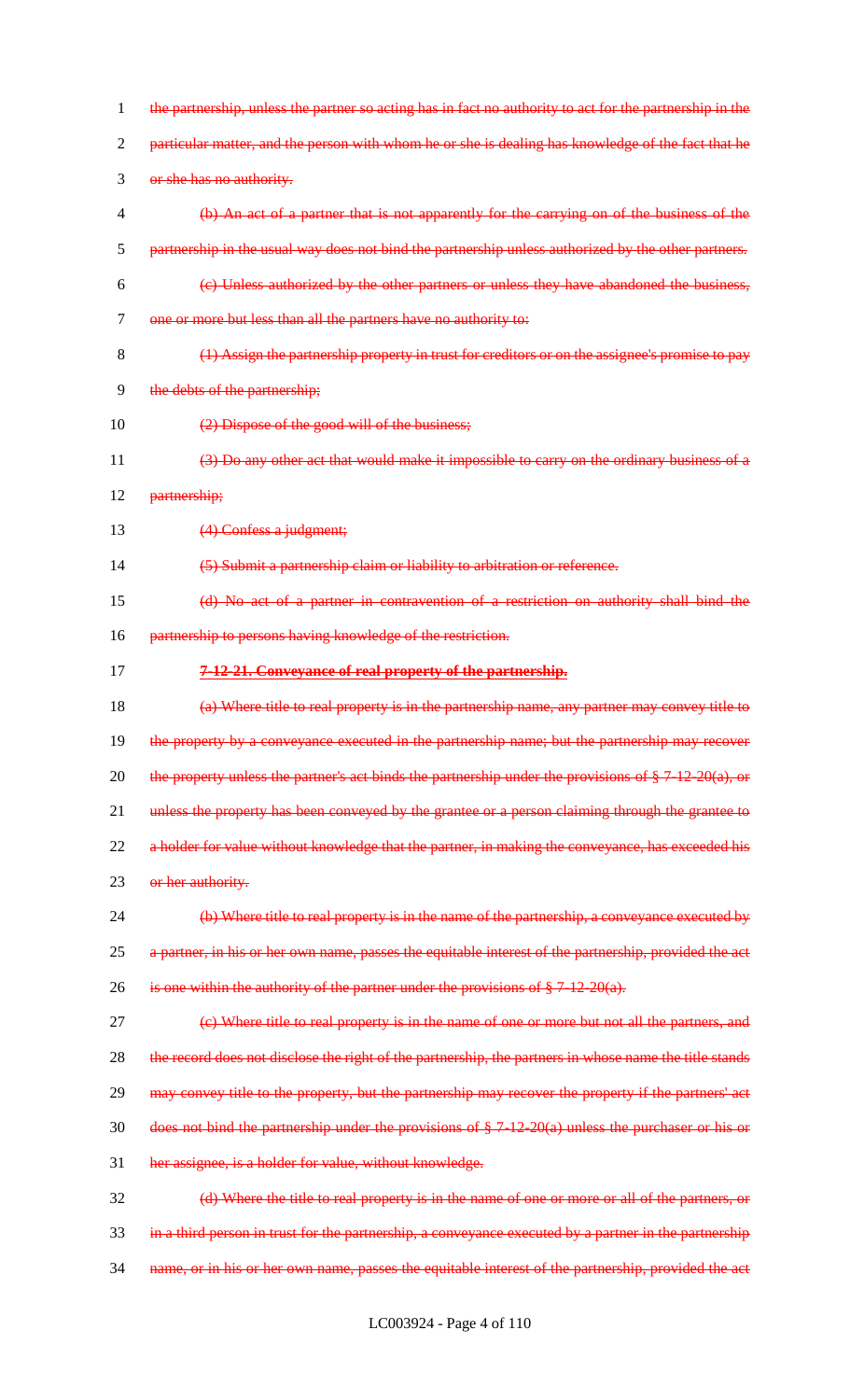the partnership, unless the partner so acting has in fact no authority to act for the partnership in the particular matter, and the person with whom he or she is dealing has knowledge of the fact that he or she has no authority.

(b) An act of a partner that is not apparently for the carrying on of the business of the partnership in the usual way does not bind the partnership unless authorized by the other partners.

(c) Unless authorized by the other partners or unless they have abandoned the business, one or more but less than all the partners have no authority to:

(1) Assign the partnership property in trust for creditors or on the assignee's promise to pay the debts of the partnership;

(2) Dispose of the good will of the business;

(3) Do any other act that would make it impossible to carry on the ordinary business of a partnership;

(4) Confess a judgment;

(5) Submit a partnership claim or liability to arbitration or reference.

(d) No act of a partner in contravention of a restriction on authority shall bind the partnership to persons having knowledge of the restriction.

**7-12-21. Conveyance of real property of the partnership.**

(a) Where title to real property is in the partnership name, any partner may convey title to the property by a conveyance executed in the partnership name; but the partnership may recover the property unless the partner's act binds the partnership under the provisions of § 7-12-20(a), or unless the property has been conveyed by the grantee or a person claiming through the grantee to a holder for value without knowledge that the partner, in making the conveyance, has exceeded his or her authority.

(b) Where title to real property is in the name of the partnership, a conveyance executed by a partner, in his or her own name, passes the equitable interest of the partnership, provided the act is one within the authority of the partner under the provisions of § 7-12-20(a).

(c) Where title to real property is in the name of one or more but not all the partners, and the record does not disclose the right of the partnership, the partners in whose name the title stands may convey title to the property, but the partnership may recover the property if the partners' act does not bind the partnership under the provisions of § 7-12-20(a) unless the purchaser or his or her assignee, is a holder for value, without knowledge.

(d) Where the title to real property is in the name of one or more or all of the partners, or in a third person in trust for the partnership, a conveyance executed by a partner in the partnership name, or in his or her own name, passes the equitable interest of the partnership, provided the act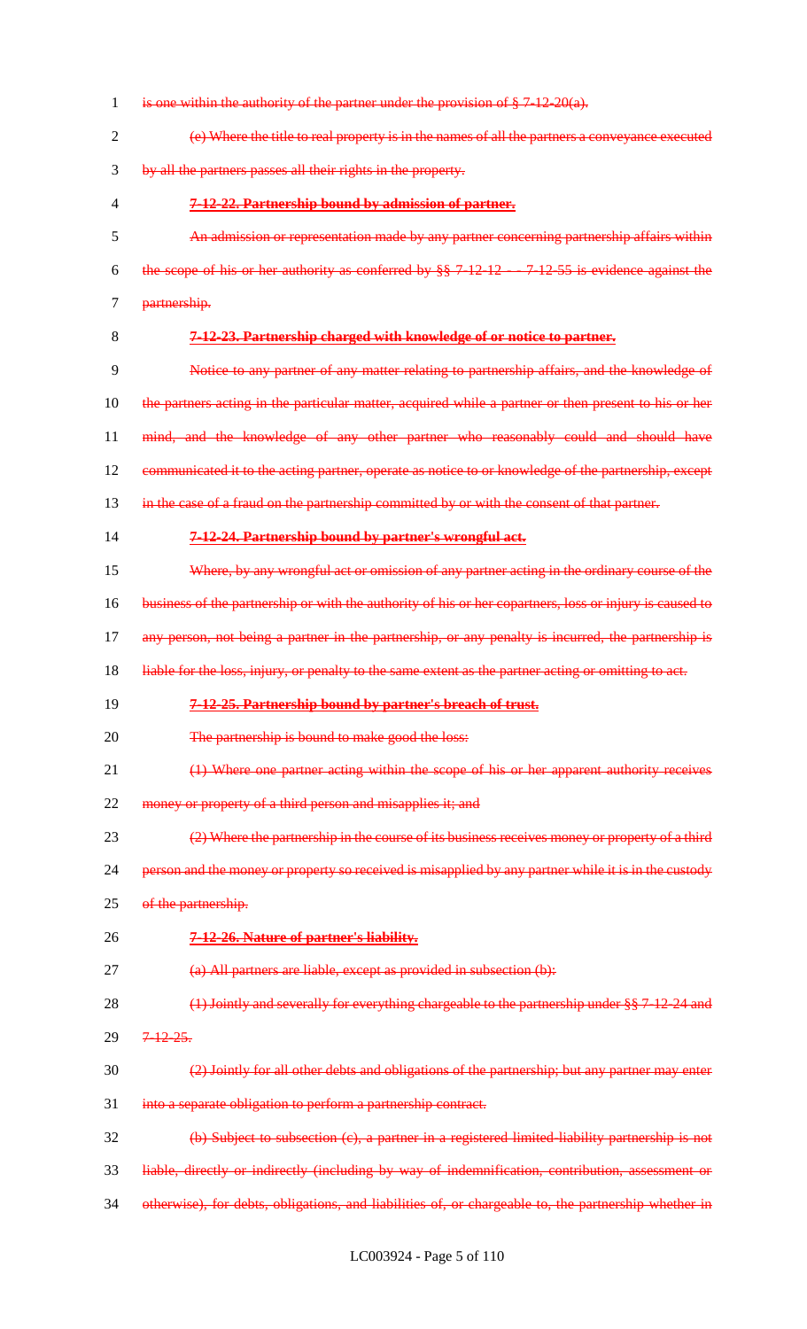is one within the authority of the partner under the provision of § 7-12-20(a).

(e) Where the title to real property is in the names of all the partners a conveyance executed by all the partners passes all their rights in the property.

**7-12-22. Partnership bound by admission of partner.**

An admission or representation made by any partner concerning partnership affairs within the scope of his or her authority as conferred by §§ 7-12-12 -- 7-12-55 is evidence against the partnership.

**7-12-23. Partnership charged with knowledge of or notice to partner.**

Notice to any partner of any matter relating to partnership affairs, and the knowledge of the partners acting in the particular matter, acquired while a partner or then present to his or her mind, and the knowledge of any other partner who reasonably could and should have communicated it to the acting partner, operate as notice to or knowledge of the partnership, except in the case of a fraud on the partnership committed by or with the consent of that partner.

**7-12-24. Partnership bound by partner's wrongful act.**

Where, by any wrongful act or omission of any partner acting in the ordinary course of the business of the partnership or with the authority of his or her copartners, loss or injury is caused to any person, not being a partner in the partnership, or any penalty is incurred, the partnership is liable for the loss, injury, or penalty to the same extent as the partner acting or omitting to act.

**7-12-25. Partnership bound by partner's breach of trust.**

The partnership is bound to make good the loss:

(1) Where one partner acting within the scope of his or her apparent authority receives money or property of a third person and misapplies it; and

(2) Where the partnership in the course of its business receives money or property of a third person and the money or property so received is misapplied by any partner while it is in the custody of the partnership.

**7-12-26. Nature of partner's liability.**

(a) All partners are liable, except as provided in subsection (b):

(1) Jointly and severally for everything chargeable to the partnership under §§ 7-12-24 and 7-12-25.

(2) Jointly for all other debts and obligations of the partnership; but any partner may enter into a separate obligation to perform a partnership contract.

(b) Subject to subsection (c), a partner in a registered limited-liability partnership is not liable, directly or indirectly (including by way of indemnification, contribution, assessment or otherwise), for debts, obligations, and liabilities of, or chargeable to, the partnership whether in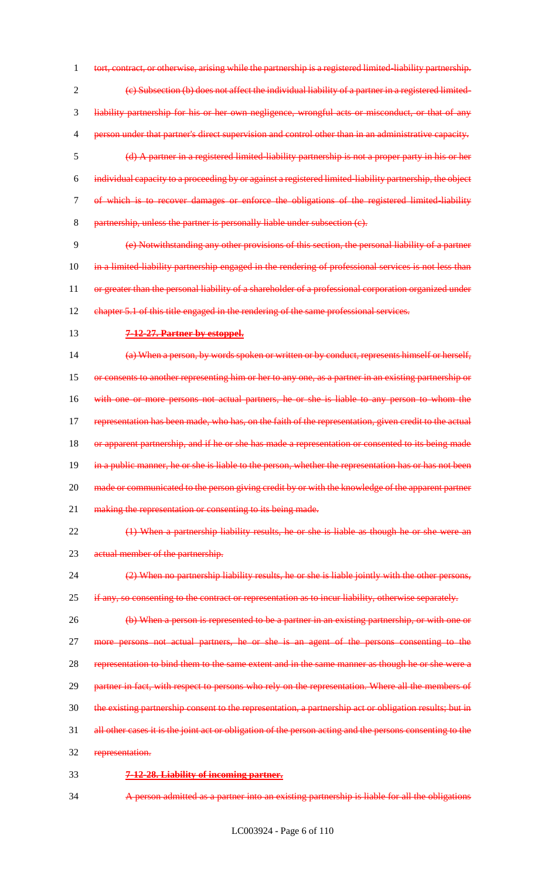~~tort, contract, or otherwise, arising while the partnership is a registered limited-liability partnership.~~

~~(c) Subsection (b) does not affect the individual liability of a partner in a registered limited-liability partnership for his or her own negligence, wrongful acts or misconduct, or that of any person under that partner's direct supervision and control other than in an administrative capacity.~~

~~(d) A partner in a registered limited-liability partnership is not a proper party in his or her individual capacity to a proceeding by or against a registered limited-liability partnership, the object of which is to recover damages or enforce the obligations of the registered limited-liability partnership, unless the partner is personally liable under subsection (c).~~

~~(e) Notwithstanding any other provisions of this section, the personal liability of a partner in a limited-liability partnership engaged in the rendering of professional services is not less than or greater than the personal liability of a shareholder of a professional corporation organized under chapter 5.1 of this title engaged in the rendering of the same professional services.~~

~~**7-12-27. Partner by estoppel.**~~

~~(a) When a person, by words spoken or written or by conduct, represents himself or herself, or consents to another representing him or her to any one, as a partner in an existing partnership or with one or more persons not actual partners, he or she is liable to any person to whom the representation has been made, who has, on the faith of the representation, given credit to the actual or apparent partnership, and if he or she has made a representation or consented to its being made in a public manner, he or she is liable to the person, whether the representation has or has not been made or communicated to the person giving credit by or with the knowledge of the apparent partner making the representation or consenting to its being made.~~

~~(1) When a partnership liability results, he or she is liable as though he or she were an actual member of the partnership.~~

~~(2) When no partnership liability results, he or she is liable jointly with the other persons, if any, so consenting to the contract or representation as to incur liability, otherwise separately.~~

~~(b) When a person is represented to be a partner in an existing partnership, or with one or more persons not actual partners, he or she is an agent of the persons consenting to the representation to bind them to the same extent and in the same manner as though he or she were a partner in fact, with respect to persons who rely on the representation. Where all the members of the existing partnership consent to the representation, a partnership act or obligation results; but in all other cases it is the joint act or obligation of the person acting and the persons consenting to the representation.~~

~~**7-12-28. Liability of incoming partner.**~~

~~A person admitted as a partner into an existing partnership is liable for all the obligations~~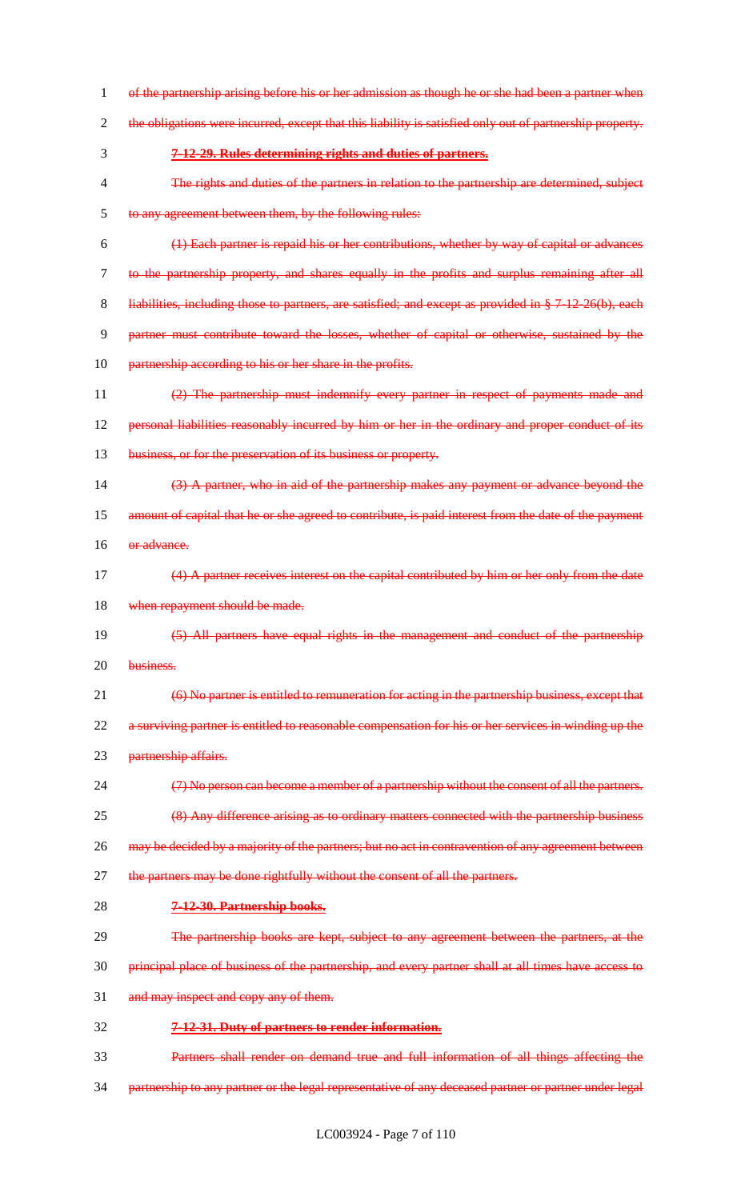of the partnership arising before his or her admission as though he or she had been a partner when the obligations were incurred, except that this liability is satisfied only out of partnership property.

**7-12-29. Rules determining rights and duties of partners.**

The rights and duties of the partners in relation to the partnership are determined, subject to any agreement between them, by the following rules:

(1) Each partner is repaid his or her contributions, whether by way of capital or advances to the partnership property, and shares equally in the profits and surplus remaining after all liabilities, including those to partners, are satisfied; and except as provided in § 7-12-26(b), each partner must contribute toward the losses, whether of capital or otherwise, sustained by the partnership according to his or her share in the profits.

(2) The partnership must indemnify every partner in respect of payments made and personal liabilities reasonably incurred by him or her in the ordinary and proper conduct of its business, or for the preservation of its business or property.

(3) A partner, who in aid of the partnership makes any payment or advance beyond the amount of capital that he or she agreed to contribute, is paid interest from the date of the payment or advance.

(4) A partner receives interest on the capital contributed by him or her only from the date when repayment should be made.

(5) All partners have equal rights in the management and conduct of the partnership business.

(6) No partner is entitled to remuneration for acting in the partnership business, except that a surviving partner is entitled to reasonable compensation for his or her services in winding up the partnership affairs.

(7) No person can become a member of a partnership without the consent of all the partners.

(8) Any difference arising as to ordinary matters connected with the partnership business may be decided by a majority of the partners; but no act in contravention of any agreement between the partners may be done rightfully without the consent of all the partners.

**7-12-30. Partnership books.**

The partnership books are kept, subject to any agreement between the partners, at the principal place of business of the partnership, and every partner shall at all times have access to and may inspect and copy any of them.

**7-12-31. Duty of partners to render information.**

Partners shall render on demand true and full information of all things affecting the partnership to any partner or the legal representative of any deceased partner or partner under legal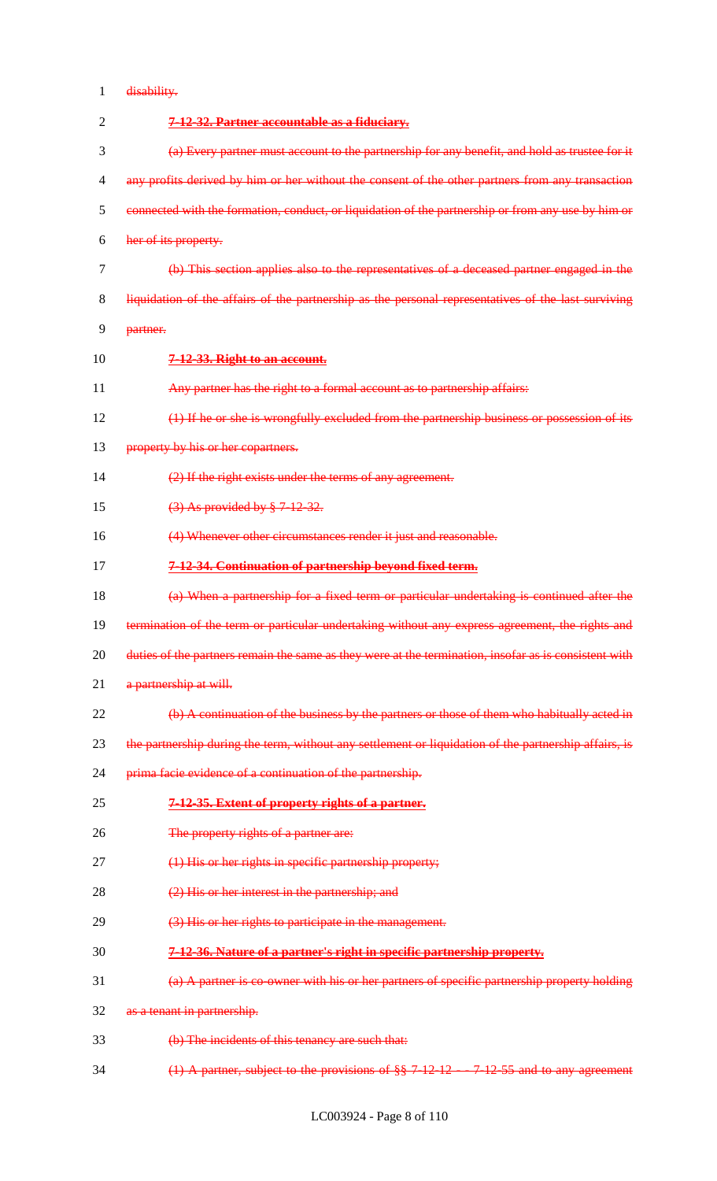disability.

**7-12-32. Partner accountable as a fiduciary.**

(a) Every partner must account to the partnership for any benefit, and hold as trustee for it any profits derived by him or her without the consent of the other partners from any transaction connected with the formation, conduct, or liquidation of the partnership or from any use by him or her of its property.

(b) This section applies also to the representatives of a deceased partner engaged in the liquidation of the affairs of the partnership as the personal representatives of the last surviving partner.

**7-12-33. Right to an account.**

Any partner has the right to a formal account as to partnership affairs:

(1) If he or she is wrongfully excluded from the partnership business or possession of its property by his or her copartners.

(2) If the right exists under the terms of any agreement.

(3) As provided by § 7-12-32.

(4) Whenever other circumstances render it just and reasonable.

**7-12-34. Continuation of partnership beyond fixed term.**

(a) When a partnership for a fixed term or particular undertaking is continued after the termination of the term or particular undertaking without any express agreement, the rights and duties of the partners remain the same as they were at the termination, insofar as is consistent with a partnership at will.

(b) A continuation of the business by the partners or those of them who habitually acted in the partnership during the term, without any settlement or liquidation of the partnership affairs, is prima facie evidence of a continuation of the partnership.

**7-12-35. Extent of property rights of a partner.**

The property rights of a partner are:

(1) His or her rights in specific partnership property;

(2) His or her interest in the partnership; and

(3) His or her rights to participate in the management.

**7-12-36. Nature of a partner's right in specific partnership property.**

(a) A partner is co-owner with his or her partners of specific partnership property holding as a tenant in partnership.

(b) The incidents of this tenancy are such that:

(1) A partner, subject to the provisions of §§ 7-12-12 -- 7-12-55 and to any agreement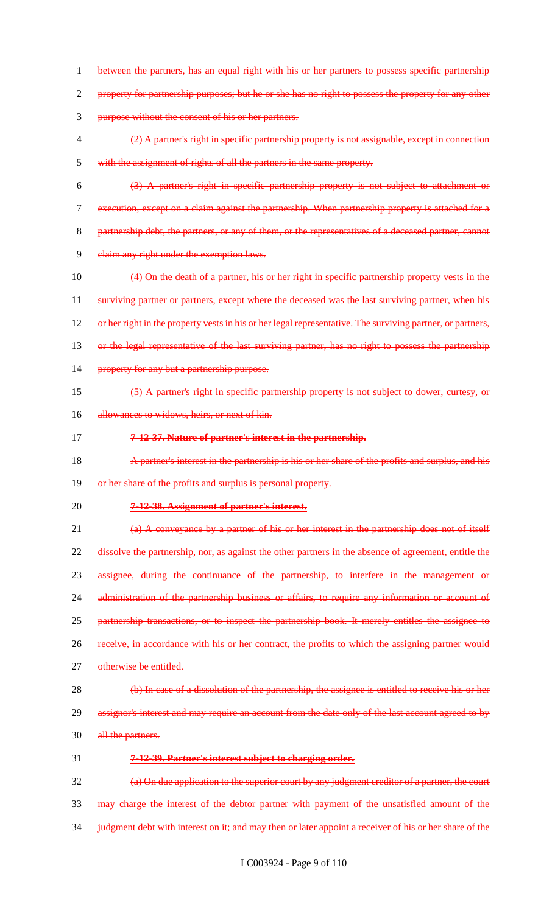between the partners, has an equal right with his or her partners to possess specific partnership property for partnership purposes; but he or she has no right to possess the property for any other purpose without the consent of his or her partners.

(2) A partner's right in specific partnership property is not assignable, except in connection with the assignment of rights of all the partners in the same property.

(3) A partner's right in specific partnership property is not subject to attachment or execution, except on a claim against the partnership. When partnership property is attached for a partnership debt, the partners, or any of them, or the representatives of a deceased partner, cannot claim any right under the exemption laws.

(4) On the death of a partner, his or her right in specific partnership property vests in the surviving partner or partners, except where the deceased was the last surviving partner, when his or her right in the property vests in his or her legal representative. The surviving partner, or partners, or the legal representative of the last surviving partner, has no right to possess the partnership property for any but a partnership purpose.

(5) A partner's right in specific partnership property is not subject to dower, curtesy, or allowances to widows, heirs, or next of kin.

**7-12-37. Nature of partner's interest in the partnership.**

A partner's interest in the partnership is his or her share of the profits and surplus, and his or her share of the profits and surplus is personal property.

**7-12-38. Assignment of partner's interest.**

(a) A conveyance by a partner of his or her interest in the partnership does not of itself dissolve the partnership, nor, as against the other partners in the absence of agreement, entitle the assignee, during the continuance of the partnership, to interfere in the management or administration of the partnership business or affairs, to require any information or account of partnership transactions, or to inspect the partnership book. It merely entitles the assignee to receive, in accordance with his or her contract, the profits to which the assigning partner would otherwise be entitled.

(b) In case of a dissolution of the partnership, the assignee is entitled to receive his or her assignor's interest and may require an account from the date only of the last account agreed to by all the partners.

**7-12-39. Partner's interest subject to charging order.**

(a) On due application to the superior court by any judgment creditor of a partner, the court may charge the interest of the debtor partner with payment of the unsatisfied amount of the judgment debt with interest on it; and may then or later appoint a receiver of his or her share of the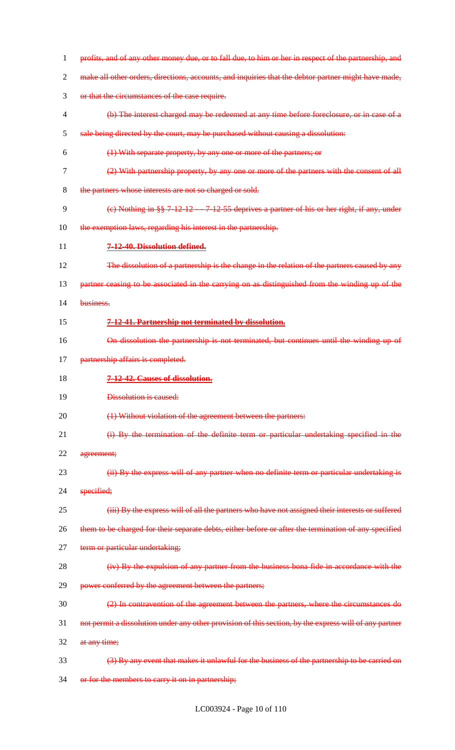profits, and of any other money due, or to fall due, to him or her in respect of the partnership, and make all other orders, directions, accounts, and inquiries that the debtor partner might have made, or that the circumstances of the case require.

(b) The interest charged may be redeemed at any time before foreclosure, or in case of a sale being directed by the court, may be purchased without causing a dissolution:

(1) With separate property, by any one or more of the partners; or

(2) With partnership property, by any one or more of the partners with the consent of all the partners whose interests are not so charged or sold.

(c) Nothing in §§ 7-12-12 -- 7-12-55 deprives a partner of his or her right, if any, under the exemption laws, regarding his interest in the partnership.

**7-12-40. Dissolution defined.**

The dissolution of a partnership is the change in the relation of the partners caused by any partner ceasing to be associated in the carrying on as distinguished from the winding up of the business.

**7-12-41. Partnership not terminated by dissolution.**

On dissolution the partnership is not terminated, but continues until the winding up of partnership affairs is completed.

**7-12-42. Causes of dissolution.**

Dissolution is caused:

(1) Without violation of the agreement between the partners:

(i) By the termination of the definite term or particular undertaking specified in the agreement;

(ii) By the express will of any partner when no definite term or particular undertaking is specified;

(iii) By the express will of all the partners who have not assigned their interests or suffered them to be charged for their separate debts, either before or after the termination of any specified term or particular undertaking;

(iv) By the expulsion of any partner from the business bona fide in accordance with the power conferred by the agreement between the partners;

(2) In contravention of the agreement between the partners, where the circumstances do not permit a dissolution under any other provision of this section, by the express will of any partner at any time;

(3) By any event that makes it unlawful for the business of the partnership to be carried on or for the members to carry it on in partnership;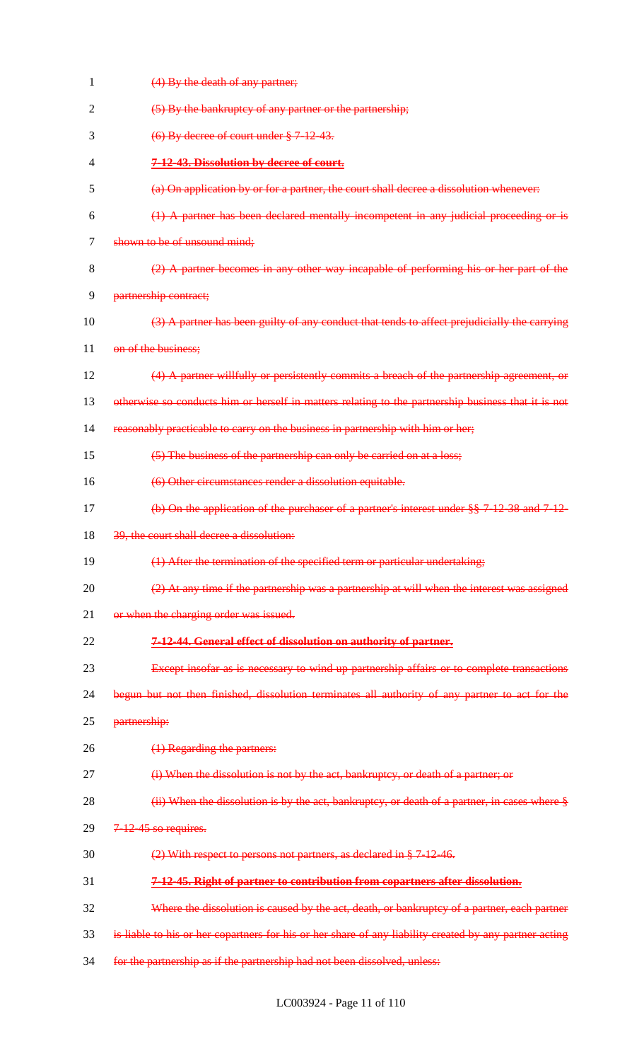(4) By the death of any partner;

(5) By the bankruptcy of any partner or the partnership;

(6) By decree of court under § 7-12-43.

**7-12-43. Dissolution by decree of court.**

(a) On application by or for a partner, the court shall decree a dissolution whenever:

(1) A partner has been declared mentally incompetent in any judicial proceeding or is shown to be of unsound mind;

(2) A partner becomes in any other way incapable of performing his or her part of the partnership contract;

(3) A partner has been guilty of any conduct that tends to affect prejudicially the carrying on of the business;

(4) A partner willfully or persistently commits a breach of the partnership agreement, or otherwise so conducts him or herself in matters relating to the partnership business that it is not reasonably practicable to carry on the business in partnership with him or her;

(5) The business of the partnership can only be carried on at a loss;

(6) Other circumstances render a dissolution equitable.

(b) On the application of the purchaser of a partner's interest under §§ 7-12-38 and 7-12-39, the court shall decree a dissolution:

(1) After the termination of the specified term or particular undertaking;

(2) At any time if the partnership was a partnership at will when the interest was assigned or when the charging order was issued.

**7-12-44. General effect of dissolution on authority of partner.**

Except insofar as is necessary to wind up partnership affairs or to complete transactions begun but not then finished, dissolution terminates all authority of any partner to act for the partnership:

(1) Regarding the partners:

(i) When the dissolution is not by the act, bankruptcy, or death of a partner; or

(ii) When the dissolution is by the act, bankruptcy, or death of a partner, in cases where § 7-12-45 so requires.

(2) With respect to persons not partners, as declared in § 7-12-46.

**7-12-45. Right of partner to contribution from copartners after dissolution.**

Where the dissolution is caused by the act, death, or bankruptcy of a partner, each partner is liable to his or her copartners for his or her share of any liability created by any partner acting for the partnership as if the partnership had not been dissolved, unless: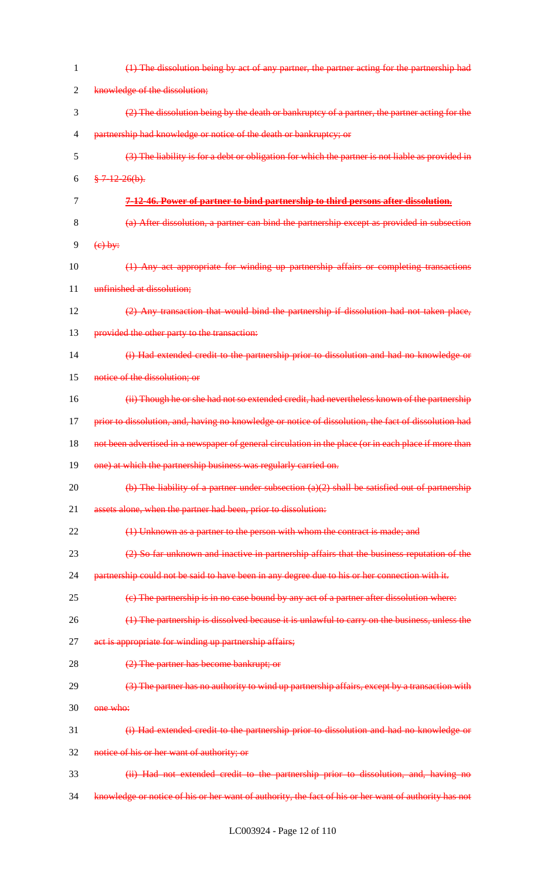(1) The dissolution being by act of any partner, the partner acting for the partnership had knowledge of the dissolution;

(2) The dissolution being by the death or bankruptcy of a partner, the partner acting for the partnership had knowledge or notice of the death or bankruptcy; or

(3) The liability is for a debt or obligation for which the partner is not liable as provided in § 7-12-26(b).

**7-12-46. Power of partner to bind partnership to third persons after dissolution.**

(a) After dissolution, a partner can bind the partnership except as provided in subsection (c) by:

(1) Any act appropriate for winding up partnership affairs or completing transactions unfinished at dissolution;

(2) Any transaction that would bind the partnership if dissolution had not taken place, provided the other party to the transaction:

(i) Had extended credit to the partnership prior to dissolution and had no knowledge or notice of the dissolution; or

(ii) Though he or she had not so extended credit, had nevertheless known of the partnership prior to dissolution, and, having no knowledge or notice of dissolution, the fact of dissolution had not been advertised in a newspaper of general circulation in the place (or in each place if more than one) at which the partnership business was regularly carried on.

(b) The liability of a partner under subsection (a)(2) shall be satisfied out of partnership assets alone, when the partner had been, prior to dissolution:

(1) Unknown as a partner to the person with whom the contract is made; and

(2) So far unknown and inactive in partnership affairs that the business reputation of the partnership could not be said to have been in any degree due to his or her connection with it.

(c) The partnership is in no case bound by any act of a partner after dissolution where:

(1) The partnership is dissolved because it is unlawful to carry on the business, unless the act is appropriate for winding up partnership affairs;

(2) The partner has become bankrupt; or

(3) The partner has no authority to wind up partnership affairs, except by a transaction with one who:

(i) Had extended credit to the partnership prior to dissolution and had no knowledge or notice of his or her want of authority; or

(ii) Had not extended credit to the partnership prior to dissolution, and, having no knowledge or notice of his or her want of authority, the fact of his or her want of authority has not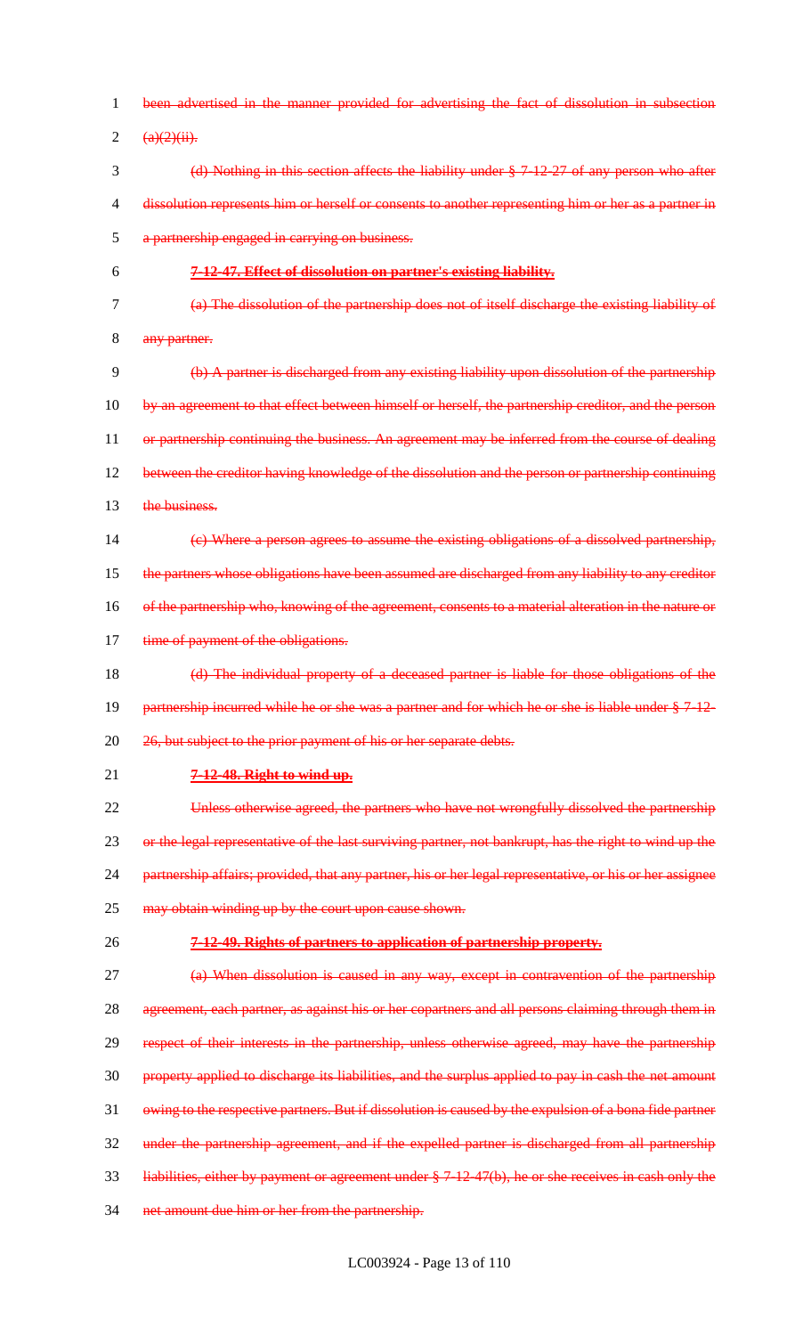~~been advertised in the manner provided for advertising the fact of dissolution in subsection (a)(2)(ii).~~

~~(d) Nothing in this section affects the liability under § 7-12-27 of any person who after dissolution represents him or herself or consents to another representing him or her as a partner in a partnership engaged in carrying on business.~~

~~**7-12-47. Effect of dissolution on partner's existing liability.**~~

~~(a) The dissolution of the partnership does not of itself discharge the existing liability of any partner.~~

~~(b) A partner is discharged from any existing liability upon dissolution of the partnership by an agreement to that effect between himself or herself, the partnership creditor, and the person or partnership continuing the business. An agreement may be inferred from the course of dealing between the creditor having knowledge of the dissolution and the person or partnership continuing the business.~~

~~(c) Where a person agrees to assume the existing obligations of a dissolved partnership, the partners whose obligations have been assumed are discharged from any liability to any creditor of the partnership who, knowing of the agreement, consents to a material alteration in the nature or time of payment of the obligations.~~

~~(d) The individual property of a deceased partner is liable for those obligations of the partnership incurred while he or she was a partner and for which he or she is liable under § 7-12-26, but subject to the prior payment of his or her separate debts.~~

~~**7-12-48. Right to wind up.**~~

~~Unless otherwise agreed, the partners who have not wrongfully dissolved the partnership or the legal representative of the last surviving partner, not bankrupt, has the right to wind up the partnership affairs; provided, that any partner, his or her legal representative, or his or her assignee may obtain winding up by the court upon cause shown.~~

~~**7-12-49. Rights of partners to application of partnership property.**~~

~~(a) When dissolution is caused in any way, except in contravention of the partnership agreement, each partner, as against his or her copartners and all persons claiming through them in respect of their interests in the partnership, unless otherwise agreed, may have the partnership property applied to discharge its liabilities, and the surplus applied to pay in cash the net amount owing to the respective partners. But if dissolution is caused by the expulsion of a bona fide partner under the partnership agreement, and if the expelled partner is discharged from all partnership liabilities, either by payment or agreement under § 7-12-47(b), he or she receives in cash only the net amount due him or her from the partnership.~~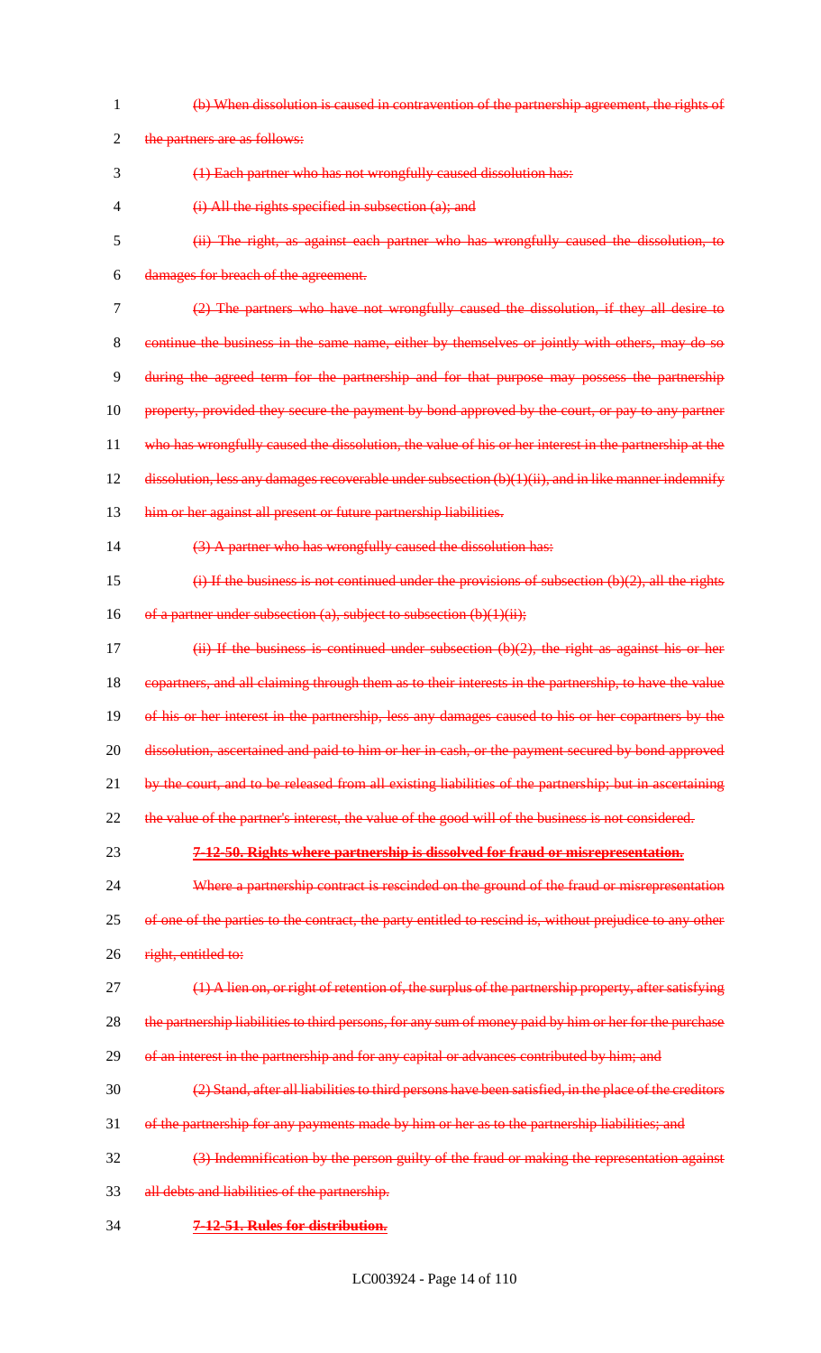(b) When dissolution is caused in contravention of the partnership agreement, the rights of the partners are as follows:

(1) Each partner who has not wrongfully caused dissolution has:

(i) All the rights specified in subsection (a); and

(ii) The right, as against each partner who has wrongfully caused the dissolution, to damages for breach of the agreement.

(2) The partners who have not wrongfully caused the dissolution, if they all desire to continue the business in the same name, either by themselves or jointly with others, may do so during the agreed term for the partnership and for that purpose may possess the partnership property, provided they secure the payment by bond approved by the court, or pay to any partner who has wrongfully caused the dissolution, the value of his or her interest in the partnership at the dissolution, less any damages recoverable under subsection (b)(1)(ii), and in like manner indemnify him or her against all present or future partnership liabilities.

(3) A partner who has wrongfully caused the dissolution has:

(i) If the business is not continued under the provisions of subsection (b)(2), all the rights of a partner under subsection (a), subject to subsection (b)(1)(ii);

(ii) If the business is continued under subsection (b)(2), the right as against his or her copartners, and all claiming through them as to their interests in the partnership, to have the value of his or her interest in the partnership, less any damages caused to his or her copartners by the dissolution, ascertained and paid to him or her in cash, or the payment secured by bond approved by the court, and to be released from all existing liabilities of the partnership; but in ascertaining the value of the partner's interest, the value of the good will of the business is not considered.

**7-12-50. Rights where partnership is dissolved for fraud or misrepresentation.**

Where a partnership contract is rescinded on the ground of the fraud or misrepresentation of one of the parties to the contract, the party entitled to rescind is, without prejudice to any other right, entitled to:

(1) A lien on, or right of retention of, the surplus of the partnership property, after satisfying the partnership liabilities to third persons, for any sum of money paid by him or her for the purchase of an interest in the partnership and for any capital or advances contributed by him; and

(2) Stand, after all liabilities to third persons have been satisfied, in the place of the creditors of the partnership for any payments made by him or her as to the partnership liabilities; and

(3) Indemnification by the person guilty of the fraud or making the representation against all debts and liabilities of the partnership.

**7-12-51. Rules for distribution.**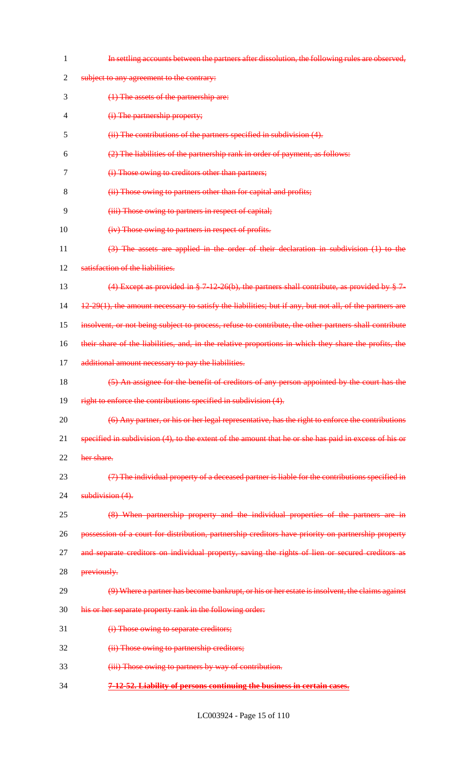~~In settling accounts between the partners after dissolution, the following rules are observed, subject to any agreement to the contrary:~~

~~(1) The assets of the partnership are:~~

~~(i) The partnership property;~~

~~(ii) The contributions of the partners specified in subdivision (4).~~

~~(2) The liabilities of the partnership rank in order of payment, as follows:~~

~~(i) Those owing to creditors other than partners;~~

~~(ii) Those owing to partners other than for capital and profits;~~

~~(iii) Those owing to partners in respect of capital;~~

~~(iv) Those owing to partners in respect of profits.~~

~~(3) The assets are applied in the order of their declaration in subdivision (1) to the satisfaction of the liabilities.~~

~~(4) Except as provided in § 7-12-26(b), the partners shall contribute, as provided by § 7-12-29(1), the amount necessary to satisfy the liabilities; but if any, but not all, of the partners are insolvent, or not being subject to process, refuse to contribute, the other partners shall contribute their share of the liabilities, and, in the relative proportions in which they share the profits, the additional amount necessary to pay the liabilities.~~

~~(5) An assignee for the benefit of creditors of any person appointed by the court has the right to enforce the contributions specified in subdivision (4).~~

~~(6) Any partner, or his or her legal representative, has the right to enforce the contributions specified in subdivision (4), to the extent of the amount that he or she has paid in excess of his or her share.~~

~~(7) The individual property of a deceased partner is liable for the contributions specified in subdivision (4).~~

~~(8) When partnership property and the individual properties of the partners are in possession of a court for distribution, partnership creditors have priority on partnership property and separate creditors on individual property, saving the rights of lien or secured creditors as previously.~~

~~(9) Where a partner has become bankrupt, or his or her estate is insolvent, the claims against his or her separate property rank in the following order:~~

~~(i) Those owing to separate creditors;~~

~~(ii) Those owing to partnership creditors;~~

~~(iii) Those owing to partners by way of contribution.~~

~~**7-12-52. Liability of persons continuing the business in certain cases.**~~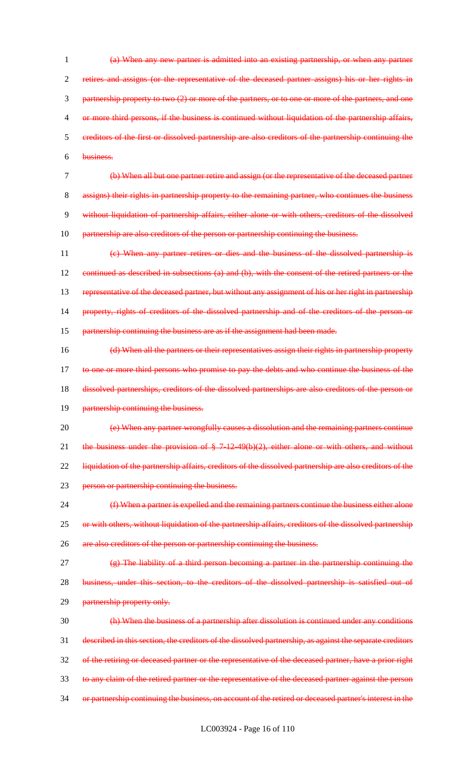~~(a) When any new partner is admitted into an existing partnership, or when any partner retires and assigns (or the representative of the deceased partner assigns) his or her rights in partnership property to two (2) or more of the partners, or to one or more of the partners, and one or more third persons, if the business is continued without liquidation of the partnership affairs, creditors of the first or dissolved partnership are also creditors of the partnership continuing the business.~~

~~(b) When all but one partner retire and assign (or the representative of the deceased partner assigns) their rights in partnership property to the remaining partner, who continues the business without liquidation of partnership affairs, either alone or with others, creditors of the dissolved partnership are also creditors of the person or partnership continuing the business.~~

~~(c) When any partner retires or dies and the business of the dissolved partnership is continued as described in subsections (a) and (b), with the consent of the retired partners or the representative of the deceased partner, but without any assignment of his or her right in partnership property, rights of creditors of the dissolved partnership and of the creditors of the person or partnership continuing the business are as if the assignment had been made.~~

~~(d) When all the partners or their representatives assign their rights in partnership property to one or more third persons who promise to pay the debts and who continue the business of the dissolved partnerships, creditors of the dissolved partnerships are also creditors of the person or partnership continuing the business.~~

~~(e) When any partner wrongfully causes a dissolution and the remaining partners continue the business under the provision of § 7-12-49(b)(2), either alone or with others, and without liquidation of the partnership affairs, creditors of the dissolved partnership are also creditors of the person or partnership continuing the business.~~

~~(f) When a partner is expelled and the remaining partners continue the business either alone or with others, without liquidation of the partnership affairs, creditors of the dissolved partnership are also creditors of the person or partnership continuing the business.~~

~~(g) The liability of a third person becoming a partner in the partnership continuing the business, under this section, to the creditors of the dissolved partnership is satisfied out of partnership property only.~~

~~(h) When the business of a partnership after dissolution is continued under any conditions described in this section, the creditors of the dissolved partnership, as against the separate creditors of the retiring or deceased partner or the representative of the deceased partner, have a prior right to any claim of the retired partner or the representative of the deceased partner against the person or partnership continuing the business, on account of the retired or deceased partner's interest in the~~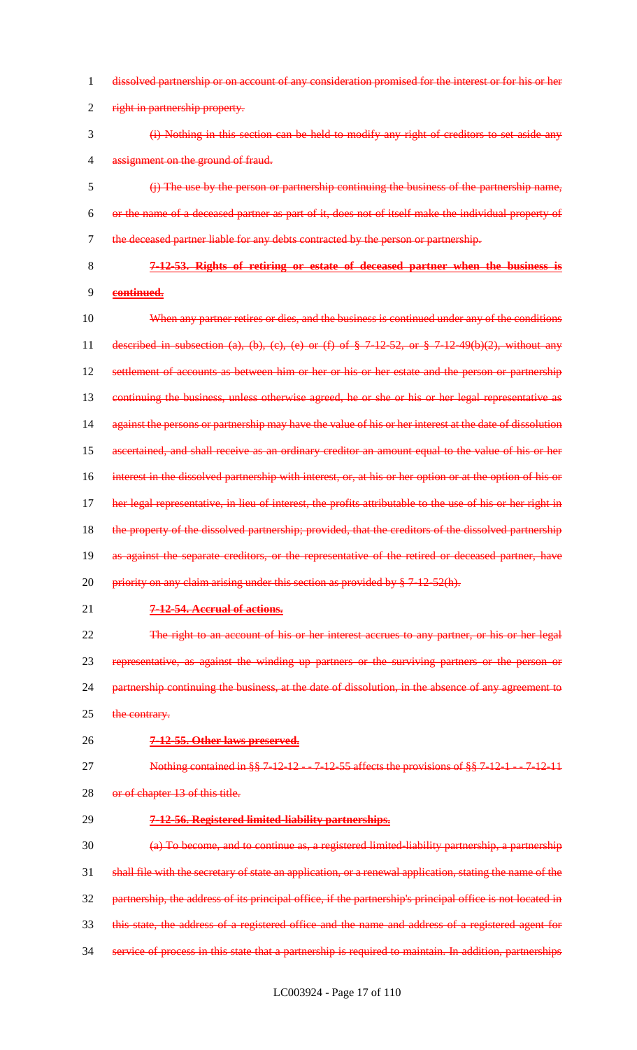dissolved partnership or on account of any consideration promised for the interest or for his or her right in partnership property.

(i) Nothing in this section can be held to modify any right of creditors to set aside any assignment on the ground of fraud.

(j) The use by the person or partnership continuing the business of the partnership name, or the name of a deceased partner as part of it, does not of itself make the individual property of the deceased partner liable for any debts contracted by the person or partnership.

**7-12-53. Rights of retiring or estate of deceased partner when the business is continued.**

When any partner retires or dies, and the business is continued under any of the conditions described in subsection (a), (b), (c), (e) or (f) of § 7-12-52, or § 7-12-49(b)(2), without any settlement of accounts as between him or her or his or her estate and the person or partnership continuing the business, unless otherwise agreed, he or she or his or her legal representative as against the persons or partnership may have the value of his or her interest at the date of dissolution ascertained, and shall receive as an ordinary creditor an amount equal to the value of his or her interest in the dissolved partnership with interest, or, at his or her option or at the option of his or her legal representative, in lieu of interest, the profits attributable to the use of his or her right in the property of the dissolved partnership; provided, that the creditors of the dissolved partnership as against the separate creditors, or the representative of the retired or deceased partner, have priority on any claim arising under this section as provided by § 7-12-52(h).

**7-12-54. Accrual of actions.**

The right to an account of his or her interest accrues to any partner, or his or her legal representative, as against the winding up partners or the surviving partners or the person or partnership continuing the business, at the date of dissolution, in the absence of any agreement to the contrary.

**7-12-55. Other laws preserved.**

Nothing contained in §§ 7-12-12 -- 7-12-55 affects the provisions of §§ 7-12-1 -- 7-12-11 or of chapter 13 of this title.

**7-12-56. Registered limited-liability partnerships.**

(a) To become, and to continue as, a registered limited-liability partnership, a partnership shall file with the secretary of state an application, or a renewal application, stating the name of the partnership, the address of its principal office, if the partnership's principal office is not located in this state, the address of a registered office and the name and address of a registered agent for service of process in this state that a partnership is required to maintain. In addition, partnerships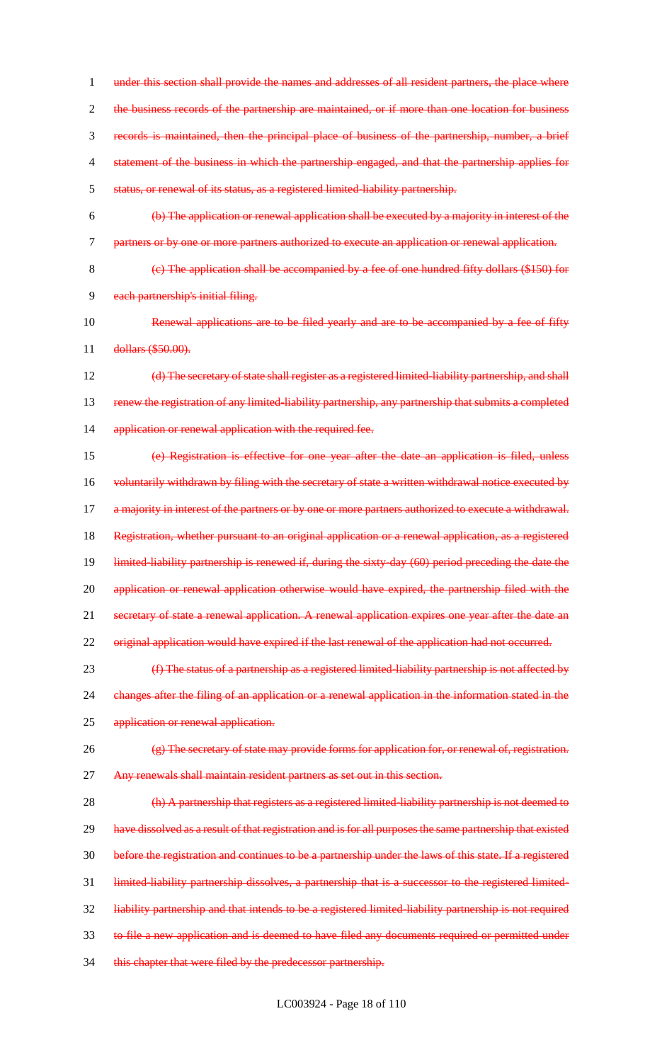~~under this section shall provide the names and addresses of all resident partners, the place where the business records of the partnership are maintained, or if more than one location for business records is maintained, then the principal place of business of the partnership, number, a brief statement of the business in which the partnership engaged, and that the partnership applies for status, or renewal of its status, as a registered limited-liability partnership.~~

~~(b) The application or renewal application shall be executed by a majority in interest of the partners or by one or more partners authorized to execute an application or renewal application.~~

~~(c) The application shall be accompanied by a fee of one hundred fifty dollars ($150) for each partnership's initial filing.~~

~~Renewal applications are to be filed yearly and are to be accompanied by a fee of fifty dollars ($50.00).~~

~~(d) The secretary of state shall register as a registered limited-liability partnership, and shall renew the registration of any limited-liability partnership, any partnership that submits a completed application or renewal application with the required fee.~~

~~(e) Registration is effective for one year after the date an application is filed, unless voluntarily withdrawn by filing with the secretary of state a written withdrawal notice executed by a majority in interest of the partners or by one or more partners authorized to execute a withdrawal. Registration, whether pursuant to an original application or a renewal application, as a registered limited-liability partnership is renewed if, during the sixty-day (60) period preceding the date the application or renewal application otherwise would have expired, the partnership filed with the secretary of state a renewal application. A renewal application expires one year after the date an original application would have expired if the last renewal of the application had not occurred.~~

~~(f) The status of a partnership as a registered limited-liability partnership is not affected by changes after the filing of an application or a renewal application in the information stated in the application or renewal application.~~

~~(g) The secretary of state may provide forms for application for, or renewal of, registration. Any renewals shall maintain resident partners as set out in this section.~~

~~(h) A partnership that registers as a registered limited-liability partnership is not deemed to have dissolved as a result of that registration and is for all purposes the same partnership that existed before the registration and continues to be a partnership under the laws of this state. If a registered limited-liability partnership dissolves, a partnership that is a successor to the registered limited-liability partnership and that intends to be a registered limited-liability partnership is not required to file a new application and is deemed to have filed any documents required or permitted under this chapter that were filed by the predecessor partnership.~~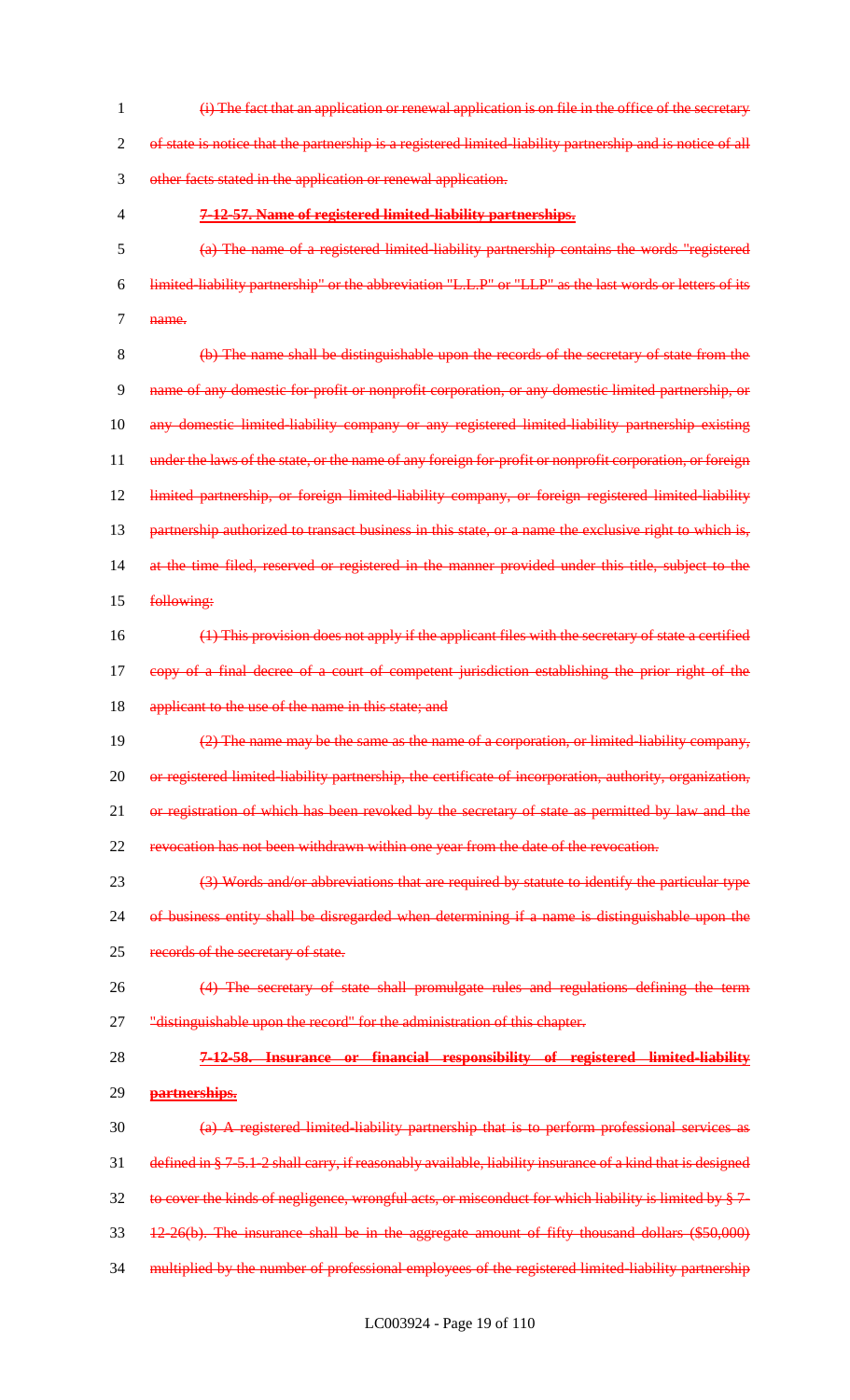(i) The fact that an application or renewal application is on file in the office of the secretary of state is notice that the partnership is a registered limited-liability partnership and is notice of all other facts stated in the application or renewal application.

**7-12-57. Name of registered limited-liability partnerships.**

(a) The name of a registered limited-liability partnership contains the words "registered limited-liability partnership" or the abbreviation "L.L.P" or "LLP" as the last words or letters of its name.

(b) The name shall be distinguishable upon the records of the secretary of state from the name of any domestic for-profit or nonprofit corporation, or any domestic limited partnership, or any domestic limited-liability company or any registered limited-liability partnership existing under the laws of the state, or the name of any foreign for-profit or nonprofit corporation, or foreign limited partnership, or foreign limited-liability company, or foreign registered limited-liability partnership authorized to transact business in this state, or a name the exclusive right to which is, at the time filed, reserved or registered in the manner provided under this title, subject to the following:

(1) This provision does not apply if the applicant files with the secretary of state a certified copy of a final decree of a court of competent jurisdiction establishing the prior right of the applicant to the use of the name in this state; and

(2) The name may be the same as the name of a corporation, or limited-liability company, or registered limited-liability partnership, the certificate of incorporation, authority, organization, or registration of which has been revoked by the secretary of state as permitted by law and the revocation has not been withdrawn within one year from the date of the revocation.

(3) Words and/or abbreviations that are required by statute to identify the particular type of business entity shall be disregarded when determining if a name is distinguishable upon the records of the secretary of state.

(4) The secretary of state shall promulgate rules and regulations defining the term "distinguishable upon the record" for the administration of this chapter.

**7-12-58. Insurance or financial responsibility of registered limited-liability partnerships.**

(a) A registered limited-liability partnership that is to perform professional services as defined in § 7-5.1-2 shall carry, if reasonably available, liability insurance of a kind that is designed to cover the kinds of negligence, wrongful acts, or misconduct for which liability is limited by § 7-12-26(b). The insurance shall be in the aggregate amount of fifty thousand dollars ($50,000) multiplied by the number of professional employees of the registered limited-liability partnership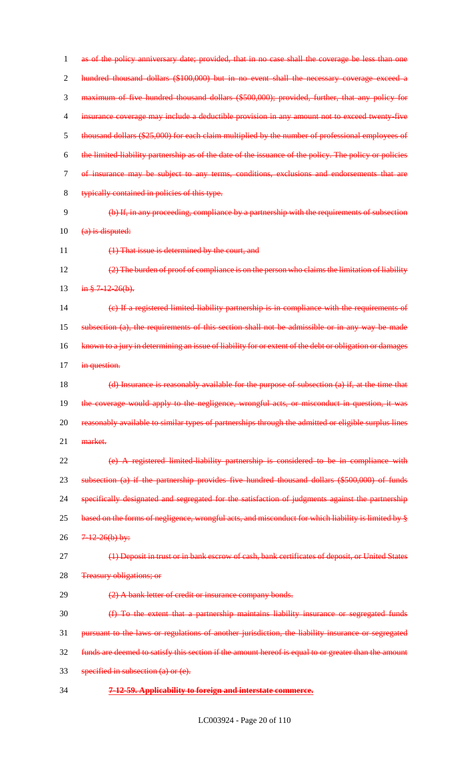as of the policy anniversary date; provided, that in no case shall the coverage be less than one hundred thousand dollars ($100,000) but in no event shall the necessary coverage exceed a maximum of five hundred thousand dollars ($500,000); provided, further, that any policy for insurance coverage may include a deductible provision in any amount not to exceed twenty-five thousand dollars ($25,000) for each claim multiplied by the number of professional employees of the limited-liability partnership as of the date of the issuance of the policy. The policy or policies of insurance may be subject to any terms, conditions, exclusions and endorsements that are typically contained in policies of this type.

(b) If, in any proceeding, compliance by a partnership with the requirements of subsection (a) is disputed:

(1) That issue is determined by the court, and

(2) The burden of proof of compliance is on the person who claims the limitation of liability in § 7-12-26(b).

(c) If a registered limited-liability partnership is in compliance with the requirements of subsection (a), the requirements of this section shall not be admissible or in any way be made known to a jury in determining an issue of liability for or extent of the debt or obligation or damages in question.

(d) Insurance is reasonably available for the purpose of subsection (a) if, at the time that the coverage would apply to the negligence, wrongful acts, or misconduct in question, it was reasonably available to similar types of partnerships through the admitted or eligible surplus lines market.

(e) A registered limited-liability partnership is considered to be in compliance with subsection (a) if the partnership provides five hundred thousand dollars ($500,000) of funds specifically designated and segregated for the satisfaction of judgments against the partnership based on the forms of negligence, wrongful acts, and misconduct for which liability is limited by § 7-12-26(b) by:

(1) Deposit in trust or in bank escrow of cash, bank certificates of deposit, or United States Treasury obligations; or

(2) A bank letter of credit or insurance company bonds.

(f) To the extent that a partnership maintains liability insurance or segregated funds pursuant to the laws or regulations of another jurisdiction, the liability insurance or segregated funds are deemed to satisfy this section if the amount hereof is equal to or greater than the amount specified in subsection (a) or (e).

**7-12-59. Applicability to foreign and interstate commerce.**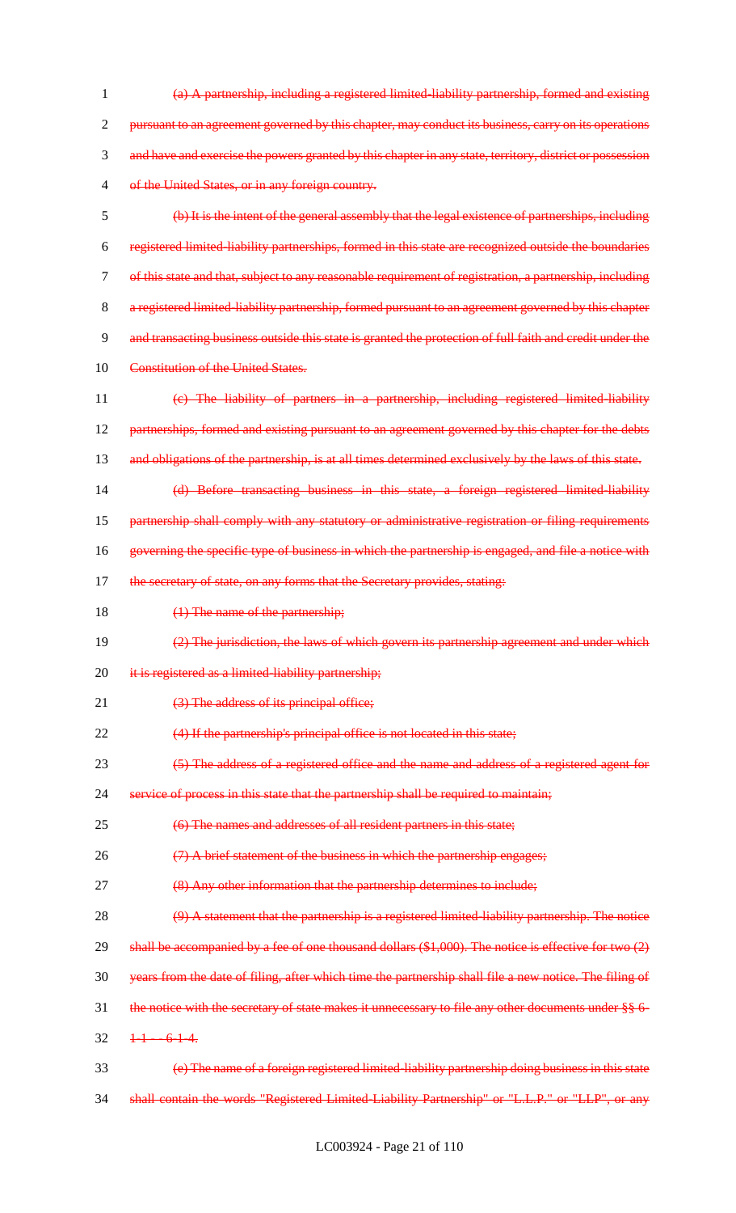~~(a) A partnership, including a registered limited-liability partnership, formed and existing pursuant to an agreement governed by this chapter, may conduct its business, carry on its operations and have and exercise the powers granted by this chapter in any state, territory, district or possession of the United States, or in any foreign country.~~

~~(b) It is the intent of the general assembly that the legal existence of partnerships, including registered limited-liability partnerships, formed in this state are recognized outside the boundaries of this state and that, subject to any reasonable requirement of registration, a partnership, including a registered limited-liability partnership, formed pursuant to an agreement governed by this chapter and transacting business outside this state is granted the protection of full faith and credit under the Constitution of the United States.~~

~~(c) The liability of partners in a partnership, including registered limited-liability partnerships, formed and existing pursuant to an agreement governed by this chapter for the debts and obligations of the partnership, is at all times determined exclusively by the laws of this state.~~

~~(d) Before transacting business in this state, a foreign registered limited-liability partnership shall comply with any statutory or administrative registration or filing requirements governing the specific type of business in which the partnership is engaged, and file a notice with the secretary of state, on any forms that the Secretary provides, stating:~~

~~(1) The name of the partnership;~~

~~(2) The jurisdiction, the laws of which govern its partnership agreement and under which it is registered as a limited-liability partnership;~~

~~(3) The address of its principal office;~~

~~(4) If the partnership's principal office is not located in this state;~~

~~(5) The address of a registered office and the name and address of a registered agent for service of process in this state that the partnership shall be required to maintain;~~

~~(6) The names and addresses of all resident partners in this state;~~

~~(7) A brief statement of the business in which the partnership engages;~~

~~(8) Any other information that the partnership determines to include;~~

~~(9) A statement that the partnership is a registered limited-liability partnership. The notice shall be accompanied by a fee of one thousand dollars ($1,000). The notice is effective for two (2) years from the date of filing, after which time the partnership shall file a new notice. The filing of the notice with the secretary of state makes it unnecessary to file any other documents under §§ 6-1-1 -- 6-1-4.~~

~~(e) The name of a foreign registered limited-liability partnership doing business in this state shall contain the words "Registered Limited-Liability Partnership" or "L.L.P." or "LLP", or any~~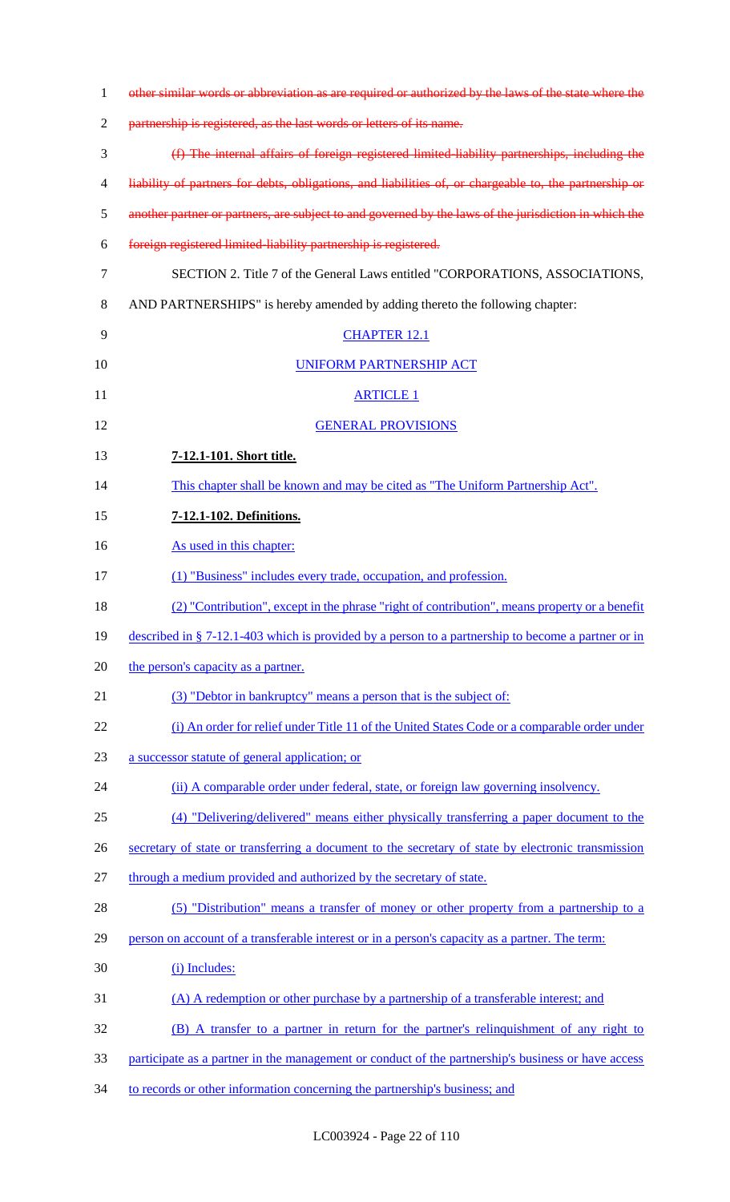~~other similar words or abbreviation as are required or authorized by the laws of the state where the partnership is registered, as the last words or letters of its name.~~

~~(f) The internal affairs of foreign registered limited-liability partnerships, including the liability of partners for debts, obligations, and liabilities of, or chargeable to, the partnership or another partner or partners, are subject to and governed by the laws of the jurisdiction in which the foreign registered limited-liability partnership is registered.~~

SECTION 2. Title 7 of the General Laws entitled "CORPORATIONS, ASSOCIATIONS, AND PARTNERSHIPS" is hereby amended by adding thereto the following chapter:

<u>CHAPTER 12.1</u>

<u>UNIFORM PARTNERSHIP ACT</u>

<u>ARTICLE 1</u>

<u>GENERAL PROVISIONS</u>

**<u>7-12.1-101. Short title.</u>**

<u>This chapter shall be known and may be cited as "The Uniform Partnership Act".</u>

**<u>7-12.1-102. Definitions.</u>**

<u>As used in this chapter:</u>

<u>(1) "Business" includes every trade, occupation, and profession.</u>

<u>(2) "Contribution", except in the phrase "right of contribution", means property or a benefit described in § 7-12.1-403 which is provided by a person to a partnership to become a partner or in the person's capacity as a partner.</u>

<u>(3) "Debtor in bankruptcy" means a person that is the subject of:</u>

<u>(i) An order for relief under Title 11 of the United States Code or a comparable order under a successor statute of general application; or</u>

<u>(ii) A comparable order under federal, state, or foreign law governing insolvency.</u>

<u>(4) "Delivering/delivered" means either physically transferring a paper document to the secretary of state or transferring a document to the secretary of state by electronic transmission through a medium provided and authorized by the secretary of state.</u>

<u>(5) "Distribution" means a transfer of money or other property from a partnership to a person on account of a transferable interest or in a person's capacity as a partner. The term:</u>

<u>(i) Includes:</u>

<u>(A) A redemption or other purchase by a partnership of a transferable interest; and</u>

<u>(B) A transfer to a partner in return for the partner's relinquishment of any right to participate as a partner in the management or conduct of the partnership's business or have access to records or other information concerning the partnership's business; and</u>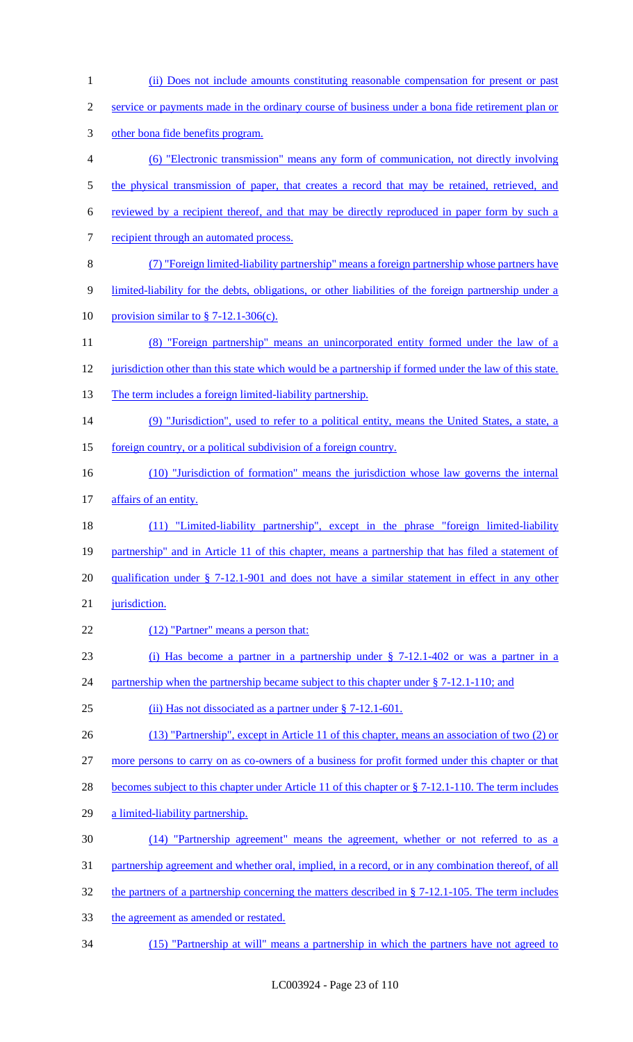(ii) Does not include amounts constituting reasonable compensation for present or past service or payments made in the ordinary course of business under a bona fide retirement plan or other bona fide benefits program.

(6) "Electronic transmission" means any form of communication, not directly involving the physical transmission of paper, that creates a record that may be retained, retrieved, and reviewed by a recipient thereof, and that may be directly reproduced in paper form by such a recipient through an automated process.

(7) "Foreign limited-liability partnership" means a foreign partnership whose partners have limited-liability for the debts, obligations, or other liabilities of the foreign partnership under a provision similar to § 7-12.1-306(c).

(8) "Foreign partnership" means an unincorporated entity formed under the law of a jurisdiction other than this state which would be a partnership if formed under the law of this state. The term includes a foreign limited-liability partnership.

(9) "Jurisdiction", used to refer to a political entity, means the United States, a state, a foreign country, or a political subdivision of a foreign country.

(10) "Jurisdiction of formation" means the jurisdiction whose law governs the internal affairs of an entity.

(11) "Limited-liability partnership", except in the phrase "foreign limited-liability partnership" and in Article 11 of this chapter, means a partnership that has filed a statement of qualification under § 7-12.1-901 and does not have a similar statement in effect in any other jurisdiction.

(12) "Partner" means a person that:

(i) Has become a partner in a partnership under § 7-12.1-402 or was a partner in a partnership when the partnership became subject to this chapter under § 7-12.1-110; and

(ii) Has not dissociated as a partner under § 7-12.1-601.

(13) "Partnership", except in Article 11 of this chapter, means an association of two (2) or more persons to carry on as co-owners of a business for profit formed under this chapter or that becomes subject to this chapter under Article 11 of this chapter or § 7-12.1-110. The term includes a limited-liability partnership.

(14) "Partnership agreement" means the agreement, whether or not referred to as a partnership agreement and whether oral, implied, in a record, or in any combination thereof, of all the partners of a partnership concerning the matters described in § 7-12.1-105. The term includes the agreement as amended or restated.

(15) "Partnership at will" means a partnership in which the partners have not agreed to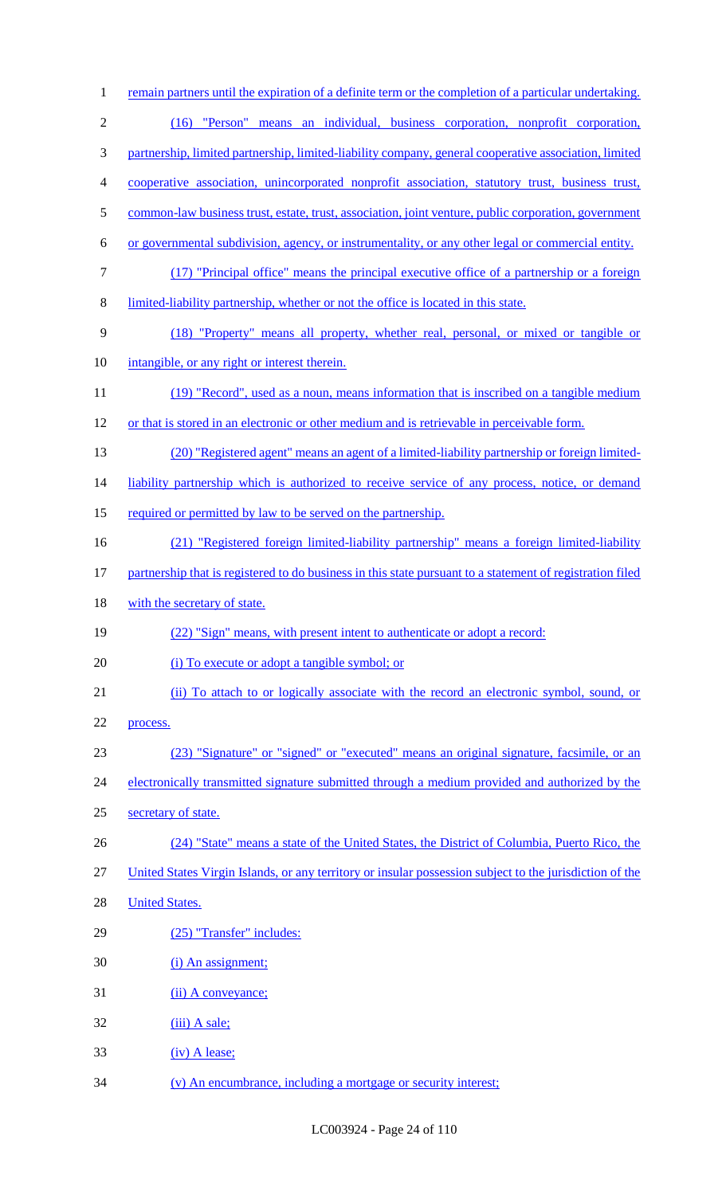remain partners until the expiration of a definite term or the completion of a particular undertaking.

(16) "Person" means an individual, business corporation, nonprofit corporation, partnership, limited partnership, limited-liability company, general cooperative association, limited cooperative association, unincorporated nonprofit association, statutory trust, business trust, common-law business trust, estate, trust, association, joint venture, public corporation, government or governmental subdivision, agency, or instrumentality, or any other legal or commercial entity.

(17) "Principal office" means the principal executive office of a partnership or a foreign limited-liability partnership, whether or not the office is located in this state.

(18) "Property" means all property, whether real, personal, or mixed or tangible or intangible, or any right or interest therein.

(19) "Record", used as a noun, means information that is inscribed on a tangible medium or that is stored in an electronic or other medium and is retrievable in perceivable form.

(20) "Registered agent" means an agent of a limited-liability partnership or foreign limited-liability partnership which is authorized to receive service of any process, notice, or demand required or permitted by law to be served on the partnership.

(21) "Registered foreign limited-liability partnership" means a foreign limited-liability partnership that is registered to do business in this state pursuant to a statement of registration filed with the secretary of state.

(22) "Sign" means, with present intent to authenticate or adopt a record:

(i) To execute or adopt a tangible symbol; or

(ii) To attach to or logically associate with the record an electronic symbol, sound, or process.

(23) "Signature" or "signed" or "executed" means an original signature, facsimile, or an electronically transmitted signature submitted through a medium provided and authorized by the secretary of state.

(24) "State" means a state of the United States, the District of Columbia, Puerto Rico, the United States Virgin Islands, or any territory or insular possession subject to the jurisdiction of the United States.

(25) "Transfer" includes:

(i) An assignment;

(ii) A conveyance;

(iii) A sale;

(iv) A lease;

(v) An encumbrance, including a mortgage or security interest;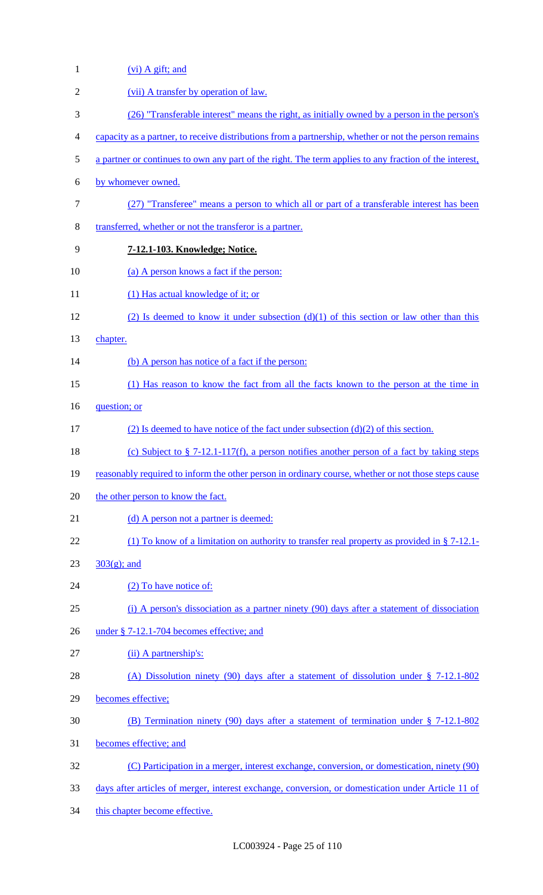(vi) A gift; and

(vii) A transfer by operation of law.

(26) "Transferable interest" means the right, as initially owned by a person in the person's capacity as a partner, to receive distributions from a partnership, whether or not the person remains a partner or continues to own any part of the right. The term applies to any fraction of the interest, by whomever owned.

(27) "Transferee" means a person to which all or part of a transferable interest has been transferred, whether or not the transferor is a partner.

**7-12.1-103. Knowledge; Notice.**

(a) A person knows a fact if the person:

(1) Has actual knowledge of it; or

(2) Is deemed to know it under subsection (d)(1) of this section or law other than this chapter.

(b) A person has notice of a fact if the person:

(1) Has reason to know the fact from all the facts known to the person at the time in question; or

(2) Is deemed to have notice of the fact under subsection (d)(2) of this section.

(c) Subject to § 7-12.1-117(f), a person notifies another person of a fact by taking steps reasonably required to inform the other person in ordinary course, whether or not those steps cause the other person to know the fact.

(d) A person not a partner is deemed:

(1) To know of a limitation on authority to transfer real property as provided in § 7-12.1-303(g); and

(2) To have notice of:

(i) A person's dissociation as a partner ninety (90) days after a statement of dissociation under § 7-12.1-704 becomes effective; and

(ii) A partnership's:

(A) Dissolution ninety (90) days after a statement of dissolution under § 7-12.1-802 becomes effective;

(B) Termination ninety (90) days after a statement of termination under § 7-12.1-802 becomes effective; and

(C) Participation in a merger, interest exchange, conversion, or domestication, ninety (90) days after articles of merger, interest exchange, conversion, or domestication under Article 11 of this chapter become effective.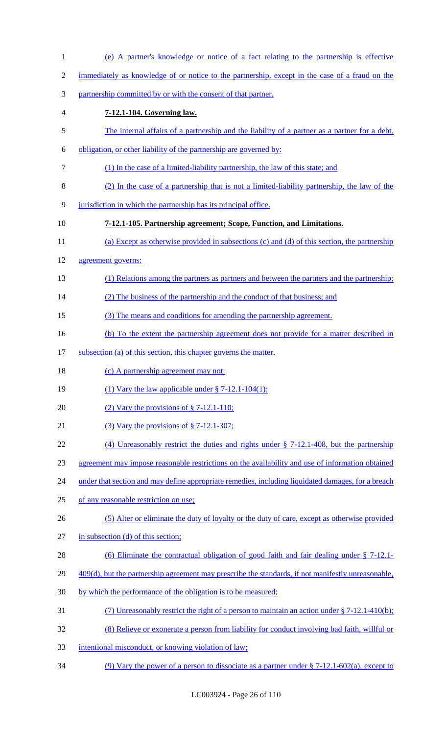(e) A partner's knowledge or notice of a fact relating to the partnership is effective immediately as knowledge of or notice to the partnership, except in the case of a fraud on the partnership committed by or with the consent of that partner.

**7-12.1-104. Governing law.**

The internal affairs of a partnership and the liability of a partner as a partner for a debt, obligation, or other liability of the partnership are governed by:

(1) In the case of a limited-liability partnership, the law of this state; and

(2) In the case of a partnership that is not a limited-liability partnership, the law of the jurisdiction in which the partnership has its principal office.

**7-12.1-105. Partnership agreement; Scope, Function, and Limitations.**

(a) Except as otherwise provided in subsections (c) and (d) of this section, the partnership agreement governs:

(1) Relations among the partners as partners and between the partners and the partnership;

(2) The business of the partnership and the conduct of that business; and

(3) The means and conditions for amending the partnership agreement.

(b) To the extent the partnership agreement does not provide for a matter described in subsection (a) of this section, this chapter governs the matter.

(c) A partnership agreement may not:

(1) Vary the law applicable under § 7-12.1-104(1);

(2) Vary the provisions of § 7-12.1-110;

(3) Vary the provisions of § 7-12.1-307;

(4) Unreasonably restrict the duties and rights under § 7-12.1-408, but the partnership agreement may impose reasonable restrictions on the availability and use of information obtained under that section and may define appropriate remedies, including liquidated damages, for a breach of any reasonable restriction on use;

(5) Alter or eliminate the duty of loyalty or the duty of care, except as otherwise provided in subsection (d) of this section;

(6) Eliminate the contractual obligation of good faith and fair dealing under § 7-12.1-409(d), but the partnership agreement may prescribe the standards, if not manifestly unreasonable, by which the performance of the obligation is to be measured;

(7) Unreasonably restrict the right of a person to maintain an action under § 7-12.1-410(b);

(8) Relieve or exonerate a person from liability for conduct involving bad faith, willful or intentional misconduct, or knowing violation of law;

(9) Vary the power of a person to dissociate as a partner under § 7-12.1-602(a), except to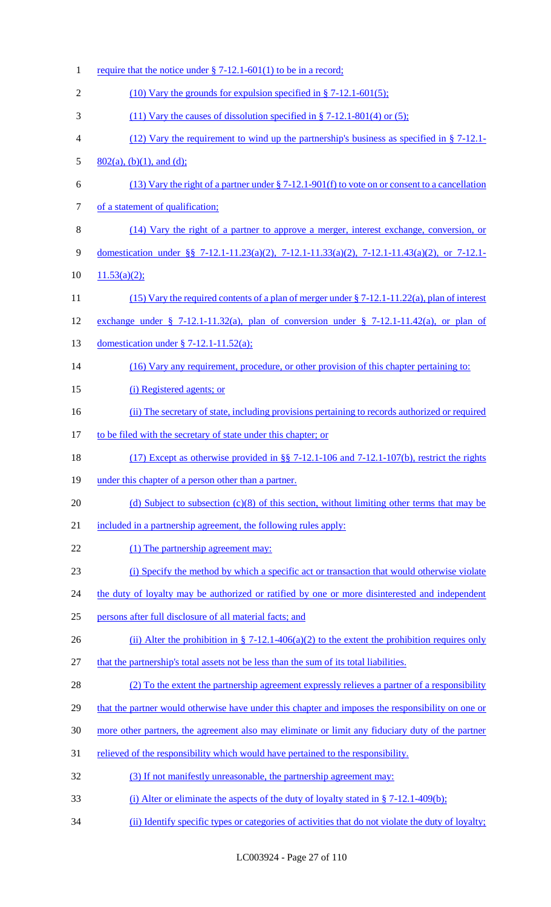require that the notice under § 7-12.1-601(1) to be in a record;

(10) Vary the grounds for expulsion specified in § 7-12.1-601(5);

(11) Vary the causes of dissolution specified in § 7-12.1-801(4) or (5);

(12) Vary the requirement to wind up the partnership's business as specified in § 7-12.1-802(a), (b)(1), and (d);

(13) Vary the right of a partner under § 7-12.1-901(f) to vote on or consent to a cancellation of a statement of qualification;

(14) Vary the right of a partner to approve a merger, interest exchange, conversion, or domestication under §§ 7-12.1-11.23(a)(2), 7-12.1-11.33(a)(2), 7-12.1-11.43(a)(2), or 7-12.1-11.53(a)(2);

(15) Vary the required contents of a plan of merger under § 7-12.1-11.22(a), plan of interest exchange under § 7-12.1-11.32(a), plan of conversion under § 7-12.1-11.42(a), or plan of domestication under § 7-12.1-11.52(a);

(16) Vary any requirement, procedure, or other provision of this chapter pertaining to:

(i) Registered agents; or

(ii) The secretary of state, including provisions pertaining to records authorized or required to be filed with the secretary of state under this chapter; or

(17) Except as otherwise provided in §§ 7-12.1-106 and 7-12.1-107(b), restrict the rights under this chapter of a person other than a partner.

(d) Subject to subsection (c)(8) of this section, without limiting other terms that may be included in a partnership agreement, the following rules apply:

(1) The partnership agreement may:

(i) Specify the method by which a specific act or transaction that would otherwise violate the duty of loyalty may be authorized or ratified by one or more disinterested and independent persons after full disclosure of all material facts; and

(ii) Alter the prohibition in § 7-12.1-406(a)(2) to the extent the prohibition requires only that the partnership's total assets not be less than the sum of its total liabilities.

(2) To the extent the partnership agreement expressly relieves a partner of a responsibility that the partner would otherwise have under this chapter and imposes the responsibility on one or more other partners, the agreement also may eliminate or limit any fiduciary duty of the partner relieved of the responsibility which would have pertained to the responsibility.

(3) If not manifestly unreasonable, the partnership agreement may:

(i) Alter or eliminate the aspects of the duty of loyalty stated in § 7-12.1-409(b);

(ii) Identify specific types or categories of activities that do not violate the duty of loyalty;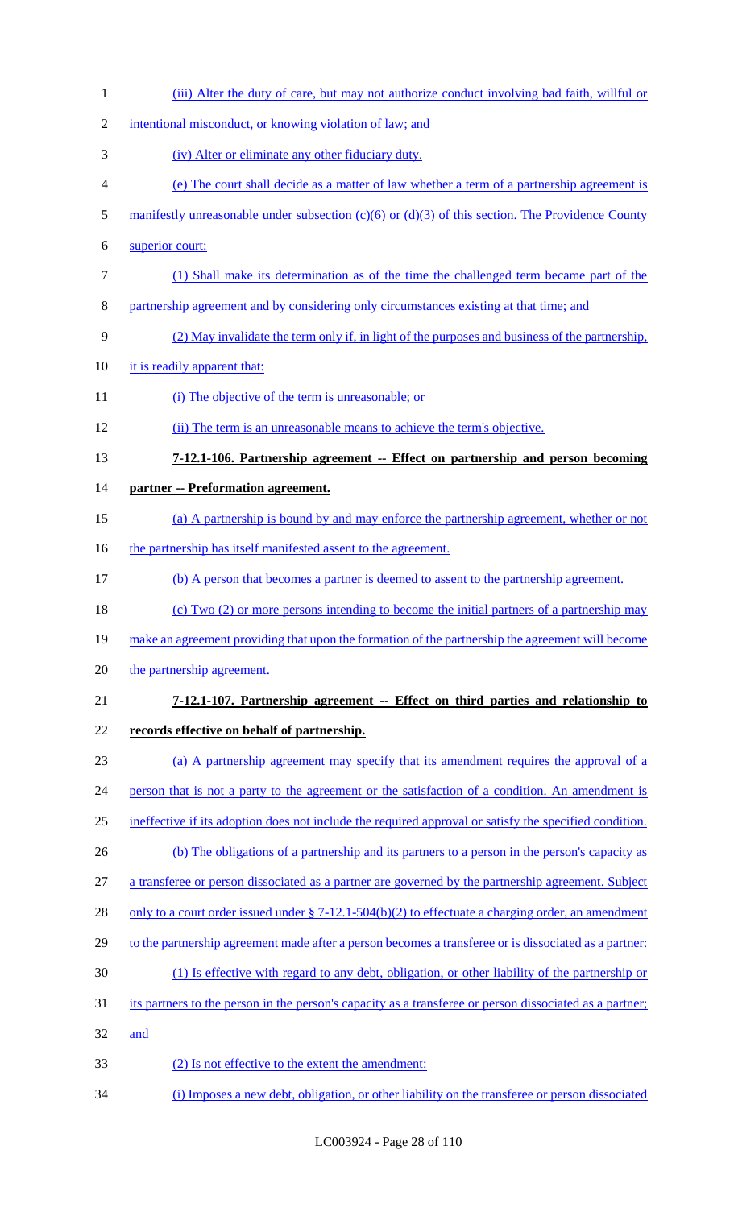(iii) Alter the duty of care, but may not authorize conduct involving bad faith, willful or intentional misconduct, or knowing violation of law; and

(iv) Alter or eliminate any other fiduciary duty.

(e) The court shall decide as a matter of law whether a term of a partnership agreement is manifestly unreasonable under subsection (c)(6) or (d)(3) of this section. The Providence County superior court:

(1) Shall make its determination as of the time the challenged term became part of the partnership agreement and by considering only circumstances existing at that time; and

(2) May invalidate the term only if, in light of the purposes and business of the partnership, it is readily apparent that:

(i) The objective of the term is unreasonable; or

(ii) The term is an unreasonable means to achieve the term's objective.

**7-12.1-106. Partnership agreement -- Effect on partnership and person becoming partner -- Preformation agreement.**

(a) A partnership is bound by and may enforce the partnership agreement, whether or not the partnership has itself manifested assent to the agreement.

(b) A person that becomes a partner is deemed to assent to the partnership agreement.

(c) Two (2) or more persons intending to become the initial partners of a partnership may make an agreement providing that upon the formation of the partnership the agreement will become the partnership agreement.

**7-12.1-107. Partnership agreement -- Effect on third parties and relationship to records effective on behalf of partnership.**

(a) A partnership agreement may specify that its amendment requires the approval of a person that is not a party to the agreement or the satisfaction of a condition. An amendment is ineffective if its adoption does not include the required approval or satisfy the specified condition.

(b) The obligations of a partnership and its partners to a person in the person's capacity as a transferee or person dissociated as a partner are governed by the partnership agreement. Subject only to a court order issued under § 7-12.1-504(b)(2) to effectuate a charging order, an amendment to the partnership agreement made after a person becomes a transferee or is dissociated as a partner:

(1) Is effective with regard to any debt, obligation, or other liability of the partnership or its partners to the person in the person's capacity as a transferee or person dissociated as a partner; and

(2) Is not effective to the extent the amendment:

(i) Imposes a new debt, obligation, or other liability on the transferee or person dissociated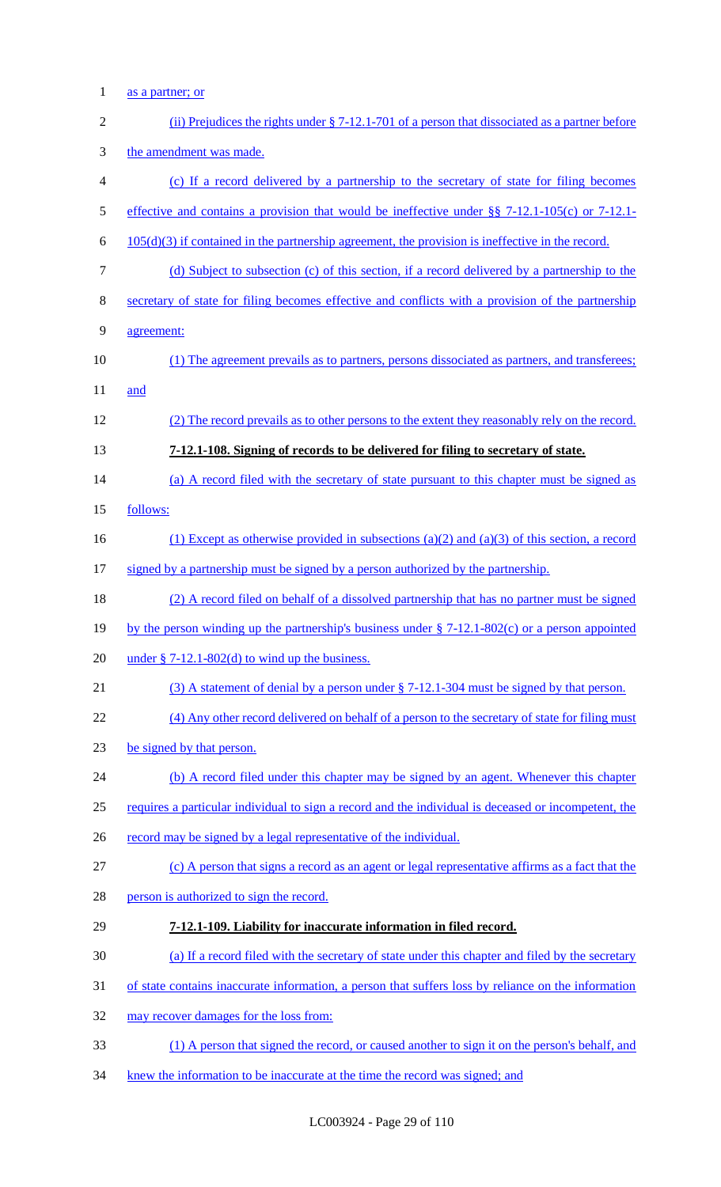as a partner; or

(ii) Prejudices the rights under § 7-12.1-701 of a person that dissociated as a partner before the amendment was made.

(c) If a record delivered by a partnership to the secretary of state for filing becomes effective and contains a provision that would be ineffective under §§ 7-12.1-105(c) or 7-12.1-105(d)(3) if contained in the partnership agreement, the provision is ineffective in the record.

(d) Subject to subsection (c) of this section, if a record delivered by a partnership to the secretary of state for filing becomes effective and conflicts with a provision of the partnership agreement:

(1) The agreement prevails as to partners, persons dissociated as partners, and transferees; and

(2) The record prevails as to other persons to the extent they reasonably rely on the record.

**7-12.1-108. Signing of records to be delivered for filing to secretary of state.**

(a) A record filed with the secretary of state pursuant to this chapter must be signed as follows:

(1) Except as otherwise provided in subsections (a)(2) and (a)(3) of this section, a record signed by a partnership must be signed by a person authorized by the partnership.

(2) A record filed on behalf of a dissolved partnership that has no partner must be signed by the person winding up the partnership's business under § 7-12.1-802(c) or a person appointed under § 7-12.1-802(d) to wind up the business.

(3) A statement of denial by a person under § 7-12.1-304 must be signed by that person.

(4) Any other record delivered on behalf of a person to the secretary of state for filing must be signed by that person.

(b) A record filed under this chapter may be signed by an agent. Whenever this chapter requires a particular individual to sign a record and the individual is deceased or incompetent, the record may be signed by a legal representative of the individual.

(c) A person that signs a record as an agent or legal representative affirms as a fact that the person is authorized to sign the record.

**7-12.1-109. Liability for inaccurate information in filed record.**

(a) If a record filed with the secretary of state under this chapter and filed by the secretary of state contains inaccurate information, a person that suffers loss by reliance on the information may recover damages for the loss from:

(1) A person that signed the record, or caused another to sign it on the person's behalf, and knew the information to be inaccurate at the time the record was signed; and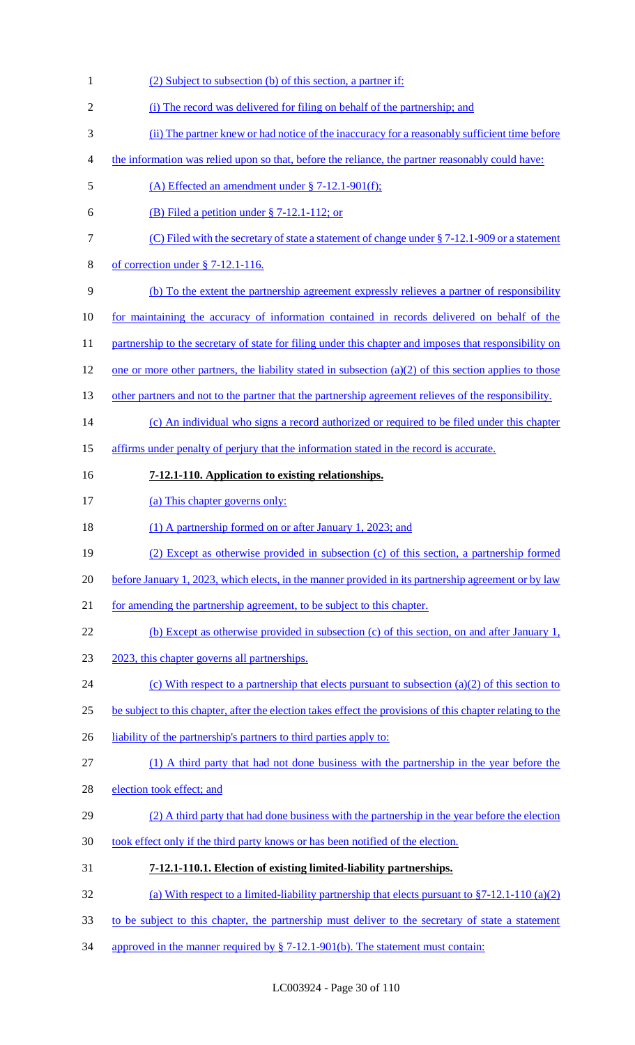(2) Subject to subsection (b) of this section, a partner if:

(i) The record was delivered for filing on behalf of the partnership; and

(ii) The partner knew or had notice of the inaccuracy for a reasonably sufficient time before the information was relied upon so that, before the reliance, the partner reasonably could have:

(A) Effected an amendment under § 7-12.1-901(f);

(B) Filed a petition under § 7-12.1-112; or

(C) Filed with the secretary of state a statement of change under § 7-12.1-909 or a statement of correction under § 7-12.1-116.

(b) To the extent the partnership agreement expressly relieves a partner of responsibility for maintaining the accuracy of information contained in records delivered on behalf of the partnership to the secretary of state for filing under this chapter and imposes that responsibility on one or more other partners, the liability stated in subsection (a)(2) of this section applies to those other partners and not to the partner that the partnership agreement relieves of the responsibility.

(c) An individual who signs a record authorized or required to be filed under this chapter affirms under penalty of perjury that the information stated in the record is accurate.

**7-12.1-110. Application to existing relationships.**

(a) This chapter governs only:

(1) A partnership formed on or after January 1, 2023; and

(2) Except as otherwise provided in subsection (c) of this section, a partnership formed before January 1, 2023, which elects, in the manner provided in its partnership agreement or by law for amending the partnership agreement, to be subject to this chapter.

(b) Except as otherwise provided in subsection (c) of this section, on and after January 1, 2023, this chapter governs all partnerships.

(c) With respect to a partnership that elects pursuant to subsection (a)(2) of this section to be subject to this chapter, after the election takes effect the provisions of this chapter relating to the liability of the partnership's partners to third parties apply to:

(1) A third party that had not done business with the partnership in the year before the election took effect; and

(2) A third party that had done business with the partnership in the year before the election took effect only if the third party knows or has been notified of the election.

**7-12.1-110.1. Election of existing limited-liability partnerships.**

(a) With respect to a limited-liability partnership that elects pursuant to §7-12.1-110 (a)(2) to be subject to this chapter, the partnership must deliver to the secretary of state a statement approved in the manner required by § 7-12.1-901(b). The statement must contain: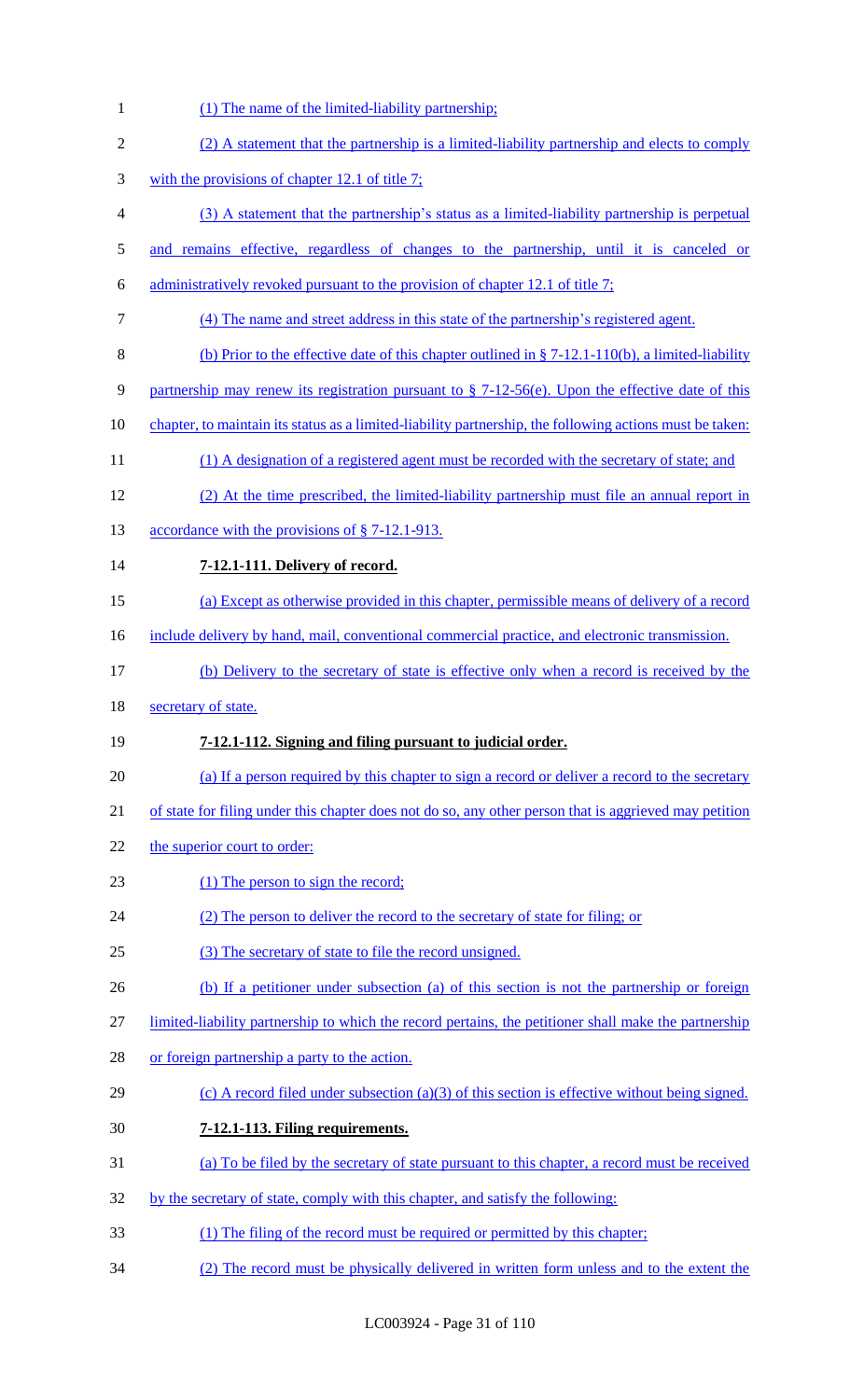(1) The name of the limited-liability partnership;

(2) A statement that the partnership is a limited-liability partnership and elects to comply with the provisions of chapter 12.1 of title 7;

(3) A statement that the partnership's status as a limited-liability partnership is perpetual and remains effective, regardless of changes to the partnership, until it is canceled or administratively revoked pursuant to the provision of chapter 12.1 of title 7;

(4) The name and street address in this state of the partnership's registered agent.

(b) Prior to the effective date of this chapter outlined in § 7-12.1-110(b), a limited-liability partnership may renew its registration pursuant to § 7-12-56(e). Upon the effective date of this chapter, to maintain its status as a limited-liability partnership, the following actions must be taken:

(1) A designation of a registered agent must be recorded with the secretary of state; and

(2) At the time prescribed, the limited-liability partnership must file an annual report in accordance with the provisions of § 7-12.1-913.

**7-12.1-111. Delivery of record.**

(a) Except as otherwise provided in this chapter, permissible means of delivery of a record include delivery by hand, mail, conventional commercial practice, and electronic transmission.

(b) Delivery to the secretary of state is effective only when a record is received by the secretary of state.

**7-12.1-112. Signing and filing pursuant to judicial order.**

(a) If a person required by this chapter to sign a record or deliver a record to the secretary of state for filing under this chapter does not do so, any other person that is aggrieved may petition the superior court to order:

(1) The person to sign the record;

(2) The person to deliver the record to the secretary of state for filing; or

(3) The secretary of state to file the record unsigned.

(b) If a petitioner under subsection (a) of this section is not the partnership or foreign limited-liability partnership to which the record pertains, the petitioner shall make the partnership or foreign partnership a party to the action.

(c) A record filed under subsection (a)(3) of this section is effective without being signed.

**7-12.1-113. Filing requirements.**

(a) To be filed by the secretary of state pursuant to this chapter, a record must be received by the secretary of state, comply with this chapter, and satisfy the following:

(1) The filing of the record must be required or permitted by this chapter;

(2) The record must be physically delivered in written form unless and to the extent the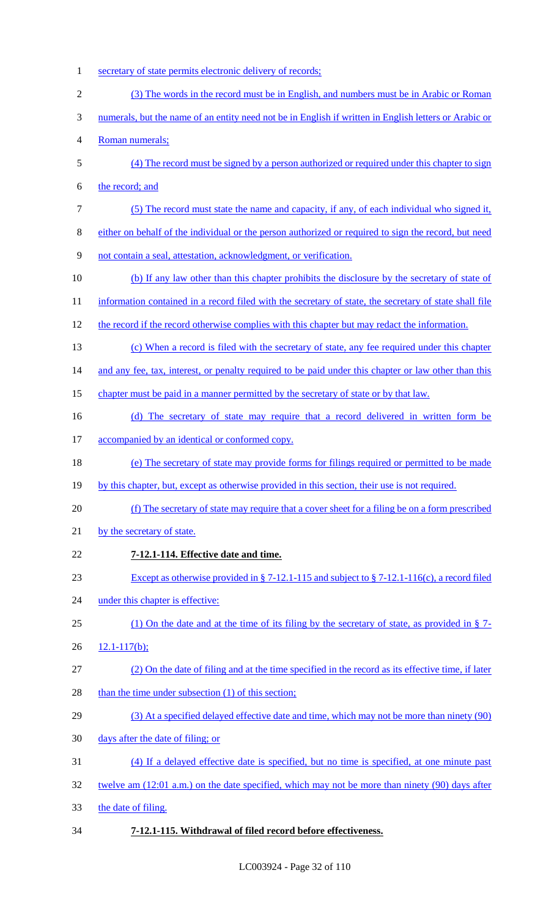secretary of state permits electronic delivery of records;

(3) The words in the record must be in English, and numbers must be in Arabic or Roman numerals, but the name of an entity need not be in English if written in English letters or Arabic or Roman numerals;

(4) The record must be signed by a person authorized or required under this chapter to sign the record; and

(5) The record must state the name and capacity, if any, of each individual who signed it, either on behalf of the individual or the person authorized or required to sign the record, but need not contain a seal, attestation, acknowledgment, or verification.

(b) If any law other than this chapter prohibits the disclosure by the secretary of state of information contained in a record filed with the secretary of state, the secretary of state shall file the record if the record otherwise complies with this chapter but may redact the information.

(c) When a record is filed with the secretary of state, any fee required under this chapter and any fee, tax, interest, or penalty required to be paid under this chapter or law other than this chapter must be paid in a manner permitted by the secretary of state or by that law.

(d) The secretary of state may require that a record delivered in written form be accompanied by an identical or conformed copy.

(e) The secretary of state may provide forms for filings required or permitted to be made by this chapter, but, except as otherwise provided in this section, their use is not required.

(f) The secretary of state may require that a cover sheet for a filing be on a form prescribed by the secretary of state.

**7-12.1-114. Effective date and time.**

Except as otherwise provided in § 7-12.1-115 and subject to § 7-12.1-116(c), a record filed under this chapter is effective:

(1) On the date and at the time of its filing by the secretary of state, as provided in § 7-12.1-117(b);

(2) On the date of filing and at the time specified in the record as its effective time, if later than the time under subsection (1) of this section;

(3) At a specified delayed effective date and time, which may not be more than ninety (90) days after the date of filing; or

(4) If a delayed effective date is specified, but no time is specified, at one minute past twelve am (12:01 a.m.) on the date specified, which may not be more than ninety (90) days after the date of filing.

**7-12.1-115. Withdrawal of filed record before effectiveness.**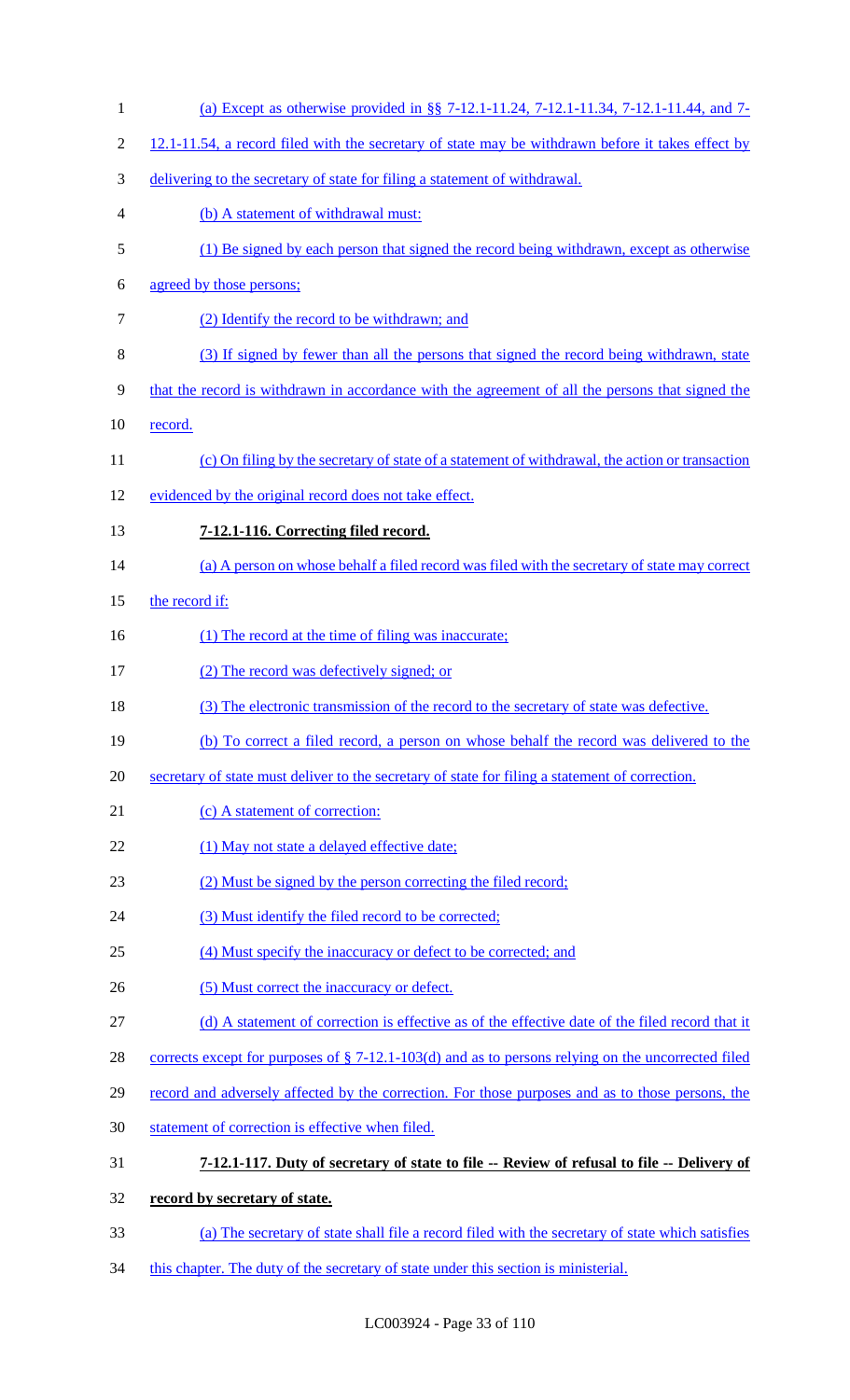(a) Except as otherwise provided in §§ 7-12.1-11.24, 7-12.1-11.34, 7-12.1-11.44, and 7-12.1-11.54, a record filed with the secretary of state may be withdrawn before it takes effect by delivering to the secretary of state for filing a statement of withdrawal.

(b) A statement of withdrawal must:

(1) Be signed by each person that signed the record being withdrawn, except as otherwise agreed by those persons;

(2) Identify the record to be withdrawn; and

(3) If signed by fewer than all the persons that signed the record being withdrawn, state that the record is withdrawn in accordance with the agreement of all the persons that signed the record.

(c) On filing by the secretary of state of a statement of withdrawal, the action or transaction evidenced by the original record does not take effect.

**7-12.1-116. Correcting filed record.**

(a) A person on whose behalf a filed record was filed with the secretary of state may correct the record if:

(1) The record at the time of filing was inaccurate;

(2) The record was defectively signed; or

(3) The electronic transmission of the record to the secretary of state was defective.

(b) To correct a filed record, a person on whose behalf the record was delivered to the secretary of state must deliver to the secretary of state for filing a statement of correction.

(c) A statement of correction:

(1) May not state a delayed effective date;

(2) Must be signed by the person correcting the filed record;

(3) Must identify the filed record to be corrected;

(4) Must specify the inaccuracy or defect to be corrected; and

(5) Must correct the inaccuracy or defect.

(d) A statement of correction is effective as of the effective date of the filed record that it corrects except for purposes of § 7-12.1-103(d) and as to persons relying on the uncorrected filed record and adversely affected by the correction. For those purposes and as to those persons, the statement of correction is effective when filed.

**7-12.1-117. Duty of secretary of state to file -- Review of refusal to file -- Delivery of record by secretary of state.**

(a) The secretary of state shall file a record filed with the secretary of state which satisfies this chapter. The duty of the secretary of state under this section is ministerial.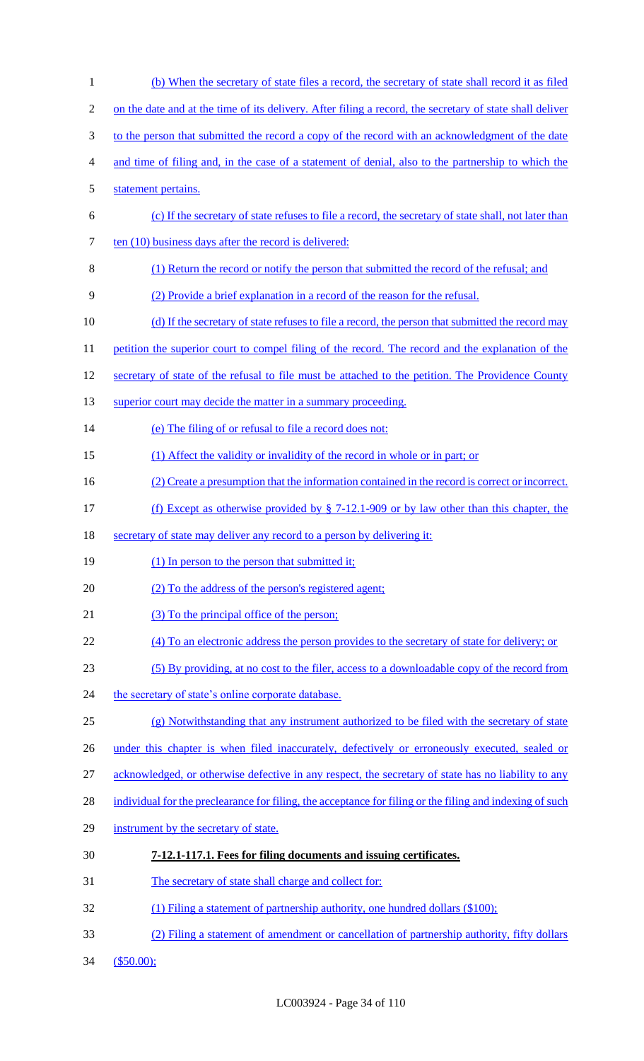(b) When the secretary of state files a record, the secretary of state shall record it as filed on the date and at the time of its delivery. After filing a record, the secretary of state shall deliver to the person that submitted the record a copy of the record with an acknowledgment of the date and time of filing and, in the case of a statement of denial, also to the partnership to which the statement pertains.

(c) If the secretary of state refuses to file a record, the secretary of state shall, not later than ten (10) business days after the record is delivered:

(1) Return the record or notify the person that submitted the record of the refusal; and

(2) Provide a brief explanation in a record of the reason for the refusal.

(d) If the secretary of state refuses to file a record, the person that submitted the record may petition the superior court to compel filing of the record. The record and the explanation of the secretary of state of the refusal to file must be attached to the petition. The Providence County superior court may decide the matter in a summary proceeding.

(e) The filing of or refusal to file a record does not:

(1) Affect the validity or invalidity of the record in whole or in part; or

(2) Create a presumption that the information contained in the record is correct or incorrect.

(f) Except as otherwise provided by § 7-12.1-909 or by law other than this chapter, the secretary of state may deliver any record to a person by delivering it:

(1) In person to the person that submitted it;

(2) To the address of the person's registered agent;

(3) To the principal office of the person;

(4) To an electronic address the person provides to the secretary of state for delivery; or

(5) By providing, at no cost to the filer, access to a downloadable copy of the record from the secretary of state's online corporate database.

(g) Notwithstanding that any instrument authorized to be filed with the secretary of state under this chapter is when filed inaccurately, defectively or erroneously executed, sealed or acknowledged, or otherwise defective in any respect, the secretary of state has no liability to any individual for the preclearance for filing, the acceptance for filing or the filing and indexing of such instrument by the secretary of state.

**7-12.1-117.1. Fees for filing documents and issuing certificates.**

The secretary of state shall charge and collect for:

(1) Filing a statement of partnership authority, one hundred dollars ($100);

(2) Filing a statement of amendment or cancellation of partnership authority, fifty dollars ($50.00);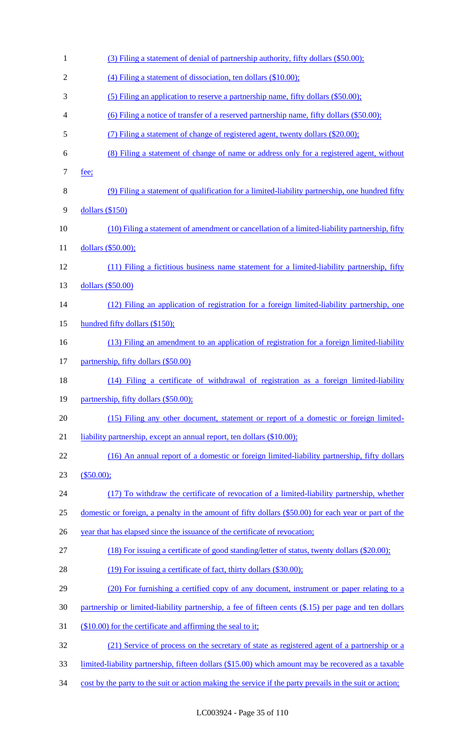(3) Filing a statement of denial of partnership authority, fifty dollars ($50.00);

(4) Filing a statement of dissociation, ten dollars ($10.00);

(5) Filing an application to reserve a partnership name, fifty dollars ($50.00);

(6) Filing a notice of transfer of a reserved partnership name, fifty dollars ($50.00);

(7) Filing a statement of change of registered agent, twenty dollars ($20.00);

(8) Filing a statement of change of name or address only for a registered agent, without fee;

(9) Filing a statement of qualification for a limited-liability partnership, one hundred fifty dollars ($150)

(10) Filing a statement of amendment or cancellation of a limited-liability partnership, fifty dollars ($50.00);

(11) Filing a fictitious business name statement for a limited-liability partnership, fifty dollars ($50.00)

(12) Filing an application of registration for a foreign limited-liability partnership, one hundred fifty dollars ($150);

(13) Filing an amendment to an application of registration for a foreign limited-liability partnership, fifty dollars ($50.00)

(14) Filing a certificate of withdrawal of registration as a foreign limited-liability partnership, fifty dollars ($50.00);

(15) Filing any other document, statement or report of a domestic or foreign limited-liability partnership, except an annual report, ten dollars ($10.00);

(16) An annual report of a domestic or foreign limited-liability partnership, fifty dollars ($50.00);

(17) To withdraw the certificate of revocation of a limited-liability partnership, whether domestic or foreign, a penalty in the amount of fifty dollars ($50.00) for each year or part of the year that has elapsed since the issuance of the certificate of revocation;

(18) For issuing a certificate of good standing/letter of status, twenty dollars ($20.00);

(19) For issuing a certificate of fact, thirty dollars ($30.00);

(20) For furnishing a certified copy of any document, instrument or paper relating to a partnership or limited-liability partnership, a fee of fifteen cents ($.15) per page and ten dollars ($10.00) for the certificate and affirming the seal to it;

(21) Service of process on the secretary of state as registered agent of a partnership or a limited-liability partnership, fifteen dollars ($15.00) which amount may be recovered as a taxable cost by the party to the suit or action making the service if the party prevails in the suit or action;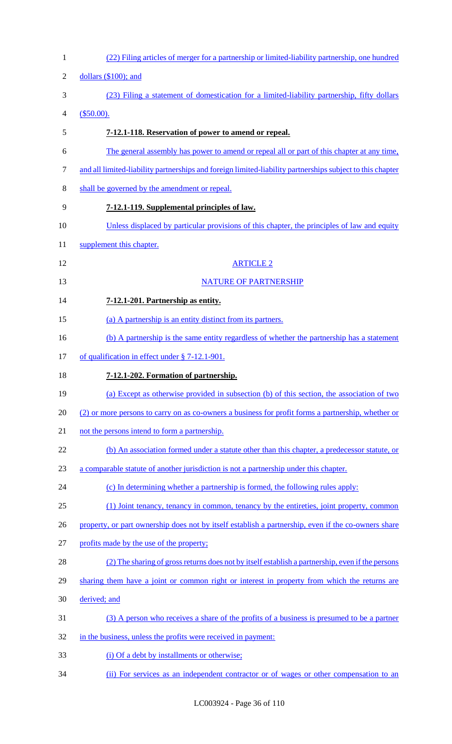(22) Filing articles of merger for a partnership or limited-liability partnership, one hundred dollars ($100); and

(23) Filing a statement of domestication for a limited-liability partnership, fifty dollars ($50.00).

**7-12.1-118. Reservation of power to amend or repeal.**

The general assembly has power to amend or repeal all or part of this chapter at any time, and all limited-liability partnerships and foreign limited-liability partnerships subject to this chapter shall be governed by the amendment or repeal.

**7-12.1-119. Supplemental principles of law.**

Unless displaced by particular provisions of this chapter, the principles of law and equity supplement this chapter.

ARTICLE 2

NATURE OF PARTNERSHIP

**7-12.1-201. Partnership as entity.**

(a) A partnership is an entity distinct from its partners.

(b) A partnership is the same entity regardless of whether the partnership has a statement of qualification in effect under § 7-12.1-901.

**7-12.1-202. Formation of partnership.**

(a) Except as otherwise provided in subsection (b) of this section, the association of two (2) or more persons to carry on as co-owners a business for profit forms a partnership, whether or not the persons intend to form a partnership.

(b) An association formed under a statute other than this chapter, a predecessor statute, or a comparable statute of another jurisdiction is not a partnership under this chapter.

(c) In determining whether a partnership is formed, the following rules apply:

(1) Joint tenancy, tenancy in common, tenancy by the entireties, joint property, common property, or part ownership does not by itself establish a partnership, even if the co-owners share profits made by the use of the property;

(2) The sharing of gross returns does not by itself establish a partnership, even if the persons sharing them have a joint or common right or interest in property from which the returns are derived; and

(3) A person who receives a share of the profits of a business is presumed to be a partner in the business, unless the profits were received in payment:

(i) Of a debt by installments or otherwise;

(ii) For services as an independent contractor or of wages or other compensation to an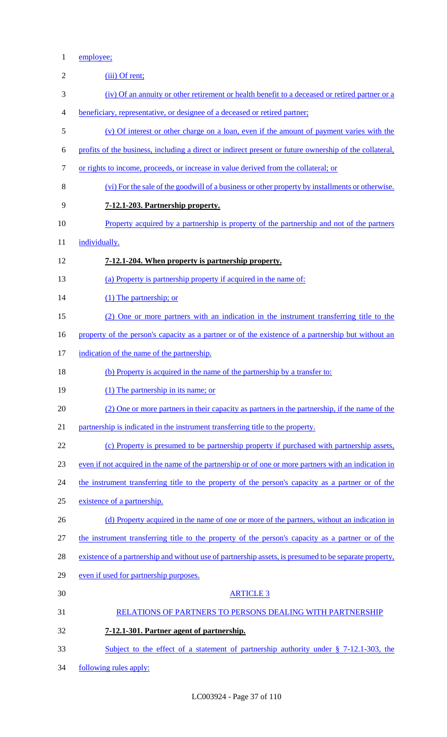employee;

(iii) Of rent;

(iv) Of an annuity or other retirement or health benefit to a deceased or retired partner or a beneficiary, representative, or designee of a deceased or retired partner;

(v) Of interest or other charge on a loan, even if the amount of payment varies with the profits of the business, including a direct or indirect present or future ownership of the collateral, or rights to income, proceeds, or increase in value derived from the collateral; or

(vi) For the sale of the goodwill of a business or other property by installments or otherwise.

**7-12.1-203. Partnership property.**

Property acquired by a partnership is property of the partnership and not of the partners individually.

**7-12.1-204. When property is partnership property.**

(a) Property is partnership property if acquired in the name of:

(1) The partnership; or

(2) One or more partners with an indication in the instrument transferring title to the property of the person's capacity as a partner or of the existence of a partnership but without an indication of the name of the partnership.

(b) Property is acquired in the name of the partnership by a transfer to:

(1) The partnership in its name; or

(2) One or more partners in their capacity as partners in the partnership, if the name of the partnership is indicated in the instrument transferring title to the property.

(c) Property is presumed to be partnership property if purchased with partnership assets, even if not acquired in the name of the partnership or of one or more partners with an indication in the instrument transferring title to the property of the person's capacity as a partner or of the existence of a partnership.

(d) Property acquired in the name of one or more of the partners, without an indication in the instrument transferring title to the property of the person's capacity as a partner or of the existence of a partnership and without use of partnership assets, is presumed to be separate property, even if used for partnership purposes.

ARTICLE 3

RELATIONS OF PARTNERS TO PERSONS DEALING WITH PARTNERSHIP

**7-12.1-301. Partner agent of partnership.**

Subject to the effect of a statement of partnership authority under § 7-12.1-303, the following rules apply: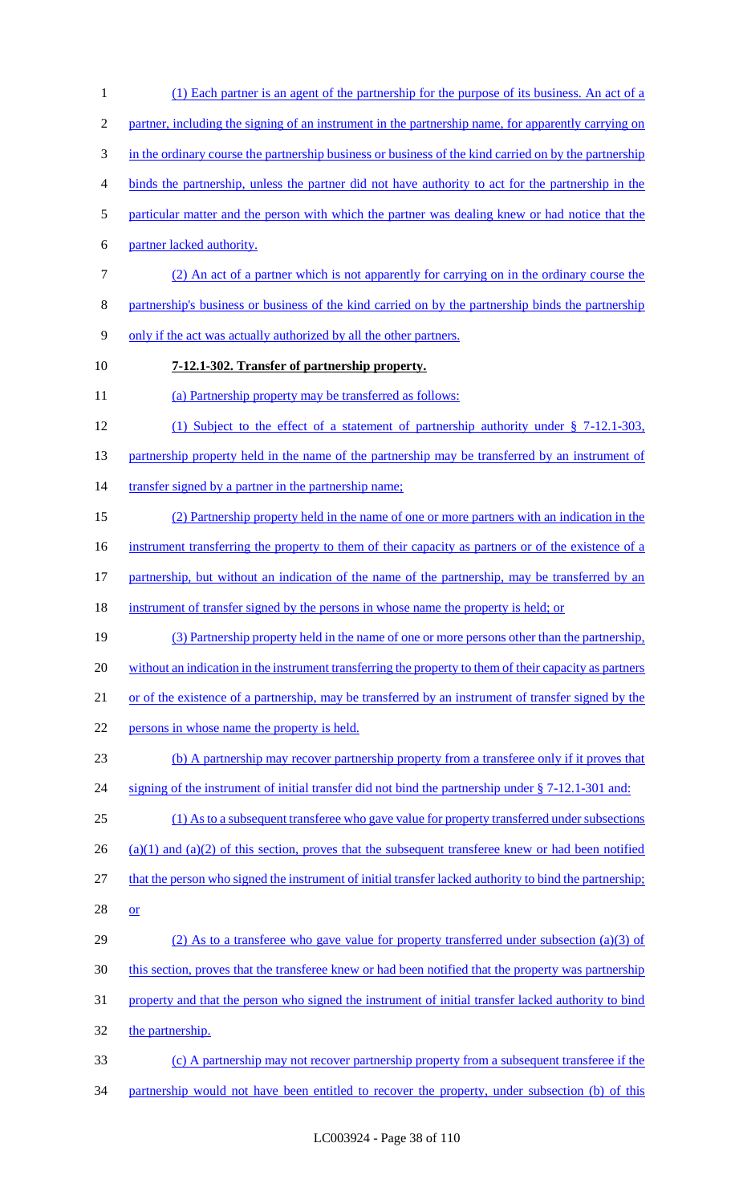(1) Each partner is an agent of the partnership for the purpose of its business. An act of a partner, including the signing of an instrument in the partnership name, for apparently carrying on in the ordinary course the partnership business or business of the kind carried on by the partnership binds the partnership, unless the partner did not have authority to act for the partnership in the particular matter and the person with which the partner was dealing knew or had notice that the partner lacked authority.

(2) An act of a partner which is not apparently for carrying on in the ordinary course the partnership's business or business of the kind carried on by the partnership binds the partnership only if the act was actually authorized by all the other partners.

**7-12.1-302. Transfer of partnership property.**

(a) Partnership property may be transferred as follows:

(1) Subject to the effect of a statement of partnership authority under § 7-12.1-303, partnership property held in the name of the partnership may be transferred by an instrument of transfer signed by a partner in the partnership name;

(2) Partnership property held in the name of one or more partners with an indication in the instrument transferring the property to them of their capacity as partners or of the existence of a partnership, but without an indication of the name of the partnership, may be transferred by an instrument of transfer signed by the persons in whose name the property is held; or

(3) Partnership property held in the name of one or more persons other than the partnership, without an indication in the instrument transferring the property to them of their capacity as partners or of the existence of a partnership, may be transferred by an instrument of transfer signed by the persons in whose name the property is held.

(b) A partnership may recover partnership property from a transferee only if it proves that signing of the instrument of initial transfer did not bind the partnership under § 7-12.1-301 and:

(1) As to a subsequent transferee who gave value for property transferred under subsections (a)(1) and (a)(2) of this section, proves that the subsequent transferee knew or had been notified that the person who signed the instrument of initial transfer lacked authority to bind the partnership; or

(2) As to a transferee who gave value for property transferred under subsection (a)(3) of this section, proves that the transferee knew or had been notified that the property was partnership property and that the person who signed the instrument of initial transfer lacked authority to bind the partnership.

(c) A partnership may not recover partnership property from a subsequent transferee if the partnership would not have been entitled to recover the property, under subsection (b) of this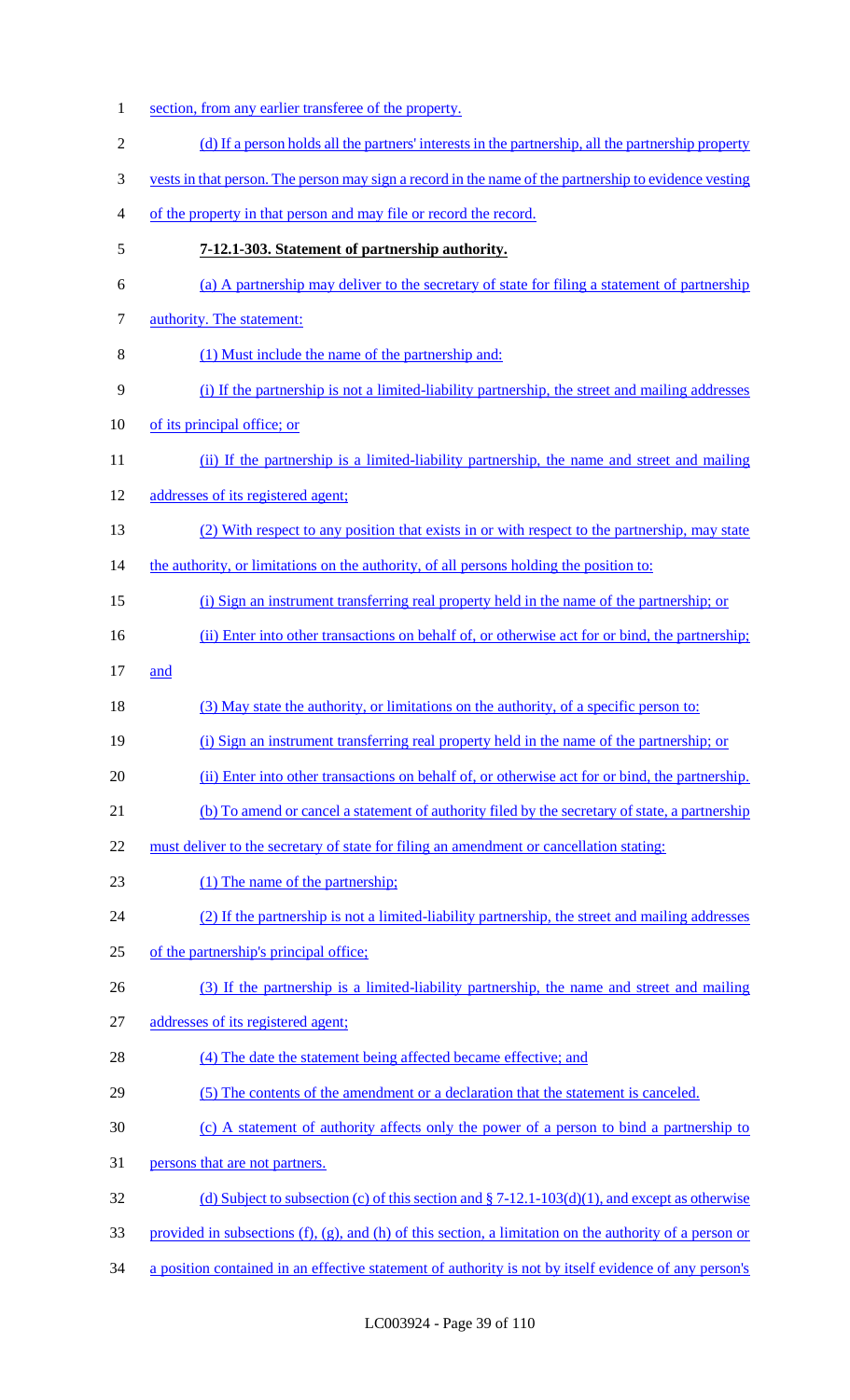section, from any earlier transferee of the property.

(d) If a person holds all the partners' interests in the partnership, all the partnership property vests in that person. The person may sign a record in the name of the partnership to evidence vesting of the property in that person and may file or record the record.

**7-12.1-303. Statement of partnership authority.**

(a) A partnership may deliver to the secretary of state for filing a statement of partnership authority. The statement:

(1) Must include the name of the partnership and:

(i) If the partnership is not a limited-liability partnership, the street and mailing addresses of its principal office; or

(ii) If the partnership is a limited-liability partnership, the name and street and mailing addresses of its registered agent;

(2) With respect to any position that exists in or with respect to the partnership, may state the authority, or limitations on the authority, of all persons holding the position to:

(i) Sign an instrument transferring real property held in the name of the partnership; or

(ii) Enter into other transactions on behalf of, or otherwise act for or bind, the partnership; and

(3) May state the authority, or limitations on the authority, of a specific person to:

(i) Sign an instrument transferring real property held in the name of the partnership; or

(ii) Enter into other transactions on behalf of, or otherwise act for or bind, the partnership.

(b) To amend or cancel a statement of authority filed by the secretary of state, a partnership must deliver to the secretary of state for filing an amendment or cancellation stating:

(1) The name of the partnership;

(2) If the partnership is not a limited-liability partnership, the street and mailing addresses of the partnership's principal office;

(3) If the partnership is a limited-liability partnership, the name and street and mailing addresses of its registered agent;

(4) The date the statement being affected became effective; and

(5) The contents of the amendment or a declaration that the statement is canceled.

(c) A statement of authority affects only the power of a person to bind a partnership to persons that are not partners.

(d) Subject to subsection (c) of this section and § 7-12.1-103(d)(1), and except as otherwise provided in subsections (f), (g), and (h) of this section, a limitation on the authority of a person or a position contained in an effective statement of authority is not by itself evidence of any person's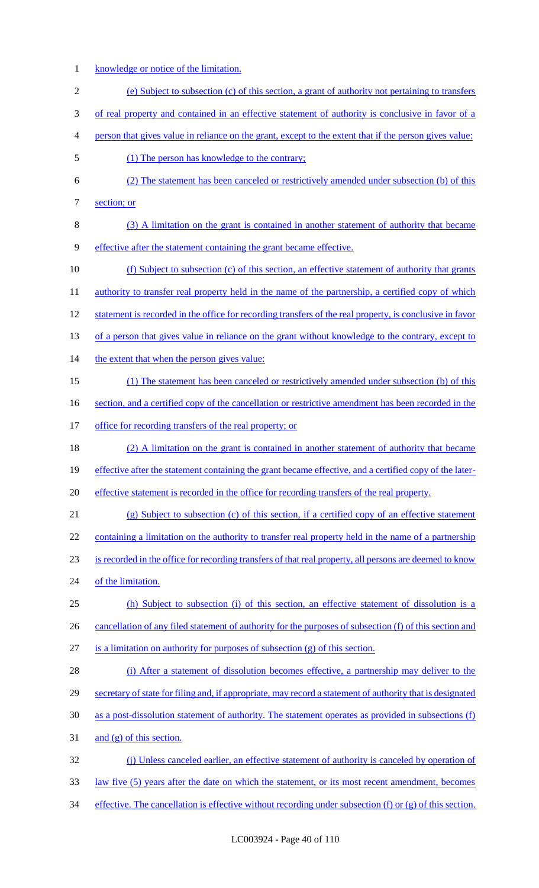knowledge or notice of the limitation.

(e) Subject to subsection (c) of this section, a grant of authority not pertaining to transfers of real property and contained in an effective statement of authority is conclusive in favor of a person that gives value in reliance on the grant, except to the extent that if the person gives value:

(1) The person has knowledge to the contrary;

(2) The statement has been canceled or restrictively amended under subsection (b) of this section; or

(3) A limitation on the grant is contained in another statement of authority that became effective after the statement containing the grant became effective.

(f) Subject to subsection (c) of this section, an effective statement of authority that grants authority to transfer real property held in the name of the partnership, a certified copy of which statement is recorded in the office for recording transfers of the real property, is conclusive in favor of a person that gives value in reliance on the grant without knowledge to the contrary, except to the extent that when the person gives value:

(1) The statement has been canceled or restrictively amended under subsection (b) of this section, and a certified copy of the cancellation or restrictive amendment has been recorded in the office for recording transfers of the real property; or

(2) A limitation on the grant is contained in another statement of authority that became effective after the statement containing the grant became effective, and a certified copy of the later-effective statement is recorded in the office for recording transfers of the real property.

(g) Subject to subsection (c) of this section, if a certified copy of an effective statement containing a limitation on the authority to transfer real property held in the name of a partnership is recorded in the office for recording transfers of that real property, all persons are deemed to know of the limitation.

(h) Subject to subsection (i) of this section, an effective statement of dissolution is a cancellation of any filed statement of authority for the purposes of subsection (f) of this section and is a limitation on authority for purposes of subsection (g) of this section.

(i) After a statement of dissolution becomes effective, a partnership may deliver to the secretary of state for filing and, if appropriate, may record a statement of authority that is designated as a post-dissolution statement of authority. The statement operates as provided in subsections (f) and (g) of this section.

(j) Unless canceled earlier, an effective statement of authority is canceled by operation of law five (5) years after the date on which the statement, or its most recent amendment, becomes effective. The cancellation is effective without recording under subsection (f) or (g) of this section.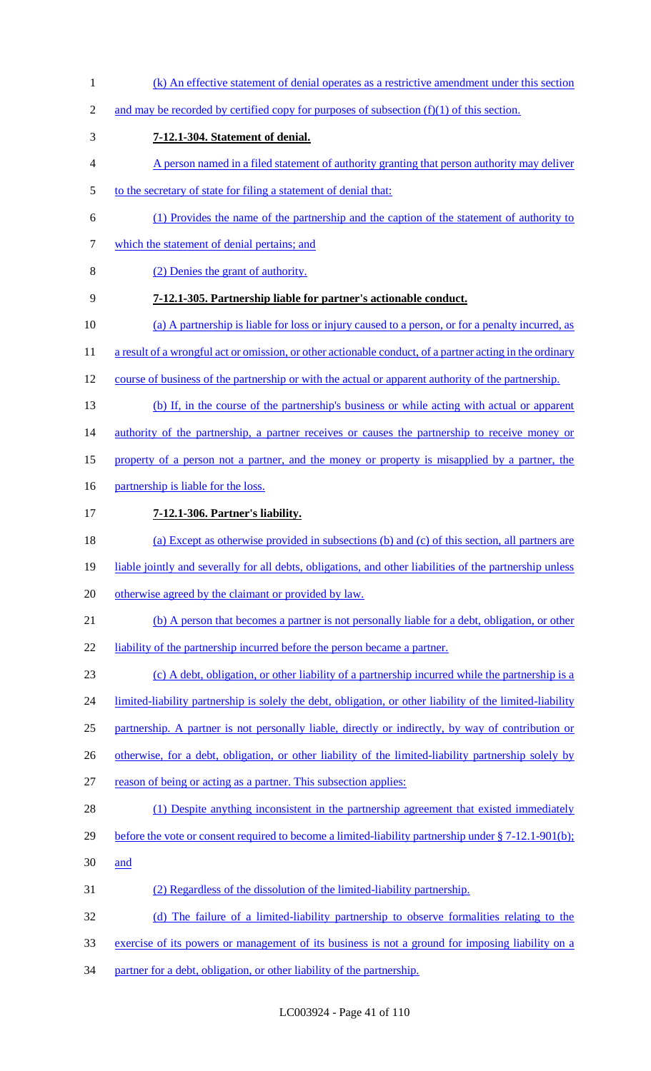(k) An effective statement of denial operates as a restrictive amendment under this section and may be recorded by certified copy for purposes of subsection (f)(1) of this section.

**7-12.1-304. Statement of denial.**

A person named in a filed statement of authority granting that person authority may deliver to the secretary of state for filing a statement of denial that:

(1) Provides the name of the partnership and the caption of the statement of authority to which the statement of denial pertains; and

(2) Denies the grant of authority.

**7-12.1-305. Partnership liable for partner's actionable conduct.**

(a) A partnership is liable for loss or injury caused to a person, or for a penalty incurred, as a result of a wrongful act or omission, or other actionable conduct, of a partner acting in the ordinary course of business of the partnership or with the actual or apparent authority of the partnership.

(b) If, in the course of the partnership's business or while acting with actual or apparent authority of the partnership, a partner receives or causes the partnership to receive money or property of a person not a partner, and the money or property is misapplied by a partner, the partnership is liable for the loss.

**7-12.1-306. Partner's liability.**

(a) Except as otherwise provided in subsections (b) and (c) of this section, all partners are liable jointly and severally for all debts, obligations, and other liabilities of the partnership unless otherwise agreed by the claimant or provided by law.

(b) A person that becomes a partner is not personally liable for a debt, obligation, or other liability of the partnership incurred before the person became a partner.

(c) A debt, obligation, or other liability of a partnership incurred while the partnership is a limited-liability partnership is solely the debt, obligation, or other liability of the limited-liability partnership. A partner is not personally liable, directly or indirectly, by way of contribution or otherwise, for a debt, obligation, or other liability of the limited-liability partnership solely by reason of being or acting as a partner. This subsection applies:

(1) Despite anything inconsistent in the partnership agreement that existed immediately before the vote or consent required to become a limited-liability partnership under § 7-12.1-901(b); and

(2) Regardless of the dissolution of the limited-liability partnership.

(d) The failure of a limited-liability partnership to observe formalities relating to the exercise of its powers or management of its business is not a ground for imposing liability on a partner for a debt, obligation, or other liability of the partnership.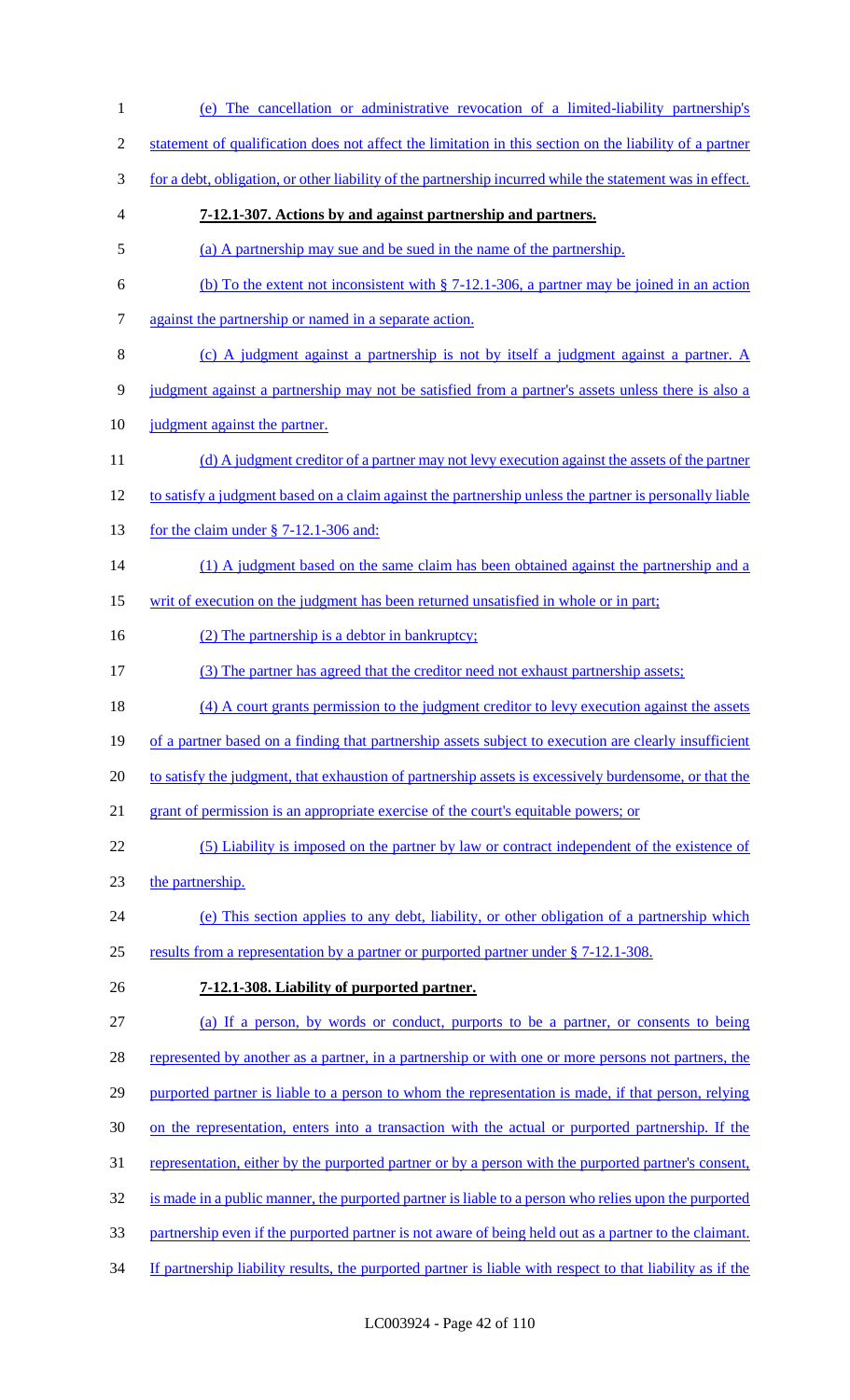(e) The cancellation or administrative revocation of a limited-liability partnership's statement of qualification does not affect the limitation in this section on the liability of a partner for a debt, obligation, or other liability of the partnership incurred while the statement was in effect.

**7-12.1-307. Actions by and against partnership and partners.**

(a) A partnership may sue and be sued in the name of the partnership.

(b) To the extent not inconsistent with § 7-12.1-306, a partner may be joined in an action against the partnership or named in a separate action.

(c) A judgment against a partnership is not by itself a judgment against a partner. A judgment against a partnership may not be satisfied from a partner's assets unless there is also a judgment against the partner.

(d) A judgment creditor of a partner may not levy execution against the assets of the partner to satisfy a judgment based on a claim against the partnership unless the partner is personally liable for the claim under § 7-12.1-306 and:

(1) A judgment based on the same claim has been obtained against the partnership and a writ of execution on the judgment has been returned unsatisfied in whole or in part;

(2) The partnership is a debtor in bankruptcy;

(3) The partner has agreed that the creditor need not exhaust partnership assets;

(4) A court grants permission to the judgment creditor to levy execution against the assets of a partner based on a finding that partnership assets subject to execution are clearly insufficient to satisfy the judgment, that exhaustion of partnership assets is excessively burdensome, or that the grant of permission is an appropriate exercise of the court's equitable powers; or

(5) Liability is imposed on the partner by law or contract independent of the existence of the partnership.

(e) This section applies to any debt, liability, or other obligation of a partnership which results from a representation by a partner or purported partner under § 7-12.1-308.

**7-12.1-308. Liability of purported partner.**

(a) If a person, by words or conduct, purports to be a partner, or consents to being represented by another as a partner, in a partnership or with one or more persons not partners, the purported partner is liable to a person to whom the representation is made, if that person, relying on the representation, enters into a transaction with the actual or purported partnership. If the representation, either by the purported partner or by a person with the purported partner's consent, is made in a public manner, the purported partner is liable to a person who relies upon the purported partnership even if the purported partner is not aware of being held out as a partner to the claimant. If partnership liability results, the purported partner is liable with respect to that liability as if the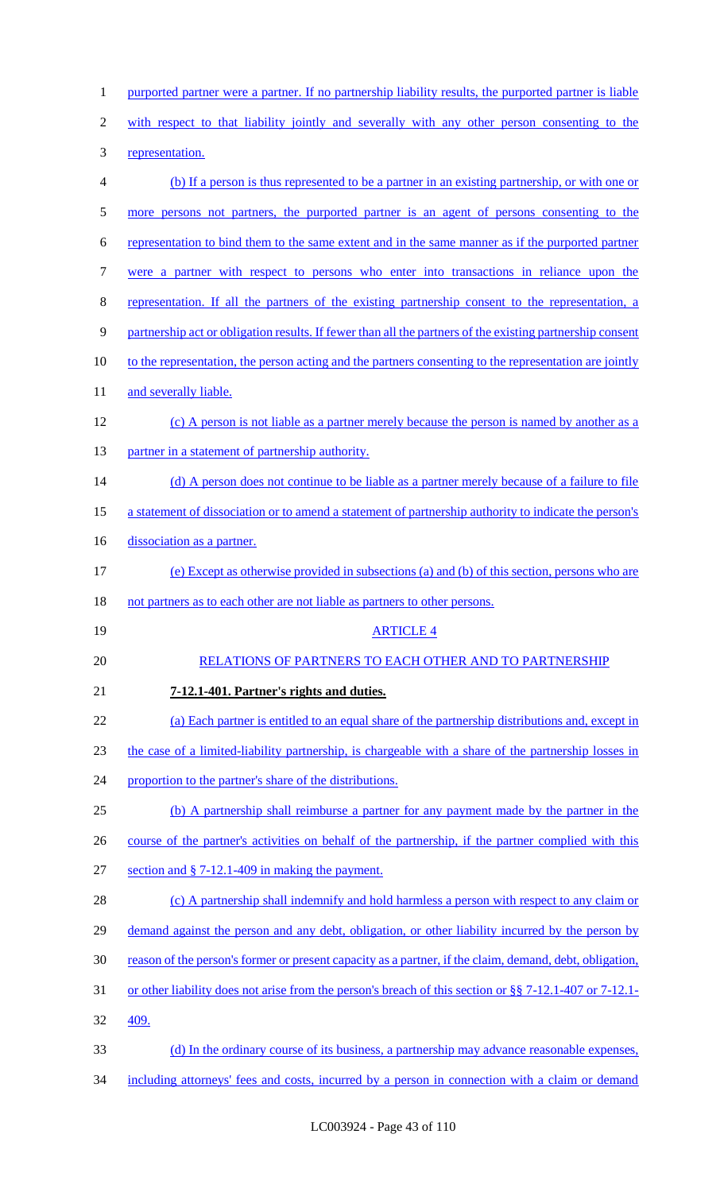purported partner were a partner. If no partnership liability results, the purported partner is liable with respect to that liability jointly and severally with any other person consenting to the representation.

(b) If a person is thus represented to be a partner in an existing partnership, or with one or more persons not partners, the purported partner is an agent of persons consenting to the representation to bind them to the same extent and in the same manner as if the purported partner were a partner with respect to persons who enter into transactions in reliance upon the representation. If all the partners of the existing partnership consent to the representation, a partnership act or obligation results. If fewer than all the partners of the existing partnership consent to the representation, the person acting and the partners consenting to the representation are jointly and severally liable.

(c) A person is not liable as a partner merely because the person is named by another as a partner in a statement of partnership authority.

(d) A person does not continue to be liable as a partner merely because of a failure to file a statement of dissociation or to amend a statement of partnership authority to indicate the person's dissociation as a partner.

(e) Except as otherwise provided in subsections (a) and (b) of this section, persons who are not partners as to each other are not liable as partners to other persons.

ARTICLE 4

RELATIONS OF PARTNERS TO EACH OTHER AND TO PARTNERSHIP

**7-12.1-401. Partner's rights and duties.**

(a) Each partner is entitled to an equal share of the partnership distributions and, except in the case of a limited-liability partnership, is chargeable with a share of the partnership losses in proportion to the partner's share of the distributions.

(b) A partnership shall reimburse a partner for any payment made by the partner in the course of the partner's activities on behalf of the partnership, if the partner complied with this section and § 7-12.1-409 in making the payment.

(c) A partnership shall indemnify and hold harmless a person with respect to any claim or demand against the person and any debt, obligation, or other liability incurred by the person by reason of the person's former or present capacity as a partner, if the claim, demand, debt, obligation, or other liability does not arise from the person's breach of this section or §§ 7-12.1-407 or 7-12.1-409.

(d) In the ordinary course of its business, a partnership may advance reasonable expenses, including attorneys' fees and costs, incurred by a person in connection with a claim or demand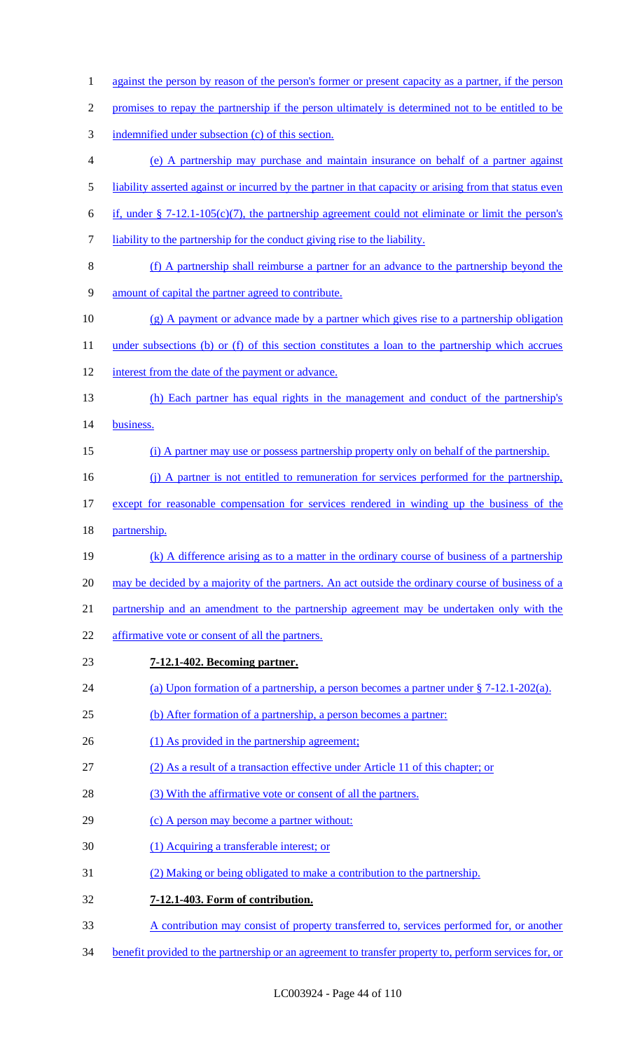against the person by reason of the person's former or present capacity as a partner, if the person promises to repay the partnership if the person ultimately is determined not to be entitled to be indemnified under subsection (c) of this section.

(e) A partnership may purchase and maintain insurance on behalf of a partner against liability asserted against or incurred by the partner in that capacity or arising from that status even if, under § 7-12.1-105(c)(7), the partnership agreement could not eliminate or limit the person's liability to the partnership for the conduct giving rise to the liability.

(f) A partnership shall reimburse a partner for an advance to the partnership beyond the amount of capital the partner agreed to contribute.

(g) A payment or advance made by a partner which gives rise to a partnership obligation under subsections (b) or (f) of this section constitutes a loan to the partnership which accrues interest from the date of the payment or advance.

(h) Each partner has equal rights in the management and conduct of the partnership's business.

(i) A partner may use or possess partnership property only on behalf of the partnership.

(j) A partner is not entitled to remuneration for services performed for the partnership, except for reasonable compensation for services rendered in winding up the business of the partnership.

(k) A difference arising as to a matter in the ordinary course of business of a partnership may be decided by a majority of the partners. An act outside the ordinary course of business of a partnership and an amendment to the partnership agreement may be undertaken only with the affirmative vote or consent of all the partners.

**7-12.1-402. Becoming partner.**

(a) Upon formation of a partnership, a person becomes a partner under § 7-12.1-202(a).

(b) After formation of a partnership, a person becomes a partner:

(1) As provided in the partnership agreement;

(2) As a result of a transaction effective under Article 11 of this chapter; or

(3) With the affirmative vote or consent of all the partners.

(c) A person may become a partner without:

(1) Acquiring a transferable interest; or

(2) Making or being obligated to make a contribution to the partnership.

**7-12.1-403. Form of contribution.**

A contribution may consist of property transferred to, services performed for, or another benefit provided to the partnership or an agreement to transfer property to, perform services for, or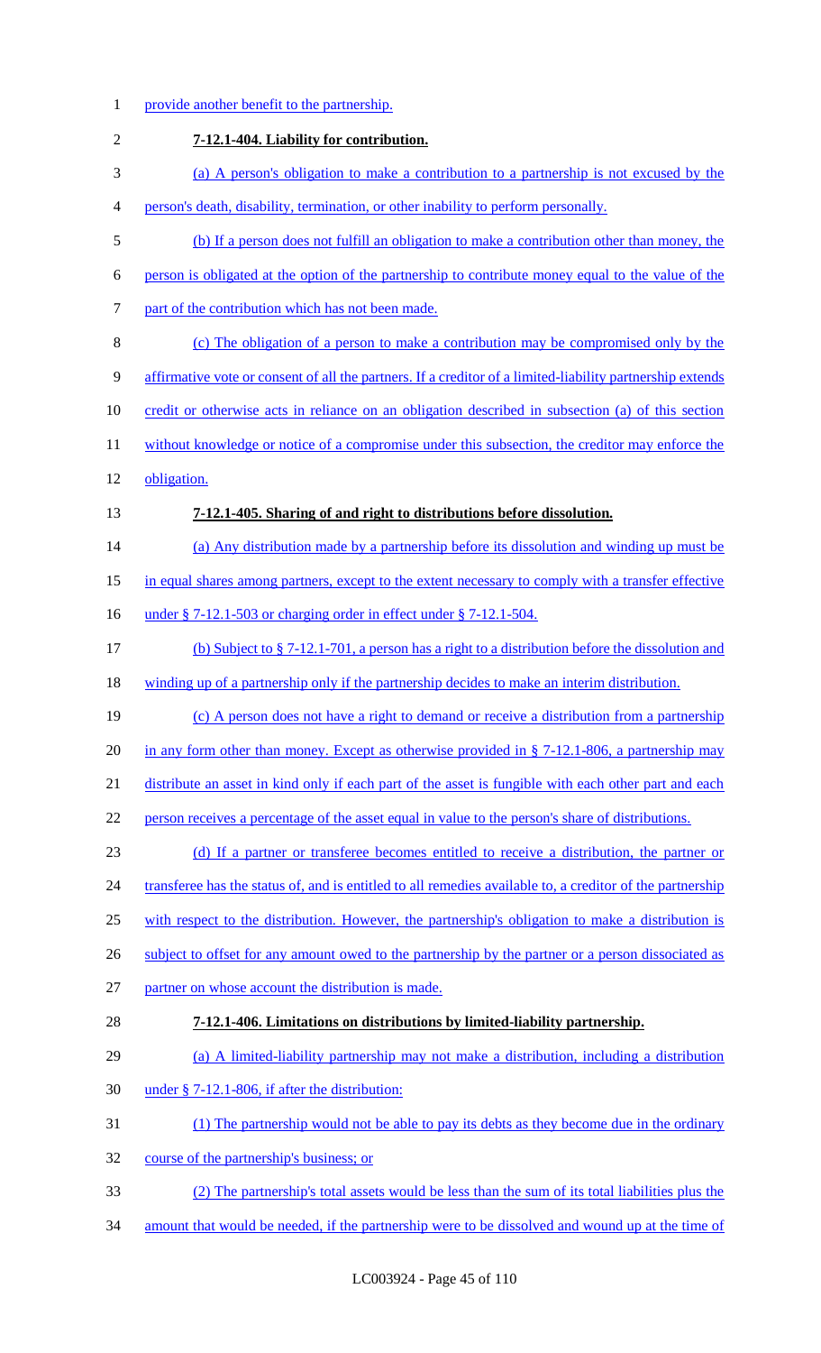provide another benefit to the partnership.

**7-12.1-404. Liability for contribution.**

(a) A person's obligation to make a contribution to a partnership is not excused by the person's death, disability, termination, or other inability to perform personally.

(b) If a person does not fulfill an obligation to make a contribution other than money, the person is obligated at the option of the partnership to contribute money equal to the value of the part of the contribution which has not been made.

(c) The obligation of a person to make a contribution may be compromised only by the affirmative vote or consent of all the partners. If a creditor of a limited-liability partnership extends credit or otherwise acts in reliance on an obligation described in subsection (a) of this section without knowledge or notice of a compromise under this subsection, the creditor may enforce the obligation.

**7-12.1-405. Sharing of and right to distributions before dissolution.**

(a) Any distribution made by a partnership before its dissolution and winding up must be in equal shares among partners, except to the extent necessary to comply with a transfer effective under § 7-12.1-503 or charging order in effect under § 7-12.1-504.

(b) Subject to § 7-12.1-701, a person has a right to a distribution before the dissolution and winding up of a partnership only if the partnership decides to make an interim distribution.

(c) A person does not have a right to demand or receive a distribution from a partnership in any form other than money. Except as otherwise provided in § 7-12.1-806, a partnership may distribute an asset in kind only if each part of the asset is fungible with each other part and each person receives a percentage of the asset equal in value to the person's share of distributions.

(d) If a partner or transferee becomes entitled to receive a distribution, the partner or transferee has the status of, and is entitled to all remedies available to, a creditor of the partnership with respect to the distribution. However, the partnership's obligation to make a distribution is subject to offset for any amount owed to the partnership by the partner or a person dissociated as partner on whose account the distribution is made.

**7-12.1-406. Limitations on distributions by limited-liability partnership.**

(a) A limited-liability partnership may not make a distribution, including a distribution under § 7-12.1-806, if after the distribution:

(1) The partnership would not be able to pay its debts as they become due in the ordinary course of the partnership's business; or

(2) The partnership's total assets would be less than the sum of its total liabilities plus the amount that would be needed, if the partnership were to be dissolved and wound up at the time of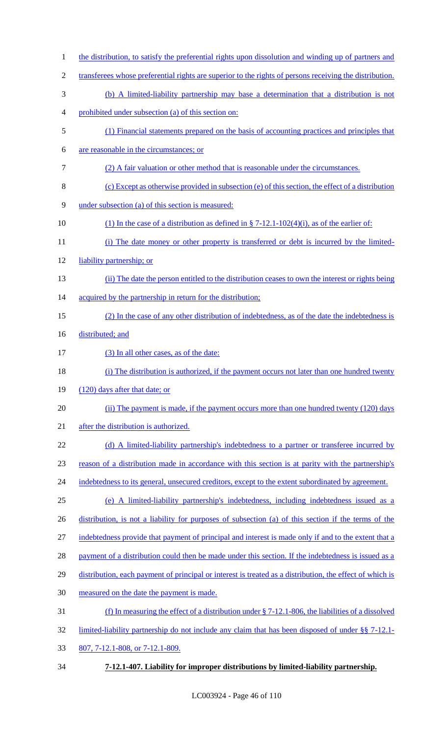the distribution, to satisfy the preferential rights upon dissolution and winding up of partners and transferees whose preferential rights are superior to the rights of persons receiving the distribution.

(b) A limited-liability partnership may base a determination that a distribution is not prohibited under subsection (a) of this section on:

(1) Financial statements prepared on the basis of accounting practices and principles that are reasonable in the circumstances; or

(2) A fair valuation or other method that is reasonable under the circumstances.

(c) Except as otherwise provided in subsection (e) of this section, the effect of a distribution under subsection (a) of this section is measured:

(1) In the case of a distribution as defined in § 7-12.1-102(4)(i), as of the earlier of:

(i) The date money or other property is transferred or debt is incurred by the limited-liability partnership; or

(ii) The date the person entitled to the distribution ceases to own the interest or rights being acquired by the partnership in return for the distribution;

(2) In the case of any other distribution of indebtedness, as of the date the indebtedness is distributed; and

(3) In all other cases, as of the date:

(i) The distribution is authorized, if the payment occurs not later than one hundred twenty (120) days after that date; or

(ii) The payment is made, if the payment occurs more than one hundred twenty (120) days after the distribution is authorized.

(d) A limited-liability partnership's indebtedness to a partner or transferee incurred by reason of a distribution made in accordance with this section is at parity with the partnership's indebtedness to its general, unsecured creditors, except to the extent subordinated by agreement.

(e) A limited-liability partnership's indebtedness, including indebtedness issued as a distribution, is not a liability for purposes of subsection (a) of this section if the terms of the indebtedness provide that payment of principal and interest is made only if and to the extent that a payment of a distribution could then be made under this section. If the indebtedness is issued as a distribution, each payment of principal or interest is treated as a distribution, the effect of which is measured on the date the payment is made.

(f) In measuring the effect of a distribution under § 7-12.1-806, the liabilities of a dissolved limited-liability partnership do not include any claim that has been disposed of under §§ 7-12.1-807, 7-12.1-808, or 7-12.1-809.

**7-12.1-407. Liability for improper distributions by limited-liability partnership.**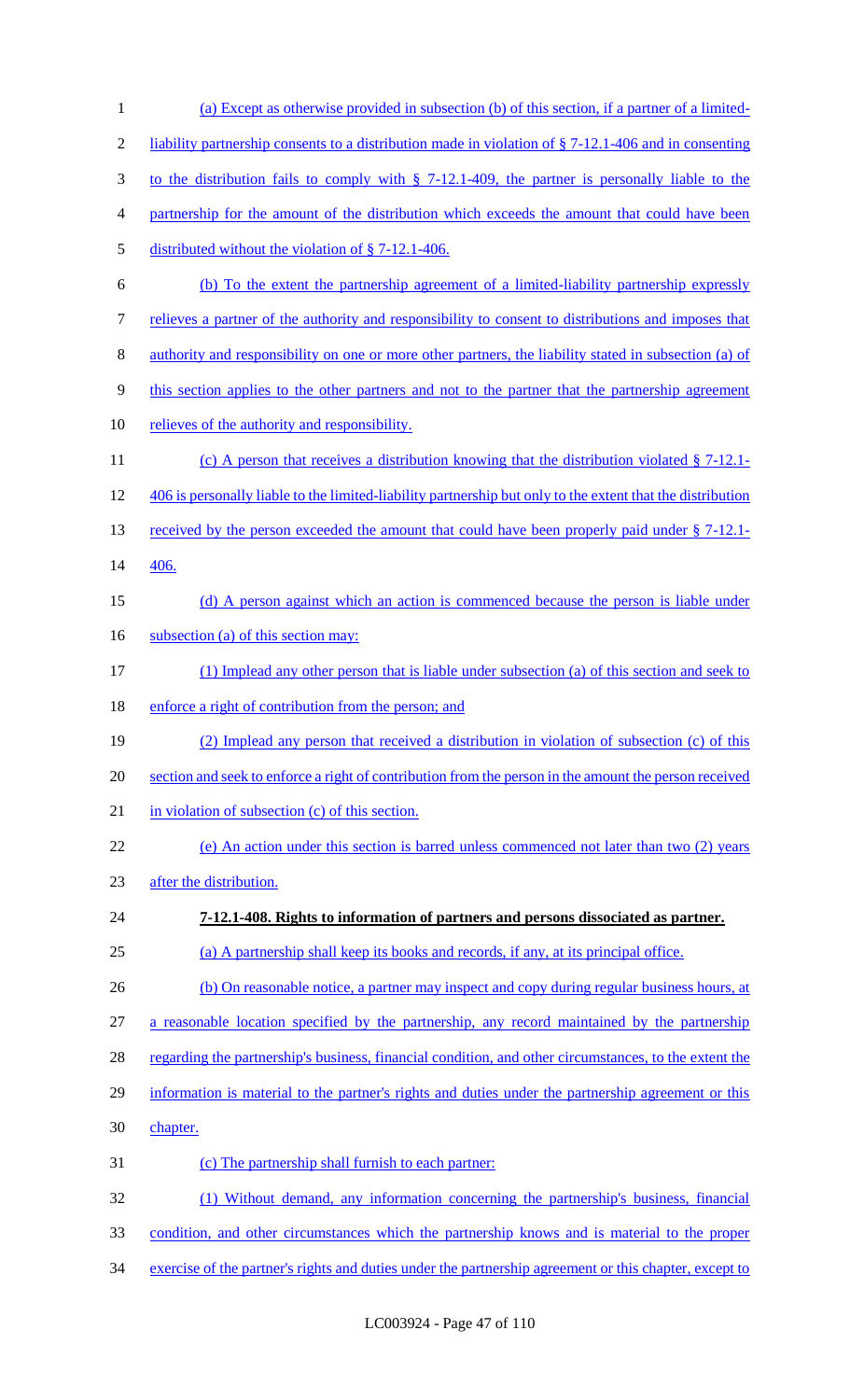(a) Except as otherwise provided in subsection (b) of this section, if a partner of a limited-liability partnership consents to a distribution made in violation of § 7-12.1-406 and in consenting to the distribution fails to comply with § 7-12.1-409, the partner is personally liable to the partnership for the amount of the distribution which exceeds the amount that could have been distributed without the violation of § 7-12.1-406.

(b) To the extent the partnership agreement of a limited-liability partnership expressly relieves a partner of the authority and responsibility to consent to distributions and imposes that authority and responsibility on one or more other partners, the liability stated in subsection (a) of this section applies to the other partners and not to the partner that the partnership agreement relieves of the authority and responsibility.

(c) A person that receives a distribution knowing that the distribution violated § 7-12.1-406 is personally liable to the limited-liability partnership but only to the extent that the distribution received by the person exceeded the amount that could have been properly paid under § 7-12.1-406.

(d) A person against which an action is commenced because the person is liable under subsection (a) of this section may:

(1) Implead any other person that is liable under subsection (a) of this section and seek to enforce a right of contribution from the person; and

(2) Implead any person that received a distribution in violation of subsection (c) of this section and seek to enforce a right of contribution from the person in the amount the person received in violation of subsection (c) of this section.

(e) An action under this section is barred unless commenced not later than two (2) years after the distribution.

**7-12.1-408. Rights to information of partners and persons dissociated as partner.**

(a) A partnership shall keep its books and records, if any, at its principal office.

(b) On reasonable notice, a partner may inspect and copy during regular business hours, at a reasonable location specified by the partnership, any record maintained by the partnership regarding the partnership's business, financial condition, and other circumstances, to the extent the information is material to the partner's rights and duties under the partnership agreement or this chapter.

(c) The partnership shall furnish to each partner:

(1) Without demand, any information concerning the partnership's business, financial condition, and other circumstances which the partnership knows and is material to the proper exercise of the partner's rights and duties under the partnership agreement or this chapter, except to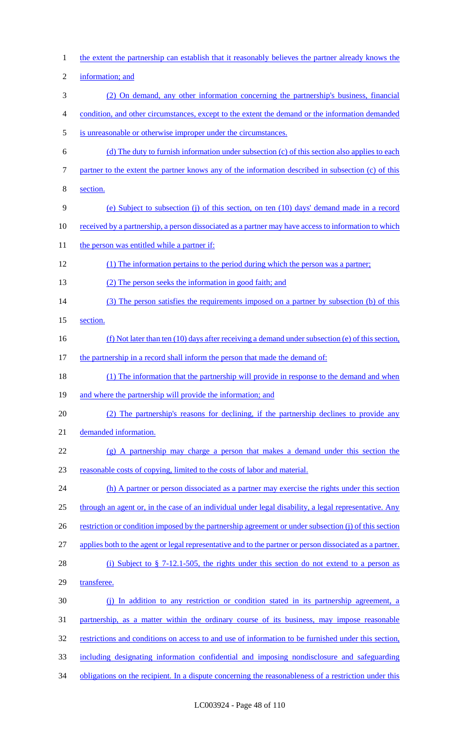the extent the partnership can establish that it reasonably believes the partner already knows the information; and

(2) On demand, any other information concerning the partnership's business, financial condition, and other circumstances, except to the extent the demand or the information demanded is unreasonable or otherwise improper under the circumstances.

(d) The duty to furnish information under subsection (c) of this section also applies to each partner to the extent the partner knows any of the information described in subsection (c) of this section.

(e) Subject to subsection (j) of this section, on ten (10) days' demand made in a record received by a partnership, a person dissociated as a partner may have access to information to which the person was entitled while a partner if:

(1) The information pertains to the period during which the person was a partner;

(2) The person seeks the information in good faith; and

(3) The person satisfies the requirements imposed on a partner by subsection (b) of this section.

(f) Not later than ten (10) days after receiving a demand under subsection (e) of this section, the partnership in a record shall inform the person that made the demand of:

(1) The information that the partnership will provide in response to the demand and when and where the partnership will provide the information; and

(2) The partnership's reasons for declining, if the partnership declines to provide any demanded information.

(g) A partnership may charge a person that makes a demand under this section the reasonable costs of copying, limited to the costs of labor and material.

(h) A partner or person dissociated as a partner may exercise the rights under this section through an agent or, in the case of an individual under legal disability, a legal representative. Any restriction or condition imposed by the partnership agreement or under subsection (j) of this section applies both to the agent or legal representative and to the partner or person dissociated as a partner.

(i) Subject to § 7-12.1-505, the rights under this section do not extend to a person as transferee.

(j) In addition to any restriction or condition stated in its partnership agreement, a partnership, as a matter within the ordinary course of its business, may impose reasonable restrictions and conditions on access to and use of information to be furnished under this section, including designating information confidential and imposing nondisclosure and safeguarding obligations on the recipient. In a dispute concerning the reasonableness of a restriction under this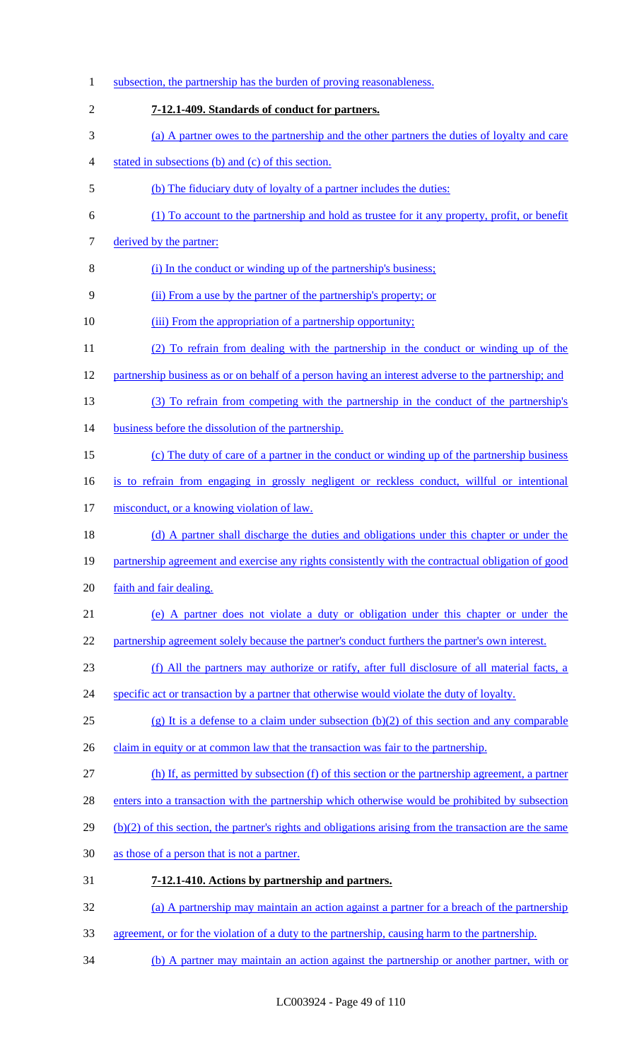subsection, the partnership has the burden of proving reasonableness.

**7-12.1-409. Standards of conduct for partners.**

(a) A partner owes to the partnership and the other partners the duties of loyalty and care stated in subsections (b) and (c) of this section.

(b) The fiduciary duty of loyalty of a partner includes the duties:

(1) To account to the partnership and hold as trustee for it any property, profit, or benefit derived by the partner:

(i) In the conduct or winding up of the partnership's business;

(ii) From a use by the partner of the partnership's property; or

(iii) From the appropriation of a partnership opportunity;

(2) To refrain from dealing with the partnership in the conduct or winding up of the partnership business as or on behalf of a person having an interest adverse to the partnership; and

(3) To refrain from competing with the partnership in the conduct of the partnership's business before the dissolution of the partnership.

(c) The duty of care of a partner in the conduct or winding up of the partnership business is to refrain from engaging in grossly negligent or reckless conduct, willful or intentional misconduct, or a knowing violation of law.

(d) A partner shall discharge the duties and obligations under this chapter or under the partnership agreement and exercise any rights consistently with the contractual obligation of good faith and fair dealing.

(e) A partner does not violate a duty or obligation under this chapter or under the partnership agreement solely because the partner's conduct furthers the partner's own interest.

(f) All the partners may authorize or ratify, after full disclosure of all material facts, a specific act or transaction by a partner that otherwise would violate the duty of loyalty.

(g) It is a defense to a claim under subsection (b)(2) of this section and any comparable claim in equity or at common law that the transaction was fair to the partnership.

(h) If, as permitted by subsection (f) of this section or the partnership agreement, a partner enters into a transaction with the partnership which otherwise would be prohibited by subsection (b)(2) of this section, the partner's rights and obligations arising from the transaction are the same as those of a person that is not a partner.

**7-12.1-410. Actions by partnership and partners.**

(a) A partnership may maintain an action against a partner for a breach of the partnership agreement, or for the violation of a duty to the partnership, causing harm to the partnership.

(b) A partner may maintain an action against the partnership or another partner, with or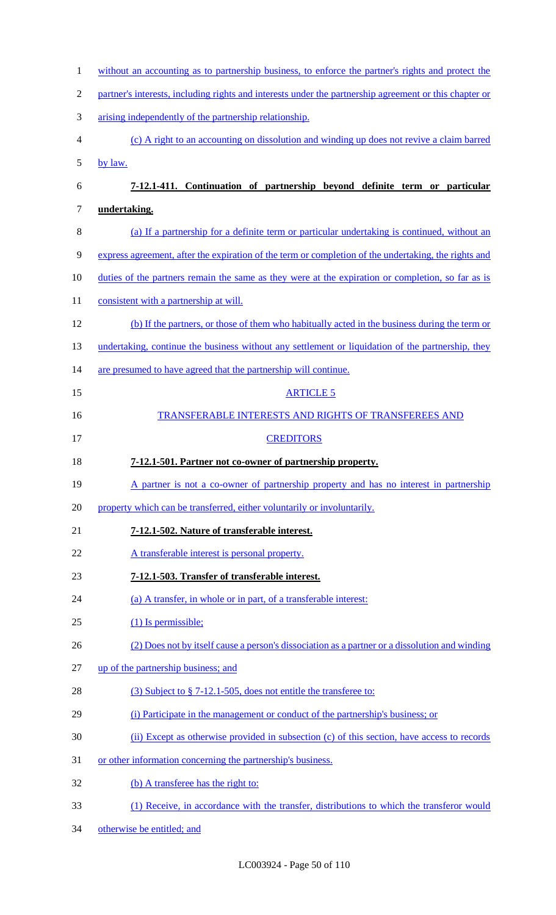without an accounting as to partnership business, to enforce the partner's rights and protect the partner's interests, including rights and interests under the partnership agreement or this chapter or arising independently of the partnership relationship.

(c) A right to an accounting on dissolution and winding up does not revive a claim barred by law.

**7-12.1-411. Continuation of partnership beyond definite term or particular undertaking.**

(a) If a partnership for a definite term or particular undertaking is continued, without an express agreement, after the expiration of the term or completion of the undertaking, the rights and duties of the partners remain the same as they were at the expiration or completion, so far as is consistent with a partnership at will.

(b) If the partners, or those of them who habitually acted in the business during the term or undertaking, continue the business without any settlement or liquidation of the partnership, they are presumed to have agreed that the partnership will continue.

ARTICLE 5

TRANSFERABLE INTERESTS AND RIGHTS OF TRANSFEREES AND CREDITORS

**7-12.1-501. Partner not co-owner of partnership property.**

A partner is not a co-owner of partnership property and has no interest in partnership property which can be transferred, either voluntarily or involuntarily.

**7-12.1-502. Nature of transferable interest.**

A transferable interest is personal property.

**7-12.1-503. Transfer of transferable interest.**

(a) A transfer, in whole or in part, of a transferable interest:

(1) Is permissible;

(2) Does not by itself cause a person's dissociation as a partner or a dissolution and winding up of the partnership business; and

(3) Subject to § 7-12.1-505, does not entitle the transferee to:

(i) Participate in the management or conduct of the partnership's business; or

(ii) Except as otherwise provided in subsection (c) of this section, have access to records or other information concerning the partnership's business.

(b) A transferee has the right to:

(1) Receive, in accordance with the transfer, distributions to which the transferor would otherwise be entitled; and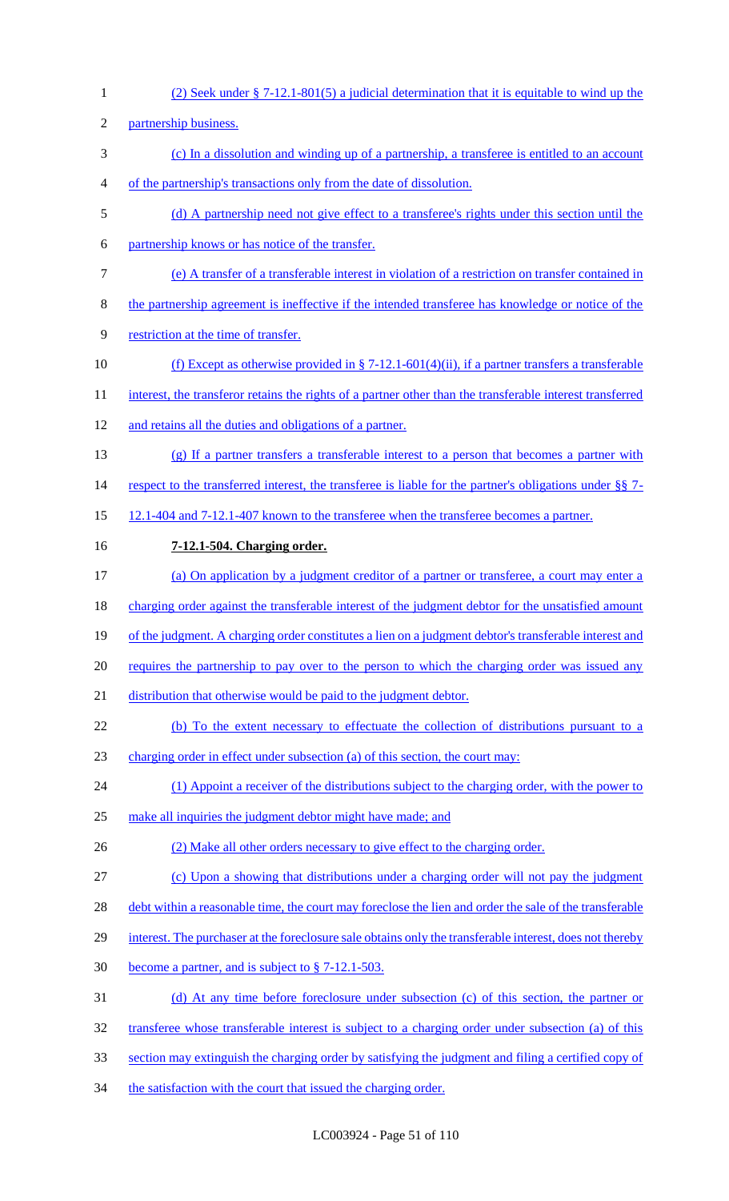(2) Seek under § 7-12.1-801(5) a judicial determination that it is equitable to wind up the partnership business.

(c) In a dissolution and winding up of a partnership, a transferee is entitled to an account of the partnership's transactions only from the date of dissolution.

(d) A partnership need not give effect to a transferee's rights under this section until the partnership knows or has notice of the transfer.

(e) A transfer of a transferable interest in violation of a restriction on transfer contained in the partnership agreement is ineffective if the intended transferee has knowledge or notice of the restriction at the time of transfer.

(f) Except as otherwise provided in § 7-12.1-601(4)(ii), if a partner transfers a transferable interest, the transferor retains the rights of a partner other than the transferable interest transferred and retains all the duties and obligations of a partner.

(g) If a partner transfers a transferable interest to a person that becomes a partner with respect to the transferred interest, the transferee is liable for the partner's obligations under §§ 7-12.1-404 and 7-12.1-407 known to the transferee when the transferee becomes a partner.

**7-12.1-504. Charging order.**

(a) On application by a judgment creditor of a partner or transferee, a court may enter a charging order against the transferable interest of the judgment debtor for the unsatisfied amount of the judgment. A charging order constitutes a lien on a judgment debtor's transferable interest and requires the partnership to pay over to the person to which the charging order was issued any distribution that otherwise would be paid to the judgment debtor.

(b) To the extent necessary to effectuate the collection of distributions pursuant to a charging order in effect under subsection (a) of this section, the court may:

(1) Appoint a receiver of the distributions subject to the charging order, with the power to make all inquiries the judgment debtor might have made; and

(2) Make all other orders necessary to give effect to the charging order.

(c) Upon a showing that distributions under a charging order will not pay the judgment debt within a reasonable time, the court may foreclose the lien and order the sale of the transferable interest. The purchaser at the foreclosure sale obtains only the transferable interest, does not thereby become a partner, and is subject to § 7-12.1-503.

(d) At any time before foreclosure under subsection (c) of this section, the partner or transferee whose transferable interest is subject to a charging order under subsection (a) of this section may extinguish the charging order by satisfying the judgment and filing a certified copy of the satisfaction with the court that issued the charging order.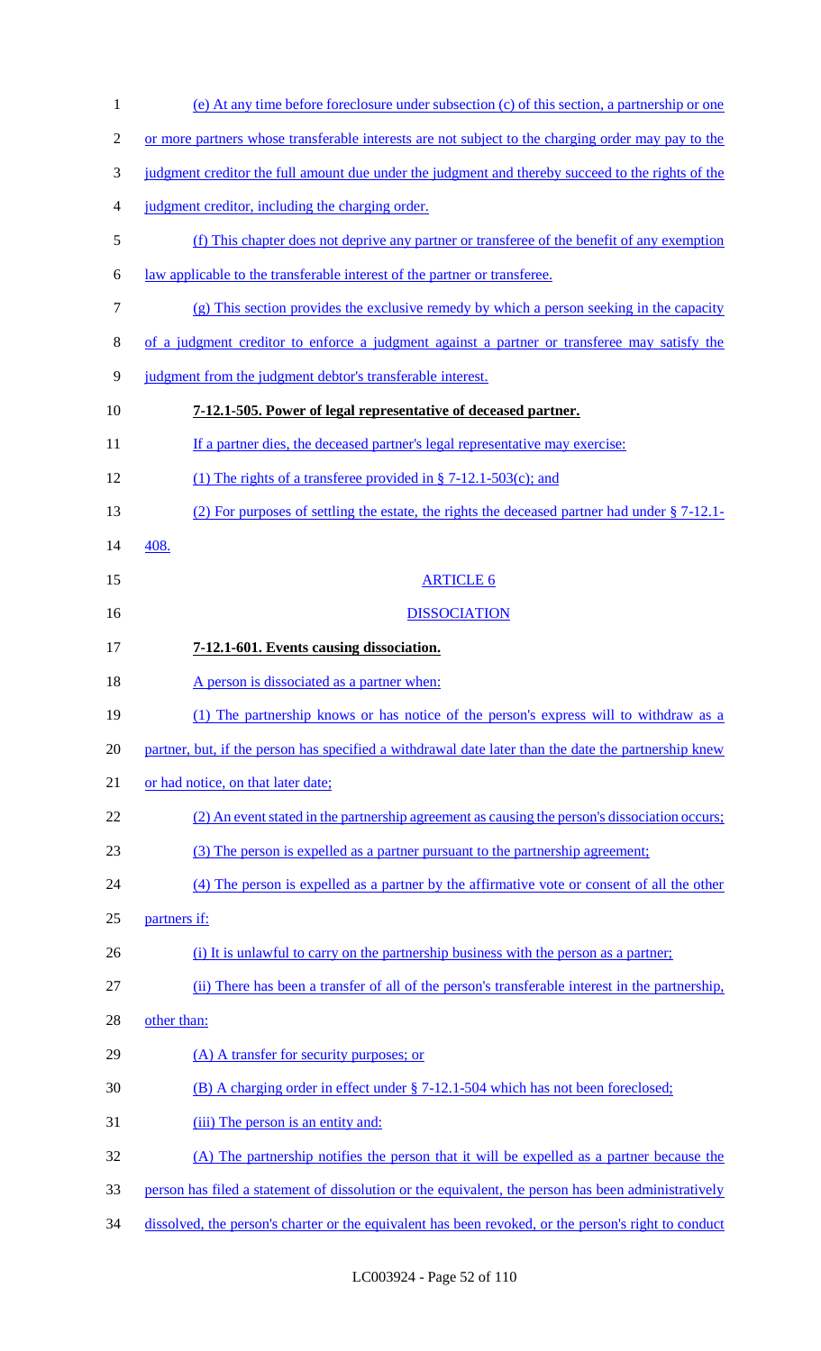(e) At any time before foreclosure under subsection (c) of this section, a partnership or one or more partners whose transferable interests are not subject to the charging order may pay to the judgment creditor the full amount due under the judgment and thereby succeed to the rights of the judgment creditor, including the charging order.

(f) This chapter does not deprive any partner or transferee of the benefit of any exemption law applicable to the transferable interest of the partner or transferee.

(g) This section provides the exclusive remedy by which a person seeking in the capacity of a judgment creditor to enforce a judgment against a partner or transferee may satisfy the judgment from the judgment debtor's transferable interest.

**7-12.1-505. Power of legal representative of deceased partner.**

If a partner dies, the deceased partner's legal representative may exercise:

(1) The rights of a transferee provided in § 7-12.1-503(c); and

(2) For purposes of settling the estate, the rights the deceased partner had under § 7-12.1-408.

ARTICLE 6

DISSOCIATION

**7-12.1-601. Events causing dissociation.**

A person is dissociated as a partner when:

(1) The partnership knows or has notice of the person's express will to withdraw as a partner, but, if the person has specified a withdrawal date later than the date the partnership knew or had notice, on that later date;

(2) An event stated in the partnership agreement as causing the person's dissociation occurs;

(3) The person is expelled as a partner pursuant to the partnership agreement;

(4) The person is expelled as a partner by the affirmative vote or consent of all the other partners if:

(i) It is unlawful to carry on the partnership business with the person as a partner;

(ii) There has been a transfer of all of the person's transferable interest in the partnership, other than:

(A) A transfer for security purposes; or

(B) A charging order in effect under § 7-12.1-504 which has not been foreclosed;

(iii) The person is an entity and:

(A) The partnership notifies the person that it will be expelled as a partner because the person has filed a statement of dissolution or the equivalent, the person has been administratively dissolved, the person's charter or the equivalent has been revoked, or the person's right to conduct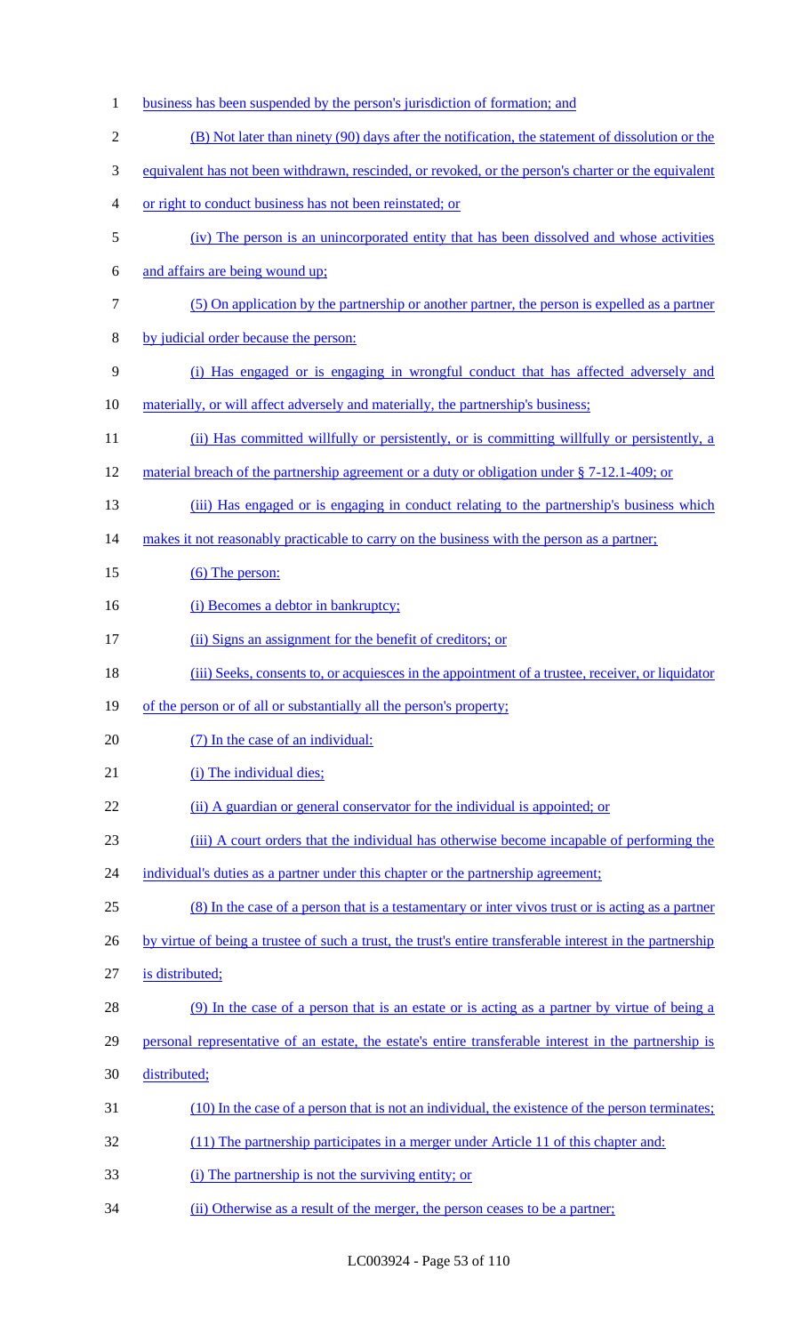business has been suspended by the person's jurisdiction of formation; and

(B) Not later than ninety (90) days after the notification, the statement of dissolution or the equivalent has not been withdrawn, rescinded, or revoked, or the person's charter or the equivalent or right to conduct business has not been reinstated; or

(iv) The person is an unincorporated entity that has been dissolved and whose activities and affairs are being wound up;

(5) On application by the partnership or another partner, the person is expelled as a partner by judicial order because the person:

(i) Has engaged or is engaging in wrongful conduct that has affected adversely and materially, or will affect adversely and materially, the partnership's business;

(ii) Has committed willfully or persistently, or is committing willfully or persistently, a material breach of the partnership agreement or a duty or obligation under § 7-12.1-409; or

(iii) Has engaged or is engaging in conduct relating to the partnership's business which makes it not reasonably practicable to carry on the business with the person as a partner;

(6) The person:

(i) Becomes a debtor in bankruptcy;

(ii) Signs an assignment for the benefit of creditors; or

(iii) Seeks, consents to, or acquiesces in the appointment of a trustee, receiver, or liquidator of the person or of all or substantially all the person's property;

(7) In the case of an individual:

(i) The individual dies;

(ii) A guardian or general conservator for the individual is appointed; or

(iii) A court orders that the individual has otherwise become incapable of performing the individual's duties as a partner under this chapter or the partnership agreement;

(8) In the case of a person that is a testamentary or inter vivos trust or is acting as a partner by virtue of being a trustee of such a trust, the trust's entire transferable interest in the partnership is distributed;

(9) In the case of a person that is an estate or is acting as a partner by virtue of being a personal representative of an estate, the estate's entire transferable interest in the partnership is distributed;

(10) In the case of a person that is not an individual, the existence of the person terminates;

(11) The partnership participates in a merger under Article 11 of this chapter and:

(i) The partnership is not the surviving entity; or

(ii) Otherwise as a result of the merger, the person ceases to be a partner;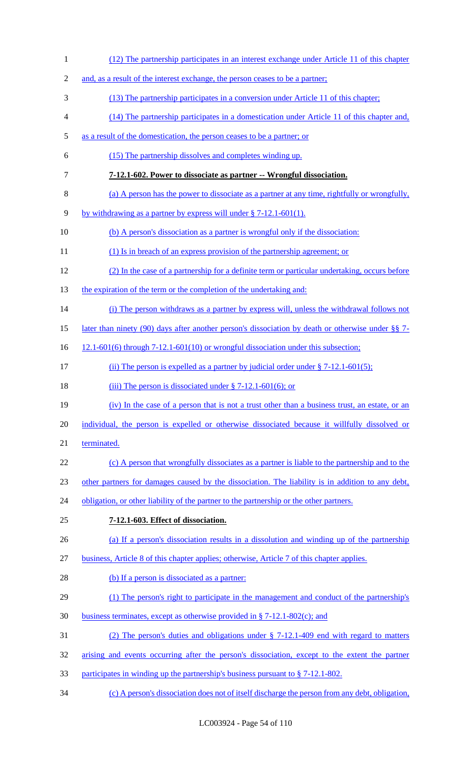(12) The partnership participates in an interest exchange under Article 11 of this chapter and, as a result of the interest exchange, the person ceases to be a partner;

(13) The partnership participates in a conversion under Article 11 of this chapter;

(14) The partnership participates in a domestication under Article 11 of this chapter and, as a result of the domestication, the person ceases to be a partner; or

(15) The partnership dissolves and completes winding up.

**7-12.1-602. Power to dissociate as partner -- Wrongful dissociation.**

(a) A person has the power to dissociate as a partner at any time, rightfully or wrongfully, by withdrawing as a partner by express will under § 7-12.1-601(1).

(b) A person's dissociation as a partner is wrongful only if the dissociation:

(1) Is in breach of an express provision of the partnership agreement; or

(2) In the case of a partnership for a definite term or particular undertaking, occurs before the expiration of the term or the completion of the undertaking and:

(i) The person withdraws as a partner by express will, unless the withdrawal follows not later than ninety (90) days after another person's dissociation by death or otherwise under §§ 7-12.1-601(6) through 7-12.1-601(10) or wrongful dissociation under this subsection;

(ii) The person is expelled as a partner by judicial order under § 7-12.1-601(5);

(iii) The person is dissociated under § 7-12.1-601(6); or

(iv) In the case of a person that is not a trust other than a business trust, an estate, or an individual, the person is expelled or otherwise dissociated because it willfully dissolved or terminated.

(c) A person that wrongfully dissociates as a partner is liable to the partnership and to the other partners for damages caused by the dissociation. The liability is in addition to any debt, obligation, or other liability of the partner to the partnership or the other partners.

**7-12.1-603. Effect of dissociation.**

(a) If a person's dissociation results in a dissolution and winding up of the partnership business, Article 8 of this chapter applies; otherwise, Article 7 of this chapter applies.

(b) If a person is dissociated as a partner:

(1) The person's right to participate in the management and conduct of the partnership's business terminates, except as otherwise provided in § 7-12.1-802(c); and

(2) The person's duties and obligations under § 7-12.1-409 end with regard to matters arising and events occurring after the person's dissociation, except to the extent the partner participates in winding up the partnership's business pursuant to § 7-12.1-802.

(c) A person's dissociation does not of itself discharge the person from any debt, obligation,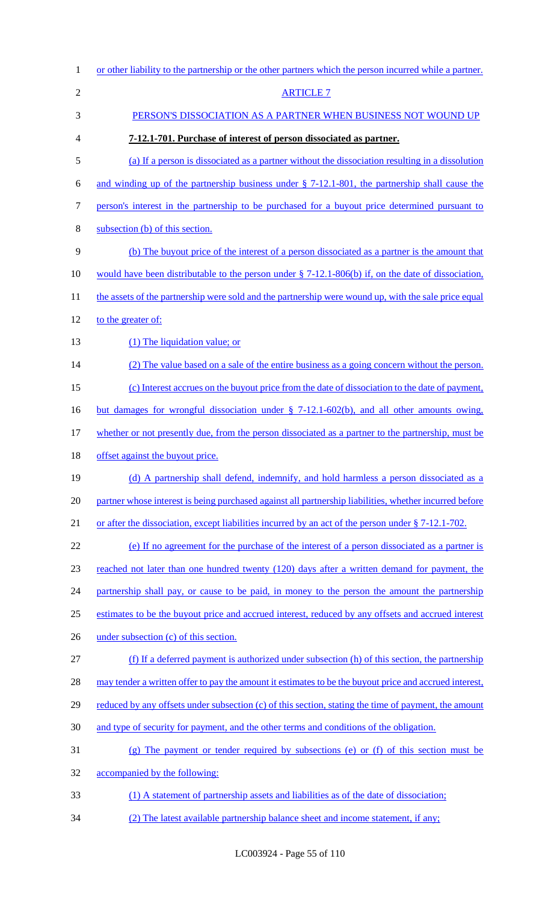or other liability to the partnership or the other partners which the person incurred while a partner.

ARTICLE 7

PERSON'S DISSOCIATION AS A PARTNER WHEN BUSINESS NOT WOUND UP

**7-12.1-701. Purchase of interest of person dissociated as partner.**

(a) If a person is dissociated as a partner without the dissociation resulting in a dissolution and winding up of the partnership business under § 7-12.1-801, the partnership shall cause the person's interest in the partnership to be purchased for a buyout price determined pursuant to subsection (b) of this section.

(b) The buyout price of the interest of a person dissociated as a partner is the amount that would have been distributable to the person under § 7-12.1-806(b) if, on the date of dissociation, the assets of the partnership were sold and the partnership were wound up, with the sale price equal to the greater of:

(1) The liquidation value; or

(2) The value based on a sale of the entire business as a going concern without the person.

(c) Interest accrues on the buyout price from the date of dissociation to the date of payment, but damages for wrongful dissociation under § 7-12.1-602(b), and all other amounts owing, whether or not presently due, from the person dissociated as a partner to the partnership, must be offset against the buyout price.

(d) A partnership shall defend, indemnify, and hold harmless a person dissociated as a partner whose interest is being purchased against all partnership liabilities, whether incurred before or after the dissociation, except liabilities incurred by an act of the person under § 7-12.1-702.

(e) If no agreement for the purchase of the interest of a person dissociated as a partner is reached not later than one hundred twenty (120) days after a written demand for payment, the partnership shall pay, or cause to be paid, in money to the person the amount the partnership estimates to be the buyout price and accrued interest, reduced by any offsets and accrued interest under subsection (c) of this section.

(f) If a deferred payment is authorized under subsection (h) of this section, the partnership may tender a written offer to pay the amount it estimates to be the buyout price and accrued interest, reduced by any offsets under subsection (c) of this section, stating the time of payment, the amount and type of security for payment, and the other terms and conditions of the obligation.

(g) The payment or tender required by subsections (e) or (f) of this section must be accompanied by the following:

(1) A statement of partnership assets and liabilities as of the date of dissociation;

(2) The latest available partnership balance sheet and income statement, if any;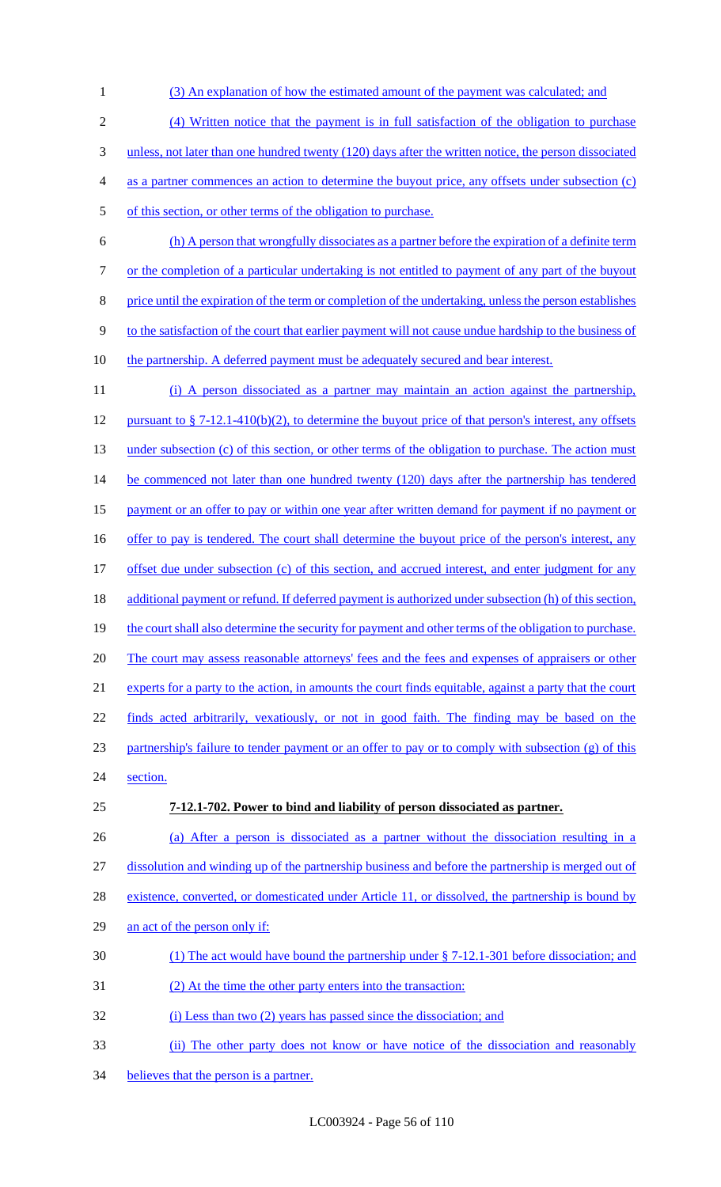(3) An explanation of how the estimated amount of the payment was calculated; and

(4) Written notice that the payment is in full satisfaction of the obligation to purchase unless, not later than one hundred twenty (120) days after the written notice, the person dissociated as a partner commences an action to determine the buyout price, any offsets under subsection (c) of this section, or other terms of the obligation to purchase.

(h) A person that wrongfully dissociates as a partner before the expiration of a definite term or the completion of a particular undertaking is not entitled to payment of any part of the buyout price until the expiration of the term or completion of the undertaking, unless the person establishes to the satisfaction of the court that earlier payment will not cause undue hardship to the business of the partnership. A deferred payment must be adequately secured and bear interest.

(i) A person dissociated as a partner may maintain an action against the partnership, pursuant to § 7-12.1-410(b)(2), to determine the buyout price of that person's interest, any offsets under subsection (c) of this section, or other terms of the obligation to purchase. The action must be commenced not later than one hundred twenty (120) days after the partnership has tendered payment or an offer to pay or within one year after written demand for payment if no payment or offer to pay is tendered. The court shall determine the buyout price of the person's interest, any offset due under subsection (c) of this section, and accrued interest, and enter judgment for any additional payment or refund. If deferred payment is authorized under subsection (h) of this section, the court shall also determine the security for payment and other terms of the obligation to purchase. The court may assess reasonable attorneys' fees and the fees and expenses of appraisers or other experts for a party to the action, in amounts the court finds equitable, against a party that the court finds acted arbitrarily, vexatiously, or not in good faith. The finding may be based on the partnership's failure to tender payment or an offer to pay or to comply with subsection (g) of this section.

**7-12.1-702. Power to bind and liability of person dissociated as partner.**

(a) After a person is dissociated as a partner without the dissociation resulting in a dissolution and winding up of the partnership business and before the partnership is merged out of existence, converted, or domesticated under Article 11, or dissolved, the partnership is bound by an act of the person only if:

(1) The act would have bound the partnership under § 7-12.1-301 before dissociation; and

(2) At the time the other party enters into the transaction:

(i) Less than two (2) years has passed since the dissociation; and

(ii) The other party does not know or have notice of the dissociation and reasonably believes that the person is a partner.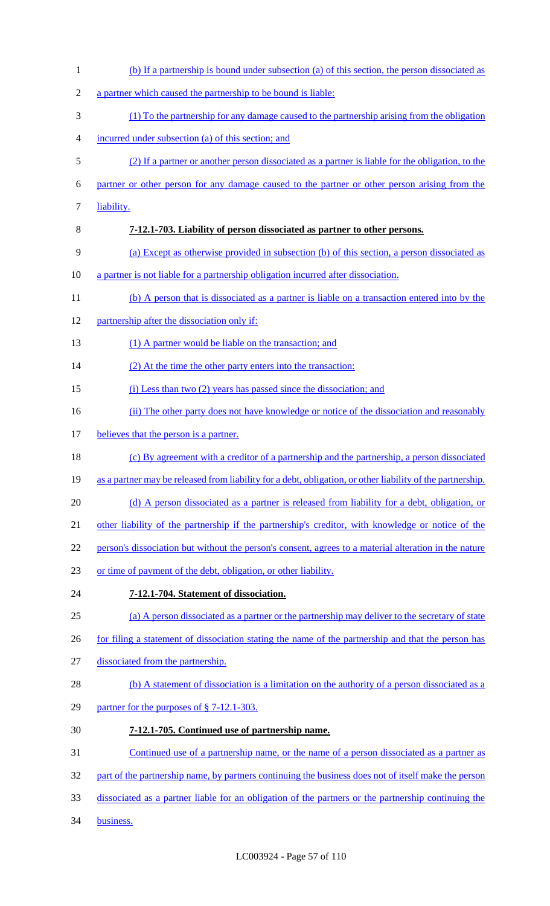(b) If a partnership is bound under subsection (a) of this section, the person dissociated as a partner which caused the partnership to be bound is liable:

(1) To the partnership for any damage caused to the partnership arising from the obligation incurred under subsection (a) of this section; and

(2) If a partner or another person dissociated as a partner is liable for the obligation, to the partner or other person for any damage caused to the partner or other person arising from the liability.

**7-12.1-703. Liability of person dissociated as partner to other persons.**

(a) Except as otherwise provided in subsection (b) of this section, a person dissociated as a partner is not liable for a partnership obligation incurred after dissociation.

(b) A person that is dissociated as a partner is liable on a transaction entered into by the partnership after the dissociation only if:

(1) A partner would be liable on the transaction; and

(2) At the time the other party enters into the transaction:

(i) Less than two (2) years has passed since the dissociation; and

(ii) The other party does not have knowledge or notice of the dissociation and reasonably believes that the person is a partner.

(c) By agreement with a creditor of a partnership and the partnership, a person dissociated as a partner may be released from liability for a debt, obligation, or other liability of the partnership.

(d) A person dissociated as a partner is released from liability for a debt, obligation, or other liability of the partnership if the partnership's creditor, with knowledge or notice of the person's dissociation but without the person's consent, agrees to a material alteration in the nature or time of payment of the debt, obligation, or other liability.

**7-12.1-704. Statement of dissociation.**

(a) A person dissociated as a partner or the partnership may deliver to the secretary of state for filing a statement of dissociation stating the name of the partnership and that the person has dissociated from the partnership.

(b) A statement of dissociation is a limitation on the authority of a person dissociated as a partner for the purposes of § 7-12.1-303.

**7-12.1-705. Continued use of partnership name.**

Continued use of a partnership name, or the name of a person dissociated as a partner as part of the partnership name, by partners continuing the business does not of itself make the person dissociated as a partner liable for an obligation of the partners or the partnership continuing the business.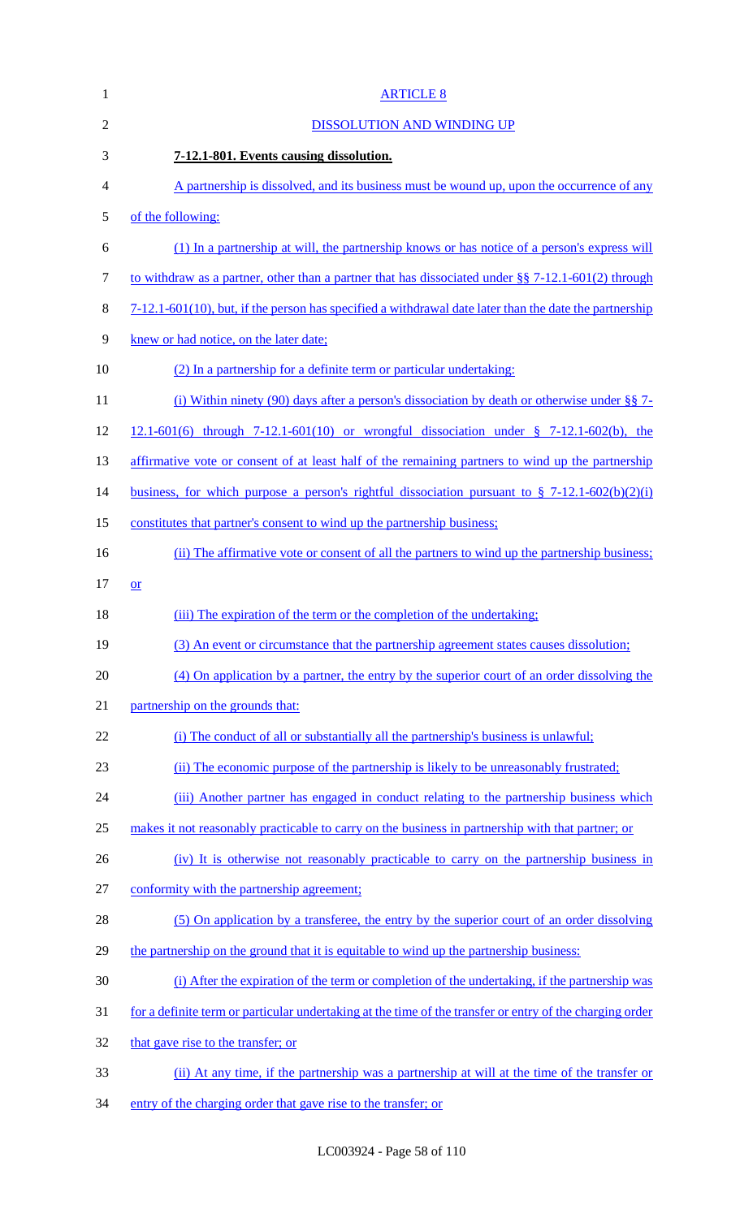## ARTICLE 8

## DISSOLUTION AND WINDING UP

**7-12.1-801. Events causing dissolution.**

A partnership is dissolved, and its business must be wound up, upon the occurrence of any of the following:

(1) In a partnership at will, the partnership knows or has notice of a person's express will to withdraw as a partner, other than a partner that has dissociated under §§ 7-12.1-601(2) through 7-12.1-601(10), but, if the person has specified a withdrawal date later than the date the partnership knew or had notice, on the later date;

(2) In a partnership for a definite term or particular undertaking:

(i) Within ninety (90) days after a person's dissociation by death or otherwise under §§ 7-12.1-601(6) through 7-12.1-601(10) or wrongful dissociation under § 7-12.1-602(b), the affirmative vote or consent of at least half of the remaining partners to wind up the partnership business, for which purpose a person's rightful dissociation pursuant to § 7-12.1-602(b)(2)(i) constitutes that partner's consent to wind up the partnership business;

(ii) The affirmative vote or consent of all the partners to wind up the partnership business; or

(iii) The expiration of the term or the completion of the undertaking;

(3) An event or circumstance that the partnership agreement states causes dissolution;

(4) On application by a partner, the entry by the superior court of an order dissolving the partnership on the grounds that:

(i) The conduct of all or substantially all the partnership's business is unlawful;

(ii) The economic purpose of the partnership is likely to be unreasonably frustrated;

(iii) Another partner has engaged in conduct relating to the partnership business which makes it not reasonably practicable to carry on the business in partnership with that partner; or

(iv) It is otherwise not reasonably practicable to carry on the partnership business in conformity with the partnership agreement;

(5) On application by a transferee, the entry by the superior court of an order dissolving the partnership on the ground that it is equitable to wind up the partnership business:

(i) After the expiration of the term or completion of the undertaking, if the partnership was for a definite term or particular undertaking at the time of the transfer or entry of the charging order that gave rise to the transfer; or

(ii) At any time, if the partnership was a partnership at will at the time of the transfer or entry of the charging order that gave rise to the transfer; or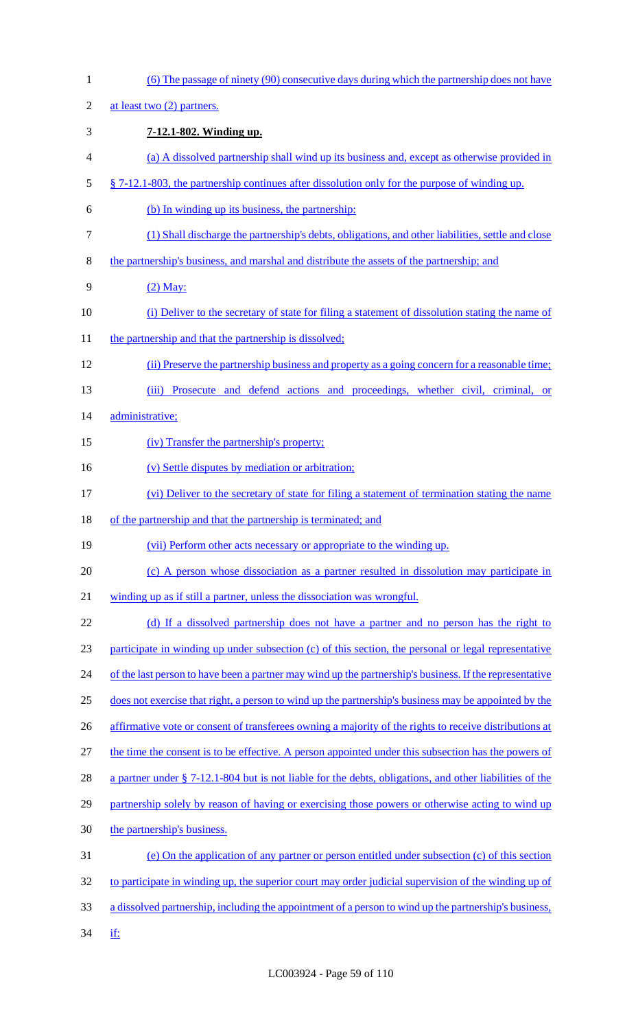(6) The passage of ninety (90) consecutive days during which the partnership does not have at least two (2) partners.

**7-12.1-802. Winding up.**

(a) A dissolved partnership shall wind up its business and, except as otherwise provided in § 7-12.1-803, the partnership continues after dissolution only for the purpose of winding up.

(b) In winding up its business, the partnership:

(1) Shall discharge the partnership's debts, obligations, and other liabilities, settle and close the partnership's business, and marshal and distribute the assets of the partnership; and

(2) May:

(i) Deliver to the secretary of state for filing a statement of dissolution stating the name of the partnership and that the partnership is dissolved;

(ii) Preserve the partnership business and property as a going concern for a reasonable time;

(iii) Prosecute and defend actions and proceedings, whether civil, criminal, or administrative;

(iv) Transfer the partnership's property;

(v) Settle disputes by mediation or arbitration;

(vi) Deliver to the secretary of state for filing a statement of termination stating the name of the partnership and that the partnership is terminated; and

(vii) Perform other acts necessary or appropriate to the winding up.

(c) A person whose dissociation as a partner resulted in dissolution may participate in winding up as if still a partner, unless the dissociation was wrongful.

(d) If a dissolved partnership does not have a partner and no person has the right to participate in winding up under subsection (c) of this section, the personal or legal representative of the last person to have been a partner may wind up the partnership's business. If the representative does not exercise that right, a person to wind up the partnership's business may be appointed by the affirmative vote or consent of transferees owning a majority of the rights to receive distributions at the time the consent is to be effective. A person appointed under this subsection has the powers of a partner under § 7-12.1-804 but is not liable for the debts, obligations, and other liabilities of the partnership solely by reason of having or exercising those powers or otherwise acting to wind up the partnership's business.

(e) On the application of any partner or person entitled under subsection (c) of this section to participate in winding up, the superior court may order judicial supervision of the winding up of a dissolved partnership, including the appointment of a person to wind up the partnership's business, if: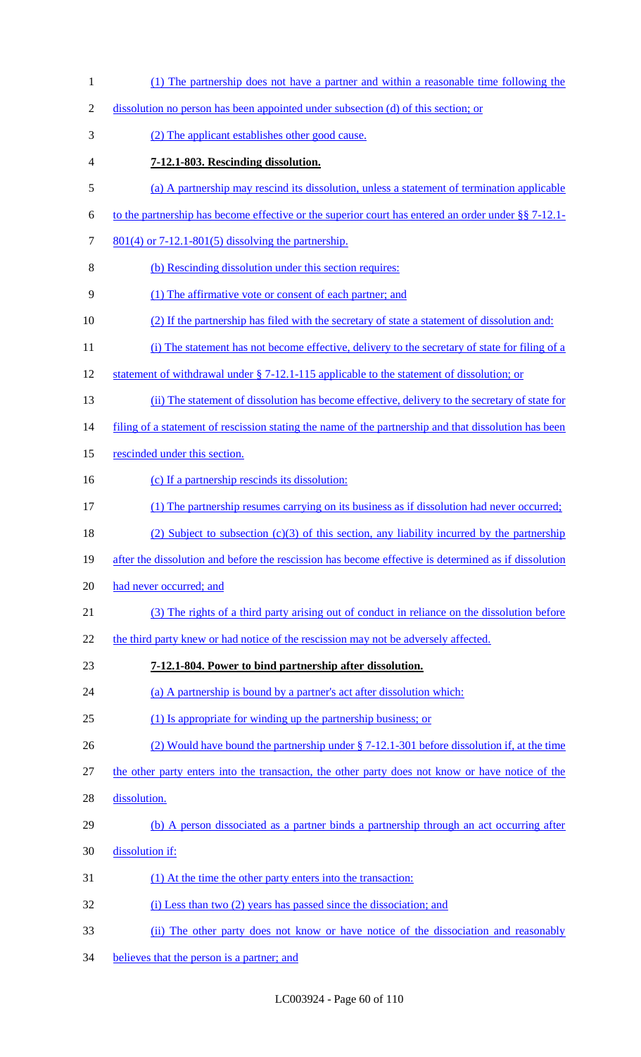(1) The partnership does not have a partner and within a reasonable time following the dissolution no person has been appointed under subsection (d) of this section; or

(2) The applicant establishes other good cause.

**7-12.1-803. Rescinding dissolution.**

(a) A partnership may rescind its dissolution, unless a statement of termination applicable to the partnership has become effective or the superior court has entered an order under §§ 7-12.1-801(4) or 7-12.1-801(5) dissolving the partnership.

(b) Rescinding dissolution under this section requires:

(1) The affirmative vote or consent of each partner; and

(2) If the partnership has filed with the secretary of state a statement of dissolution and:

(i) The statement has not become effective, delivery to the secretary of state for filing of a statement of withdrawal under § 7-12.1-115 applicable to the statement of dissolution; or

(ii) The statement of dissolution has become effective, delivery to the secretary of state for filing of a statement of rescission stating the name of the partnership and that dissolution has been rescinded under this section.

(c) If a partnership rescinds its dissolution:

(1) The partnership resumes carrying on its business as if dissolution had never occurred;

(2) Subject to subsection (c)(3) of this section, any liability incurred by the partnership after the dissolution and before the rescission has become effective is determined as if dissolution had never occurred; and

(3) The rights of a third party arising out of conduct in reliance on the dissolution before the third party knew or had notice of the rescission may not be adversely affected.

**7-12.1-804. Power to bind partnership after dissolution.**

(a) A partnership is bound by a partner's act after dissolution which:

(1) Is appropriate for winding up the partnership business; or

(2) Would have bound the partnership under § 7-12.1-301 before dissolution if, at the time the other party enters into the transaction, the other party does not know or have notice of the dissolution.

(b) A person dissociated as a partner binds a partnership through an act occurring after dissolution if:

(1) At the time the other party enters into the transaction:

(i) Less than two (2) years has passed since the dissociation; and

(ii) The other party does not know or have notice of the dissociation and reasonably believes that the person is a partner; and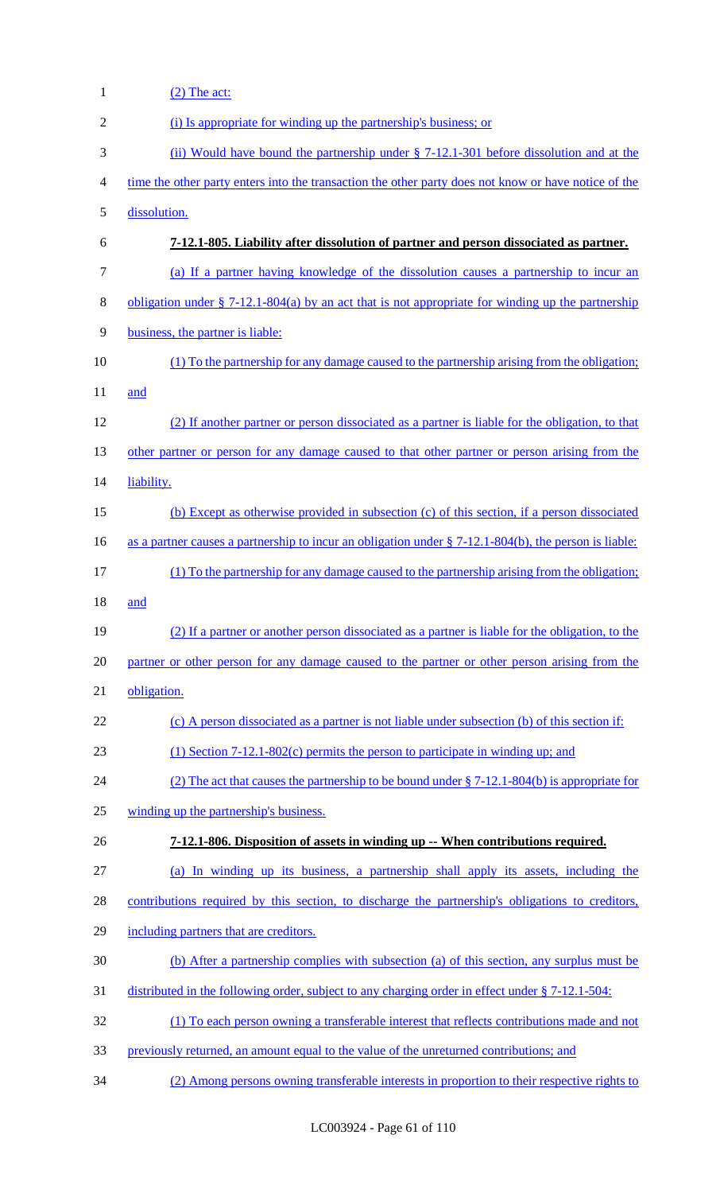(2) The act:

(i) Is appropriate for winding up the partnership's business; or

(ii) Would have bound the partnership under § 7-12.1-301 before dissolution and at the time the other party enters into the transaction the other party does not know or have notice of the dissolution.

**7-12.1-805. Liability after dissolution of partner and person dissociated as partner.**

(a) If a partner having knowledge of the dissolution causes a partnership to incur an obligation under § 7-12.1-804(a) by an act that is not appropriate for winding up the partnership business, the partner is liable:

(1) To the partnership for any damage caused to the partnership arising from the obligation; and

(2) If another partner or person dissociated as a partner is liable for the obligation, to that other partner or person for any damage caused to that other partner or person arising from the liability.

(b) Except as otherwise provided in subsection (c) of this section, if a person dissociated as a partner causes a partnership to incur an obligation under § 7-12.1-804(b), the person is liable:

(1) To the partnership for any damage caused to the partnership arising from the obligation; and

(2) If a partner or another person dissociated as a partner is liable for the obligation, to the partner or other person for any damage caused to the partner or other person arising from the obligation.

(c) A person dissociated as a partner is not liable under subsection (b) of this section if:

(1) Section 7-12.1-802(c) permits the person to participate in winding up; and

(2) The act that causes the partnership to be bound under § 7-12.1-804(b) is appropriate for winding up the partnership's business.

**7-12.1-806. Disposition of assets in winding up -- When contributions required.**

(a) In winding up its business, a partnership shall apply its assets, including the contributions required by this section, to discharge the partnership's obligations to creditors, including partners that are creditors.

(b) After a partnership complies with subsection (a) of this section, any surplus must be distributed in the following order, subject to any charging order in effect under § 7-12.1-504:

(1) To each person owning a transferable interest that reflects contributions made and not previously returned, an amount equal to the value of the unreturned contributions; and

(2) Among persons owning transferable interests in proportion to their respective rights to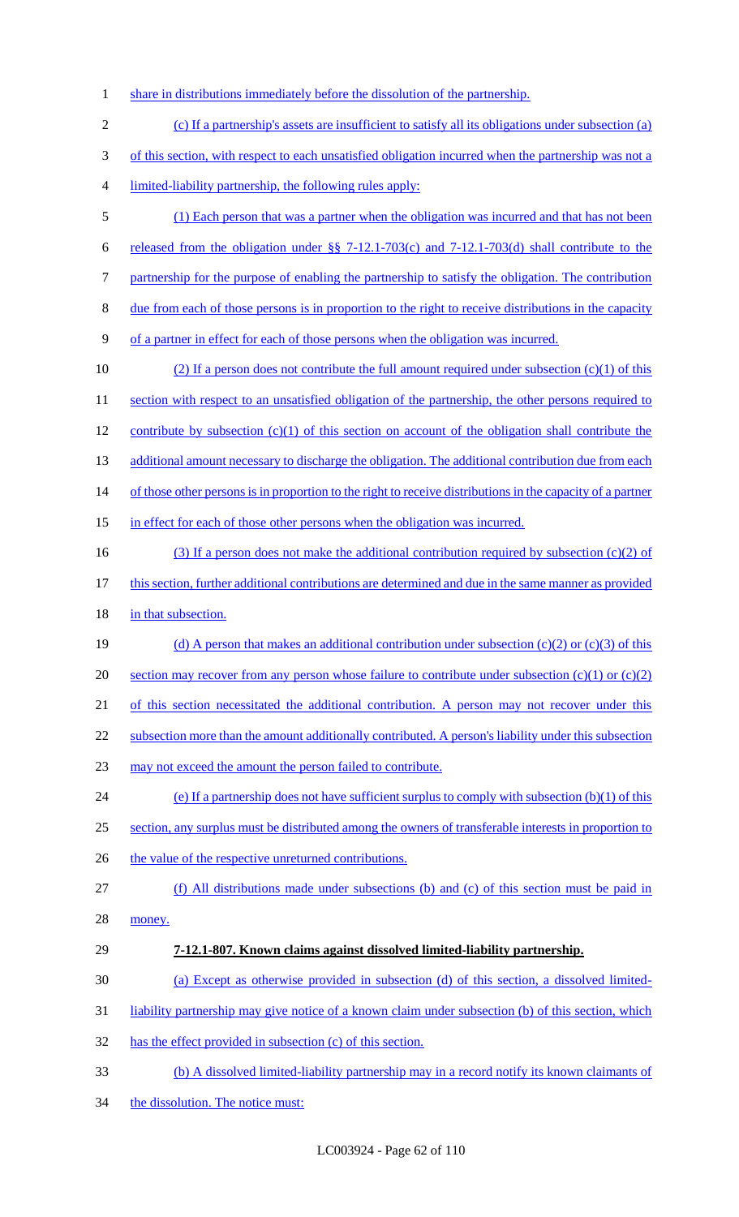share in distributions immediately before the dissolution of the partnership.

(c) If a partnership's assets are insufficient to satisfy all its obligations under subsection (a) of this section, with respect to each unsatisfied obligation incurred when the partnership was not a limited-liability partnership, the following rules apply:

(1) Each person that was a partner when the obligation was incurred and that has not been released from the obligation under §§ 7-12.1-703(c) and 7-12.1-703(d) shall contribute to the partnership for the purpose of enabling the partnership to satisfy the obligation. The contribution due from each of those persons is in proportion to the right to receive distributions in the capacity of a partner in effect for each of those persons when the obligation was incurred.

(2) If a person does not contribute the full amount required under subsection (c)(1) of this section with respect to an unsatisfied obligation of the partnership, the other persons required to contribute by subsection (c)(1) of this section on account of the obligation shall contribute the additional amount necessary to discharge the obligation. The additional contribution due from each of those other persons is in proportion to the right to receive distributions in the capacity of a partner in effect for each of those other persons when the obligation was incurred.

(3) If a person does not make the additional contribution required by subsection (c)(2) of this section, further additional contributions are determined and due in the same manner as provided in that subsection.

(d) A person that makes an additional contribution under subsection (c)(2) or (c)(3) of this section may recover from any person whose failure to contribute under subsection (c)(1) or (c)(2) of this section necessitated the additional contribution. A person may not recover under this subsection more than the amount additionally contributed. A person's liability under this subsection may not exceed the amount the person failed to contribute.

(e) If a partnership does not have sufficient surplus to comply with subsection (b)(1) of this section, any surplus must be distributed among the owners of transferable interests in proportion to the value of the respective unreturned contributions.

(f) All distributions made under subsections (b) and (c) of this section must be paid in money.

**7-12.1-807. Known claims against dissolved limited-liability partnership.**

(a) Except as otherwise provided in subsection (d) of this section, a dissolved limited-liability partnership may give notice of a known claim under subsection (b) of this section, which has the effect provided in subsection (c) of this section.

(b) A dissolved limited-liability partnership may in a record notify its known claimants of the dissolution. The notice must: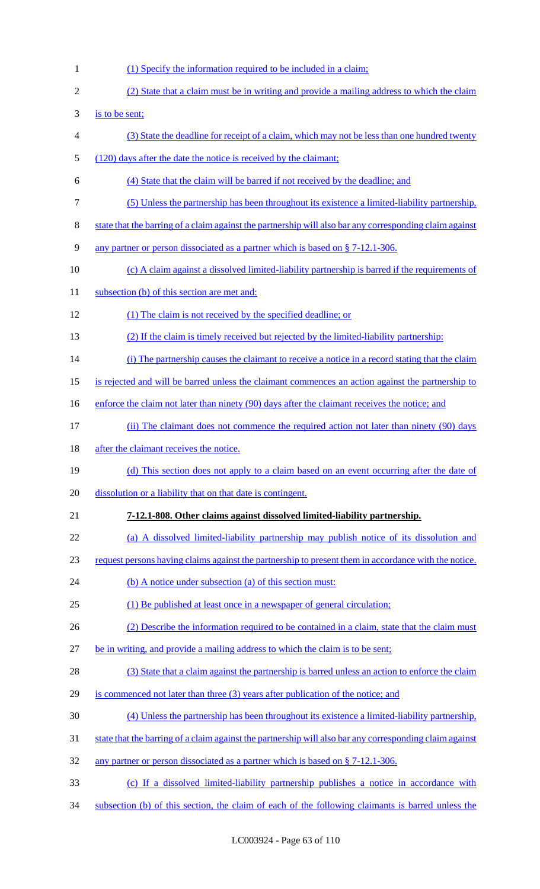(1) Specify the information required to be included in a claim;

(2) State that a claim must be in writing and provide a mailing address to which the claim is to be sent;

(3) State the deadline for receipt of a claim, which may not be less than one hundred twenty (120) days after the date the notice is received by the claimant;

(4) State that the claim will be barred if not received by the deadline; and

(5) Unless the partnership has been throughout its existence a limited-liability partnership, state that the barring of a claim against the partnership will also bar any corresponding claim against any partner or person dissociated as a partner which is based on § 7-12.1-306.

(c) A claim against a dissolved limited-liability partnership is barred if the requirements of subsection (b) of this section are met and:

(1) The claim is not received by the specified deadline; or

(2) If the claim is timely received but rejected by the limited-liability partnership:

(i) The partnership causes the claimant to receive a notice in a record stating that the claim is rejected and will be barred unless the claimant commences an action against the partnership to enforce the claim not later than ninety (90) days after the claimant receives the notice; and

(ii) The claimant does not commence the required action not later than ninety (90) days after the claimant receives the notice.

(d) This section does not apply to a claim based on an event occurring after the date of dissolution or a liability that on that date is contingent.

**7-12.1-808. Other claims against dissolved limited-liability partnership.**

(a) A dissolved limited-liability partnership may publish notice of its dissolution and request persons having claims against the partnership to present them in accordance with the notice.

(b) A notice under subsection (a) of this section must:

(1) Be published at least once in a newspaper of general circulation;

(2) Describe the information required to be contained in a claim, state that the claim must be in writing, and provide a mailing address to which the claim is to be sent;

(3) State that a claim against the partnership is barred unless an action to enforce the claim is commenced not later than three (3) years after publication of the notice; and

(4) Unless the partnership has been throughout its existence a limited-liability partnership, state that the barring of a claim against the partnership will also bar any corresponding claim against any partner or person dissociated as a partner which is based on § 7-12.1-306.

(c) If a dissolved limited-liability partnership publishes a notice in accordance with subsection (b) of this section, the claim of each of the following claimants is barred unless the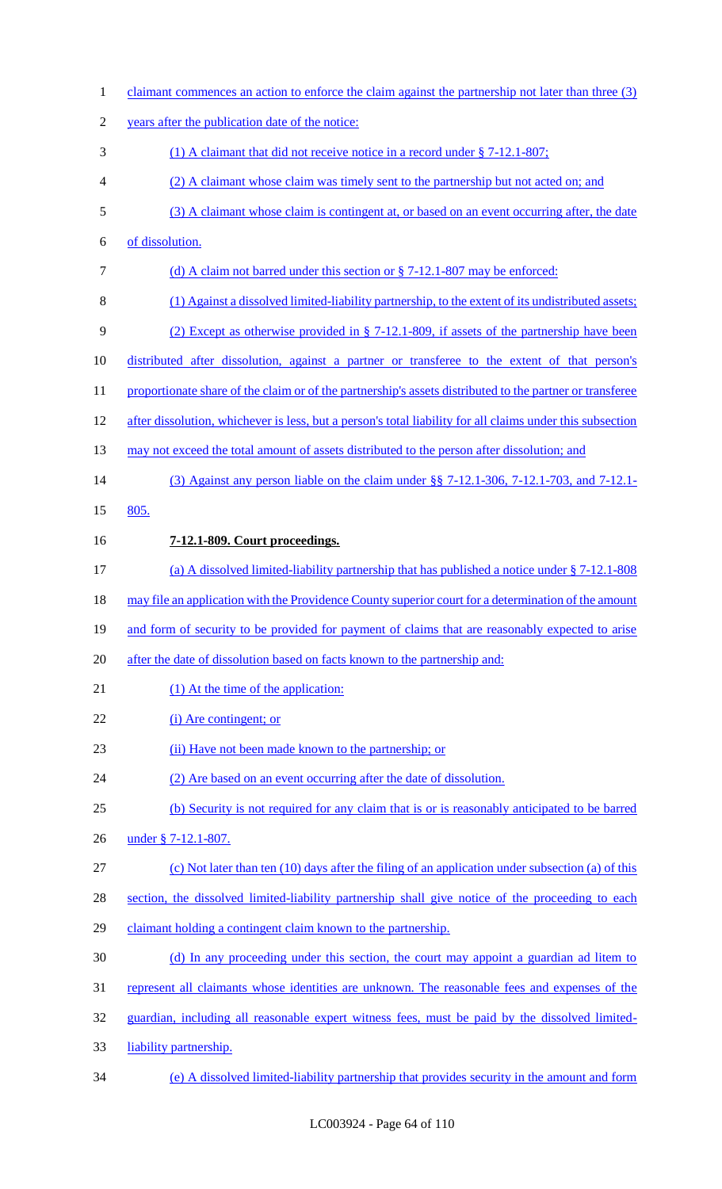claimant commences an action to enforce the claim against the partnership not later than three (3) years after the publication date of the notice:

(1) A claimant that did not receive notice in a record under § 7-12.1-807;

(2) A claimant whose claim was timely sent to the partnership but not acted on; and

(3) A claimant whose claim is contingent at, or based on an event occurring after, the date of dissolution.

(d) A claim not barred under this section or § 7-12.1-807 may be enforced:

(1) Against a dissolved limited-liability partnership, to the extent of its undistributed assets;

(2) Except as otherwise provided in § 7-12.1-809, if assets of the partnership have been distributed after dissolution, against a partner or transferee to the extent of that person's proportionate share of the claim or of the partnership's assets distributed to the partner or transferee after dissolution, whichever is less, but a person's total liability for all claims under this subsection may not exceed the total amount of assets distributed to the person after dissolution; and

(3) Against any person liable on the claim under §§ 7-12.1-306, 7-12.1-703, and 7-12.1-805.

**7-12.1-809. Court proceedings.**

(a) A dissolved limited-liability partnership that has published a notice under § 7-12.1-808 may file an application with the Providence County superior court for a determination of the amount and form of security to be provided for payment of claims that are reasonably expected to arise after the date of dissolution based on facts known to the partnership and:

(1) At the time of the application:

(i) Are contingent; or

(ii) Have not been made known to the partnership; or

(2) Are based on an event occurring after the date of dissolution.

(b) Security is not required for any claim that is or is reasonably anticipated to be barred under § 7-12.1-807.

(c) Not later than ten (10) days after the filing of an application under subsection (a) of this section, the dissolved limited-liability partnership shall give notice of the proceeding to each claimant holding a contingent claim known to the partnership.

(d) In any proceeding under this section, the court may appoint a guardian ad litem to represent all claimants whose identities are unknown. The reasonable fees and expenses of the guardian, including all reasonable expert witness fees, must be paid by the dissolved limited-liability partnership.

(e) A dissolved limited-liability partnership that provides security in the amount and form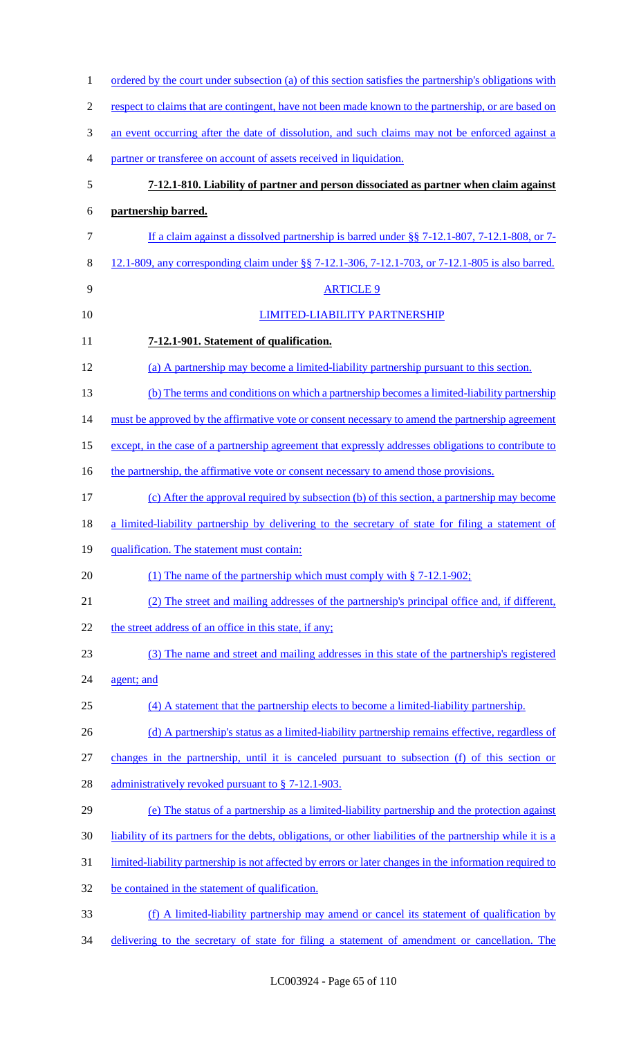ordered by the court under subsection (a) of this section satisfies the partnership's obligations with respect to claims that are contingent, have not been made known to the partnership, or are based on an event occurring after the date of dissolution, and such claims may not be enforced against a partner or transferee on account of assets received in liquidation.

**7-12.1-810. Liability of partner and person dissociated as partner when claim against partnership barred.**

If a claim against a dissolved partnership is barred under §§ 7-12.1-807, 7-12.1-808, or 7-12.1-809, any corresponding claim under §§ 7-12.1-306, 7-12.1-703, or 7-12.1-805 is also barred.

ARTICLE 9

LIMITED-LIABILITY PARTNERSHIP

**7-12.1-901. Statement of qualification.**

(a) A partnership may become a limited-liability partnership pursuant to this section.

(b) The terms and conditions on which a partnership becomes a limited-liability partnership must be approved by the affirmative vote or consent necessary to amend the partnership agreement except, in the case of a partnership agreement that expressly addresses obligations to contribute to the partnership, the affirmative vote or consent necessary to amend those provisions.

(c) After the approval required by subsection (b) of this section, a partnership may become a limited-liability partnership by delivering to the secretary of state for filing a statement of qualification. The statement must contain:

(1) The name of the partnership which must comply with § 7-12.1-902;

(2) The street and mailing addresses of the partnership's principal office and, if different, the street address of an office in this state, if any;

(3) The name and street and mailing addresses in this state of the partnership's registered agent; and

(4) A statement that the partnership elects to become a limited-liability partnership.

(d) A partnership's status as a limited-liability partnership remains effective, regardless of changes in the partnership, until it is canceled pursuant to subsection (f) of this section or administratively revoked pursuant to § 7-12.1-903.

(e) The status of a partnership as a limited-liability partnership and the protection against liability of its partners for the debts, obligations, or other liabilities of the partnership while it is a limited-liability partnership is not affected by errors or later changes in the information required to be contained in the statement of qualification.

(f) A limited-liability partnership may amend or cancel its statement of qualification by delivering to the secretary of state for filing a statement of amendment or cancellation. The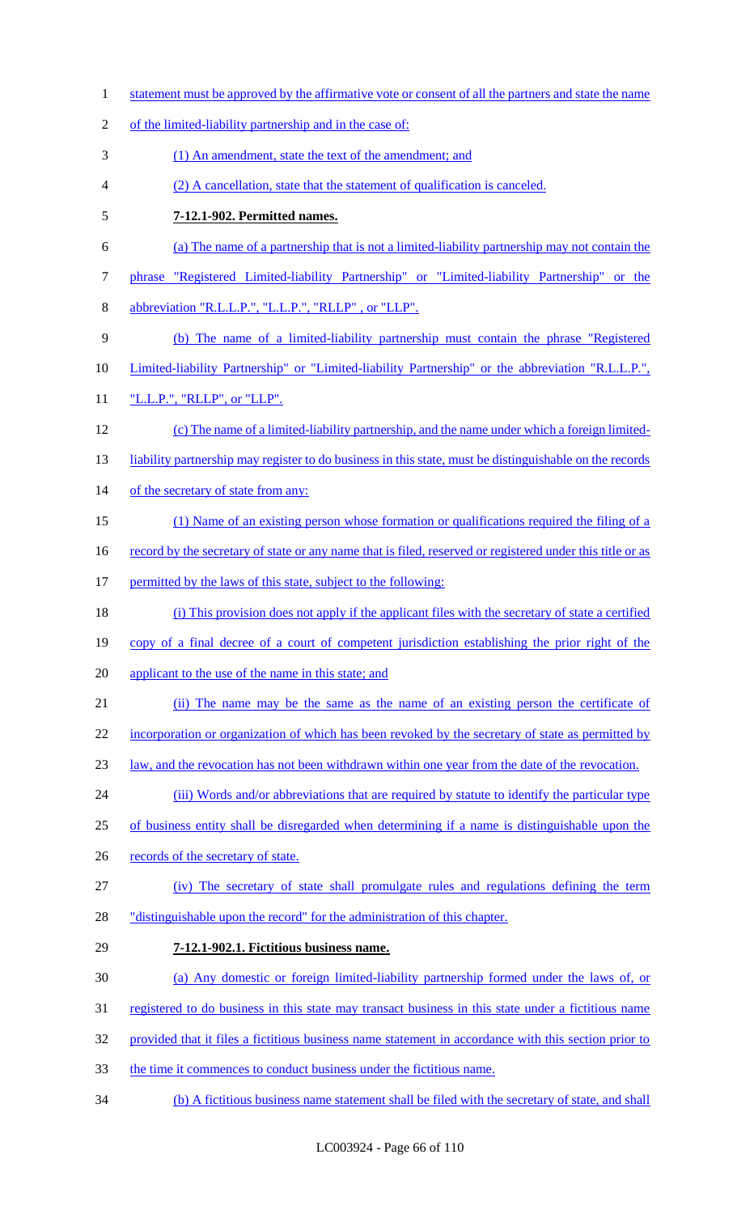statement must be approved by the affirmative vote or consent of all the partners and state the name of the limited-liability partnership and in the case of:

(1) An amendment, state the text of the amendment; and

(2) A cancellation, state that the statement of qualification is canceled.

**7-12.1-902. Permitted names.**

(a) The name of a partnership that is not a limited-liability partnership may not contain the phrase "Registered Limited-liability Partnership" or "Limited-liability Partnership" or the abbreviation "R.L.L.P.", "L.L.P.", "RLLP" , or "LLP".

(b) The name of a limited-liability partnership must contain the phrase "Registered Limited-liability Partnership" or "Limited-liability Partnership" or the abbreviation "R.L.L.P.", "L.L.P.", "RLLP", or "LLP".

(c) The name of a limited-liability partnership, and the name under which a foreign limited-liability partnership may register to do business in this state, must be distinguishable on the records of the secretary of state from any:

(1) Name of an existing person whose formation or qualifications required the filing of a record by the secretary of state or any name that is filed, reserved or registered under this title or as permitted by the laws of this state, subject to the following:

(i) This provision does not apply if the applicant files with the secretary of state a certified copy of a final decree of a court of competent jurisdiction establishing the prior right of the applicant to the use of the name in this state; and

(ii) The name may be the same as the name of an existing person the certificate of incorporation or organization of which has been revoked by the secretary of state as permitted by law, and the revocation has not been withdrawn within one year from the date of the revocation.

(iii) Words and/or abbreviations that are required by statute to identify the particular type of business entity shall be disregarded when determining if a name is distinguishable upon the records of the secretary of state.

(iv) The secretary of state shall promulgate rules and regulations defining the term "distinguishable upon the record" for the administration of this chapter.

**7-12.1-902.1. Fictitious business name.**

(a) Any domestic or foreign limited-liability partnership formed under the laws of, or registered to do business in this state may transact business in this state under a fictitious name provided that it files a fictitious business name statement in accordance with this section prior to the time it commences to conduct business under the fictitious name.

(b) A fictitious business name statement shall be filed with the secretary of state, and shall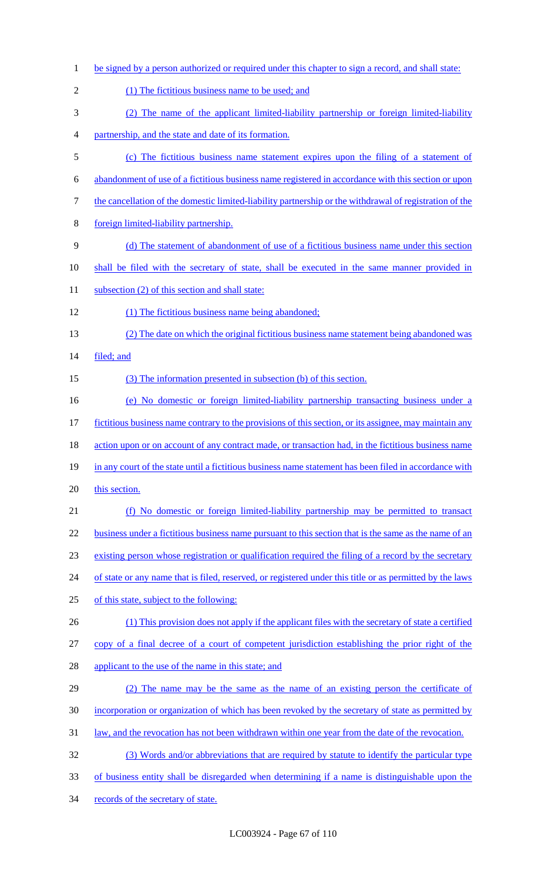be signed by a person authorized or required under this chapter to sign a record, and shall state:

(1) The fictitious business name to be used; and

(2) The name of the applicant limited-liability partnership or foreign limited-liability partnership, and the state and date of its formation.

(c) The fictitious business name statement expires upon the filing of a statement of abandonment of use of a fictitious business name registered in accordance with this section or upon the cancellation of the domestic limited-liability partnership or the withdrawal of registration of the foreign limited-liability partnership.

(d) The statement of abandonment of use of a fictitious business name under this section shall be filed with the secretary of state, shall be executed in the same manner provided in subsection (2) of this section and shall state:

(1) The fictitious business name being abandoned;

(2) The date on which the original fictitious business name statement being abandoned was filed; and

(3) The information presented in subsection (b) of this section.

(e) No domestic or foreign limited-liability partnership transacting business under a fictitious business name contrary to the provisions of this section, or its assignee, may maintain any action upon or on account of any contract made, or transaction had, in the fictitious business name in any court of the state until a fictitious business name statement has been filed in accordance with this section.

(f) No domestic or foreign limited-liability partnership may be permitted to transact business under a fictitious business name pursuant to this section that is the same as the name of an existing person whose registration or qualification required the filing of a record by the secretary of state or any name that is filed, reserved, or registered under this title or as permitted by the laws of this state, subject to the following:

(1) This provision does not apply if the applicant files with the secretary of state a certified copy of a final decree of a court of competent jurisdiction establishing the prior right of the applicant to the use of the name in this state; and

(2) The name may be the same as the name of an existing person the certificate of incorporation or organization of which has been revoked by the secretary of state as permitted by law, and the revocation has not been withdrawn within one year from the date of the revocation.

(3) Words and/or abbreviations that are required by statute to identify the particular type of business entity shall be disregarded when determining if a name is distinguishable upon the records of the secretary of state.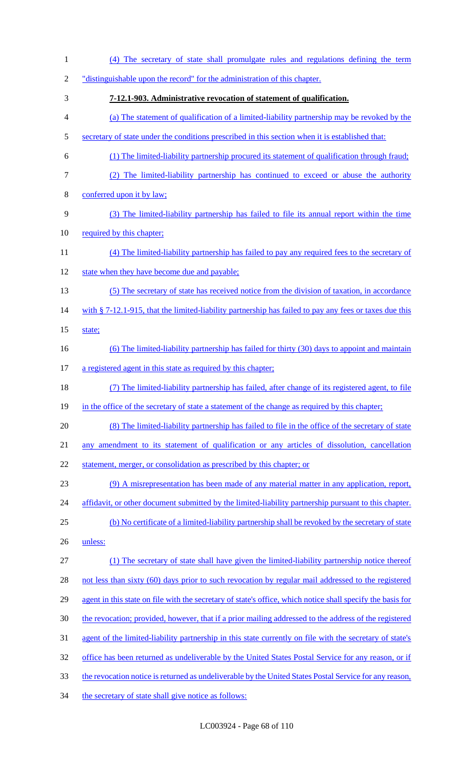(4) The secretary of state shall promulgate rules and regulations defining the term "distinguishable upon the record" for the administration of this chapter.

**7-12.1-903. Administrative revocation of statement of qualification.**

(a) The statement of qualification of a limited-liability partnership may be revoked by the secretary of state under the conditions prescribed in this section when it is established that:

(1) The limited-liability partnership procured its statement of qualification through fraud;

(2) The limited-liability partnership has continued to exceed or abuse the authority conferred upon it by law;

(3) The limited-liability partnership has failed to file its annual report within the time required by this chapter;

(4) The limited-liability partnership has failed to pay any required fees to the secretary of state when they have become due and payable;

(5) The secretary of state has received notice from the division of taxation, in accordance with § 7-12.1-915, that the limited-liability partnership has failed to pay any fees or taxes due this state;

(6) The limited-liability partnership has failed for thirty (30) days to appoint and maintain a registered agent in this state as required by this chapter;

(7) The limited-liability partnership has failed, after change of its registered agent, to file in the office of the secretary of state a statement of the change as required by this chapter;

(8) The limited-liability partnership has failed to file in the office of the secretary of state any amendment to its statement of qualification or any articles of dissolution, cancellation statement, merger, or consolidation as prescribed by this chapter; or

(9) A misrepresentation has been made of any material matter in any application, report, affidavit, or other document submitted by the limited-liability partnership pursuant to this chapter.

(b) No certificate of a limited-liability partnership shall be revoked by the secretary of state unless:

(1) The secretary of state shall have given the limited-liability partnership notice thereof not less than sixty (60) days prior to such revocation by regular mail addressed to the registered agent in this state on file with the secretary of state's office, which notice shall specify the basis for the revocation; provided, however, that if a prior mailing addressed to the address of the registered agent of the limited-liability partnership in this state currently on file with the secretary of state's office has been returned as undeliverable by the United States Postal Service for any reason, or if the revocation notice is returned as undeliverable by the United States Postal Service for any reason, the secretary of state shall give notice as follows: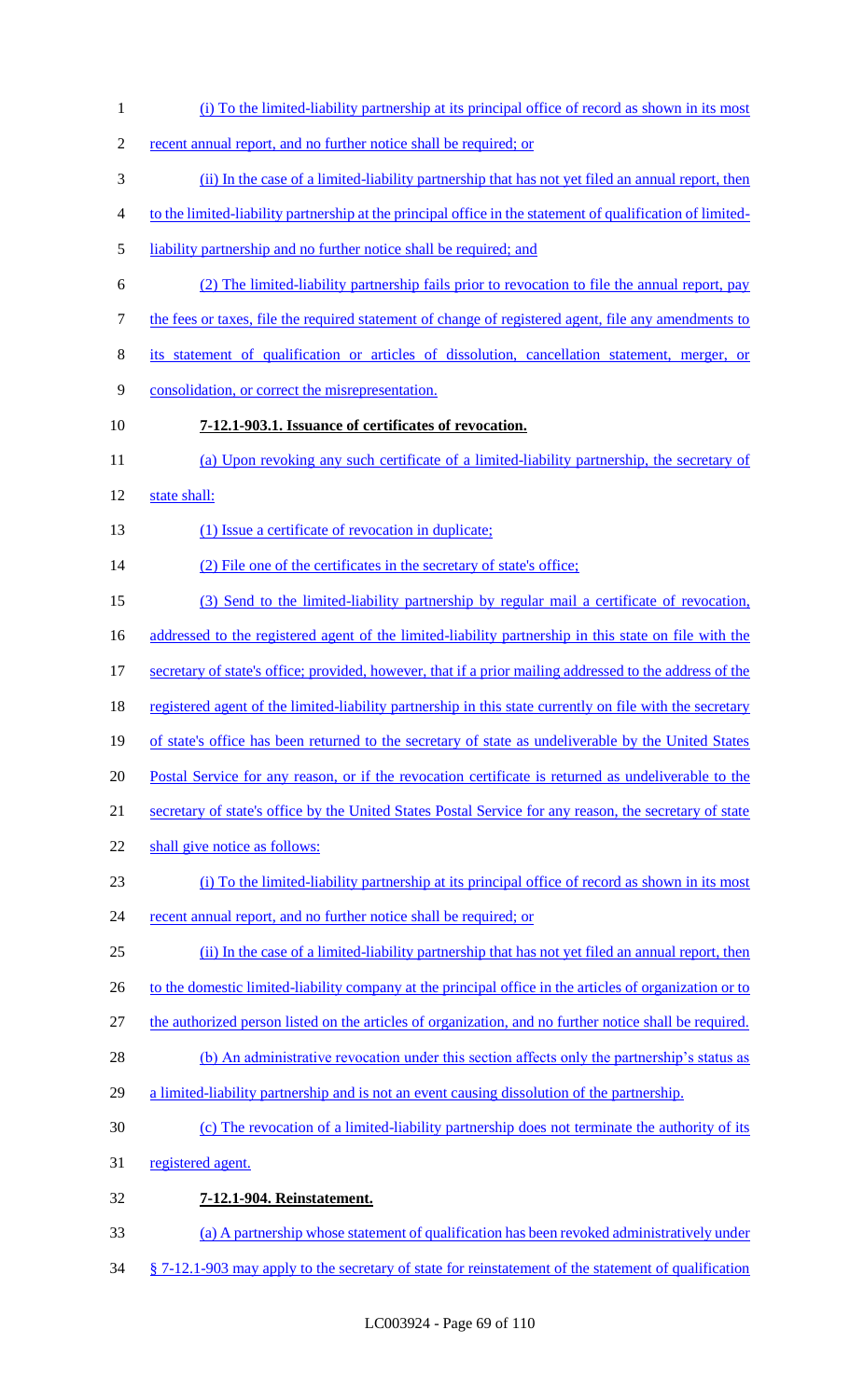(i) To the limited-liability partnership at its principal office of record as shown in its most recent annual report, and no further notice shall be required; or

(ii) In the case of a limited-liability partnership that has not yet filed an annual report, then to the limited-liability partnership at the principal office in the statement of qualification of limited-liability partnership and no further notice shall be required; and

(2) The limited-liability partnership fails prior to revocation to file the annual report, pay the fees or taxes, file the required statement of change of registered agent, file any amendments to its statement of qualification or articles of dissolution, cancellation statement, merger, or consolidation, or correct the misrepresentation.

**7-12.1-903.1. Issuance of certificates of revocation.**

(a) Upon revoking any such certificate of a limited-liability partnership, the secretary of state shall:

(1) Issue a certificate of revocation in duplicate;

(2) File one of the certificates in the secretary of state's office;

(3) Send to the limited-liability partnership by regular mail a certificate of revocation, addressed to the registered agent of the limited-liability partnership in this state on file with the secretary of state's office; provided, however, that if a prior mailing addressed to the address of the registered agent of the limited-liability partnership in this state currently on file with the secretary of state's office has been returned to the secretary of state as undeliverable by the United States Postal Service for any reason, or if the revocation certificate is returned as undeliverable to the secretary of state's office by the United States Postal Service for any reason, the secretary of state shall give notice as follows:

(i) To the limited-liability partnership at its principal office of record as shown in its most recent annual report, and no further notice shall be required; or

(ii) In the case of a limited-liability partnership that has not yet filed an annual report, then to the domestic limited-liability company at the principal office in the articles of organization or to the authorized person listed on the articles of organization, and no further notice shall be required.

(b) An administrative revocation under this section affects only the partnership's status as a limited-liability partnership and is not an event causing dissolution of the partnership.

(c) The revocation of a limited-liability partnership does not terminate the authority of its registered agent.

**7-12.1-904. Reinstatement.**

(a) A partnership whose statement of qualification has been revoked administratively under § 7-12.1-903 may apply to the secretary of state for reinstatement of the statement of qualification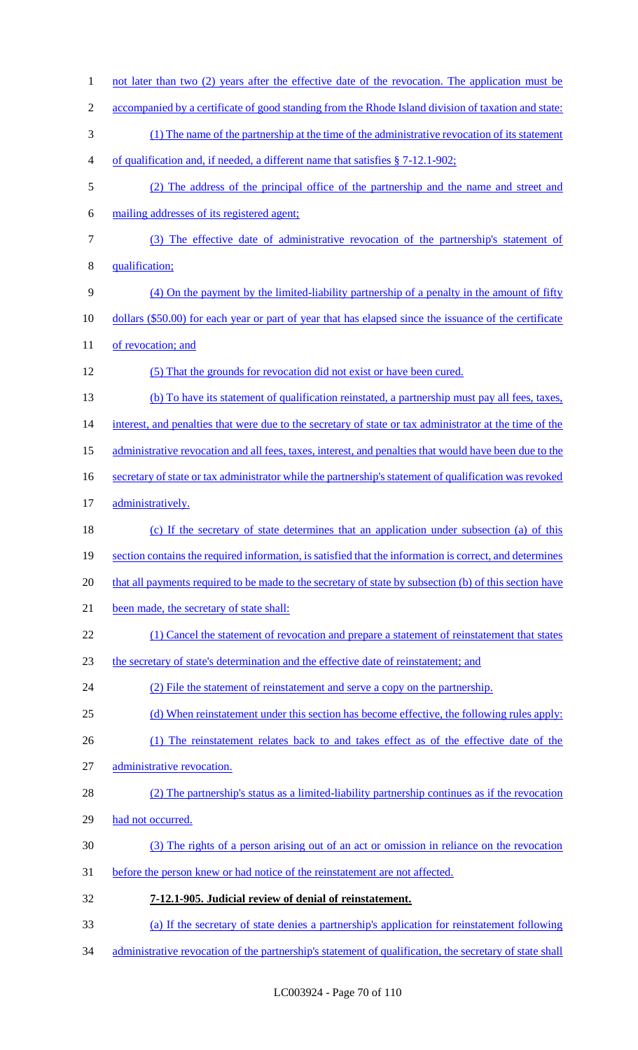not later than two (2) years after the effective date of the revocation. The application must be accompanied by a certificate of good standing from the Rhode Island division of taxation and state:

(1) The name of the partnership at the time of the administrative revocation of its statement of qualification and, if needed, a different name that satisfies § 7-12.1-902;

(2) The address of the principal office of the partnership and the name and street and mailing addresses of its registered agent;

(3) The effective date of administrative revocation of the partnership's statement of qualification;

(4) On the payment by the limited-liability partnership of a penalty in the amount of fifty dollars ($50.00) for each year or part of year that has elapsed since the issuance of the certificate of revocation; and

(5) That the grounds for revocation did not exist or have been cured.

(b) To have its statement of qualification reinstated, a partnership must pay all fees, taxes, interest, and penalties that were due to the secretary of state or tax administrator at the time of the administrative revocation and all fees, taxes, interest, and penalties that would have been due to the secretary of state or tax administrator while the partnership's statement of qualification was revoked administratively.

(c) If the secretary of state determines that an application under subsection (a) of this section contains the required information, is satisfied that the information is correct, and determines that all payments required to be made to the secretary of state by subsection (b) of this section have been made, the secretary of state shall:

(1) Cancel the statement of revocation and prepare a statement of reinstatement that states the secretary of state's determination and the effective date of reinstatement; and

(2) File the statement of reinstatement and serve a copy on the partnership.

(d) When reinstatement under this section has become effective, the following rules apply:

(1) The reinstatement relates back to and takes effect as of the effective date of the administrative revocation.

(2) The partnership's status as a limited-liability partnership continues as if the revocation had not occurred.

(3) The rights of a person arising out of an act or omission in reliance on the revocation before the person knew or had notice of the reinstatement are not affected.

**7-12.1-905. Judicial review of denial of reinstatement.**

(a) If the secretary of state denies a partnership's application for reinstatement following administrative revocation of the partnership's statement of qualification, the secretary of state shall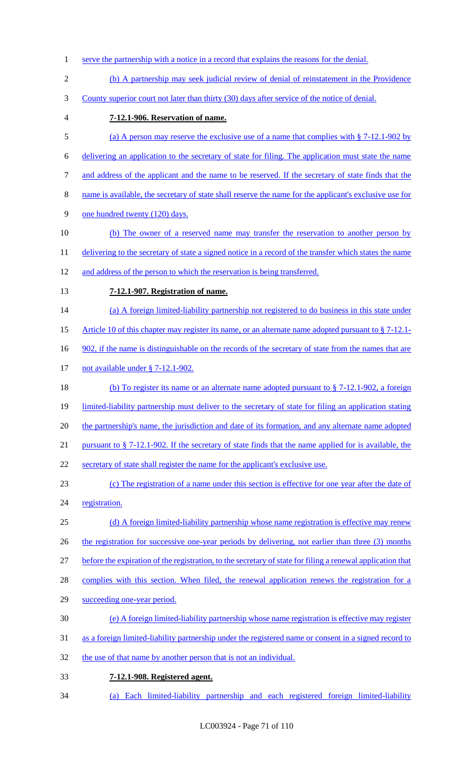serve the partnership with a notice in a record that explains the reasons for the denial.

(b) A partnership may seek judicial review of denial of reinstatement in the Providence County superior court not later than thirty (30) days after service of the notice of denial.

**7-12.1-906. Reservation of name.**

(a) A person may reserve the exclusive use of a name that complies with § 7-12.1-902 by delivering an application to the secretary of state for filing. The application must state the name and address of the applicant and the name to be reserved. If the secretary of state finds that the name is available, the secretary of state shall reserve the name for the applicant's exclusive use for one hundred twenty (120) days.

(b) The owner of a reserved name may transfer the reservation to another person by delivering to the secretary of state a signed notice in a record of the transfer which states the name and address of the person to which the reservation is being transferred.

**7-12.1-907. Registration of name.**

(a) A foreign limited-liability partnership not registered to do business in this state under Article 10 of this chapter may register its name, or an alternate name adopted pursuant to § 7-12.1-902, if the name is distinguishable on the records of the secretary of state from the names that are not available under § 7-12.1-902.

(b) To register its name or an alternate name adopted pursuant to § 7-12.1-902, a foreign limited-liability partnership must deliver to the secretary of state for filing an application stating the partnership's name, the jurisdiction and date of its formation, and any alternate name adopted pursuant to § 7-12.1-902. If the secretary of state finds that the name applied for is available, the secretary of state shall register the name for the applicant's exclusive use.

(c) The registration of a name under this section is effective for one year after the date of registration.

(d) A foreign limited-liability partnership whose name registration is effective may renew the registration for successive one-year periods by delivering, not earlier than three (3) months before the expiration of the registration, to the secretary of state for filing a renewal application that complies with this section. When filed, the renewal application renews the registration for a succeeding one-year period.

(e) A foreign limited-liability partnership whose name registration is effective may register as a foreign limited-liability partnership under the registered name or consent in a signed record to the use of that name by another person that is not an individual.

**7-12.1-908. Registered agent.**

(a) Each limited-liability partnership and each registered foreign limited-liability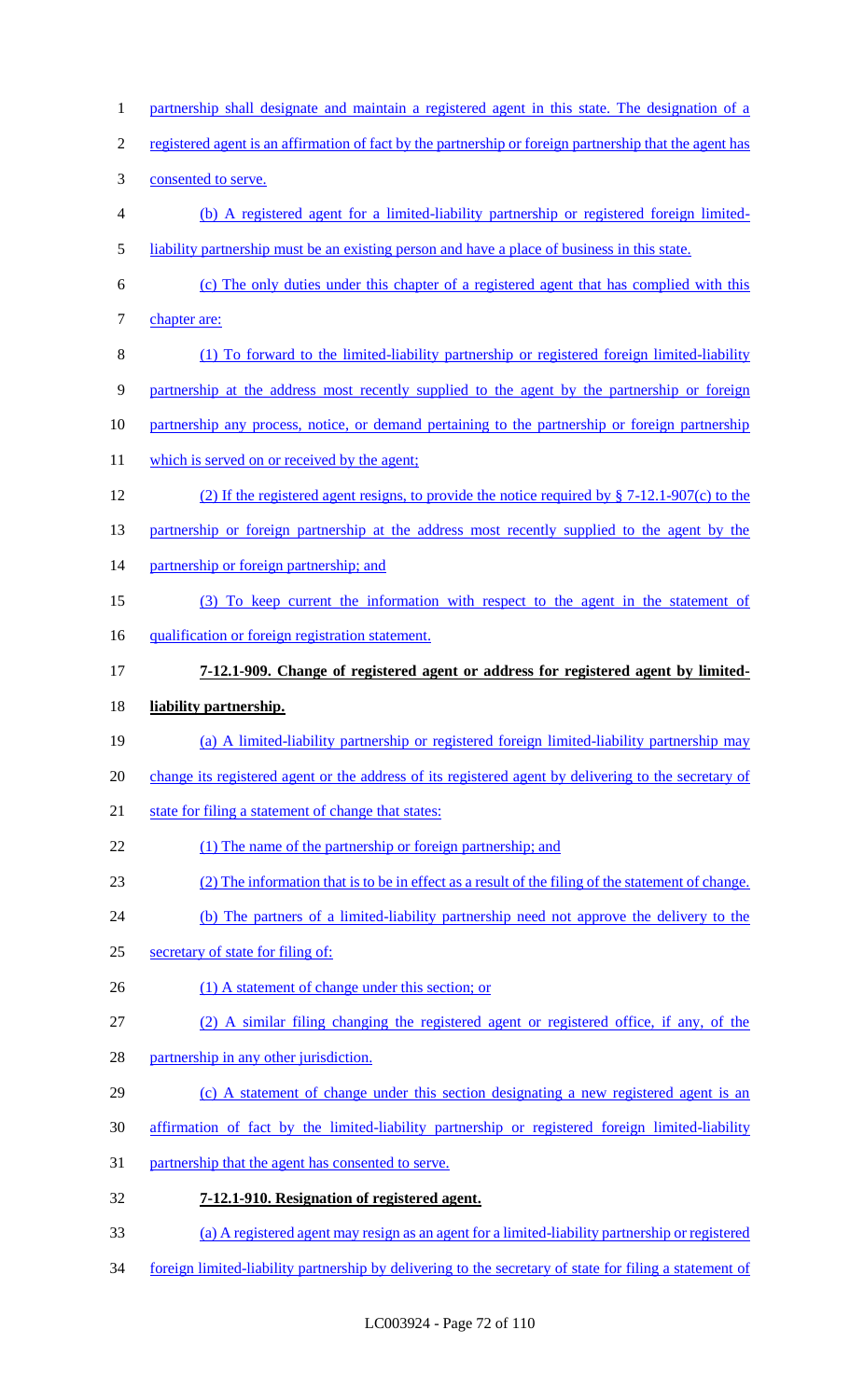partnership shall designate and maintain a registered agent in this state. The designation of a registered agent is an affirmation of fact by the partnership or foreign partnership that the agent has consented to serve.

(b) A registered agent for a limited-liability partnership or registered foreign limited-liability partnership must be an existing person and have a place of business in this state.

(c) The only duties under this chapter of a registered agent that has complied with this chapter are:

(1) To forward to the limited-liability partnership or registered foreign limited-liability partnership at the address most recently supplied to the agent by the partnership or foreign partnership any process, notice, or demand pertaining to the partnership or foreign partnership which is served on or received by the agent;

(2) If the registered agent resigns, to provide the notice required by § 7-12.1-907(c) to the partnership or foreign partnership at the address most recently supplied to the agent by the partnership or foreign partnership; and

(3) To keep current the information with respect to the agent in the statement of qualification or foreign registration statement.

**7-12.1-909. Change of registered agent or address for registered agent by limited-liability partnership.**

(a) A limited-liability partnership or registered foreign limited-liability partnership may change its registered agent or the address of its registered agent by delivering to the secretary of state for filing a statement of change that states:

(1) The name of the partnership or foreign partnership; and

(2) The information that is to be in effect as a result of the filing of the statement of change.

(b) The partners of a limited-liability partnership need not approve the delivery to the secretary of state for filing of:

(1) A statement of change under this section; or

(2) A similar filing changing the registered agent or registered office, if any, of the partnership in any other jurisdiction.

(c) A statement of change under this section designating a new registered agent is an affirmation of fact by the limited-liability partnership or registered foreign limited-liability partnership that the agent has consented to serve.

**7-12.1-910. Resignation of registered agent.**

(a) A registered agent may resign as an agent for a limited-liability partnership or registered foreign limited-liability partnership by delivering to the secretary of state for filing a statement of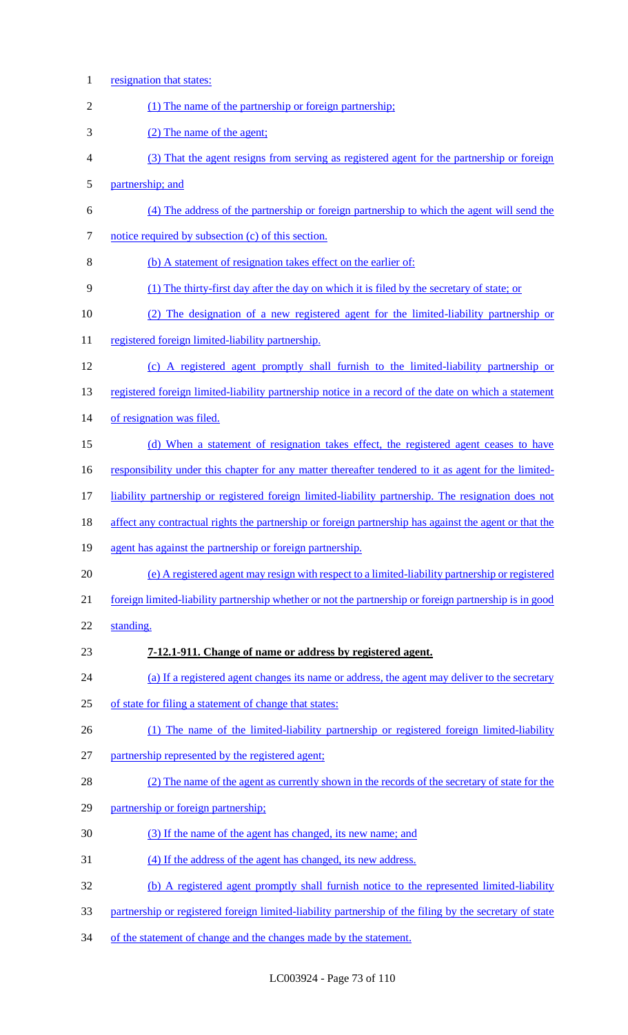resignation that states:

(1) The name of the partnership or foreign partnership;

(2) The name of the agent;

(3) That the agent resigns from serving as registered agent for the partnership or foreign partnership; and

(4) The address of the partnership or foreign partnership to which the agent will send the notice required by subsection (c) of this section.

(b) A statement of resignation takes effect on the earlier of:

(1) The thirty-first day after the day on which it is filed by the secretary of state; or

(2) The designation of a new registered agent for the limited-liability partnership or registered foreign limited-liability partnership.

(c) A registered agent promptly shall furnish to the limited-liability partnership or registered foreign limited-liability partnership notice in a record of the date on which a statement of resignation was filed.

(d) When a statement of resignation takes effect, the registered agent ceases to have responsibility under this chapter for any matter thereafter tendered to it as agent for the limited-liability partnership or registered foreign limited-liability partnership. The resignation does not affect any contractual rights the partnership or foreign partnership has against the agent or that the agent has against the partnership or foreign partnership.

(e) A registered agent may resign with respect to a limited-liability partnership or registered foreign limited-liability partnership whether or not the partnership or foreign partnership is in good standing.

**7-12.1-911. Change of name or address by registered agent.**

(a) If a registered agent changes its name or address, the agent may deliver to the secretary of state for filing a statement of change that states:

(1) The name of the limited-liability partnership or registered foreign limited-liability partnership represented by the registered agent;

(2) The name of the agent as currently shown in the records of the secretary of state for the partnership or foreign partnership;

(3) If the name of the agent has changed, its new name; and

(4) If the address of the agent has changed, its new address.

(b) A registered agent promptly shall furnish notice to the represented limited-liability partnership or registered foreign limited-liability partnership of the filing by the secretary of state of the statement of change and the changes made by the statement.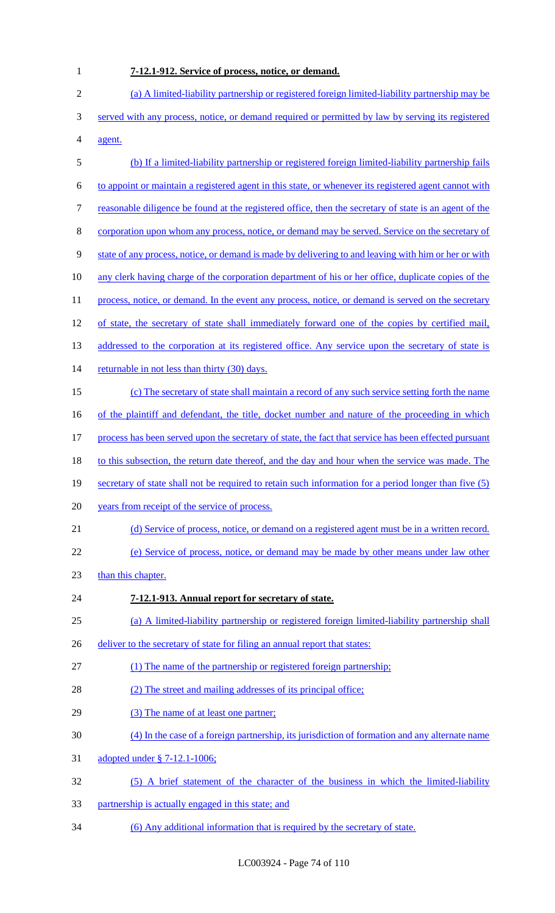**7-12.1-912. Service of process, notice, or demand.**

(a) A limited-liability partnership or registered foreign limited-liability partnership may be served with any process, notice, or demand required or permitted by law by serving its registered agent.

(b) If a limited-liability partnership or registered foreign limited-liability partnership fails to appoint or maintain a registered agent in this state, or whenever its registered agent cannot with reasonable diligence be found at the registered office, then the secretary of state is an agent of the corporation upon whom any process, notice, or demand may be served. Service on the secretary of state of any process, notice, or demand is made by delivering to and leaving with him or her or with any clerk having charge of the corporation department of his or her office, duplicate copies of the process, notice, or demand. In the event any process, notice, or demand is served on the secretary of state, the secretary of state shall immediately forward one of the copies by certified mail, addressed to the corporation at its registered office. Any service upon the secretary of state is returnable in not less than thirty (30) days.

(c) The secretary of state shall maintain a record of any such service setting forth the name of the plaintiff and defendant, the title, docket number and nature of the proceeding in which process has been served upon the secretary of state, the fact that service has been effected pursuant to this subsection, the return date thereof, and the day and hour when the service was made. The secretary of state shall not be required to retain such information for a period longer than five (5) years from receipt of the service of process.

(d) Service of process, notice, or demand on a registered agent must be in a written record.

(e) Service of process, notice, or demand may be made by other means under law other than this chapter.

**7-12.1-913. Annual report for secretary of state.**

(a) A limited-liability partnership or registered foreign limited-liability partnership shall deliver to the secretary of state for filing an annual report that states:

(1) The name of the partnership or registered foreign partnership;

(2) The street and mailing addresses of its principal office;

(3) The name of at least one partner;

(4) In the case of a foreign partnership, its jurisdiction of formation and any alternate name adopted under § 7-12.1-1006;

(5) A brief statement of the character of the business in which the limited-liability partnership is actually engaged in this state; and

(6) Any additional information that is required by the secretary of state.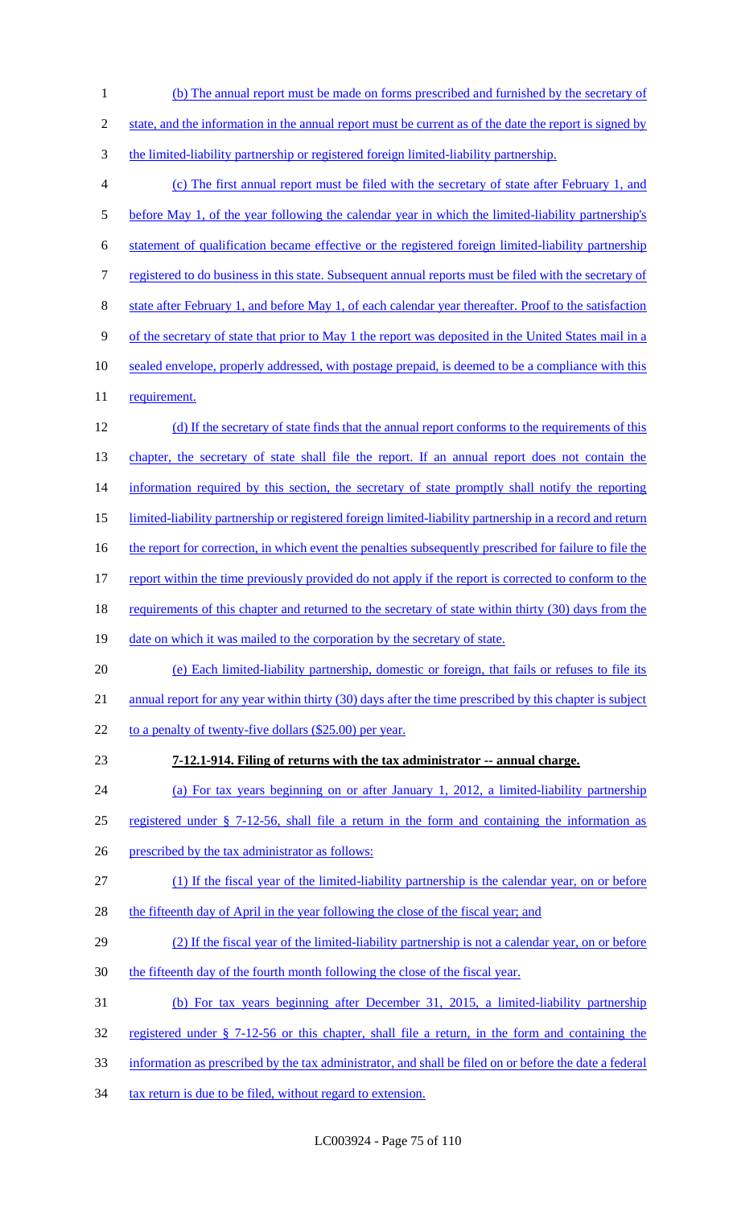(b) The annual report must be made on forms prescribed and furnished by the secretary of state, and the information in the annual report must be current as of the date the report is signed by the limited-liability partnership or registered foreign limited-liability partnership.

(c) The first annual report must be filed with the secretary of state after February 1, and before May 1, of the year following the calendar year in which the limited-liability partnership's statement of qualification became effective or the registered foreign limited-liability partnership registered to do business in this state. Subsequent annual reports must be filed with the secretary of state after February 1, and before May 1, of each calendar year thereafter. Proof to the satisfaction of the secretary of state that prior to May 1 the report was deposited in the United States mail in a sealed envelope, properly addressed, with postage prepaid, is deemed to be a compliance with this requirement.

(d) If the secretary of state finds that the annual report conforms to the requirements of this chapter, the secretary of state shall file the report. If an annual report does not contain the information required by this section, the secretary of state promptly shall notify the reporting limited-liability partnership or registered foreign limited-liability partnership in a record and return the report for correction, in which event the penalties subsequently prescribed for failure to file the report within the time previously provided do not apply if the report is corrected to conform to the requirements of this chapter and returned to the secretary of state within thirty (30) days from the date on which it was mailed to the corporation by the secretary of state.

(e) Each limited-liability partnership, domestic or foreign, that fails or refuses to file its annual report for any year within thirty (30) days after the time prescribed by this chapter is subject to a penalty of twenty-five dollars ($25.00) per year.

**7-12.1-914. Filing of returns with the tax administrator -- annual charge.**

(a) For tax years beginning on or after January 1, 2012, a limited-liability partnership registered under § 7-12-56, shall file a return in the form and containing the information as prescribed by the tax administrator as follows:

(1) If the fiscal year of the limited-liability partnership is the calendar year, on or before the fifteenth day of April in the year following the close of the fiscal year; and

(2) If the fiscal year of the limited-liability partnership is not a calendar year, on or before the fifteenth day of the fourth month following the close of the fiscal year.

(b) For tax years beginning after December 31, 2015, a limited-liability partnership registered under § 7-12-56 or this chapter, shall file a return, in the form and containing the information as prescribed by the tax administrator, and shall be filed on or before the date a federal tax return is due to be filed, without regard to extension.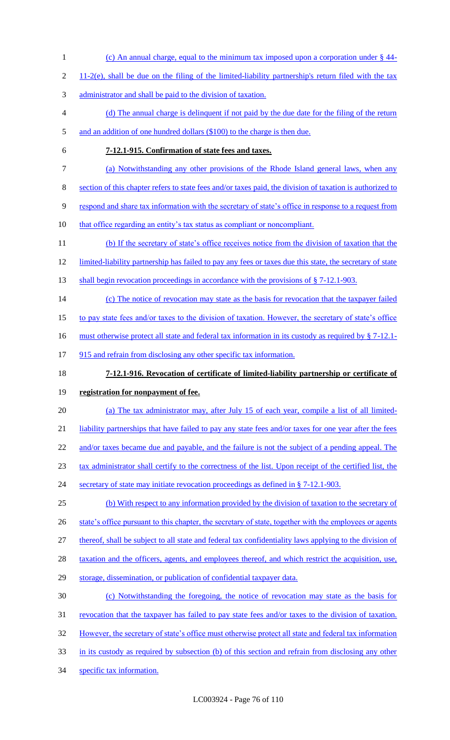(c) An annual charge, equal to the minimum tax imposed upon a corporation under § 44-11-2(e), shall be due on the filing of the limited-liability partnership's return filed with the tax administrator and shall be paid to the division of taxation.

(d) The annual charge is delinquent if not paid by the due date for the filing of the return and an addition of one hundred dollars ($100) to the charge is then due.

**7-12.1-915. Confirmation of state fees and taxes.**

(a) Notwithstanding any other provisions of the Rhode Island general laws, when any section of this chapter refers to state fees and/or taxes paid, the division of taxation is authorized to respond and share tax information with the secretary of state's office in response to a request from that office regarding an entity's tax status as compliant or noncompliant.

(b) If the secretary of state's office receives notice from the division of taxation that the limited-liability partnership has failed to pay any fees or taxes due this state, the secretary of state shall begin revocation proceedings in accordance with the provisions of § 7-12.1-903.

(c) The notice of revocation may state as the basis for revocation that the taxpayer failed to pay state fees and/or taxes to the division of taxation. However, the secretary of state's office must otherwise protect all state and federal tax information in its custody as required by § 7-12.1-915 and refrain from disclosing any other specific tax information.

**7-12.1-916. Revocation of certificate of limited-liability partnership or certificate of registration for nonpayment of fee.**

(a) The tax administrator may, after July 15 of each year, compile a list of all limited-liability partnerships that have failed to pay any state fees and/or taxes for one year after the fees and/or taxes became due and payable, and the failure is not the subject of a pending appeal. The tax administrator shall certify to the correctness of the list. Upon receipt of the certified list, the secretary of state may initiate revocation proceedings as defined in § 7-12.1-903.

(b) With respect to any information provided by the division of taxation to the secretary of state's office pursuant to this chapter, the secretary of state, together with the employees or agents thereof, shall be subject to all state and federal tax confidentiality laws applying to the division of taxation and the officers, agents, and employees thereof, and which restrict the acquisition, use, storage, dissemination, or publication of confidential taxpayer data.

(c) Notwithstanding the foregoing, the notice of revocation may state as the basis for revocation that the taxpayer has failed to pay state fees and/or taxes to the division of taxation. However, the secretary of state's office must otherwise protect all state and federal tax information in its custody as required by subsection (b) of this section and refrain from disclosing any other specific tax information.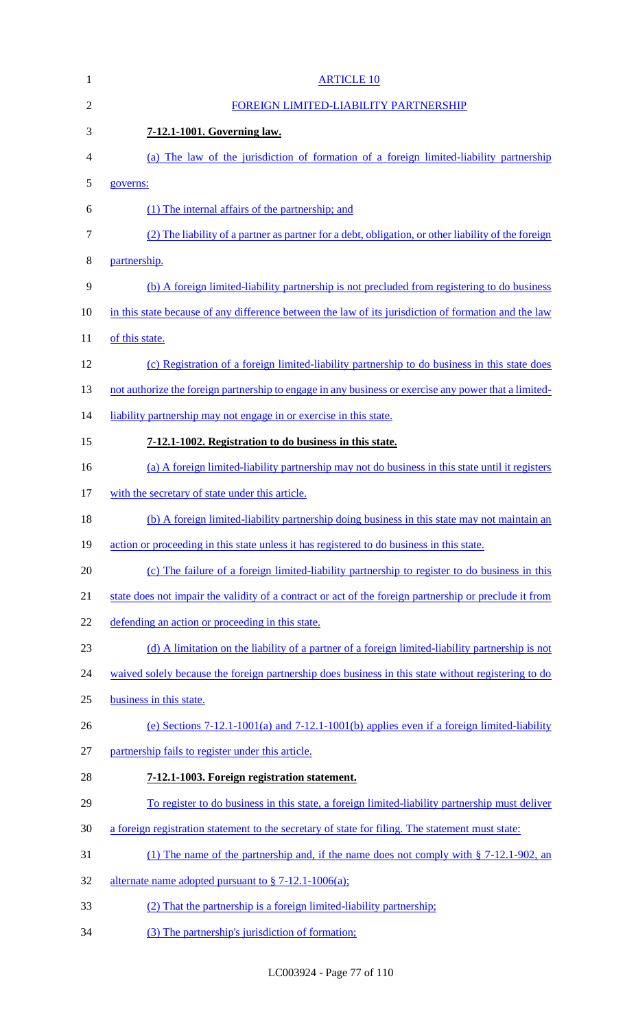## ARTICLE 10

## FOREIGN LIMITED-LIABILITY PARTNERSHIP

**7-12.1-1001. Governing law.**

(a) The law of the jurisdiction of formation of a foreign limited-liability partnership governs:

(1) The internal affairs of the partnership; and

(2) The liability of a partner as partner for a debt, obligation, or other liability of the foreign partnership.

(b) A foreign limited-liability partnership is not precluded from registering to do business in this state because of any difference between the law of its jurisdiction of formation and the law of this state.

(c) Registration of a foreign limited-liability partnership to do business in this state does not authorize the foreign partnership to engage in any business or exercise any power that a limited-liability partnership may not engage in or exercise in this state.

**7-12.1-1002. Registration to do business in this state.**

(a) A foreign limited-liability partnership may not do business in this state until it registers with the secretary of state under this article.

(b) A foreign limited-liability partnership doing business in this state may not maintain an action or proceeding in this state unless it has registered to do business in this state.

(c) The failure of a foreign limited-liability partnership to register to do business in this state does not impair the validity of a contract or act of the foreign partnership or preclude it from defending an action or proceeding in this state.

(d) A limitation on the liability of a partner of a foreign limited-liability partnership is not waived solely because the foreign partnership does business in this state without registering to do business in this state.

(e) Sections 7-12.1-1001(a) and 7-12.1-1001(b) applies even if a foreign limited-liability partnership fails to register under this article.

**7-12.1-1003. Foreign registration statement.**

To register to do business in this state, a foreign limited-liability partnership must deliver a foreign registration statement to the secretary of state for filing. The statement must state:

(1) The name of the partnership and, if the name does not comply with § 7-12.1-902, an alternate name adopted pursuant to § 7-12.1-1006(a);

(2) That the partnership is a foreign limited-liability partnership;

(3) The partnership's jurisdiction of formation;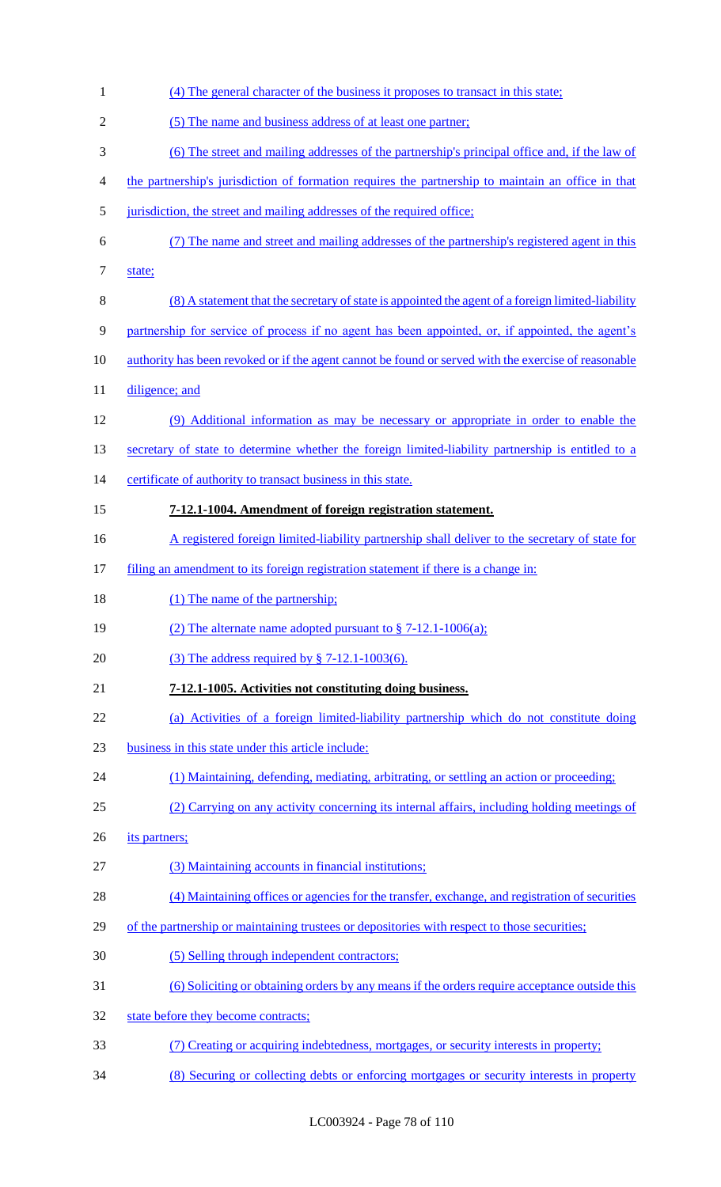(4) The general character of the business it proposes to transact in this state;

(5) The name and business address of at least one partner;

(6) The street and mailing addresses of the partnership's principal office and, if the law of the partnership's jurisdiction of formation requires the partnership to maintain an office in that jurisdiction, the street and mailing addresses of the required office;

(7) The name and street and mailing addresses of the partnership's registered agent in this state;

(8) A statement that the secretary of state is appointed the agent of a foreign limited-liability partnership for service of process if no agent has been appointed, or, if appointed, the agent's authority has been revoked or if the agent cannot be found or served with the exercise of reasonable diligence; and

(9) Additional information as may be necessary or appropriate in order to enable the secretary of state to determine whether the foreign limited-liability partnership is entitled to a certificate of authority to transact business in this state.

**7-12.1-1004. Amendment of foreign registration statement.**

A registered foreign limited-liability partnership shall deliver to the secretary of state for filing an amendment to its foreign registration statement if there is a change in:

(1) The name of the partnership;

(2) The alternate name adopted pursuant to § 7-12.1-1006(a);

(3) The address required by § 7-12.1-1003(6).

**7-12.1-1005. Activities not constituting doing business.**

(a) Activities of a foreign limited-liability partnership which do not constitute doing business in this state under this article include:

(1) Maintaining, defending, mediating, arbitrating, or settling an action or proceeding;

(2) Carrying on any activity concerning its internal affairs, including holding meetings of its partners;

(3) Maintaining accounts in financial institutions;

(4) Maintaining offices or agencies for the transfer, exchange, and registration of securities of the partnership or maintaining trustees or depositories with respect to those securities;

(5) Selling through independent contractors;

(6) Soliciting or obtaining orders by any means if the orders require acceptance outside this state before they become contracts;

(7) Creating or acquiring indebtedness, mortgages, or security interests in property;

(8) Securing or collecting debts or enforcing mortgages or security interests in property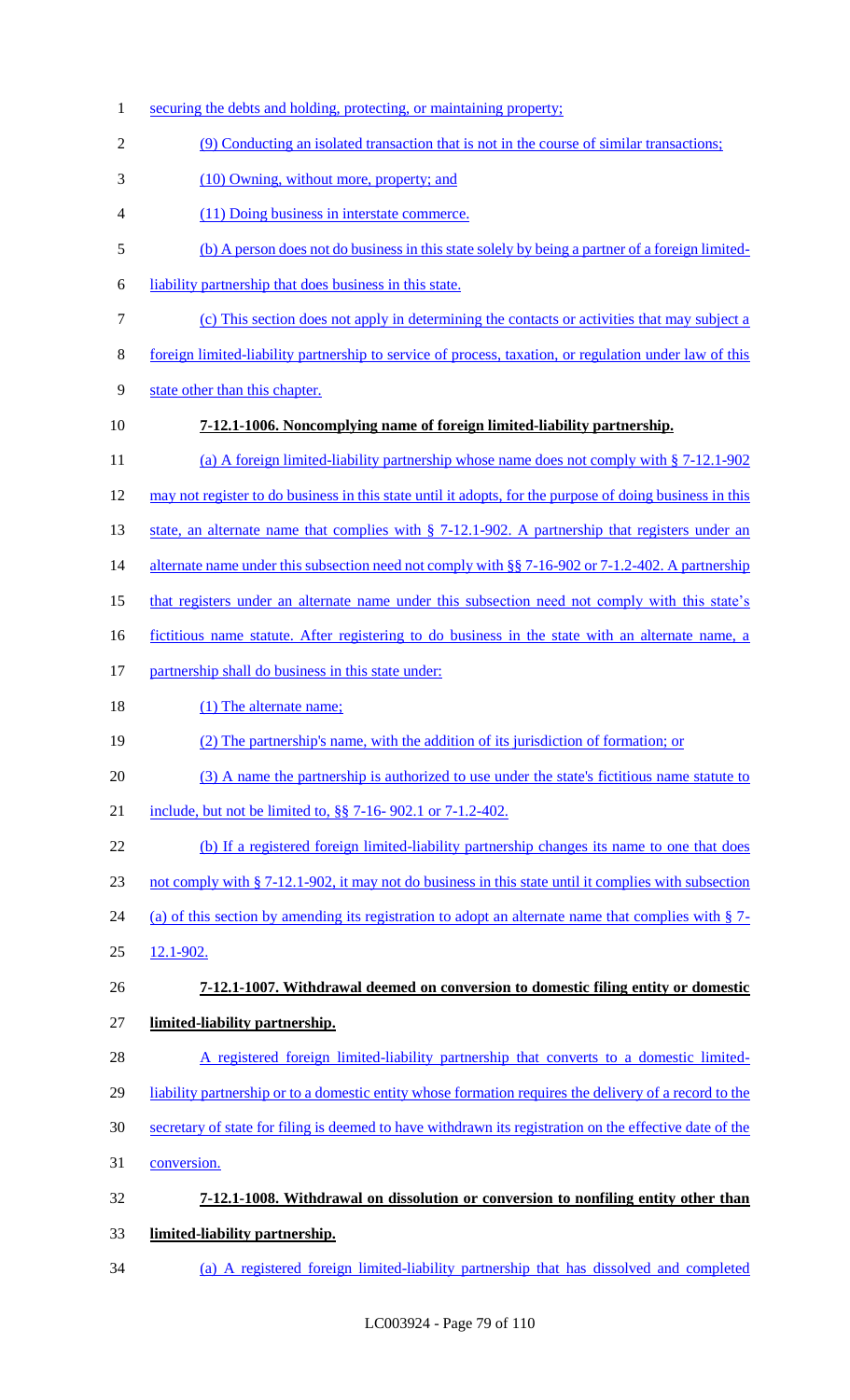securing the debts and holding, protecting, or maintaining property;

(9) Conducting an isolated transaction that is not in the course of similar transactions;

(10) Owning, without more, property; and

(11) Doing business in interstate commerce.

(b) A person does not do business in this state solely by being a partner of a foreign limited-liability partnership that does business in this state.

(c) This section does not apply in determining the contacts or activities that may subject a foreign limited-liability partnership to service of process, taxation, or regulation under law of this state other than this chapter.

**7-12.1-1006. Noncomplying name of foreign limited-liability partnership.**

(a) A foreign limited-liability partnership whose name does not comply with § 7-12.1-902 may not register to do business in this state until it adopts, for the purpose of doing business in this state, an alternate name that complies with § 7-12.1-902. A partnership that registers under an alternate name under this subsection need not comply with §§ 7-16-902 or 7-1.2-402. A partnership that registers under an alternate name under this subsection need not comply with this state's fictitious name statute. After registering to do business in the state with an alternate name, a partnership shall do business in this state under:

(1) The alternate name;

(2) The partnership's name, with the addition of its jurisdiction of formation; or

(3) A name the partnership is authorized to use under the state's fictitious name statute to include, but not be limited to, §§ 7-16- 902.1 or 7-1.2-402.

(b) If a registered foreign limited-liability partnership changes its name to one that does not comply with § 7-12.1-902, it may not do business in this state until it complies with subsection (a) of this section by amending its registration to adopt an alternate name that complies with § 7-12.1-902.

**7-12.1-1007. Withdrawal deemed on conversion to domestic filing entity or domestic limited-liability partnership.**

A registered foreign limited-liability partnership that converts to a domestic limited-liability partnership or to a domestic entity whose formation requires the delivery of a record to the secretary of state for filing is deemed to have withdrawn its registration on the effective date of the conversion.

**7-12.1-1008. Withdrawal on dissolution or conversion to nonfiling entity other than limited-liability partnership.**

(a) A registered foreign limited-liability partnership that has dissolved and completed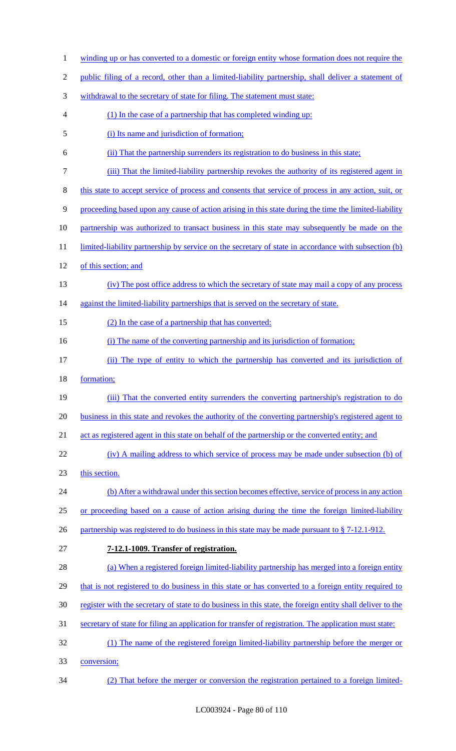winding up or has converted to a domestic or foreign entity whose formation does not require the public filing of a record, other than a limited-liability partnership, shall deliver a statement of withdrawal to the secretary of state for filing. The statement must state:

(1) In the case of a partnership that has completed winding up:

(i) Its name and jurisdiction of formation;

(ii) That the partnership surrenders its registration to do business in this state;

(iii) That the limited-liability partnership revokes the authority of its registered agent in this state to accept service of process and consents that service of process in any action, suit, or proceeding based upon any cause of action arising in this state during the time the limited-liability partnership was authorized to transact business in this state may subsequently be made on the limited-liability partnership by service on the secretary of state in accordance with subsection (b) of this section; and

(iv) The post office address to which the secretary of state may mail a copy of any process against the limited-liability partnerships that is served on the secretary of state.

(2) In the case of a partnership that has converted:

(i) The name of the converting partnership and its jurisdiction of formation;

(ii) The type of entity to which the partnership has converted and its jurisdiction of formation;

(iii) That the converted entity surrenders the converting partnership's registration to do business in this state and revokes the authority of the converting partnership's registered agent to act as registered agent in this state on behalf of the partnership or the converted entity; and

(iv) A mailing address to which service of process may be made under subsection (b) of this section.

(b) After a withdrawal under this section becomes effective, service of process in any action or proceeding based on a cause of action arising during the time the foreign limited-liability partnership was registered to do business in this state may be made pursuant to § 7-12.1-912.

**7-12.1-1009. Transfer of registration.**

(a) When a registered foreign limited-liability partnership has merged into a foreign entity that is not registered to do business in this state or has converted to a foreign entity required to register with the secretary of state to do business in this state, the foreign entity shall deliver to the secretary of state for filing an application for transfer of registration. The application must state:

(1) The name of the registered foreign limited-liability partnership before the merger or conversion;

(2) That before the merger or conversion the registration pertained to a foreign limited-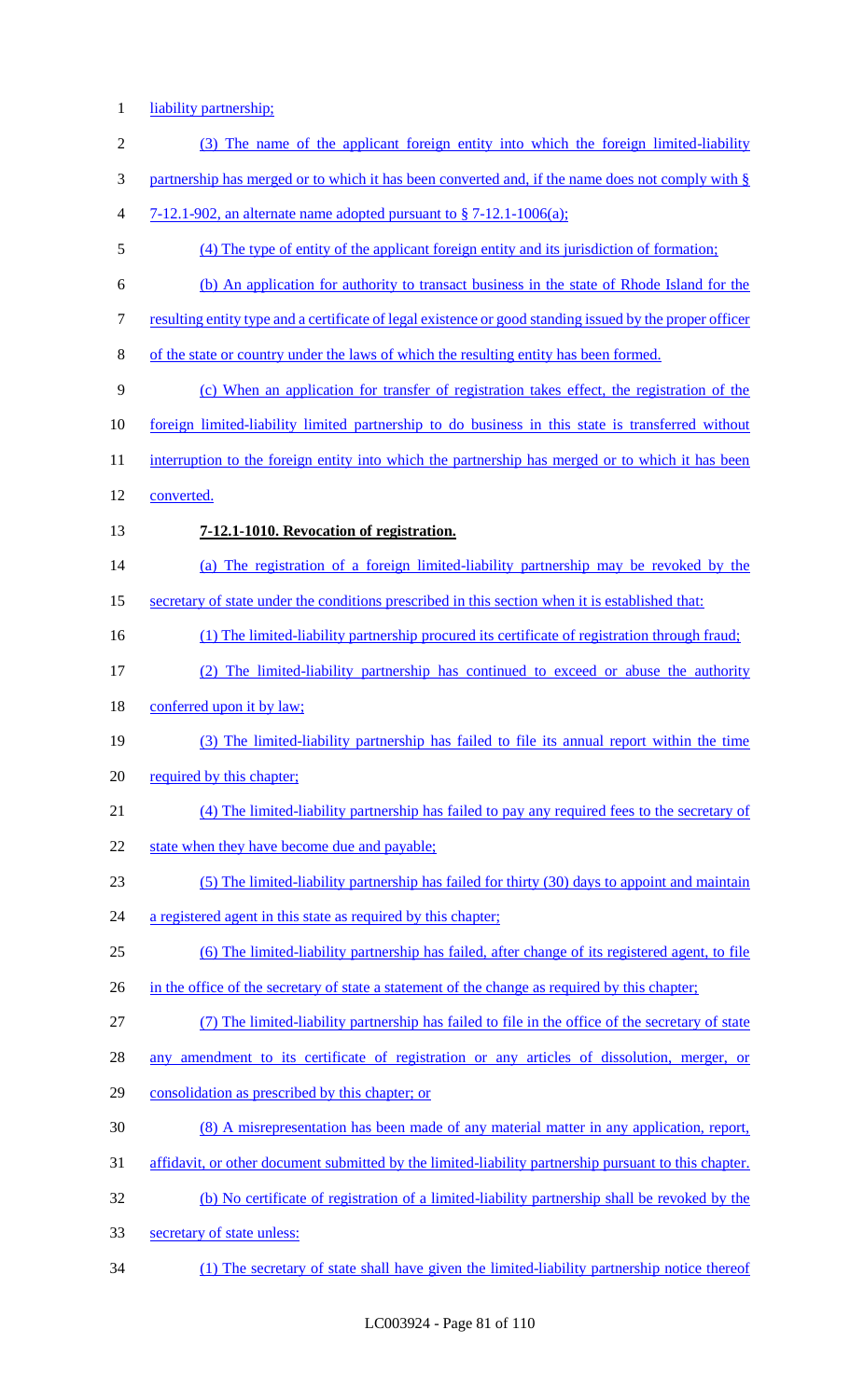liability partnership;

(3) The name of the applicant foreign entity into which the foreign limited-liability partnership has merged or to which it has been converted and, if the name does not comply with § 7-12.1-902, an alternate name adopted pursuant to § 7-12.1-1006(a);

(4) The type of entity of the applicant foreign entity and its jurisdiction of formation;

(b) An application for authority to transact business in the state of Rhode Island for the resulting entity type and a certificate of legal existence or good standing issued by the proper officer of the state or country under the laws of which the resulting entity has been formed.

(c) When an application for transfer of registration takes effect, the registration of the foreign limited-liability limited partnership to do business in this state is transferred without interruption to the foreign entity into which the partnership has merged or to which it has been converted.

**7-12.1-1010. Revocation of registration.**

(a) The registration of a foreign limited-liability partnership may be revoked by the secretary of state under the conditions prescribed in this section when it is established that:

(1) The limited-liability partnership procured its certificate of registration through fraud;

(2) The limited-liability partnership has continued to exceed or abuse the authority conferred upon it by law;

(3) The limited-liability partnership has failed to file its annual report within the time required by this chapter;

(4) The limited-liability partnership has failed to pay any required fees to the secretary of state when they have become due and payable;

(5) The limited-liability partnership has failed for thirty (30) days to appoint and maintain a registered agent in this state as required by this chapter;

(6) The limited-liability partnership has failed, after change of its registered agent, to file in the office of the secretary of state a statement of the change as required by this chapter;

(7) The limited-liability partnership has failed to file in the office of the secretary of state any amendment to its certificate of registration or any articles of dissolution, merger, or consolidation as prescribed by this chapter; or

(8) A misrepresentation has been made of any material matter in any application, report, affidavit, or other document submitted by the limited-liability partnership pursuant to this chapter.

(b) No certificate of registration of a limited-liability partnership shall be revoked by the secretary of state unless:

(1) The secretary of state shall have given the limited-liability partnership notice thereof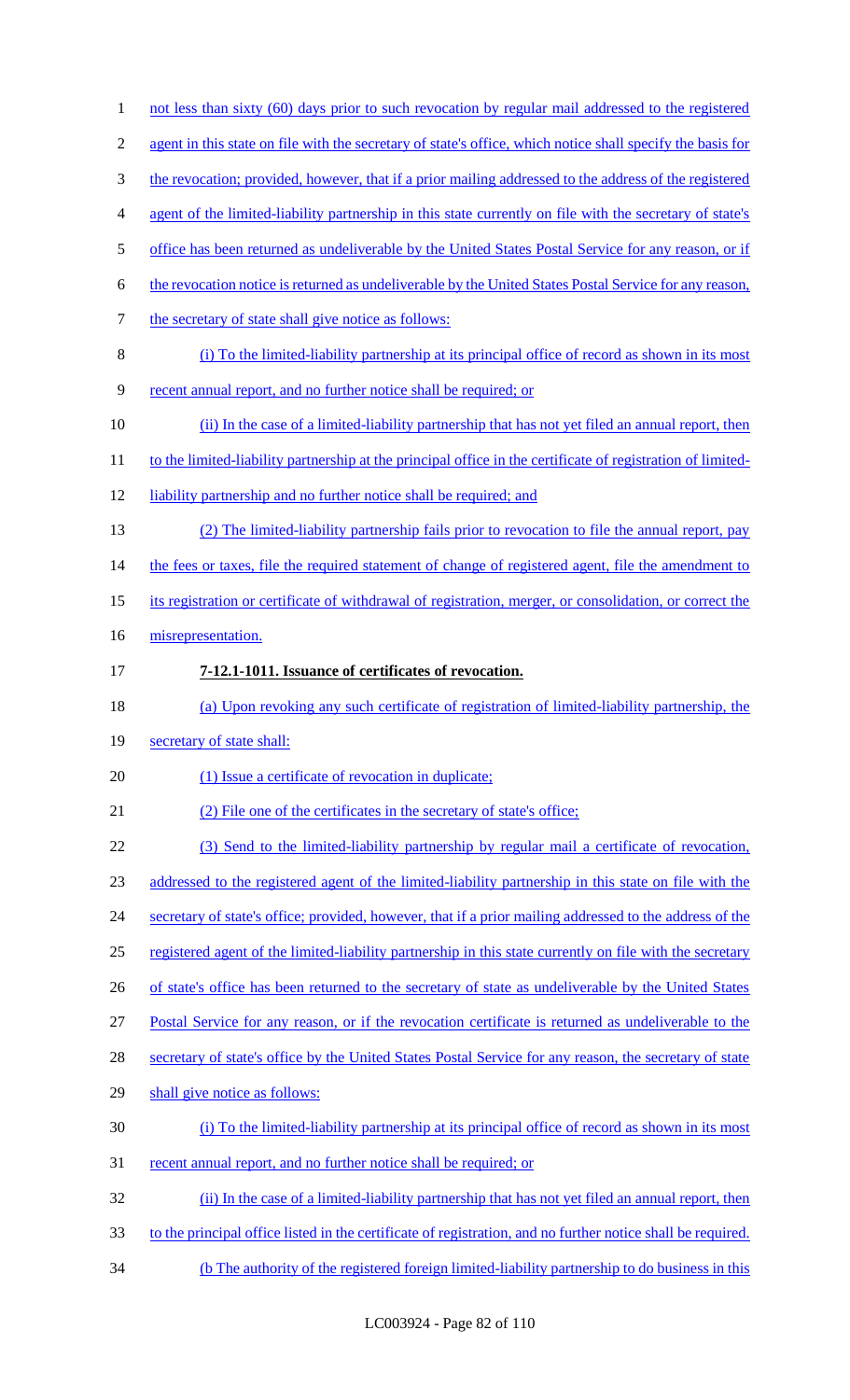not less than sixty (60) days prior to such revocation by regular mail addressed to the registered agent in this state on file with the secretary of state's office, which notice shall specify the basis for the revocation; provided, however, that if a prior mailing addressed to the address of the registered agent of the limited-liability partnership in this state currently on file with the secretary of state's office has been returned as undeliverable by the United States Postal Service for any reason, or if the revocation notice is returned as undeliverable by the United States Postal Service for any reason, the secretary of state shall give notice as follows:

(i) To the limited-liability partnership at its principal office of record as shown in its most recent annual report, and no further notice shall be required; or

(ii) In the case of a limited-liability partnership that has not yet filed an annual report, then to the limited-liability partnership at the principal office in the certificate of registration of limited-liability partnership and no further notice shall be required; and

(2) The limited-liability partnership fails prior to revocation to file the annual report, pay the fees or taxes, file the required statement of change of registered agent, file the amendment to its registration or certificate of withdrawal of registration, merger, or consolidation, or correct the misrepresentation.

**7-12.1-1011. Issuance of certificates of revocation.**

(a) Upon revoking any such certificate of registration of limited-liability partnership, the secretary of state shall:

(1) Issue a certificate of revocation in duplicate;

(2) File one of the certificates in the secretary of state's office;

(3) Send to the limited-liability partnership by regular mail a certificate of revocation, addressed to the registered agent of the limited-liability partnership in this state on file with the secretary of state's office; provided, however, that if a prior mailing addressed to the address of the registered agent of the limited-liability partnership in this state currently on file with the secretary of state's office has been returned to the secretary of state as undeliverable by the United States Postal Service for any reason, or if the revocation certificate is returned as undeliverable to the secretary of state's office by the United States Postal Service for any reason, the secretary of state shall give notice as follows:

(i) To the limited-liability partnership at its principal office of record as shown in its most recent annual report, and no further notice shall be required; or

(ii) In the case of a limited-liability partnership that has not yet filed an annual report, then to the principal office listed in the certificate of registration, and no further notice shall be required.

(b The authority of the registered foreign limited-liability partnership to do business in this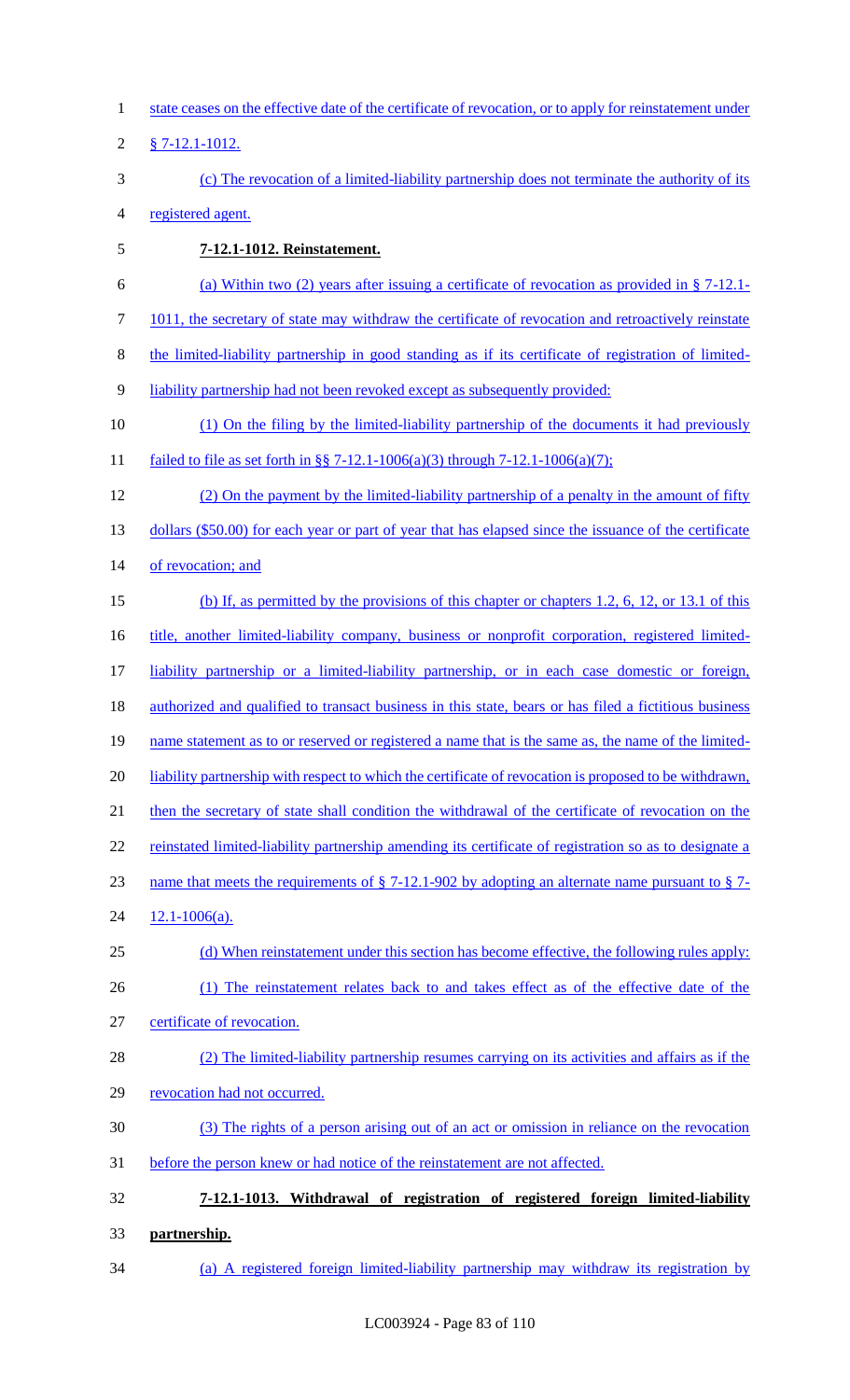state ceases on the effective date of the certificate of revocation, or to apply for reinstatement under § 7-12.1-1012.

(c) The revocation of a limited-liability partnership does not terminate the authority of its registered agent.

**7-12.1-1012. Reinstatement.**

(a) Within two (2) years after issuing a certificate of revocation as provided in § 7-12.1-1011, the secretary of state may withdraw the certificate of revocation and retroactively reinstate the limited-liability partnership in good standing as if its certificate of registration of limited-liability partnership had not been revoked except as subsequently provided:

(1) On the filing by the limited-liability partnership of the documents it had previously failed to file as set forth in §§ 7-12.1-1006(a)(3) through 7-12.1-1006(a)(7);

(2) On the payment by the limited-liability partnership of a penalty in the amount of fifty dollars ($50.00) for each year or part of year that has elapsed since the issuance of the certificate of revocation; and

(b) If, as permitted by the provisions of this chapter or chapters 1.2, 6, 12, or 13.1 of this title, another limited-liability company, business or nonprofit corporation, registered limited-liability partnership or a limited-liability partnership, or in each case domestic or foreign, authorized and qualified to transact business in this state, bears or has filed a fictitious business name statement as to or reserved or registered a name that is the same as, the name of the limited-liability partnership with respect to which the certificate of revocation is proposed to be withdrawn, then the secretary of state shall condition the withdrawal of the certificate of revocation on the reinstated limited-liability partnership amending its certificate of registration so as to designate a name that meets the requirements of § 7-12.1-902 by adopting an alternate name pursuant to § 7-12.1-1006(a).

(d) When reinstatement under this section has become effective, the following rules apply:

(1) The reinstatement relates back to and takes effect as of the effective date of the certificate of revocation.

(2) The limited-liability partnership resumes carrying on its activities and affairs as if the revocation had not occurred.

(3) The rights of a person arising out of an act or omission in reliance on the revocation before the person knew or had notice of the reinstatement are not affected.

**7-12.1-1013. Withdrawal of registration of registered foreign limited-liability partnership.**

(a) A registered foreign limited-liability partnership may withdraw its registration by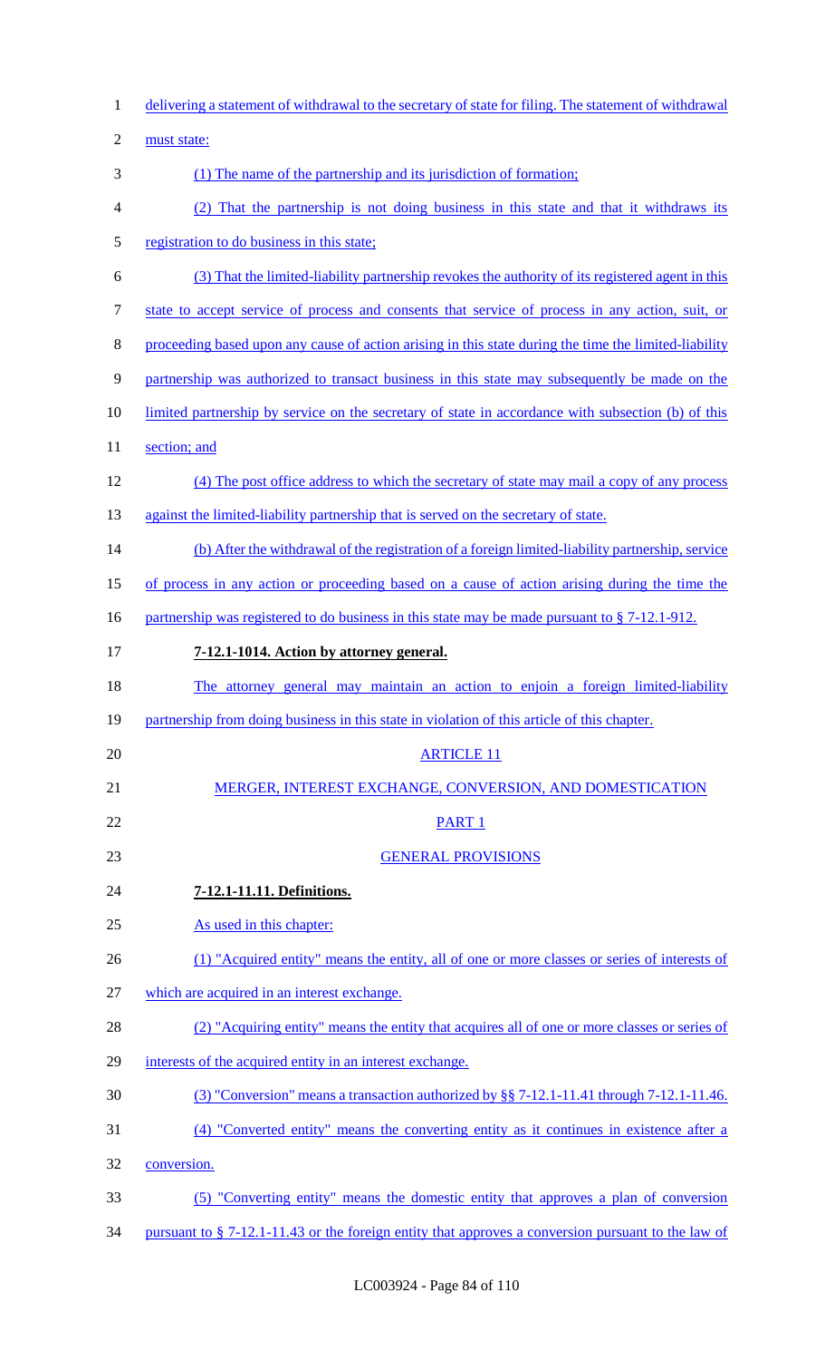delivering a statement of withdrawal to the secretary of state for filing. The statement of withdrawal must state:

(1) The name of the partnership and its jurisdiction of formation;

(2) That the partnership is not doing business in this state and that it withdraws its registration to do business in this state;

(3) That the limited-liability partnership revokes the authority of its registered agent in this state to accept service of process and consents that service of process in any action, suit, or proceeding based upon any cause of action arising in this state during the time the limited-liability partnership was authorized to transact business in this state may subsequently be made on the limited partnership by service on the secretary of state in accordance with subsection (b) of this section; and

(4) The post office address to which the secretary of state may mail a copy of any process against the limited-liability partnership that is served on the secretary of state.

(b) After the withdrawal of the registration of a foreign limited-liability partnership, service of process in any action or proceeding based on a cause of action arising during the time the partnership was registered to do business in this state may be made pursuant to § 7-12.1-912.

**7-12.1-1014. Action by attorney general.**

The attorney general may maintain an action to enjoin a foreign limited-liability partnership from doing business in this state in violation of this article of this chapter.

ARTICLE 11

MERGER, INTEREST EXCHANGE, CONVERSION, AND DOMESTICATION

PART 1

GENERAL PROVISIONS

**7-12.1-11.11. Definitions.**

As used in this chapter:

(1) "Acquired entity" means the entity, all of one or more classes or series of interests of which are acquired in an interest exchange.

(2) "Acquiring entity" means the entity that acquires all of one or more classes or series of interests of the acquired entity in an interest exchange.

(3) "Conversion" means a transaction authorized by §§ 7-12.1-11.41 through 7-12.1-11.46.

(4) "Converted entity" means the converting entity as it continues in existence after a conversion.

(5) "Converting entity" means the domestic entity that approves a plan of conversion pursuant to § 7-12.1-11.43 or the foreign entity that approves a conversion pursuant to the law of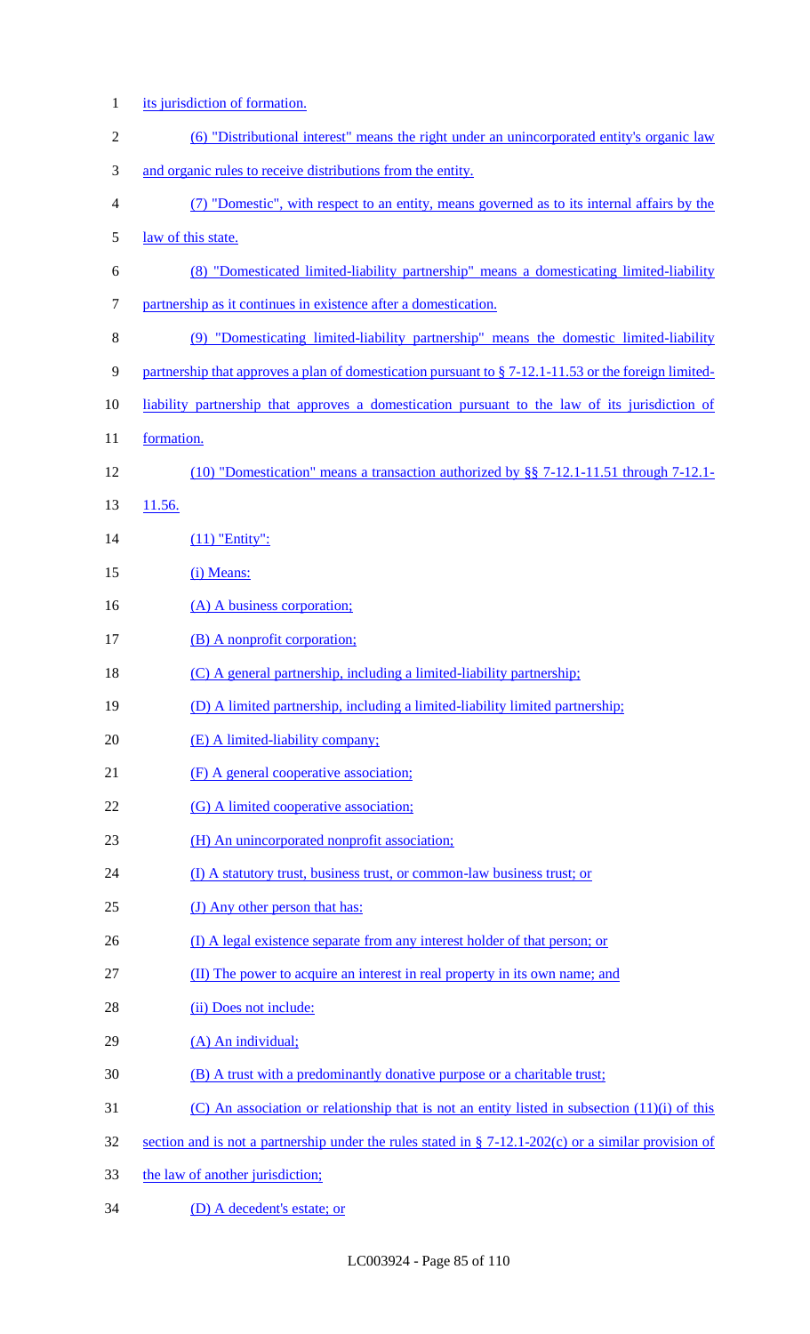its jurisdiction of formation.

(6) "Distributional interest" means the right under an unincorporated entity's organic law and organic rules to receive distributions from the entity.

(7) "Domestic", with respect to an entity, means governed as to its internal affairs by the law of this state.

(8) "Domesticated limited-liability partnership" means a domesticating limited-liability partnership as it continues in existence after a domestication.

(9) "Domesticating limited-liability partnership" means the domestic limited-liability partnership that approves a plan of domestication pursuant to § 7-12.1-11.53 or the foreign limited-liability partnership that approves a domestication pursuant to the law of its jurisdiction of formation.

(10) "Domestication" means a transaction authorized by §§ 7-12.1-11.51 through 7-12.1-11.56.

(11) "Entity":

(i) Means:

(A) A business corporation;

(B) A nonprofit corporation;

(C) A general partnership, including a limited-liability partnership;

(D) A limited partnership, including a limited-liability limited partnership;

(E) A limited-liability company;

(F) A general cooperative association;

(G) A limited cooperative association;

(H) An unincorporated nonprofit association;

(I) A statutory trust, business trust, or common-law business trust; or

(J) Any other person that has:

(I) A legal existence separate from any interest holder of that person; or

(II) The power to acquire an interest in real property in its own name; and

(ii) Does not include:

(A) An individual;

(B) A trust with a predominantly donative purpose or a charitable trust;

(C) An association or relationship that is not an entity listed in subsection (11)(i) of this section and is not a partnership under the rules stated in § 7-12.1-202(c) or a similar provision of the law of another jurisdiction;

(D) A decedent's estate; or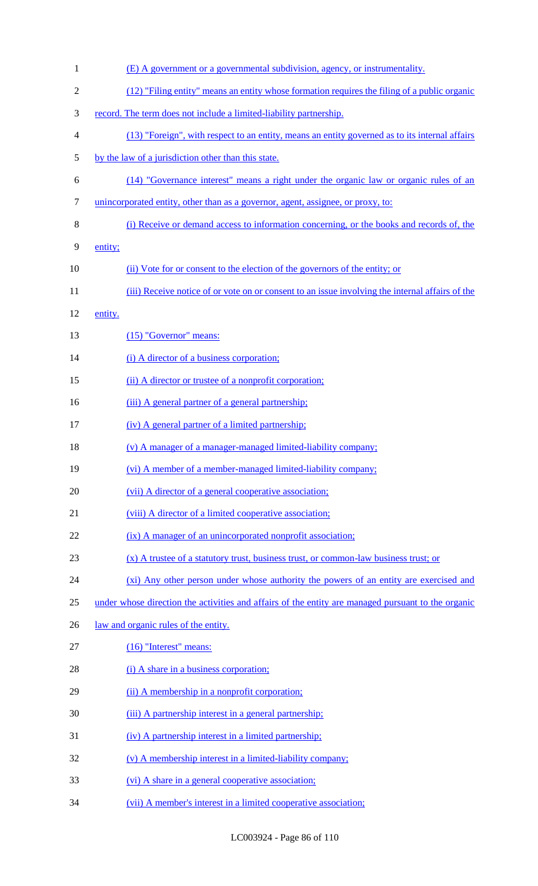(E) A government or a governmental subdivision, agency, or instrumentality.

(12) "Filing entity" means an entity whose formation requires the filing of a public organic record. The term does not include a limited-liability partnership.

(13) "Foreign", with respect to an entity, means an entity governed as to its internal affairs by the law of a jurisdiction other than this state.

(14) "Governance interest" means a right under the organic law or organic rules of an unincorporated entity, other than as a governor, agent, assignee, or proxy, to:

(i) Receive or demand access to information concerning, or the books and records of, the entity;

(ii) Vote for or consent to the election of the governors of the entity; or

(iii) Receive notice of or vote on or consent to an issue involving the internal affairs of the entity.

(15) "Governor" means:

(i) A director of a business corporation;

(ii) A director or trustee of a nonprofit corporation;

(iii) A general partner of a general partnership;

(iv) A general partner of a limited partnership;

(v) A manager of a manager-managed limited-liability company;

(vi) A member of a member-managed limited-liability company;

(vii) A director of a general cooperative association;

(viii) A director of a limited cooperative association;

(ix) A manager of an unincorporated nonprofit association;

(x) A trustee of a statutory trust, business trust, or common-law business trust; or

(xi) Any other person under whose authority the powers of an entity are exercised and under whose direction the activities and affairs of the entity are managed pursuant to the organic law and organic rules of the entity.

(16) "Interest" means:

(i) A share in a business corporation;

(ii) A membership in a nonprofit corporation;

(iii) A partnership interest in a general partnership;

(iv) A partnership interest in a limited partnership;

(v) A membership interest in a limited-liability company;

(vi) A share in a general cooperative association;

(vii) A member's interest in a limited cooperative association;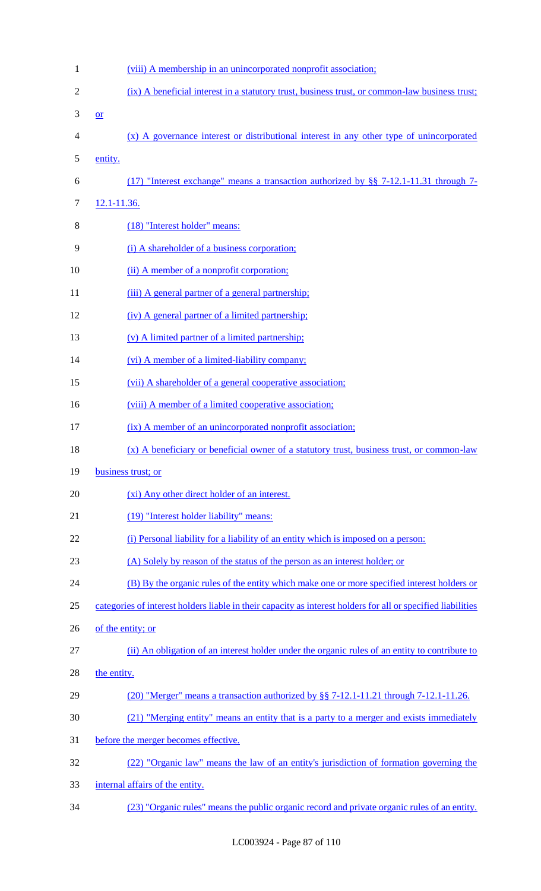(viii) A membership in an unincorporated nonprofit association;

(ix) A beneficial interest in a statutory trust, business trust, or common-law business trust; or

(x) A governance interest or distributional interest in any other type of unincorporated entity.

(17) "Interest exchange" means a transaction authorized by §§ 7-12.1-11.31 through 7-12.1-11.36.

(18) "Interest holder" means:

(i) A shareholder of a business corporation;

(ii) A member of a nonprofit corporation;

(iii) A general partner of a general partnership;

(iv) A general partner of a limited partnership;

(v) A limited partner of a limited partnership;

(vi) A member of a limited-liability company;

(vii) A shareholder of a general cooperative association;

(viii) A member of a limited cooperative association;

(ix) A member of an unincorporated nonprofit association;

(x) A beneficiary or beneficial owner of a statutory trust, business trust, or common-law business trust; or

(xi) Any other direct holder of an interest.

(19) "Interest holder liability" means:

(i) Personal liability for a liability of an entity which is imposed on a person:

(A) Solely by reason of the status of the person as an interest holder; or

(B) By the organic rules of the entity which make one or more specified interest holders or categories of interest holders liable in their capacity as interest holders for all or specified liabilities of the entity; or

(ii) An obligation of an interest holder under the organic rules of an entity to contribute to the entity.

(20) "Merger" means a transaction authorized by §§ 7-12.1-11.21 through 7-12.1-11.26.

(21) "Merging entity" means an entity that is a party to a merger and exists immediately before the merger becomes effective.

(22) "Organic law" means the law of an entity's jurisdiction of formation governing the internal affairs of the entity.

(23) "Organic rules" means the public organic record and private organic rules of an entity.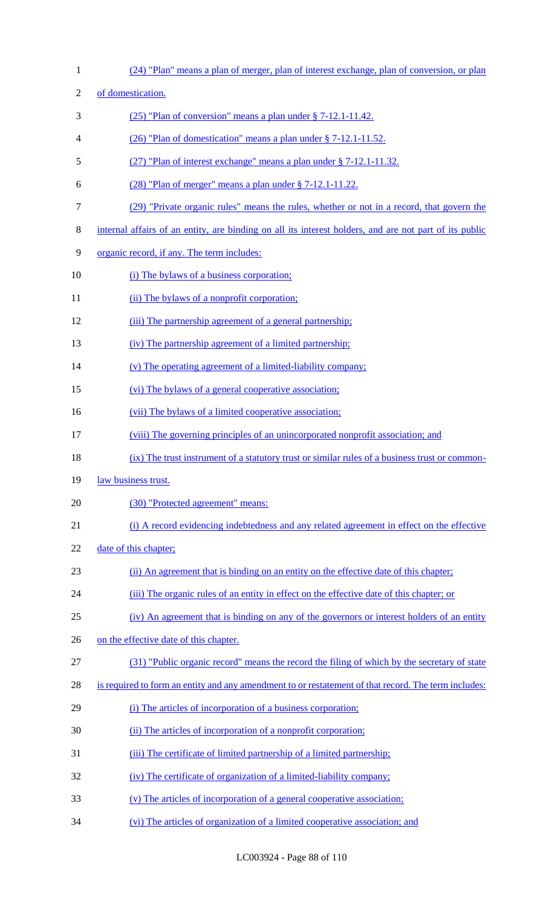(24) "Plan" means a plan of merger, plan of interest exchange, plan of conversion, or plan of domestication.

(25) "Plan of conversion" means a plan under § 7-12.1-11.42.

(26) "Plan of domestication" means a plan under § 7-12.1-11.52.

(27) "Plan of interest exchange" means a plan under § 7-12.1-11.32.

(28) "Plan of merger" means a plan under § 7-12.1-11.22.

(29) "Private organic rules" means the rules, whether or not in a record, that govern the internal affairs of an entity, are binding on all its interest holders, and are not part of its public organic record, if any. The term includes:

(i) The bylaws of a business corporation;

(ii) The bylaws of a nonprofit corporation;

(iii) The partnership agreement of a general partnership;

(iv) The partnership agreement of a limited partnership;

(v) The operating agreement of a limited-liability company;

(vi) The bylaws of a general cooperative association;

(vii) The bylaws of a limited cooperative association;

(viii) The governing principles of an unincorporated nonprofit association; and

(ix) The trust instrument of a statutory trust or similar rules of a business trust or common-law business trust.

(30) "Protected agreement" means:

(i) A record evidencing indebtedness and any related agreement in effect on the effective date of this chapter;

(ii) An agreement that is binding on an entity on the effective date of this chapter;

(iii) The organic rules of an entity in effect on the effective date of this chapter; or

(iv) An agreement that is binding on any of the governors or interest holders of an entity on the effective date of this chapter.

(31) "Public organic record" means the record the filing of which by the secretary of state is required to form an entity and any amendment to or restatement of that record. The term includes:

(i) The articles of incorporation of a business corporation;

(ii) The articles of incorporation of a nonprofit corporation;

(iii) The certificate of limited partnership of a limited partnership;

(iv) The certificate of organization of a limited-liability company;

(v) The articles of incorporation of a general cooperative association;

(vi) The articles of organization of a limited cooperative association; and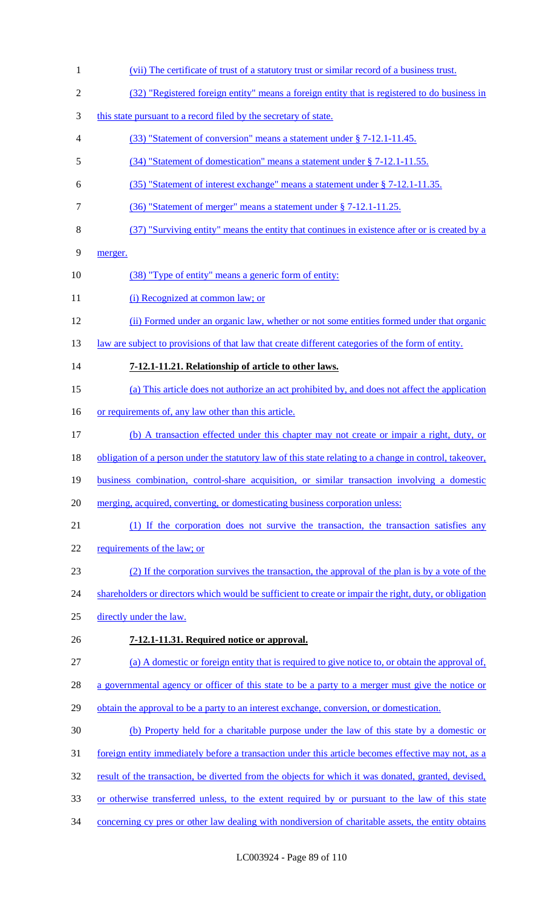(vii) The certificate of trust of a statutory trust or similar record of a business trust.

(32) "Registered foreign entity" means a foreign entity that is registered to do business in this state pursuant to a record filed by the secretary of state.

(33) "Statement of conversion" means a statement under § 7-12.1-11.45.

(34) "Statement of domestication" means a statement under § 7-12.1-11.55.

(35) "Statement of interest exchange" means a statement under § 7-12.1-11.35.

(36) "Statement of merger" means a statement under § 7-12.1-11.25.

(37) "Surviving entity" means the entity that continues in existence after or is created by a merger.

(38) "Type of entity" means a generic form of entity:

(i) Recognized at common law; or

(ii) Formed under an organic law, whether or not some entities formed under that organic law are subject to provisions of that law that create different categories of the form of entity.

**7-12.1-11.21. Relationship of article to other laws.**

(a) This article does not authorize an act prohibited by, and does not affect the application or requirements of, any law other than this article.

(b) A transaction effected under this chapter may not create or impair a right, duty, or obligation of a person under the statutory law of this state relating to a change in control, takeover, business combination, control-share acquisition, or similar transaction involving a domestic merging, acquired, converting, or domesticating business corporation unless:

(1) If the corporation does not survive the transaction, the transaction satisfies any requirements of the law; or

(2) If the corporation survives the transaction, the approval of the plan is by a vote of the shareholders or directors which would be sufficient to create or impair the right, duty, or obligation directly under the law.

**7-12.1-11.31. Required notice or approval.**

(a) A domestic or foreign entity that is required to give notice to, or obtain the approval of, a governmental agency or officer of this state to be a party to a merger must give the notice or obtain the approval to be a party to an interest exchange, conversion, or domestication.

(b) Property held for a charitable purpose under the law of this state by a domestic or foreign entity immediately before a transaction under this article becomes effective may not, as a result of the transaction, be diverted from the objects for which it was donated, granted, devised, or otherwise transferred unless, to the extent required by or pursuant to the law of this state concerning cy pres or other law dealing with nondiversion of charitable assets, the entity obtains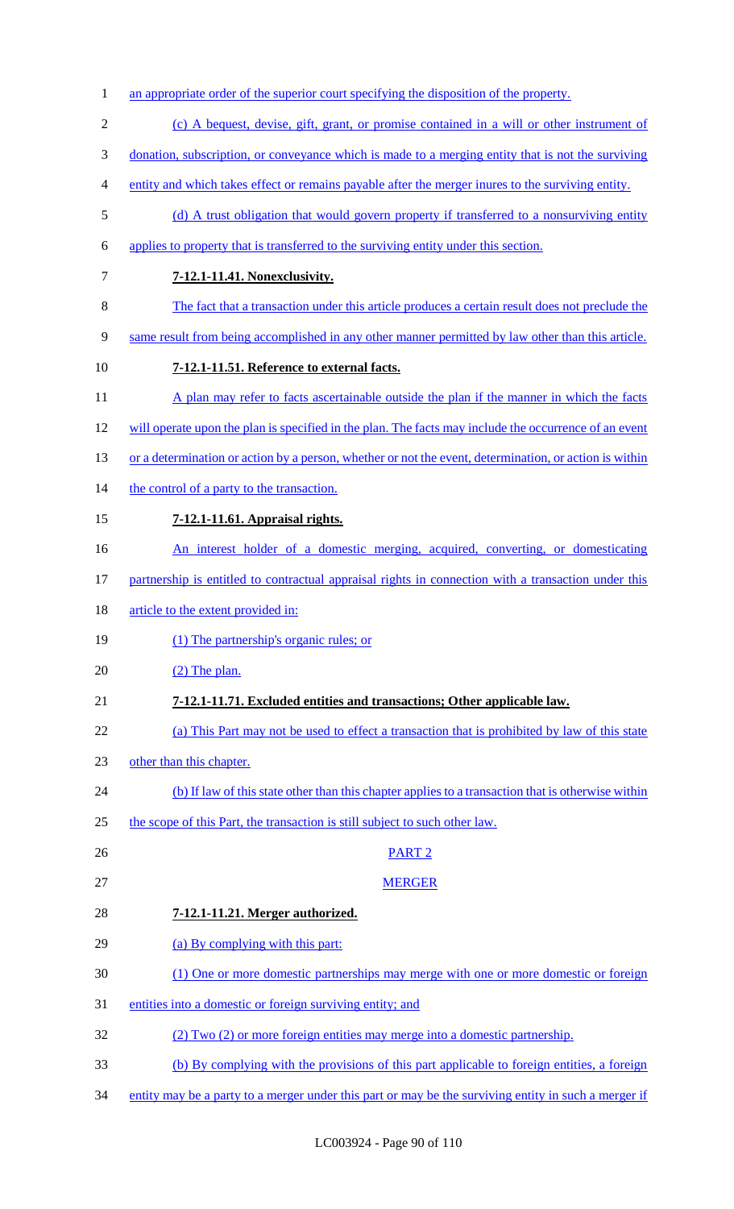an appropriate order of the superior court specifying the disposition of the property.

(c) A bequest, devise, gift, grant, or promise contained in a will or other instrument of donation, subscription, or conveyance which is made to a merging entity that is not the surviving entity and which takes effect or remains payable after the merger inures to the surviving entity.

(d) A trust obligation that would govern property if transferred to a nonsurviving entity applies to property that is transferred to the surviving entity under this section.

**7-12.1-11.41. Nonexclusivity.**

The fact that a transaction under this article produces a certain result does not preclude the same result from being accomplished in any other manner permitted by law other than this article.

**7-12.1-11.51. Reference to external facts.**

A plan may refer to facts ascertainable outside the plan if the manner in which the facts will operate upon the plan is specified in the plan. The facts may include the occurrence of an event or a determination or action by a person, whether or not the event, determination, or action is within the control of a party to the transaction.

**7-12.1-11.61. Appraisal rights.**

An interest holder of a domestic merging, acquired, converting, or domesticating partnership is entitled to contractual appraisal rights in connection with a transaction under this article to the extent provided in:

(1) The partnership's organic rules; or

(2) The plan.

**7-12.1-11.71. Excluded entities and transactions; Other applicable law.**

(a) This Part may not be used to effect a transaction that is prohibited by law of this state other than this chapter.

(b) If law of this state other than this chapter applies to a transaction that is otherwise within the scope of this Part, the transaction is still subject to such other law.

PART 2

MERGER

**7-12.1-11.21. Merger authorized.**

(a) By complying with this part:

(1) One or more domestic partnerships may merge with one or more domestic or foreign entities into a domestic or foreign surviving entity; and

(2) Two (2) or more foreign entities may merge into a domestic partnership.

(b) By complying with the provisions of this part applicable to foreign entities, a foreign entity may be a party to a merger under this part or may be the surviving entity in such a merger if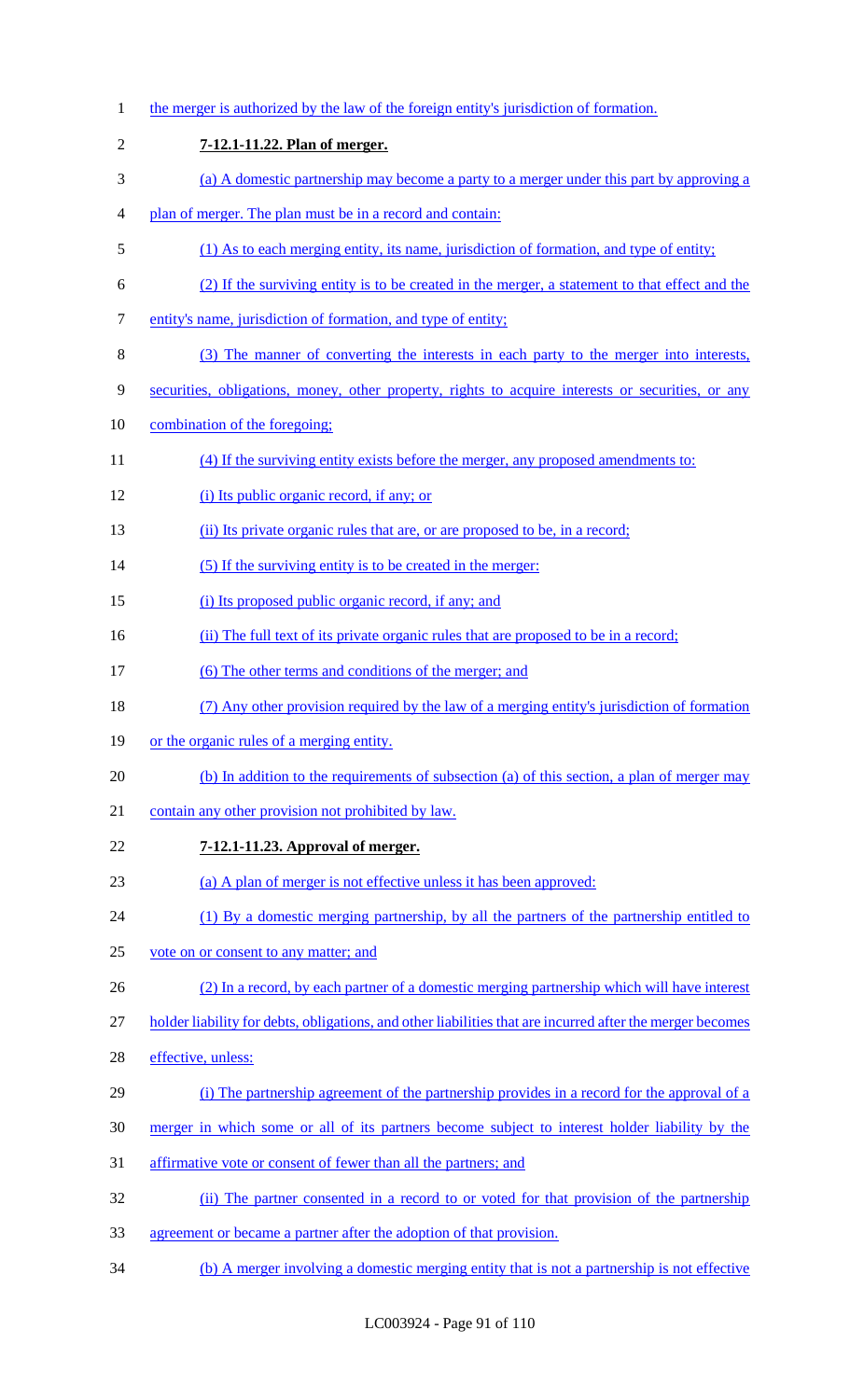the merger is authorized by the law of the foreign entity's jurisdiction of formation.

**7-12.1-11.22. Plan of merger.**

(a) A domestic partnership may become a party to a merger under this part by approving a plan of merger. The plan must be in a record and contain:

(1) As to each merging entity, its name, jurisdiction of formation, and type of entity;

(2) If the surviving entity is to be created in the merger, a statement to that effect and the entity's name, jurisdiction of formation, and type of entity;

(3) The manner of converting the interests in each party to the merger into interests, securities, obligations, money, other property, rights to acquire interests or securities, or any combination of the foregoing;

(4) If the surviving entity exists before the merger, any proposed amendments to:

(i) Its public organic record, if any; or

(ii) Its private organic rules that are, or are proposed to be, in a record;

(5) If the surviving entity is to be created in the merger:

(i) Its proposed public organic record, if any; and

(ii) The full text of its private organic rules that are proposed to be in a record;

(6) The other terms and conditions of the merger; and

(7) Any other provision required by the law of a merging entity's jurisdiction of formation or the organic rules of a merging entity.

(b) In addition to the requirements of subsection (a) of this section, a plan of merger may contain any other provision not prohibited by law.

**7-12.1-11.23. Approval of merger.**

(a) A plan of merger is not effective unless it has been approved:

(1) By a domestic merging partnership, by all the partners of the partnership entitled to vote on or consent to any matter; and

(2) In a record, by each partner of a domestic merging partnership which will have interest holder liability for debts, obligations, and other liabilities that are incurred after the merger becomes effective, unless:

(i) The partnership agreement of the partnership provides in a record for the approval of a merger in which some or all of its partners become subject to interest holder liability by the affirmative vote or consent of fewer than all the partners; and

(ii) The partner consented in a record to or voted for that provision of the partnership agreement or became a partner after the adoption of that provision.

(b) A merger involving a domestic merging entity that is not a partnership is not effective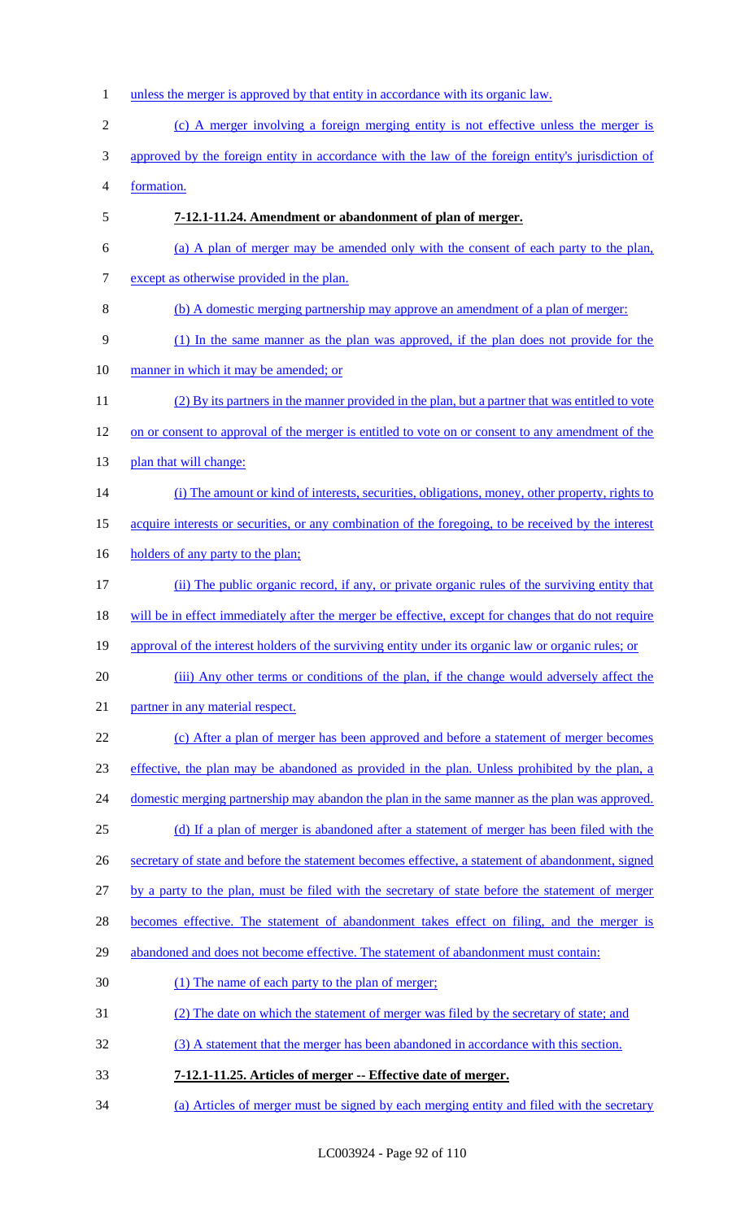unless the merger is approved by that entity in accordance with its organic law.

(c) A merger involving a foreign merging entity is not effective unless the merger is approved by the foreign entity in accordance with the law of the foreign entity's jurisdiction of formation.

**7-12.1-11.24. Amendment or abandonment of plan of merger.**

(a) A plan of merger may be amended only with the consent of each party to the plan, except as otherwise provided in the plan.

(b) A domestic merging partnership may approve an amendment of a plan of merger:

(1) In the same manner as the plan was approved, if the plan does not provide for the manner in which it may be amended; or

(2) By its partners in the manner provided in the plan, but a partner that was entitled to vote on or consent to approval of the merger is entitled to vote on or consent to any amendment of the plan that will change:

(i) The amount or kind of interests, securities, obligations, money, other property, rights to acquire interests or securities, or any combination of the foregoing, to be received by the interest holders of any party to the plan;

(ii) The public organic record, if any, or private organic rules of the surviving entity that will be in effect immediately after the merger be effective, except for changes that do not require approval of the interest holders of the surviving entity under its organic law or organic rules; or

(iii) Any other terms or conditions of the plan, if the change would adversely affect the partner in any material respect.

(c) After a plan of merger has been approved and before a statement of merger becomes effective, the plan may be abandoned as provided in the plan. Unless prohibited by the plan, a domestic merging partnership may abandon the plan in the same manner as the plan was approved.

(d) If a plan of merger is abandoned after a statement of merger has been filed with the secretary of state and before the statement becomes effective, a statement of abandonment, signed by a party to the plan, must be filed with the secretary of state before the statement of merger becomes effective. The statement of abandonment takes effect on filing, and the merger is abandoned and does not become effective. The statement of abandonment must contain:

(1) The name of each party to the plan of merger;

(2) The date on which the statement of merger was filed by the secretary of state; and

(3) A statement that the merger has been abandoned in accordance with this section.

**7-12.1-11.25. Articles of merger -- Effective date of merger.**

(a) Articles of merger must be signed by each merging entity and filed with the secretary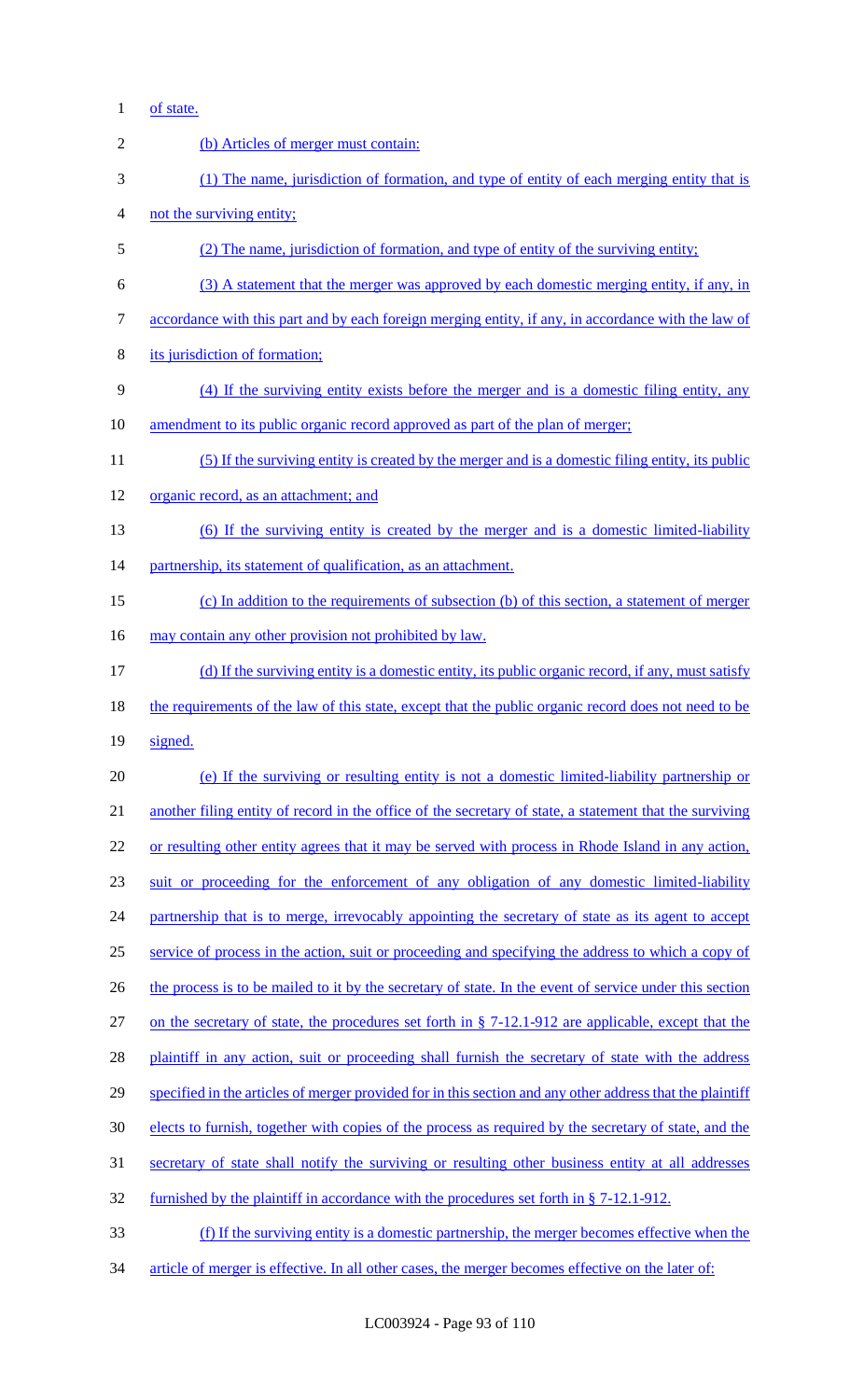of state.

(b) Articles of merger must contain:

(1) The name, jurisdiction of formation, and type of entity of each merging entity that is not the surviving entity;

(2) The name, jurisdiction of formation, and type of entity of the surviving entity;

(3) A statement that the merger was approved by each domestic merging entity, if any, in accordance with this part and by each foreign merging entity, if any, in accordance with the law of its jurisdiction of formation;

(4) If the surviving entity exists before the merger and is a domestic filing entity, any amendment to its public organic record approved as part of the plan of merger;

(5) If the surviving entity is created by the merger and is a domestic filing entity, its public organic record, as an attachment; and

(6) If the surviving entity is created by the merger and is a domestic limited-liability partnership, its statement of qualification, as an attachment.

(c) In addition to the requirements of subsection (b) of this section, a statement of merger may contain any other provision not prohibited by law.

(d) If the surviving entity is a domestic entity, its public organic record, if any, must satisfy the requirements of the law of this state, except that the public organic record does not need to be signed.

(e) If the surviving or resulting entity is not a domestic limited-liability partnership or another filing entity of record in the office of the secretary of state, a statement that the surviving or resulting other entity agrees that it may be served with process in Rhode Island in any action, suit or proceeding for the enforcement of any obligation of any domestic limited-liability partnership that is to merge, irrevocably appointing the secretary of state as its agent to accept service of process in the action, suit or proceeding and specifying the address to which a copy of the process is to be mailed to it by the secretary of state. In the event of service under this section on the secretary of state, the procedures set forth in § 7-12.1-912 are applicable, except that the plaintiff in any action, suit or proceeding shall furnish the secretary of state with the address specified in the articles of merger provided for in this section and any other address that the plaintiff elects to furnish, together with copies of the process as required by the secretary of state, and the secretary of state shall notify the surviving or resulting other business entity at all addresses furnished by the plaintiff in accordance with the procedures set forth in § 7-12.1-912.

(f) If the surviving entity is a domestic partnership, the merger becomes effective when the article of merger is effective. In all other cases, the merger becomes effective on the later of: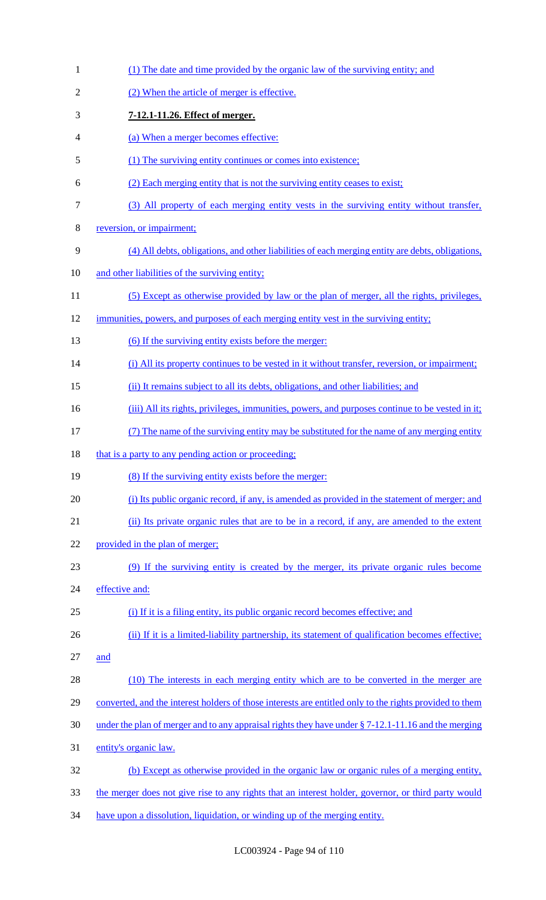(1) The date and time provided by the organic law of the surviving entity; and

(2) When the article of merger is effective.

**7-12.1-11.26. Effect of merger.**

(a) When a merger becomes effective:

(1) The surviving entity continues or comes into existence;

(2) Each merging entity that is not the surviving entity ceases to exist;

(3) All property of each merging entity vests in the surviving entity without transfer, reversion, or impairment;

(4) All debts, obligations, and other liabilities of each merging entity are debts, obligations, and other liabilities of the surviving entity;

(5) Except as otherwise provided by law or the plan of merger, all the rights, privileges, immunities, powers, and purposes of each merging entity vest in the surviving entity;

(6) If the surviving entity exists before the merger:

(i) All its property continues to be vested in it without transfer, reversion, or impairment;

(ii) It remains subject to all its debts, obligations, and other liabilities; and

(iii) All its rights, privileges, immunities, powers, and purposes continue to be vested in it;

(7) The name of the surviving entity may be substituted for the name of any merging entity that is a party to any pending action or proceeding;

(8) If the surviving entity exists before the merger:

(i) Its public organic record, if any, is amended as provided in the statement of merger; and

(ii) Its private organic rules that are to be in a record, if any, are amended to the extent provided in the plan of merger;

(9) If the surviving entity is created by the merger, its private organic rules become effective and:

(i) If it is a filing entity, its public organic record becomes effective; and

(ii) If it is a limited-liability partnership, its statement of qualification becomes effective; and

(10) The interests in each merging entity which are to be converted in the merger are converted, and the interest holders of those interests are entitled only to the rights provided to them under the plan of merger and to any appraisal rights they have under § 7-12.1-11.16 and the merging entity's organic law.

(b) Except as otherwise provided in the organic law or organic rules of a merging entity, the merger does not give rise to any rights that an interest holder, governor, or third party would have upon a dissolution, liquidation, or winding up of the merging entity.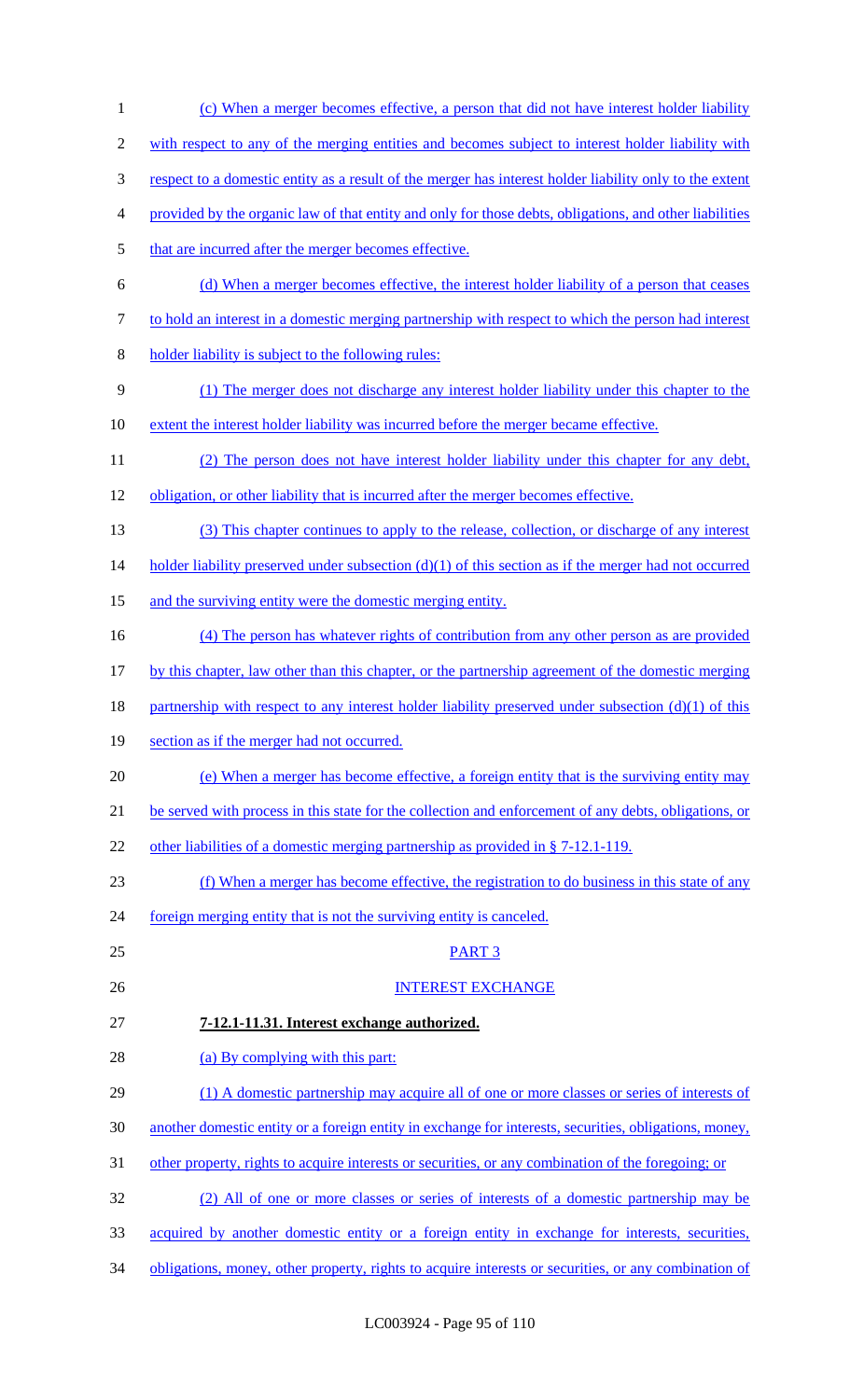(c) When a merger becomes effective, a person that did not have interest holder liability with respect to any of the merging entities and becomes subject to interest holder liability with respect to a domestic entity as a result of the merger has interest holder liability only to the extent provided by the organic law of that entity and only for those debts, obligations, and other liabilities that are incurred after the merger becomes effective.

(d) When a merger becomes effective, the interest holder liability of a person that ceases to hold an interest in a domestic merging partnership with respect to which the person had interest holder liability is subject to the following rules:

(1) The merger does not discharge any interest holder liability under this chapter to the extent the interest holder liability was incurred before the merger became effective.

(2) The person does not have interest holder liability under this chapter for any debt, obligation, or other liability that is incurred after the merger becomes effective.

(3) This chapter continues to apply to the release, collection, or discharge of any interest holder liability preserved under subsection (d)(1) of this section as if the merger had not occurred and the surviving entity were the domestic merging entity.

(4) The person has whatever rights of contribution from any other person as are provided by this chapter, law other than this chapter, or the partnership agreement of the domestic merging partnership with respect to any interest holder liability preserved under subsection (d)(1) of this section as if the merger had not occurred.

(e) When a merger has become effective, a foreign entity that is the surviving entity may be served with process in this state for the collection and enforcement of any debts, obligations, or other liabilities of a domestic merging partnership as provided in § 7-12.1-119.

(f) When a merger has become effective, the registration to do business in this state of any foreign merging entity that is not the surviving entity is canceled.

## PART 3

## INTEREST EXCHANGE

**7-12.1-11.31. Interest exchange authorized.**

(a) By complying with this part:

(1) A domestic partnership may acquire all of one or more classes or series of interests of another domestic entity or a foreign entity in exchange for interests, securities, obligations, money, other property, rights to acquire interests or securities, or any combination of the foregoing; or

(2) All of one or more classes or series of interests of a domestic partnership may be acquired by another domestic entity or a foreign entity in exchange for interests, securities, obligations, money, other property, rights to acquire interests or securities, or any combination of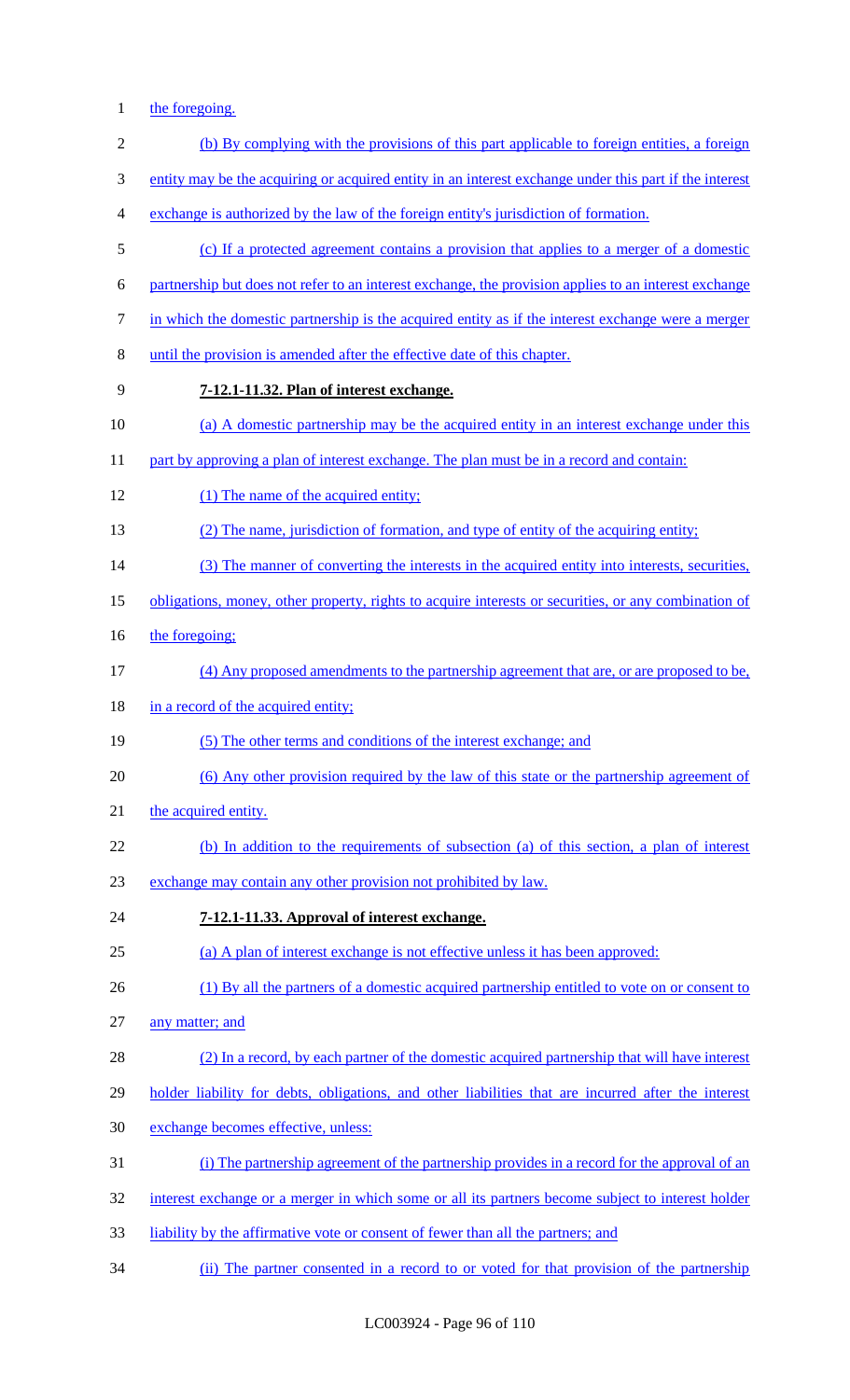the foregoing.

(b) By complying with the provisions of this part applicable to foreign entities, a foreign entity may be the acquiring or acquired entity in an interest exchange under this part if the interest exchange is authorized by the law of the foreign entity's jurisdiction of formation.

(c) If a protected agreement contains a provision that applies to a merger of a domestic partnership but does not refer to an interest exchange, the provision applies to an interest exchange in which the domestic partnership is the acquired entity as if the interest exchange were a merger until the provision is amended after the effective date of this chapter.

**7-12.1-11.32. Plan of interest exchange.**

(a) A domestic partnership may be the acquired entity in an interest exchange under this part by approving a plan of interest exchange. The plan must be in a record and contain:

(1) The name of the acquired entity;

(2) The name, jurisdiction of formation, and type of entity of the acquiring entity;

(3) The manner of converting the interests in the acquired entity into interests, securities, obligations, money, other property, rights to acquire interests or securities, or any combination of the foregoing;

(4) Any proposed amendments to the partnership agreement that are, or are proposed to be, in a record of the acquired entity;

(5) The other terms and conditions of the interest exchange; and

(6) Any other provision required by the law of this state or the partnership agreement of the acquired entity.

(b) In addition to the requirements of subsection (a) of this section, a plan of interest exchange may contain any other provision not prohibited by law.

**7-12.1-11.33. Approval of interest exchange.**

(a) A plan of interest exchange is not effective unless it has been approved:

(1) By all the partners of a domestic acquired partnership entitled to vote on or consent to any matter; and

(2) In a record, by each partner of the domestic acquired partnership that will have interest holder liability for debts, obligations, and other liabilities that are incurred after the interest exchange becomes effective, unless:

(i) The partnership agreement of the partnership provides in a record for the approval of an interest exchange or a merger in which some or all its partners become subject to interest holder liability by the affirmative vote or consent of fewer than all the partners; and

(ii) The partner consented in a record to or voted for that provision of the partnership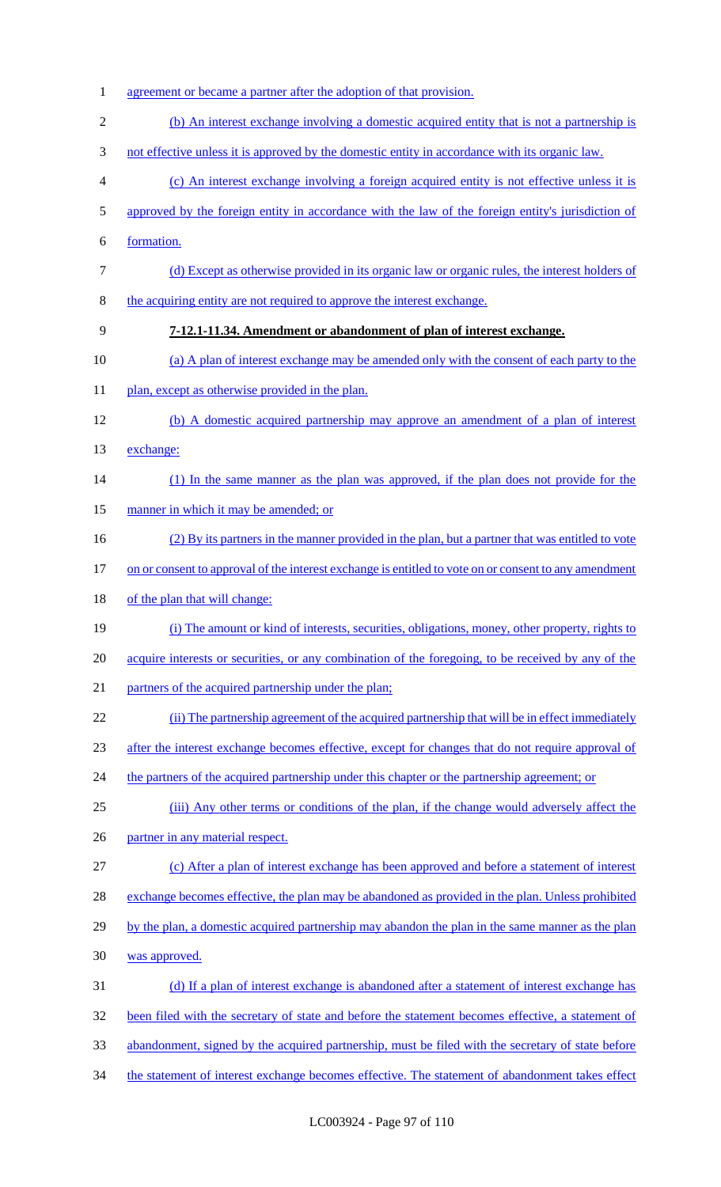agreement or became a partner after the adoption of that provision.

(b) An interest exchange involving a domestic acquired entity that is not a partnership is not effective unless it is approved by the domestic entity in accordance with its organic law.

(c) An interest exchange involving a foreign acquired entity is not effective unless it is approved by the foreign entity in accordance with the law of the foreign entity's jurisdiction of formation.

(d) Except as otherwise provided in its organic law or organic rules, the interest holders of the acquiring entity are not required to approve the interest exchange.

**7-12.1-11.34. Amendment or abandonment of plan of interest exchange.**

(a) A plan of interest exchange may be amended only with the consent of each party to the plan, except as otherwise provided in the plan.

(b) A domestic acquired partnership may approve an amendment of a plan of interest exchange:

(1) In the same manner as the plan was approved, if the plan does not provide for the manner in which it may be amended; or

(2) By its partners in the manner provided in the plan, but a partner that was entitled to vote on or consent to approval of the interest exchange is entitled to vote on or consent to any amendment of the plan that will change:

(i) The amount or kind of interests, securities, obligations, money, other property, rights to acquire interests or securities, or any combination of the foregoing, to be received by any of the partners of the acquired partnership under the plan;

(ii) The partnership agreement of the acquired partnership that will be in effect immediately after the interest exchange becomes effective, except for changes that do not require approval of the partners of the acquired partnership under this chapter or the partnership agreement; or

(iii) Any other terms or conditions of the plan, if the change would adversely affect the partner in any material respect.

(c) After a plan of interest exchange has been approved and before a statement of interest exchange becomes effective, the plan may be abandoned as provided in the plan. Unless prohibited by the plan, a domestic acquired partnership may abandon the plan in the same manner as the plan was approved.

(d) If a plan of interest exchange is abandoned after a statement of interest exchange has been filed with the secretary of state and before the statement becomes effective, a statement of abandonment, signed by the acquired partnership, must be filed with the secretary of state before the statement of interest exchange becomes effective. The statement of abandonment takes effect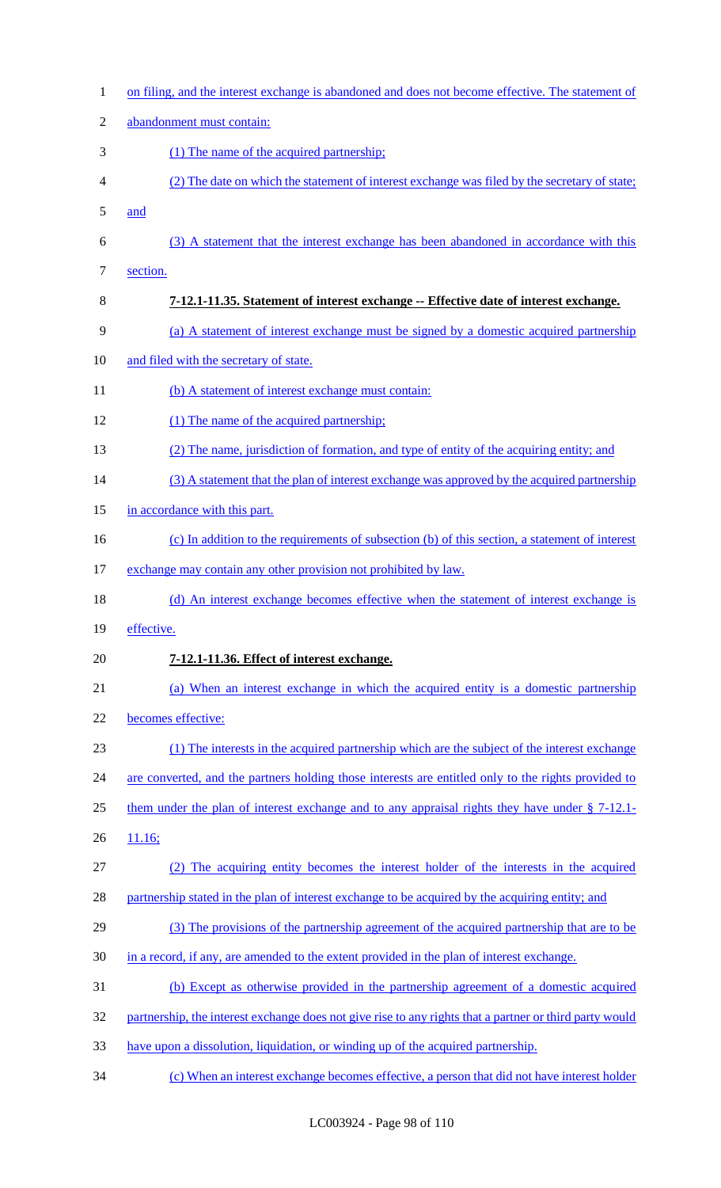on filing, and the interest exchange is abandoned and does not become effective. The statement of abandonment must contain:

(1) The name of the acquired partnership;

(2) The date on which the statement of interest exchange was filed by the secretary of state; and

(3) A statement that the interest exchange has been abandoned in accordance with this section.

**7-12.1-11.35. Statement of interest exchange -- Effective date of interest exchange.**

(a) A statement of interest exchange must be signed by a domestic acquired partnership and filed with the secretary of state.

(b) A statement of interest exchange must contain:

(1) The name of the acquired partnership;

(2) The name, jurisdiction of formation, and type of entity of the acquiring entity; and

(3) A statement that the plan of interest exchange was approved by the acquired partnership in accordance with this part.

(c) In addition to the requirements of subsection (b) of this section, a statement of interest exchange may contain any other provision not prohibited by law.

(d) An interest exchange becomes effective when the statement of interest exchange is effective.

**7-12.1-11.36. Effect of interest exchange.**

(a) When an interest exchange in which the acquired entity is a domestic partnership becomes effective:

(1) The interests in the acquired partnership which are the subject of the interest exchange are converted, and the partners holding those interests are entitled only to the rights provided to them under the plan of interest exchange and to any appraisal rights they have under § 7-12.1-11.16;

(2) The acquiring entity becomes the interest holder of the interests in the acquired partnership stated in the plan of interest exchange to be acquired by the acquiring entity; and

(3) The provisions of the partnership agreement of the acquired partnership that are to be in a record, if any, are amended to the extent provided in the plan of interest exchange.

(b) Except as otherwise provided in the partnership agreement of a domestic acquired partnership, the interest exchange does not give rise to any rights that a partner or third party would have upon a dissolution, liquidation, or winding up of the acquired partnership.

(c) When an interest exchange becomes effective, a person that did not have interest holder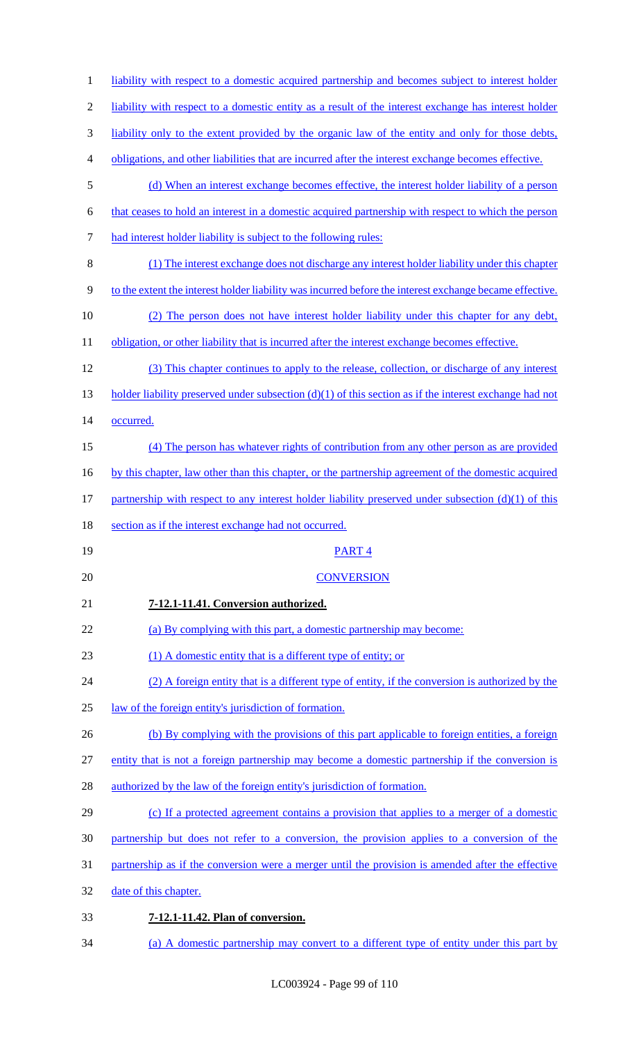liability with respect to a domestic acquired partnership and becomes subject to interest holder liability with respect to a domestic entity as a result of the interest exchange has interest holder liability only to the extent provided by the organic law of the entity and only for those debts, obligations, and other liabilities that are incurred after the interest exchange becomes effective.

(d) When an interest exchange becomes effective, the interest holder liability of a person that ceases to hold an interest in a domestic acquired partnership with respect to which the person had interest holder liability is subject to the following rules:

(1) The interest exchange does not discharge any interest holder liability under this chapter to the extent the interest holder liability was incurred before the interest exchange became effective.

(2) The person does not have interest holder liability under this chapter for any debt, obligation, or other liability that is incurred after the interest exchange becomes effective.

(3) This chapter continues to apply to the release, collection, or discharge of any interest holder liability preserved under subsection (d)(1) of this section as if the interest exchange had not occurred.

(4) The person has whatever rights of contribution from any other person as are provided by this chapter, law other than this chapter, or the partnership agreement of the domestic acquired partnership with respect to any interest holder liability preserved under subsection (d)(1) of this section as if the interest exchange had not occurred.

PART 4

CONVERSION

**7-12.1-11.41. Conversion authorized.**

(a) By complying with this part, a domestic partnership may become:

(1) A domestic entity that is a different type of entity; or

(2) A foreign entity that is a different type of entity, if the conversion is authorized by the law of the foreign entity's jurisdiction of formation.

(b) By complying with the provisions of this part applicable to foreign entities, a foreign entity that is not a foreign partnership may become a domestic partnership if the conversion is authorized by the law of the foreign entity's jurisdiction of formation.

(c) If a protected agreement contains a provision that applies to a merger of a domestic partnership but does not refer to a conversion, the provision applies to a conversion of the partnership as if the conversion were a merger until the provision is amended after the effective date of this chapter.

**7-12.1-11.42. Plan of conversion.**

(a) A domestic partnership may convert to a different type of entity under this part by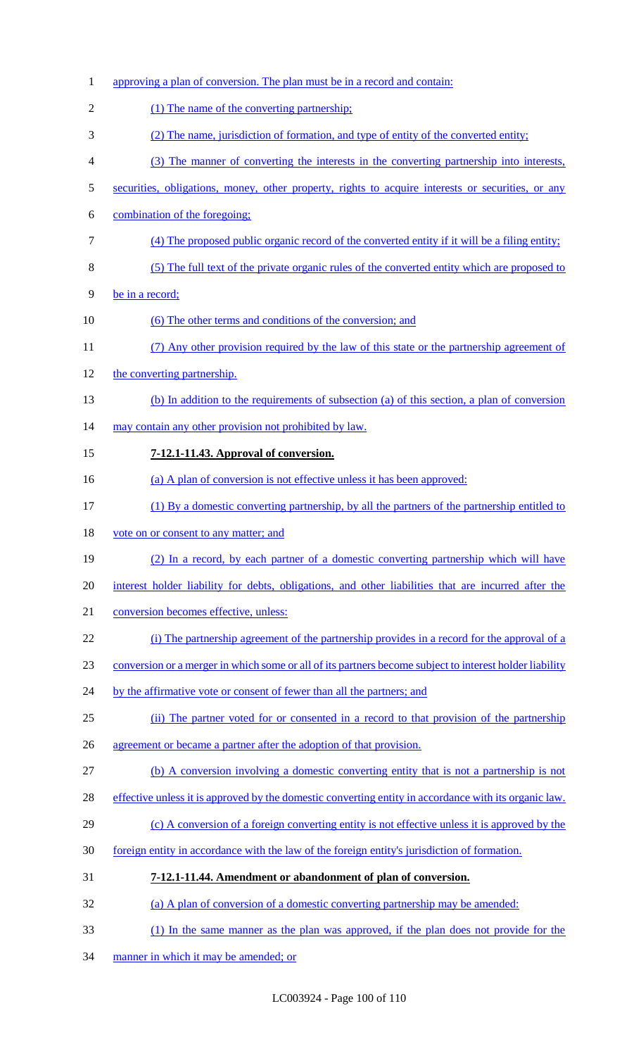approving a plan of conversion. The plan must be in a record and contain:

(1) The name of the converting partnership;

(2) The name, jurisdiction of formation, and type of entity of the converted entity;

(3) The manner of converting the interests in the converting partnership into interests, securities, obligations, money, other property, rights to acquire interests or securities, or any combination of the foregoing;

(4) The proposed public organic record of the converted entity if it will be a filing entity;

(5) The full text of the private organic rules of the converted entity which are proposed to be in a record;

(6) The other terms and conditions of the conversion; and

(7) Any other provision required by the law of this state or the partnership agreement of the converting partnership.

(b) In addition to the requirements of subsection (a) of this section, a plan of conversion may contain any other provision not prohibited by law.

**7-12.1-11.43. Approval of conversion.**

(a) A plan of conversion is not effective unless it has been approved:

(1) By a domestic converting partnership, by all the partners of the partnership entitled to vote on or consent to any matter; and

(2) In a record, by each partner of a domestic converting partnership which will have interest holder liability for debts, obligations, and other liabilities that are incurred after the conversion becomes effective, unless:

(i) The partnership agreement of the partnership provides in a record for the approval of a conversion or a merger in which some or all of its partners become subject to interest holder liability by the affirmative vote or consent of fewer than all the partners; and

(ii) The partner voted for or consented in a record to that provision of the partnership agreement or became a partner after the adoption of that provision.

(b) A conversion involving a domestic converting entity that is not a partnership is not effective unless it is approved by the domestic converting entity in accordance with its organic law.

(c) A conversion of a foreign converting entity is not effective unless it is approved by the foreign entity in accordance with the law of the foreign entity's jurisdiction of formation.

**7-12.1-11.44. Amendment or abandonment of plan of conversion.**

(a) A plan of conversion of a domestic converting partnership may be amended:

(1) In the same manner as the plan was approved, if the plan does not provide for the manner in which it may be amended; or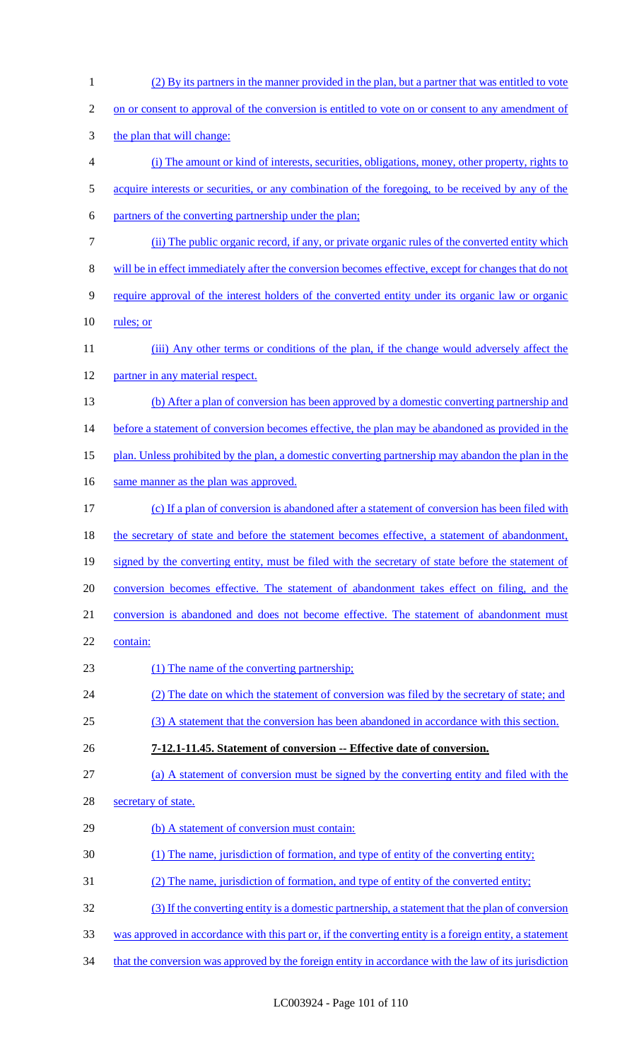(2) By its partners in the manner provided in the plan, but a partner that was entitled to vote on or consent to approval of the conversion is entitled to vote on or consent to any amendment of the plan that will change:

(i) The amount or kind of interests, securities, obligations, money, other property, rights to acquire interests or securities, or any combination of the foregoing, to be received by any of the partners of the converting partnership under the plan;

(ii) The public organic record, if any, or private organic rules of the converted entity which will be in effect immediately after the conversion becomes effective, except for changes that do not require approval of the interest holders of the converted entity under its organic law or organic rules; or

(iii) Any other terms or conditions of the plan, if the change would adversely affect the partner in any material respect.

(b) After a plan of conversion has been approved by a domestic converting partnership and before a statement of conversion becomes effective, the plan may be abandoned as provided in the plan. Unless prohibited by the plan, a domestic converting partnership may abandon the plan in the same manner as the plan was approved.

(c) If a plan of conversion is abandoned after a statement of conversion has been filed with the secretary of state and before the statement becomes effective, a statement of abandonment, signed by the converting entity, must be filed with the secretary of state before the statement of conversion becomes effective. The statement of abandonment takes effect on filing, and the conversion is abandoned and does not become effective. The statement of abandonment must contain:

(1) The name of the converting partnership;

(2) The date on which the statement of conversion was filed by the secretary of state; and

(3) A statement that the conversion has been abandoned in accordance with this section.

**7-12.1-11.45. Statement of conversion -- Effective date of conversion.**

(a) A statement of conversion must be signed by the converting entity and filed with the secretary of state.

(b) A statement of conversion must contain:

(1) The name, jurisdiction of formation, and type of entity of the converting entity;

(2) The name, jurisdiction of formation, and type of entity of the converted entity;

(3) If the converting entity is a domestic partnership, a statement that the plan of conversion was approved in accordance with this part or, if the converting entity is a foreign entity, a statement that the conversion was approved by the foreign entity in accordance with the law of its jurisdiction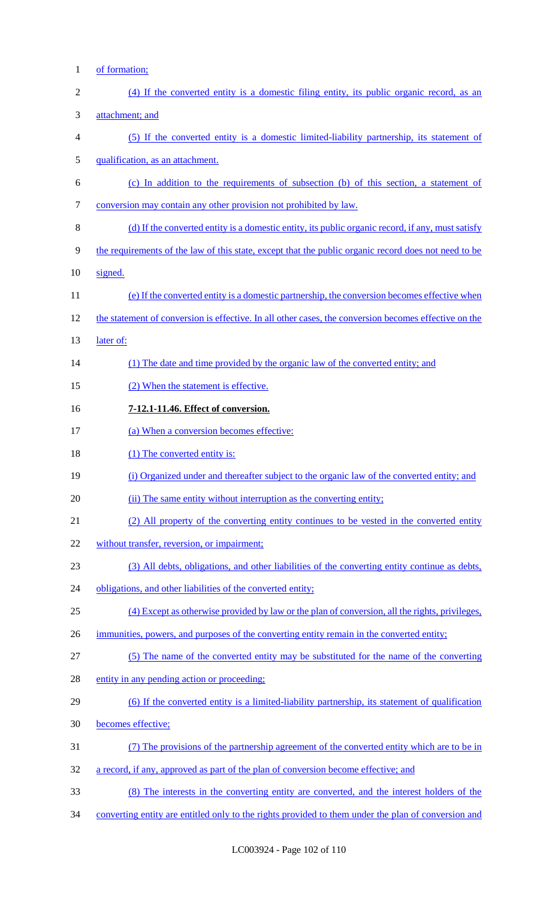of formation;

(4) If the converted entity is a domestic filing entity, its public organic record, as an attachment; and

(5) If the converted entity is a domestic limited-liability partnership, its statement of qualification, as an attachment.

(c) In addition to the requirements of subsection (b) of this section, a statement of conversion may contain any other provision not prohibited by law.

(d) If the converted entity is a domestic entity, its public organic record, if any, must satisfy the requirements of the law of this state, except that the public organic record does not need to be signed.

(e) If the converted entity is a domestic partnership, the conversion becomes effective when the statement of conversion is effective. In all other cases, the conversion becomes effective on the later of:

(1) The date and time provided by the organic law of the converted entity; and

(2) When the statement is effective.

**7-12.1-11.46. Effect of conversion.**

(a) When a conversion becomes effective:

(1) The converted entity is:

(i) Organized under and thereafter subject to the organic law of the converted entity; and

(ii) The same entity without interruption as the converting entity;

(2) All property of the converting entity continues to be vested in the converted entity without transfer, reversion, or impairment;

(3) All debts, obligations, and other liabilities of the converting entity continue as debts, obligations, and other liabilities of the converted entity;

(4) Except as otherwise provided by law or the plan of conversion, all the rights, privileges, immunities, powers, and purposes of the converting entity remain in the converted entity;

(5) The name of the converted entity may be substituted for the name of the converting entity in any pending action or proceeding;

(6) If the converted entity is a limited-liability partnership, its statement of qualification becomes effective;

(7) The provisions of the partnership agreement of the converted entity which are to be in a record, if any, approved as part of the plan of conversion become effective; and

(8) The interests in the converting entity are converted, and the interest holders of the converting entity are entitled only to the rights provided to them under the plan of conversion and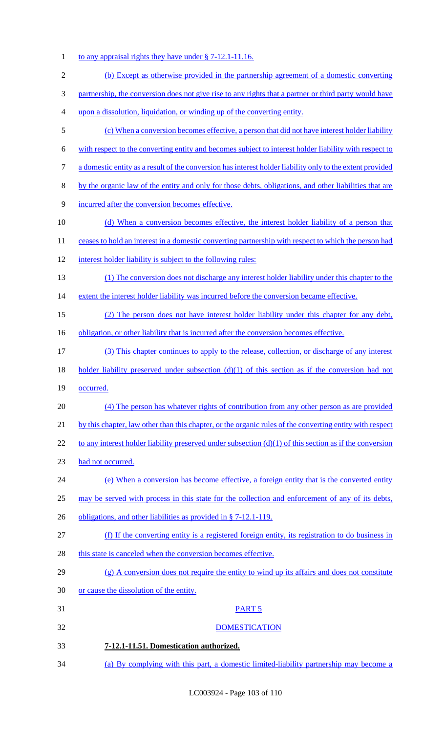to any appraisal rights they have under § 7-12.1-11.16.

(b) Except as otherwise provided in the partnership agreement of a domestic converting partnership, the conversion does not give rise to any rights that a partner or third party would have upon a dissolution, liquidation, or winding up of the converting entity.

(c) When a conversion becomes effective, a person that did not have interest holder liability with respect to the converting entity and becomes subject to interest holder liability with respect to a domestic entity as a result of the conversion has interest holder liability only to the extent provided by the organic law of the entity and only for those debts, obligations, and other liabilities that are incurred after the conversion becomes effective.

(d) When a conversion becomes effective, the interest holder liability of a person that ceases to hold an interest in a domestic converting partnership with respect to which the person had interest holder liability is subject to the following rules:

(1) The conversion does not discharge any interest holder liability under this chapter to the extent the interest holder liability was incurred before the conversion became effective.

(2) The person does not have interest holder liability under this chapter for any debt, obligation, or other liability that is incurred after the conversion becomes effective.

(3) This chapter continues to apply to the release, collection, or discharge of any interest holder liability preserved under subsection (d)(1) of this section as if the conversion had not occurred.

(4) The person has whatever rights of contribution from any other person as are provided by this chapter, law other than this chapter, or the organic rules of the converting entity with respect to any interest holder liability preserved under subsection (d)(1) of this section as if the conversion had not occurred.

(e) When a conversion has become effective, a foreign entity that is the converted entity may be served with process in this state for the collection and enforcement of any of its debts, obligations, and other liabilities as provided in § 7-12.1-119.

(f) If the converting entity is a registered foreign entity, its registration to do business in this state is canceled when the conversion becomes effective.

(g) A conversion does not require the entity to wind up its affairs and does not constitute or cause the dissolution of the entity.

PART 5

DOMESTICATION

**7-12.1-11.51. Domestication authorized.**

(a) By complying with this part, a domestic limited-liability partnership may become a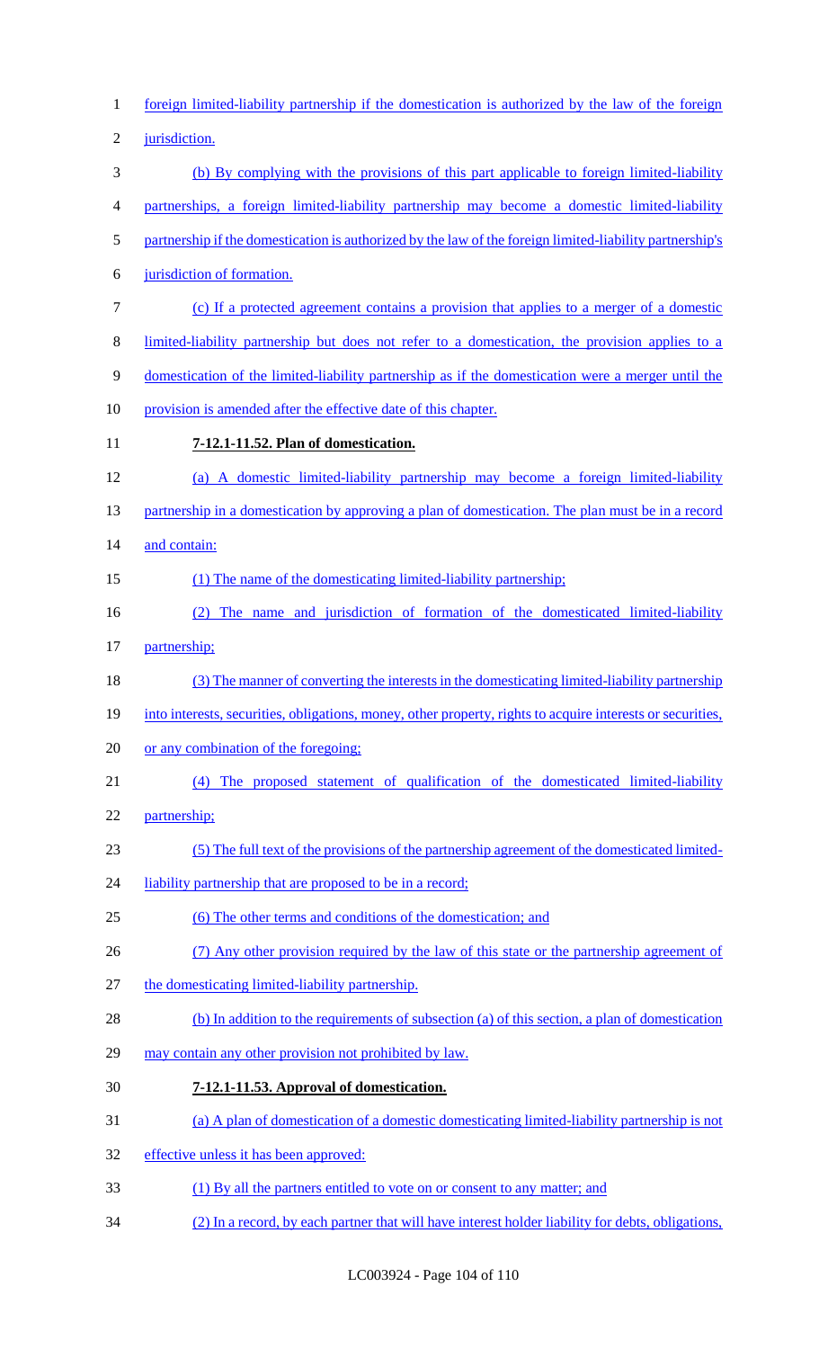foreign limited-liability partnership if the domestication is authorized by the law of the foreign jurisdiction.

(b) By complying with the provisions of this part applicable to foreign limited-liability partnerships, a foreign limited-liability partnership may become a domestic limited-liability partnership if the domestication is authorized by the law of the foreign limited-liability partnership's jurisdiction of formation.

(c) If a protected agreement contains a provision that applies to a merger of a domestic limited-liability partnership but does not refer to a domestication, the provision applies to a domestication of the limited-liability partnership as if the domestication were a merger until the provision is amended after the effective date of this chapter.

**7-12.1-11.52. Plan of domestication.**

(a) A domestic limited-liability partnership may become a foreign limited-liability partnership in a domestication by approving a plan of domestication. The plan must be in a record and contain:

(1) The name of the domesticating limited-liability partnership;

(2) The name and jurisdiction of formation of the domesticated limited-liability partnership;

(3) The manner of converting the interests in the domesticating limited-liability partnership into interests, securities, obligations, money, other property, rights to acquire interests or securities, or any combination of the foregoing;

(4) The proposed statement of qualification of the domesticated limited-liability partnership;

(5) The full text of the provisions of the partnership agreement of the domesticated limited-liability partnership that are proposed to be in a record;

(6) The other terms and conditions of the domestication; and

(7) Any other provision required by the law of this state or the partnership agreement of the domesticating limited-liability partnership.

(b) In addition to the requirements of subsection (a) of this section, a plan of domestication may contain any other provision not prohibited by law.

**7-12.1-11.53. Approval of domestication.**

(a) A plan of domestication of a domestic domesticating limited-liability partnership is not effective unless it has been approved:

(1) By all the partners entitled to vote on or consent to any matter; and

(2) In a record, by each partner that will have interest holder liability for debts, obligations,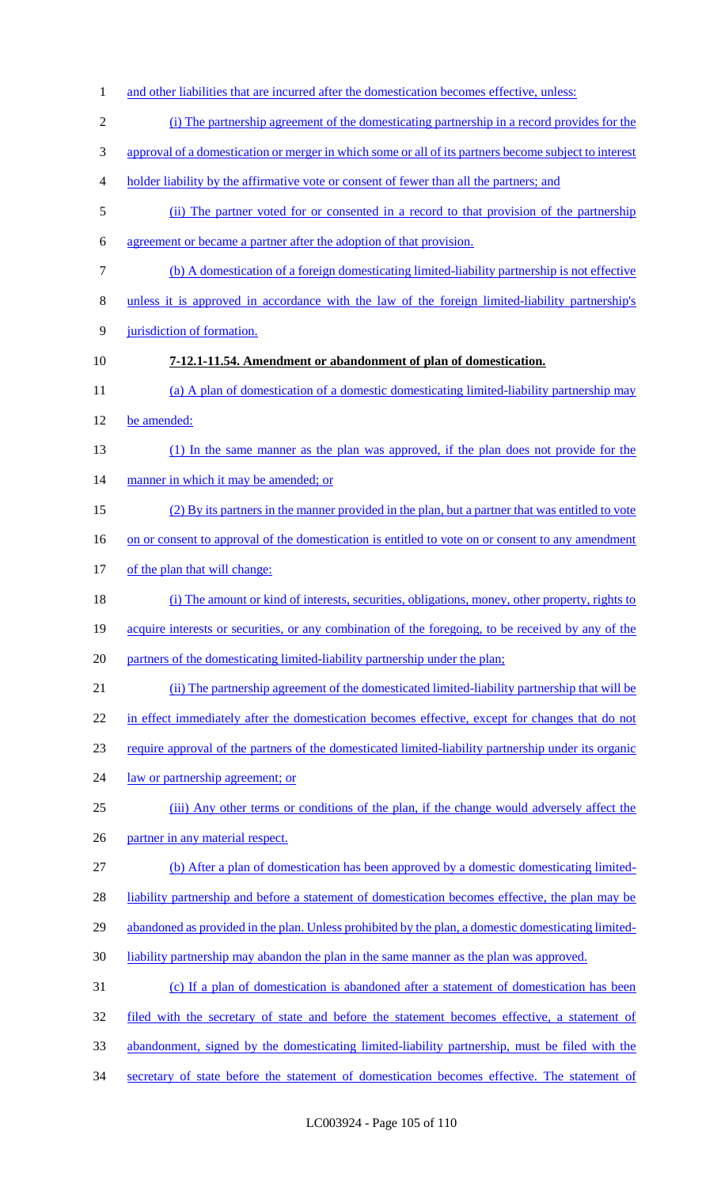and other liabilities that are incurred after the domestication becomes effective, unless:

(i) The partnership agreement of the domesticating partnership in a record provides for the approval of a domestication or merger in which some or all of its partners become subject to interest holder liability by the affirmative vote or consent of fewer than all the partners; and

(ii) The partner voted for or consented in a record to that provision of the partnership agreement or became a partner after the adoption of that provision.

(b) A domestication of a foreign domesticating limited-liability partnership is not effective unless it is approved in accordance with the law of the foreign limited-liability partnership's jurisdiction of formation.

**7-12.1-11.54. Amendment or abandonment of plan of domestication.**

(a) A plan of domestication of a domestic domesticating limited-liability partnership may be amended:

(1) In the same manner as the plan was approved, if the plan does not provide for the manner in which it may be amended; or

(2) By its partners in the manner provided in the plan, but a partner that was entitled to vote on or consent to approval of the domestication is entitled to vote on or consent to any amendment of the plan that will change:

(i) The amount or kind of interests, securities, obligations, money, other property, rights to acquire interests or securities, or any combination of the foregoing, to be received by any of the partners of the domesticating limited-liability partnership under the plan;

(ii) The partnership agreement of the domesticated limited-liability partnership that will be in effect immediately after the domestication becomes effective, except for changes that do not require approval of the partners of the domesticated limited-liability partnership under its organic law or partnership agreement; or

(iii) Any other terms or conditions of the plan, if the change would adversely affect the partner in any material respect.

(b) After a plan of domestication has been approved by a domestic domesticating limited-liability partnership and before a statement of domestication becomes effective, the plan may be abandoned as provided in the plan. Unless prohibited by the plan, a domestic domesticating limited-liability partnership may abandon the plan in the same manner as the plan was approved.

(c) If a plan of domestication is abandoned after a statement of domestication has been filed with the secretary of state and before the statement becomes effective, a statement of abandonment, signed by the domesticating limited-liability partnership, must be filed with the secretary of state before the statement of domestication becomes effective. The statement of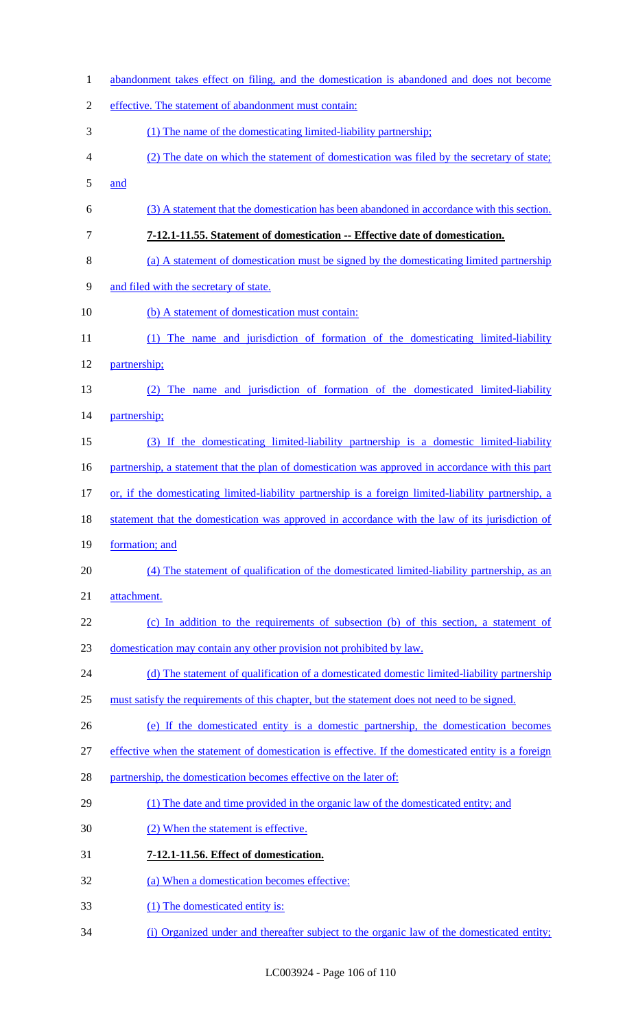abandonment takes effect on filing, and the domestication is abandoned and does not become effective. The statement of abandonment must contain:

(1) The name of the domesticating limited-liability partnership;

(2) The date on which the statement of domestication was filed by the secretary of state; and

(3) A statement that the domestication has been abandoned in accordance with this section.

**7-12.1-11.55. Statement of domestication -- Effective date of domestication.**

(a) A statement of domestication must be signed by the domesticating limited partnership and filed with the secretary of state.

(b) A statement of domestication must contain:

(1) The name and jurisdiction of formation of the domesticating limited-liability partnership;

(2) The name and jurisdiction of formation of the domesticated limited-liability partnership;

(3) If the domesticating limited-liability partnership is a domestic limited-liability partnership, a statement that the plan of domestication was approved in accordance with this part or, if the domesticating limited-liability partnership is a foreign limited-liability partnership, a statement that the domestication was approved in accordance with the law of its jurisdiction of formation; and

(4) The statement of qualification of the domesticated limited-liability partnership, as an attachment.

(c) In addition to the requirements of subsection (b) of this section, a statement of domestication may contain any other provision not prohibited by law.

(d) The statement of qualification of a domesticated domestic limited-liability partnership must satisfy the requirements of this chapter, but the statement does not need to be signed.

(e) If the domesticated entity is a domestic partnership, the domestication becomes effective when the statement of domestication is effective. If the domesticated entity is a foreign partnership, the domestication becomes effective on the later of:

(1) The date and time provided in the organic law of the domesticated entity; and

(2) When the statement is effective.

**7-12.1-11.56. Effect of domestication.**

(a) When a domestication becomes effective:

(1) The domesticated entity is:

(i) Organized under and thereafter subject to the organic law of the domesticated entity;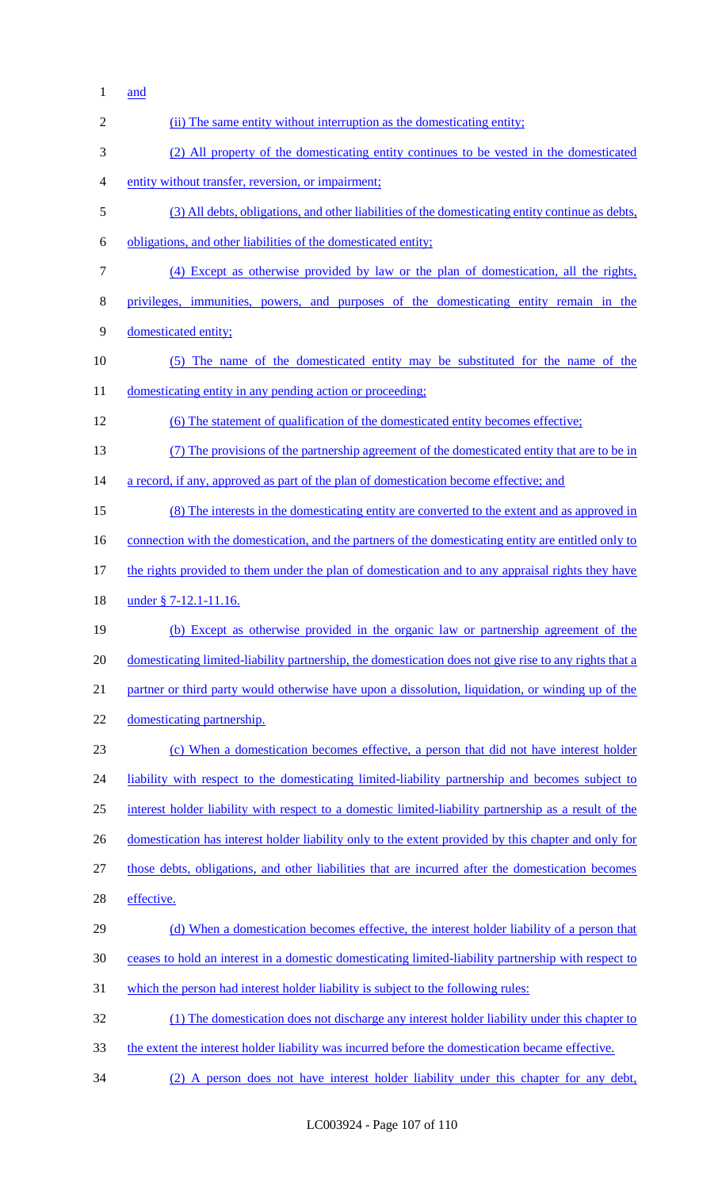and

(ii) The same entity without interruption as the domesticating entity;

(2) All property of the domesticating entity continues to be vested in the domesticated entity without transfer, reversion, or impairment;

(3) All debts, obligations, and other liabilities of the domesticating entity continue as debts, obligations, and other liabilities of the domesticated entity;

(4) Except as otherwise provided by law or the plan of domestication, all the rights, privileges, immunities, powers, and purposes of the domesticating entity remain in the domesticated entity;

(5) The name of the domesticated entity may be substituted for the name of the domesticating entity in any pending action or proceeding;

(6) The statement of qualification of the domesticated entity becomes effective;

(7) The provisions of the partnership agreement of the domesticated entity that are to be in a record, if any, approved as part of the plan of domestication become effective; and

(8) The interests in the domesticating entity are converted to the extent and as approved in connection with the domestication, and the partners of the domesticating entity are entitled only to the rights provided to them under the plan of domestication and to any appraisal rights they have under § 7-12.1-11.16.

(b) Except as otherwise provided in the organic law or partnership agreement of the domesticating limited-liability partnership, the domestication does not give rise to any rights that a partner or third party would otherwise have upon a dissolution, liquidation, or winding up of the domesticating partnership.

(c) When a domestication becomes effective, a person that did not have interest holder liability with respect to the domesticating limited-liability partnership and becomes subject to interest holder liability with respect to a domestic limited-liability partnership as a result of the domestication has interest holder liability only to the extent provided by this chapter and only for those debts, obligations, and other liabilities that are incurred after the domestication becomes effective.

(d) When a domestication becomes effective, the interest holder liability of a person that ceases to hold an interest in a domestic domesticating limited-liability partnership with respect to which the person had interest holder liability is subject to the following rules:

(1) The domestication does not discharge any interest holder liability under this chapter to the extent the interest holder liability was incurred before the domestication became effective.

(2) A person does not have interest holder liability under this chapter for any debt,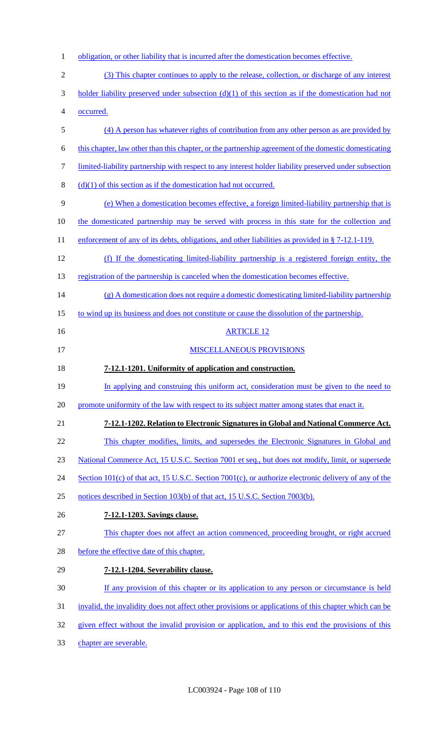obligation, or other liability that is incurred after the domestication becomes effective.

(3) This chapter continues to apply to the release, collection, or discharge of any interest holder liability preserved under subsection (d)(1) of this section as if the domestication had not occurred.

(4) A person has whatever rights of contribution from any other person as are provided by this chapter, law other than this chapter, or the partnership agreement of the domestic domesticating limited-liability partnership with respect to any interest holder liability preserved under subsection (d)(1) of this section as if the domestication had not occurred.

(e) When a domestication becomes effective, a foreign limited-liability partnership that is the domesticated partnership may be served with process in this state for the collection and enforcement of any of its debts, obligations, and other liabilities as provided in § 7-12.1-119.

(f) If the domesticating limited-liability partnership is a registered foreign entity, the registration of the partnership is canceled when the domestication becomes effective.

(g) A domestication does not require a domestic domesticating limited-liability partnership to wind up its business and does not constitute or cause the dissolution of the partnership.

ARTICLE 12

MISCELLANEOUS PROVISIONS

**7-12.1-1201. Uniformity of application and construction.**

In applying and construing this uniform act, consideration must be given to the need to promote uniformity of the law with respect to its subject matter among states that enact it.

**7-12.1-1202. Relation to Electronic Signatures in Global and National Commerce Act.**

This chapter modifies, limits, and supersedes the Electronic Signatures in Global and National Commerce Act, 15 U.S.C. Section 7001 et seq., but does not modify, limit, or supersede Section 101(c) of that act, 15 U.S.C. Section 7001(c), or authorize electronic delivery of any of the notices described in Section 103(b) of that act, 15 U.S.C. Section 7003(b).

**7-12.1-1203. Savings clause.**

This chapter does not affect an action commenced, proceeding brought, or right accrued before the effective date of this chapter.

**7-12.1-1204. Severability clause.**

If any provision of this chapter or its application to any person or circumstance is held invalid, the invalidity does not affect other provisions or applications of this chapter which can be given effect without the invalid provision or application, and to this end the provisions of this chapter are severable.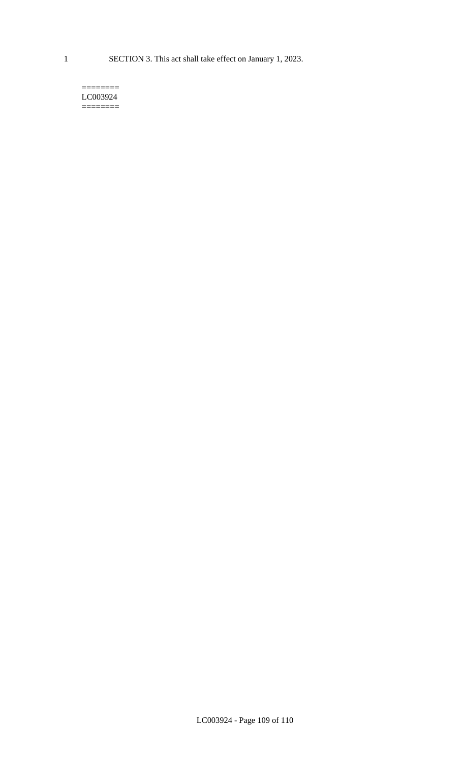SECTION 3. This act shall take effect on January 1, 2023.

========
LC003924
========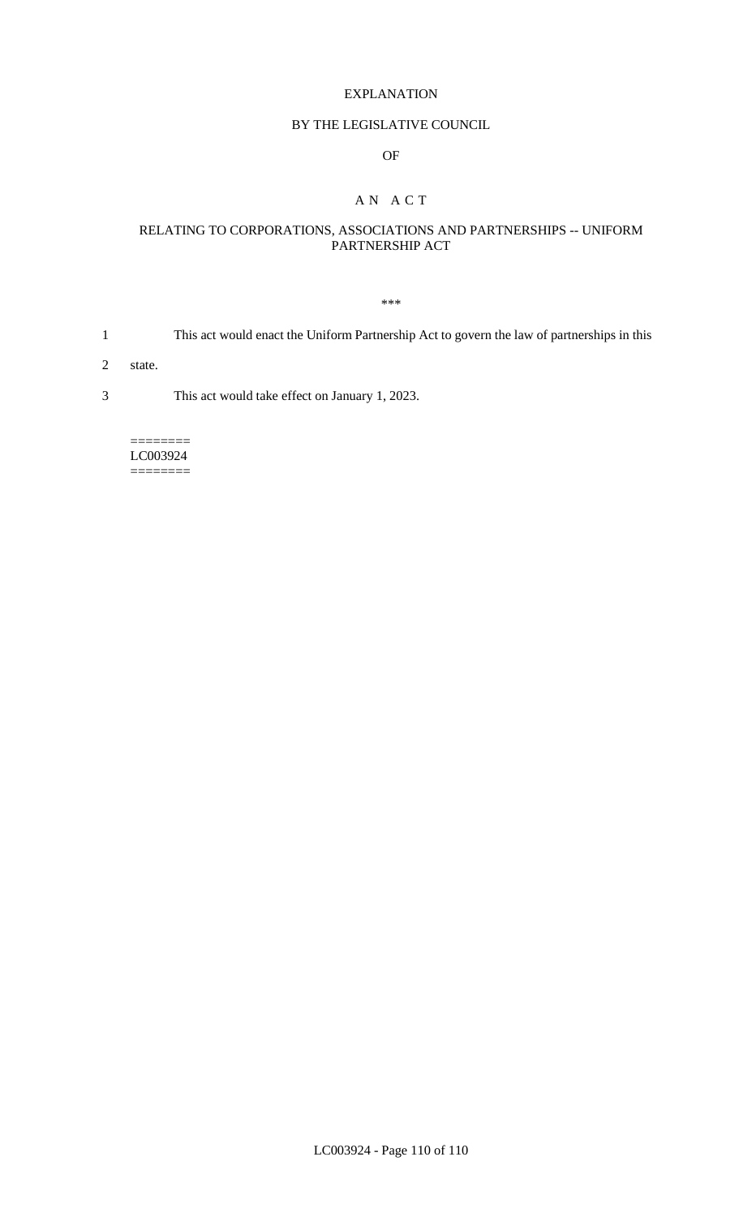EXPLANATION

BY THE LEGISLATIVE COUNCIL

OF

# A N A C T

RELATING TO CORPORATIONS, ASSOCIATIONS AND PARTNERSHIPS -- UNIFORM PARTNERSHIP ACT

\*\*\*

1 This act would enact the Uniform Partnership Act to govern the law of partnerships in this
2 state.
3 This act would take effect on January 1, 2023.

========
LC003924
========